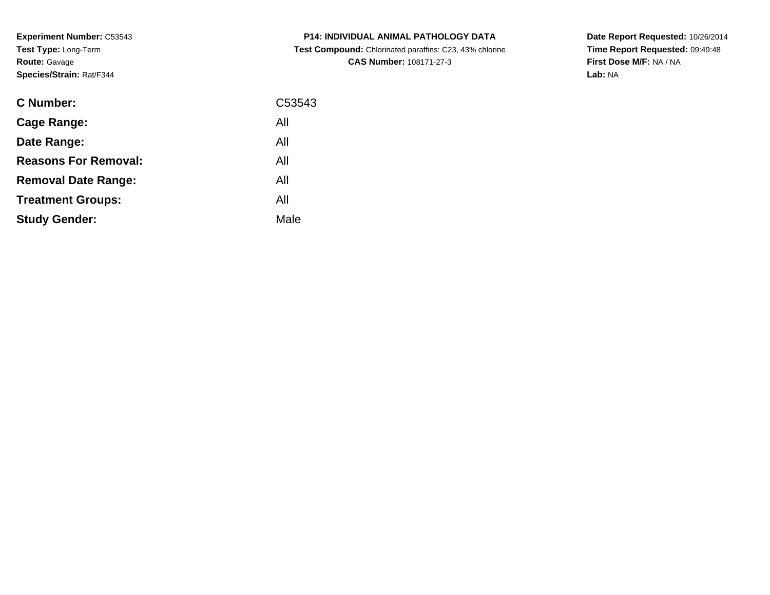**Experiment Number:** C53543
**Test Type:** Long-Term
**Route:** Gavage
**Species/Strain:** Rat/F344

**P14: INDIVIDUAL ANIMAL PATHOLOGY DATA**
**Test Compound:** Chlorinated paraffins: C23, 43% chlorine
**CAS Number:** 108171-27-3

**Date Report Requested:** 10/26/2014
**Time Report Requested:** 09:49:48
**First Dose M/F:** NA / NA
**Lab:** NA

| | |
|---|---|
| **C Number:** | C53543 |
| **Cage Range:** | All |
| **Date Range:** | All |
| **Reasons For Removal:** | All |
| **Removal Date Range:** | All |
| **Treatment Groups:** | All |
| **Study Gender:** | Male |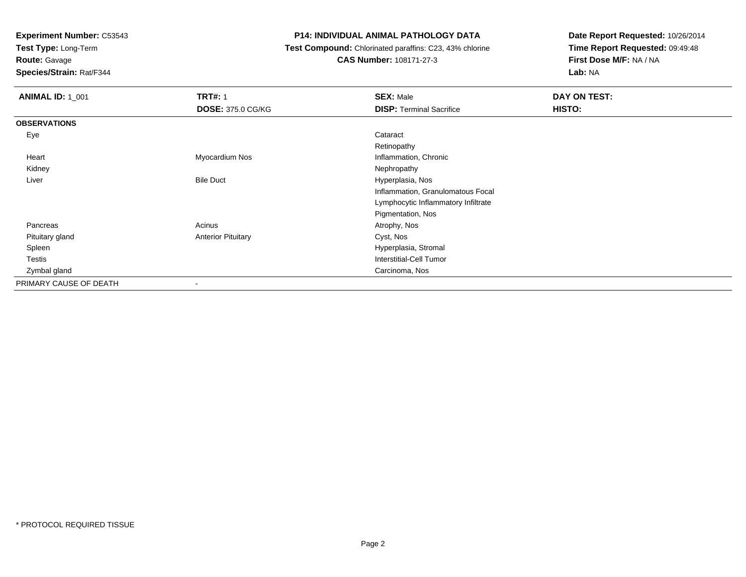**Experiment Number:** C53543
**Test Type:** Long-Term
**Route:** Gavage
**Species/Strain:** Rat/F344

**P14: INDIVIDUAL ANIMAL PATHOLOGY DATA**
**Test Compound:** Chlorinated paraffins: C23, 43% chlorine
**CAS Number:** 108171-27-3

**Date Report Requested:** 10/26/2014
**Time Report Requested:** 09:49:48
**First Dose M/F:** NA / NA
**Lab:** NA

| **ANIMAL ID:** 1_001 | **TRT#:** 1 | **SEX:** Male | **DAY ON TEST:** |
|---|---|---|---|
| | **DOSE:** 375.0 CG/KG | **DISP:** Terminal Sacrifice | **HISTO:** |
| **OBSERVATIONS** | | | |
| Eye | | Cataract | |
| | | Retinopathy | |
| Heart | Myocardium Nos | Inflammation, Chronic | |
| Kidney | | Nephropathy | |
| Liver | Bile Duct | Hyperplasia, Nos | |
| | | Inflammation, Granulomatous Focal | |
| | | Lymphocytic Inflammatory Infiltrate | |
| | | Pigmentation, Nos | |
| Pancreas | Acinus | Atrophy, Nos | |
| Pituitary gland | Anterior Pituitary | Cyst, Nos | |
| Spleen | | Hyperplasia, Stromal | |
| Testis | | Interstitial-Cell Tumor | |
| Zymbal gland | | Carcinoma, Nos | |
| PRIMARY CAUSE OF DEATH | - | | |

* PROTOCOL REQUIRED TISSUE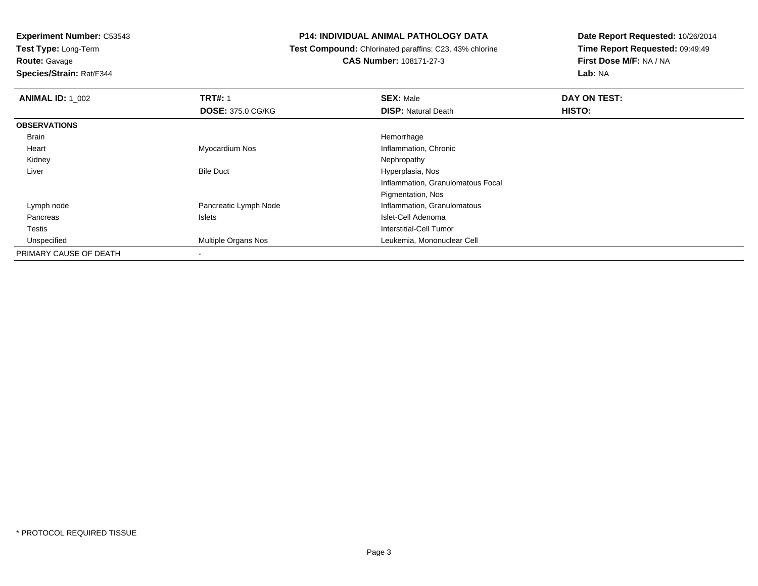**Experiment Number:** C53543
**Test Type:** Long-Term
**Route:** Gavage
**Species/Strain:** Rat/F344

**P14: INDIVIDUAL ANIMAL PATHOLOGY DATA**
**Test Compound:** Chlorinated paraffins: C23, 43% chlorine
**CAS Number:** 108171-27-3

**Date Report Requested:** 10/26/2014
**Time Report Requested:** 09:49:49
**First Dose M/F:** NA / NA
**Lab:** NA

| **ANIMAL ID:** 1_002 | **TRT#:** 1 | **SEX:** Male | **DAY ON TEST:** |
|---|---|---|---|
| | **DOSE:** 375.0 CG/KG | **DISP:** Natural Death | **HISTO:** |
| **OBSERVATIONS** | | | |
| Brain | | Hemorrhage | |
| Heart | Myocardium Nos | Inflammation, Chronic | |
| Kidney | | Nephropathy | |
| Liver | Bile Duct | Hyperplasia, Nos | |
| | | Inflammation, Granulomatous Focal | |
| | | Pigmentation, Nos | |
| Lymph node | Pancreatic Lymph Node | Inflammation, Granulomatous | |
| Pancreas | Islets | Islet-Cell Adenoma | |
| Testis | | Interstitial-Cell Tumor | |
| Unspecified | Multiple Organs Nos | Leukemia, Mononuclear Cell | |
| PRIMARY CAUSE OF DEATH | - | | |

* PROTOCOL REQUIRED TISSUE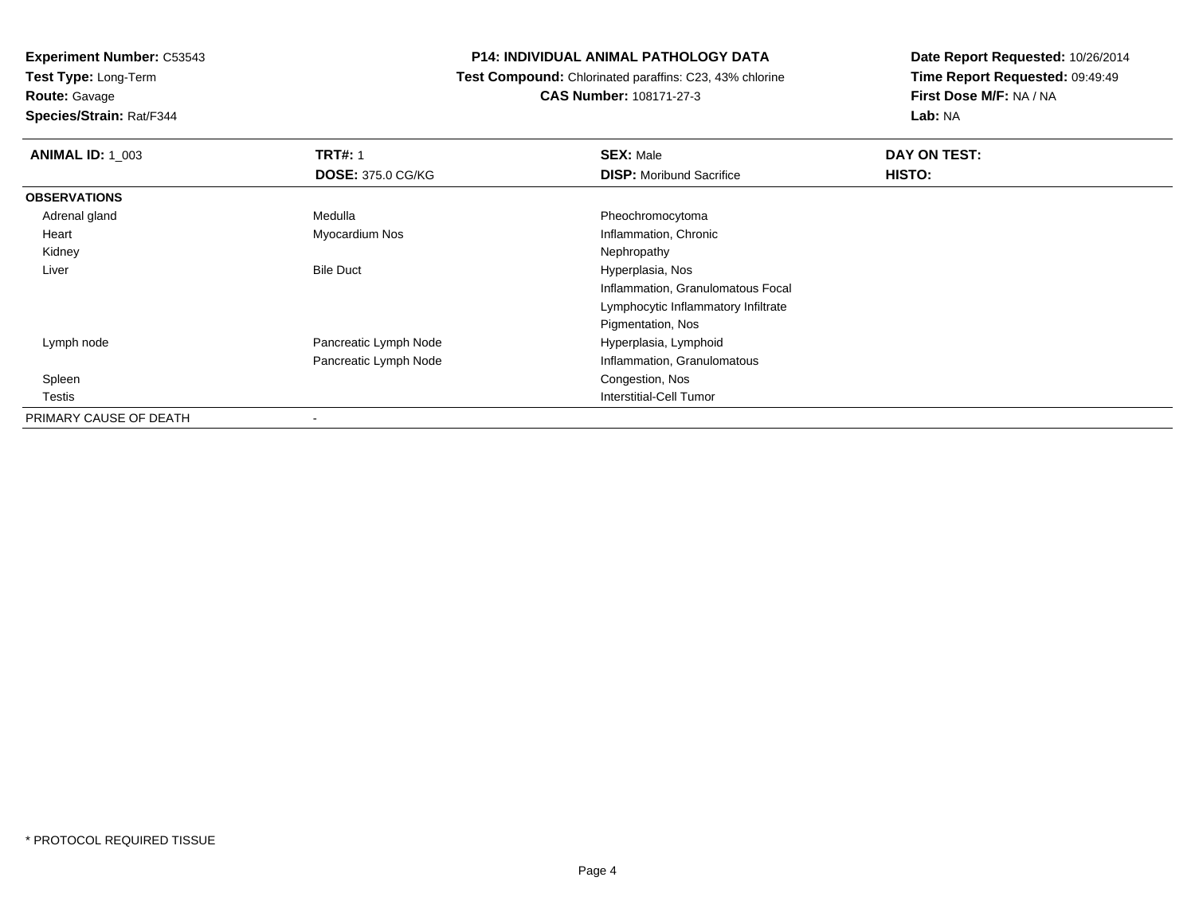**Experiment Number:** C53543
**Test Type:** Long-Term
**Route:** Gavage
**Species/Strain:** Rat/F344

# P14: INDIVIDUAL ANIMAL PATHOLOGY DATA

**Test Compound:** Chlorinated paraffins: C23, 43% chlorine
**CAS Number:** 108171-27-3

**Date Report Requested:** 10/26/2014
**Time Report Requested:** 09:49:49
**First Dose M/F:** NA / NA
**Lab:** NA

| **ANIMAL ID:** 1_003 | **TRT#:** 1 | **SEX:** Male | **DAY ON TEST:** |
|---|---|---|---|
| | **DOSE:** 375.0 CG/KG | **DISP:** Moribund Sacrifice | **HISTO:** |
| **OBSERVATIONS** | | | |
| Adrenal gland | Medulla | Pheochromocytoma | |
| Heart | Myocardium Nos | Inflammation, Chronic | |
| Kidney | | Nephropathy | |
| Liver | Bile Duct | Hyperplasia, Nos | |
| | | Inflammation, Granulomatous Focal | |
| | | Lymphocytic Inflammatory Infiltrate | |
| | | Pigmentation, Nos | |
| Lymph node | Pancreatic Lymph Node | Hyperplasia, Lymphoid | |
| | Pancreatic Lymph Node | Inflammation, Granulomatous | |
| Spleen | | Congestion, Nos | |
| Testis | | Interstitial-Cell Tumor | |
| PRIMARY CAUSE OF DEATH | - | | |

* PROTOCOL REQUIRED TISSUE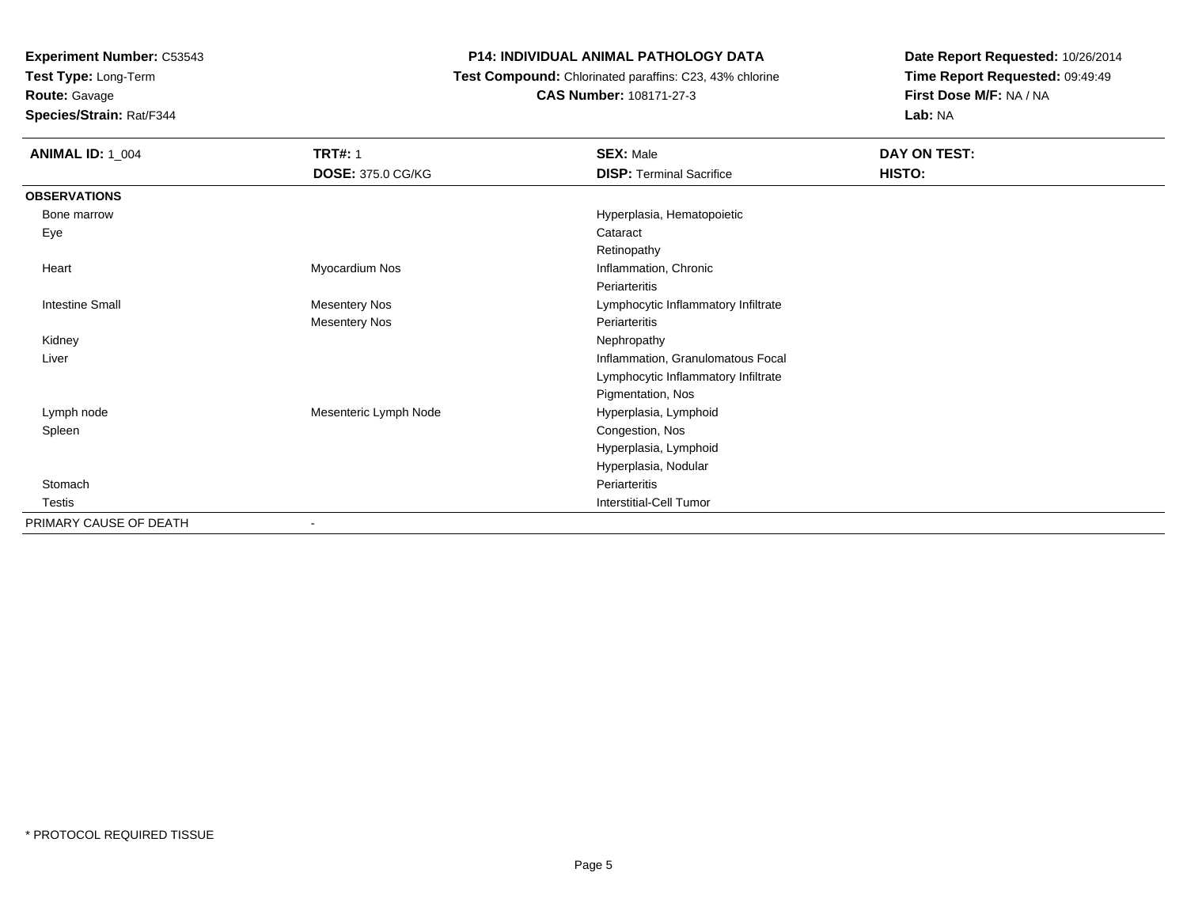**Experiment Number:** C53543
**Test Type:** Long-Term
**Route:** Gavage
**Species/Strain:** Rat/F344

**P14: INDIVIDUAL ANIMAL PATHOLOGY DATA**
**Test Compound:** Chlorinated paraffins: C23, 43% chlorine
**CAS Number:** 108171-27-3

**Date Report Requested:** 10/26/2014
**Time Report Requested:** 09:49:49
**First Dose M/F:** NA / NA
**Lab:** NA

| **ANIMAL ID:** 1_004 | **TRT#:** 1 | **SEX:** Male | **DAY ON TEST:** |
|---|---|---|---|
| | **DOSE:** 375.0 CG/KG | **DISP:** Terminal Sacrifice | **HISTO:** |
| **OBSERVATIONS** | | | |
| Bone marrow | | Hyperplasia, Hematopoietic | |
| Eye | | Cataract | |
| | | Retinopathy | |
| Heart | Myocardium Nos | Inflammation, Chronic | |
| | | Periarteritis | |
| Intestine Small | Mesentery Nos | Lymphocytic Inflammatory Infiltrate | |
| | Mesentery Nos | Periarteritis | |
| Kidney | | Nephropathy | |
| Liver | | Inflammation, Granulomatous Focal | |
| | | Lymphocytic Inflammatory Infiltrate | |
| | | Pigmentation, Nos | |
| Lymph node | Mesenteric Lymph Node | Hyperplasia, Lymphoid | |
| Spleen | | Congestion, Nos | |
| | | Hyperplasia, Lymphoid | |
| | | Hyperplasia, Nodular | |
| Stomach | | Periarteritis | |
| Testis | | Interstitial-Cell Tumor | |
| PRIMARY CAUSE OF DEATH | - | | |

* PROTOCOL REQUIRED TISSUE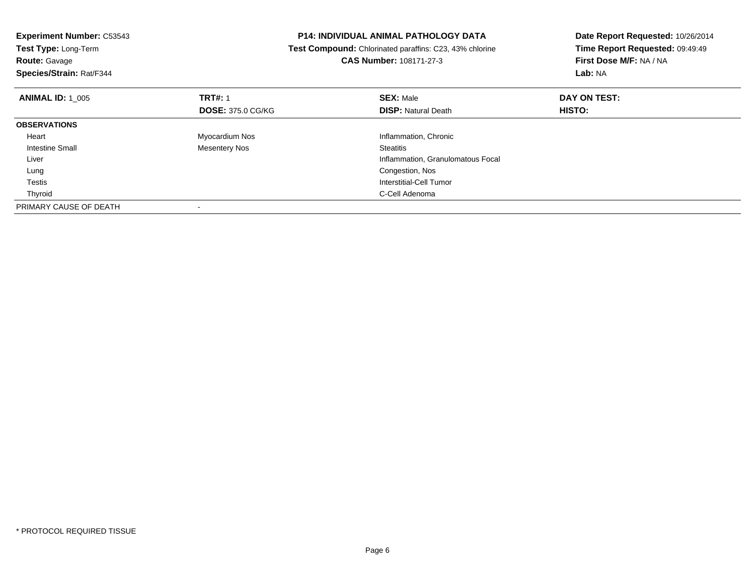**Experiment Number:** C53543
**Test Type:** Long-Term
**Route:** Gavage
**Species/Strain:** Rat/F344

**P14: INDIVIDUAL ANIMAL PATHOLOGY DATA**
**Test Compound:** Chlorinated paraffins: C23, 43% chlorine
**CAS Number:** 108171-27-3

**Date Report Requested:** 10/26/2014
**Time Report Requested:** 09:49:49
**First Dose M/F:** NA / NA
**Lab:** NA

| **ANIMAL ID:** 1_005 | **TRT#:** 1 | **SEX:** Male | **DAY ON TEST:** |
|---|---|---|---|
| | **DOSE:** 375.0 CG/KG | **DISP:** Natural Death | **HISTO:** |
| **OBSERVATIONS** | | | |
| Heart | Myocardium Nos | Inflammation, Chronic | |
| Intestine Small | Mesentery Nos | Steatitis | |
| Liver | | Inflammation, Granulomatous Focal | |
| Lung | | Congestion, Nos | |
| Testis | | Interstitial-Cell Tumor | |
| Thyroid | | C-Cell Adenoma | |
| PRIMARY CAUSE OF DEATH | - | | |

* PROTOCOL REQUIRED TISSUE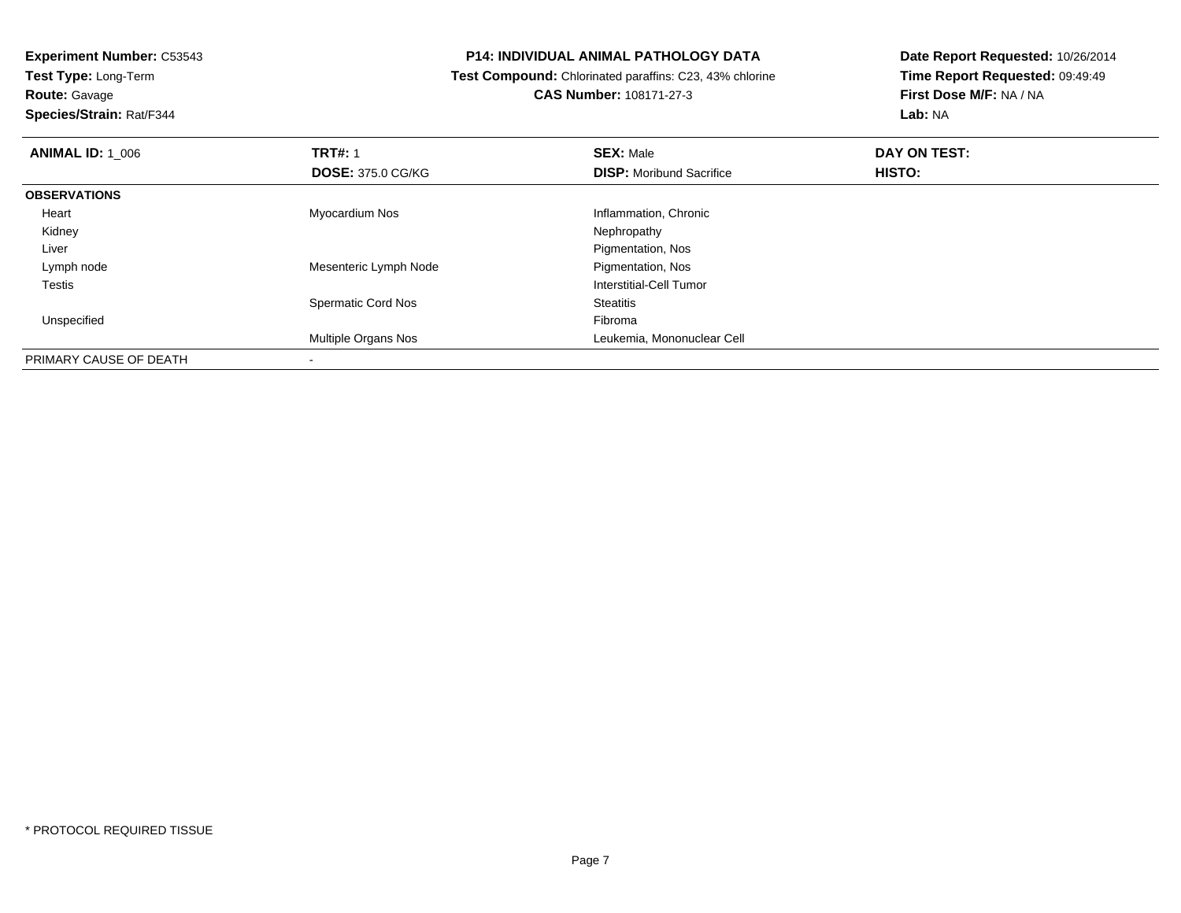**Experiment Number:** C53543
**Test Type:** Long-Term
**Route:** Gavage
**Species/Strain:** Rat/F344

# P14: INDIVIDUAL ANIMAL PATHOLOGY DATA

**Test Compound:** Chlorinated paraffins: C23, 43% chlorine
**CAS Number:** 108171-27-3

**Date Report Requested:** 10/26/2014
**Time Report Requested:** 09:49:49
**First Dose M/F:** NA / NA
**Lab:** NA

| **ANIMAL ID:** 1_006 | **TRT#:** 1 | **SEX:** Male | **DAY ON TEST:** |
|---|---|---|---|
| | **DOSE:** 375.0 CG/KG | **DISP:** Moribund Sacrifice | **HISTO:** |
| **OBSERVATIONS** | | | |
| Heart | Myocardium Nos | Inflammation, Chronic | |
| Kidney | | Nephropathy | |
| Liver | | Pigmentation, Nos | |
| Lymph node | Mesenteric Lymph Node | Pigmentation, Nos | |
| Testis | | Interstitial-Cell Tumor | |
| | Spermatic Cord Nos | Steatitis | |
| Unspecified | | Fibroma | |
| | Multiple Organs Nos | Leukemia, Mononuclear Cell | |
| PRIMARY CAUSE OF DEATH | - | | |

* PROTOCOL REQUIRED TISSUE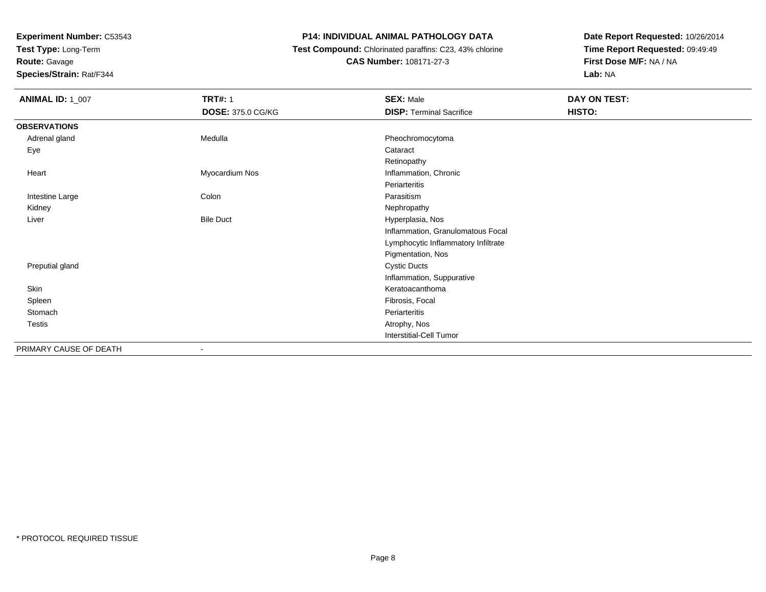**Experiment Number:** C53543
**Test Type:** Long-Term
**Route:** Gavage
**Species/Strain:** Rat/F344

**P14: INDIVIDUAL ANIMAL PATHOLOGY DATA**
**Test Compound:** Chlorinated paraffins: C23, 43% chlorine
**CAS Number:** 108171-27-3

**Date Report Requested:** 10/26/2014
**Time Report Requested:** 09:49:49
**First Dose M/F:** NA / NA
**Lab:** NA

| **ANIMAL ID:** 1_007 | **TRT#:** 1 | **SEX:** Male | **DAY ON TEST:** |
|---|---|---|---|
| | **DOSE:** 375.0 CG/KG | **DISP:** Terminal Sacrifice | **HISTO:** |
| **OBSERVATIONS** | | | |
| Adrenal gland | Medulla | Pheochromocytoma | |
| Eye | | Cataract | |
| | | Retinopathy | |
| Heart | Myocardium Nos | Inflammation, Chronic | |
| | | Periarteritis | |
| Intestine Large | Colon | Parasitism | |
| Kidney | | Nephropathy | |
| Liver | Bile Duct | Hyperplasia, Nos | |
| | | Inflammation, Granulomatous Focal | |
| | | Lymphocytic Inflammatory Infiltrate | |
| | | Pigmentation, Nos | |
| Preputial gland | | Cystic Ducts | |
| | | Inflammation, Suppurative | |
| Skin | | Keratoacanthoma | |
| Spleen | | Fibrosis, Focal | |
| Stomach | | Periarteritis | |
| Testis | | Atrophy, Nos | |
| | | Interstitial-Cell Tumor | |
| PRIMARY CAUSE OF DEATH | - | | |

* PROTOCOL REQUIRED TISSUE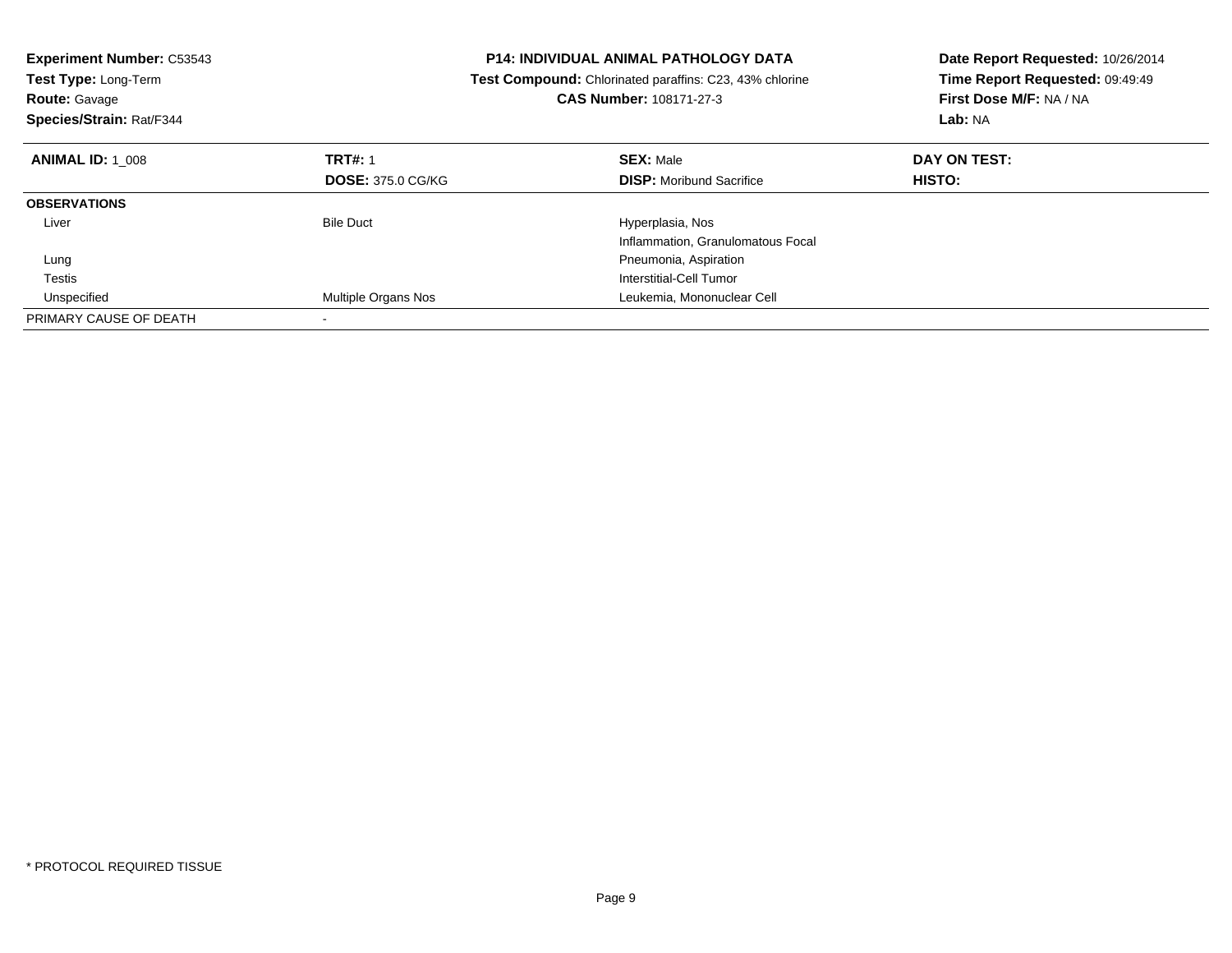**Experiment Number:** C53543
**Test Type:** Long-Term
**Route:** Gavage
**Species/Strain:** Rat/F344

**P14: INDIVIDUAL ANIMAL PATHOLOGY DATA**
**Test Compound:** Chlorinated paraffins: C23, 43% chlorine
**CAS Number:** 108171-27-3

**Date Report Requested:** 10/26/2014
**Time Report Requested:** 09:49:49
**First Dose M/F:** NA / NA
**Lab:** NA

| **ANIMAL ID:** 1_008 | **TRT#:** 1 | **SEX:** Male | **DAY ON TEST:** |
|---|---|---|---|
| | **DOSE:** 375.0 CG/KG | **DISP:** Moribund Sacrifice | **HISTO:** |
| **OBSERVATIONS** | | | |
| Liver | Bile Duct | Hyperplasia, Nos | |
| | | Inflammation, Granulomatous Focal | |
| Lung | | Pneumonia, Aspiration | |
| Testis | | Interstitial-Cell Tumor | |
| Unspecified | Multiple Organs Nos | Leukemia, Mononuclear Cell | |
| PRIMARY CAUSE OF DEATH | - | | |

* PROTOCOL REQUIRED TISSUE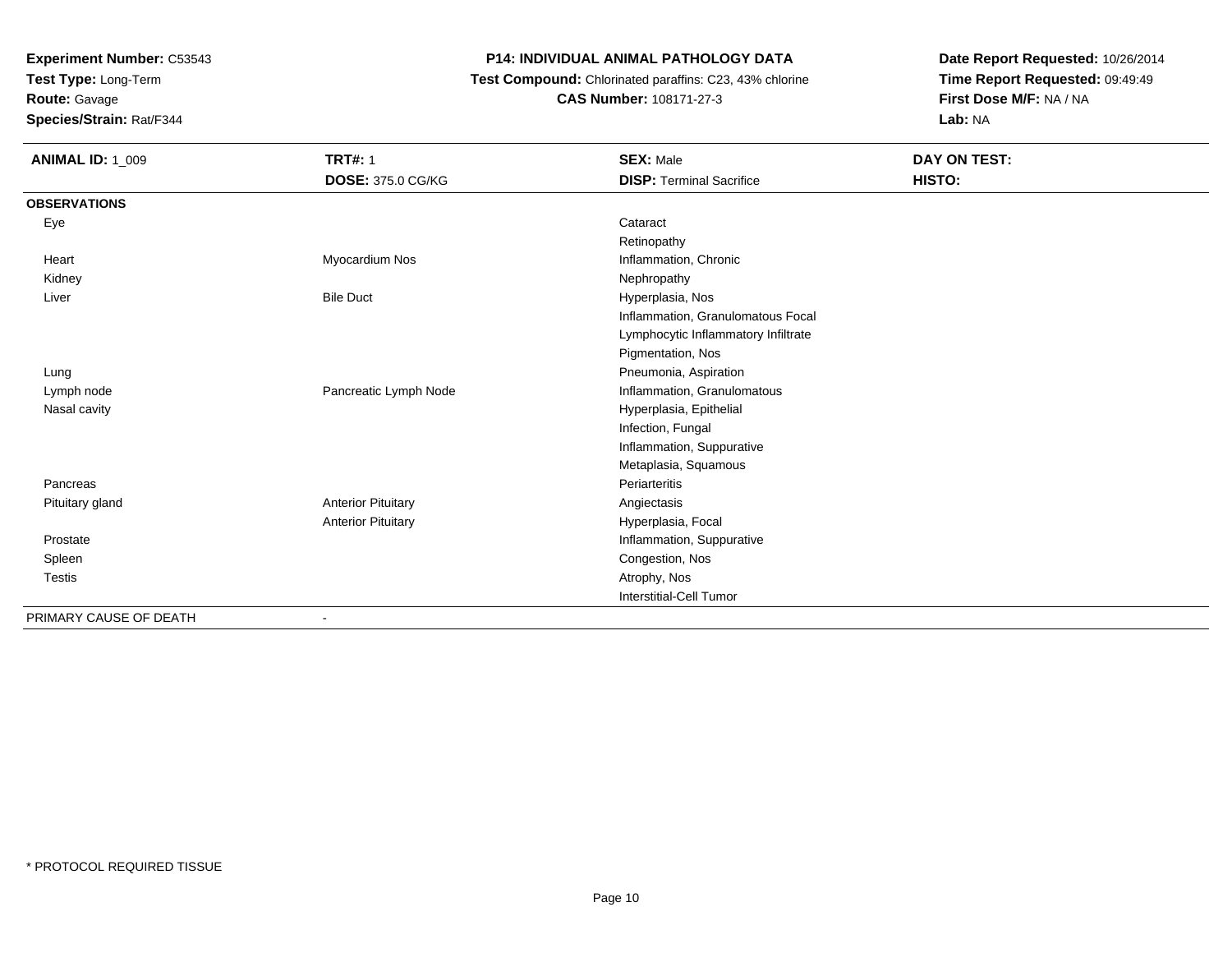**Experiment Number:** C53543
**Test Type:** Long-Term
**Route:** Gavage
**Species/Strain:** Rat/F344

## P14: INDIVIDUAL ANIMAL PATHOLOGY DATA

**Test Compound:** Chlorinated paraffins: C23, 43% chlorine
**CAS Number:** 108171-27-3

**Date Report Requested:** 10/26/2014
**Time Report Requested:** 09:49:49
**First Dose M/F:** NA / NA
**Lab:** NA

| **ANIMAL ID:** 1_009 | **TRT#:** 1<br>**DOSE:** 375.0 CG/KG | **SEX:** Male<br>**DISP:** Terminal Sacrifice | **DAY ON TEST:**<br>**HISTO:** |
|---|---|---|---|
| **OBSERVATIONS** | | | |
| Eye | | Cataract | |
| | | Retinopathy | |
| Heart | Myocardium Nos | Inflammation, Chronic | |
| Kidney | | Nephropathy | |
| Liver | Bile Duct | Hyperplasia, Nos | |
| | | Inflammation, Granulomatous Focal | |
| | | Lymphocytic Inflammatory Infiltrate | |
| | | Pigmentation, Nos | |
| Lung | | Pneumonia, Aspiration | |
| Lymph node | Pancreatic Lymph Node | Inflammation, Granulomatous | |
| Nasal cavity | | Hyperplasia, Epithelial | |
| | | Infection, Fungal | |
| | | Inflammation, Suppurative | |
| | | Metaplasia, Squamous | |
| Pancreas | | Periarteritis | |
| Pituitary gland | Anterior Pituitary | Angiectasis | |
| | Anterior Pituitary | Hyperplasia, Focal | |
| Prostate | | Inflammation, Suppurative | |
| Spleen | | Congestion, Nos | |
| Testis | | Atrophy, Nos | |
| | | Interstitial-Cell Tumor | |
| PRIMARY CAUSE OF DEATH | - | | |

* PROTOCOL REQUIRED TISSUE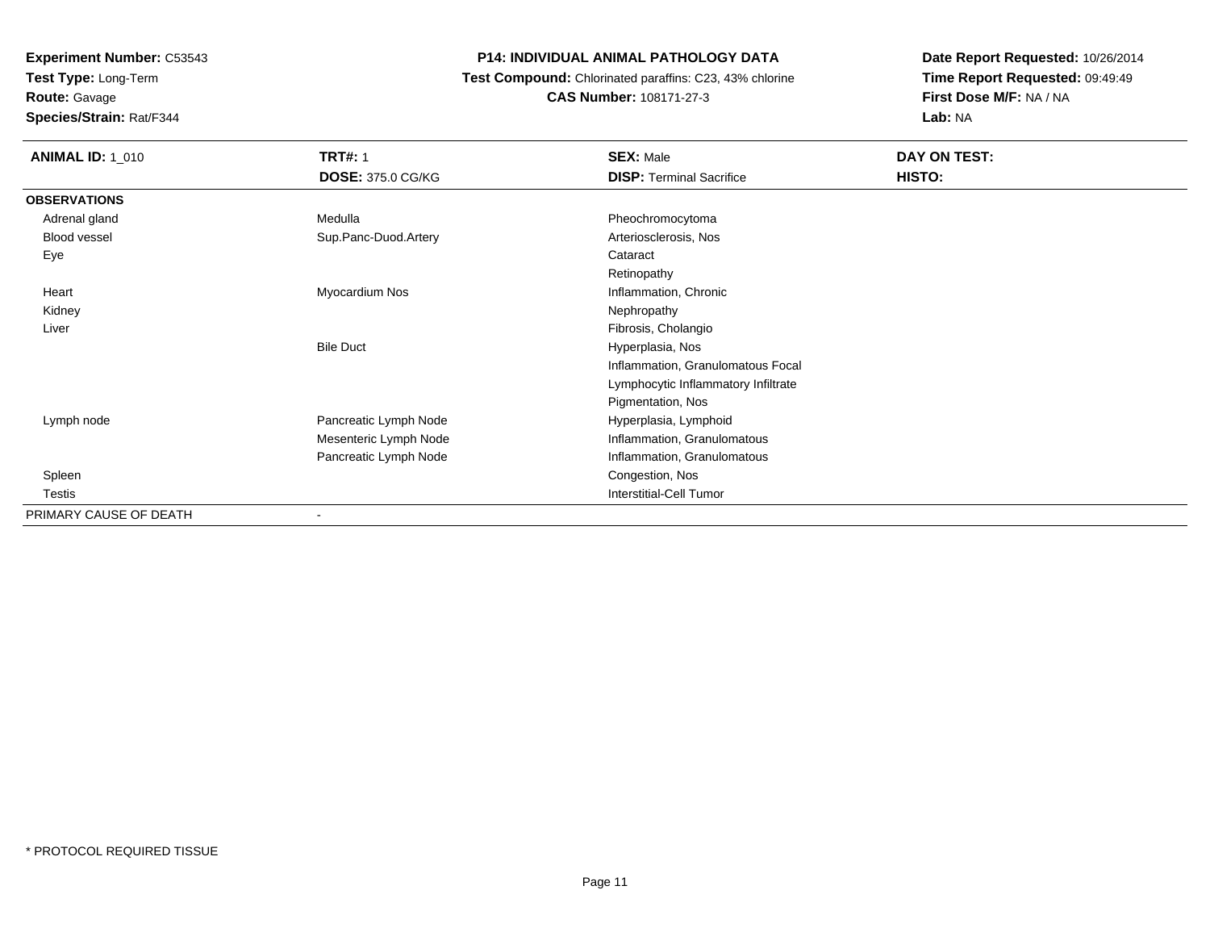**Experiment Number:** C53543
**Test Type:** Long-Term
**Route:** Gavage
**Species/Strain:** Rat/F344

**P14: INDIVIDUAL ANIMAL PATHOLOGY DATA**
**Test Compound:** Chlorinated paraffins: C23, 43% chlorine
**CAS Number:** 108171-27-3

**Date Report Requested:** 10/26/2014
**Time Report Requested:** 09:49:49
**First Dose M/F:** NA / NA
**Lab:** NA

| **ANIMAL ID:** 1_010 | **TRT#:** 1 | **SEX:** Male | **DAY ON TEST:** |
|---|---|---|---|
| | **DOSE:** 375.0 CG/KG | **DISP:** Terminal Sacrifice | **HISTO:** |
| **OBSERVATIONS** | | | |
| Adrenal gland | Medulla | Pheochromocytoma | |
| Blood vessel | Sup.Panc-Duod.Artery | Arteriosclerosis, Nos | |
| Eye | | Cataract | |
| | | Retinopathy | |
| Heart | Myocardium Nos | Inflammation, Chronic | |
| Kidney | | Nephropathy | |
| Liver | | Fibrosis, Cholangio | |
| | Bile Duct | Hyperplasia, Nos | |
| | | Inflammation, Granulomatous Focal | |
| | | Lymphocytic Inflammatory Infiltrate | |
| | | Pigmentation, Nos | |
| Lymph node | Pancreatic Lymph Node | Hyperplasia, Lymphoid | |
| | Mesenteric Lymph Node | Inflammation, Granulomatous | |
| | Pancreatic Lymph Node | Inflammation, Granulomatous | |
| Spleen | | Congestion, Nos | |
| Testis | | Interstitial-Cell Tumor | |
| PRIMARY CAUSE OF DEATH | - | | |

* PROTOCOL REQUIRED TISSUE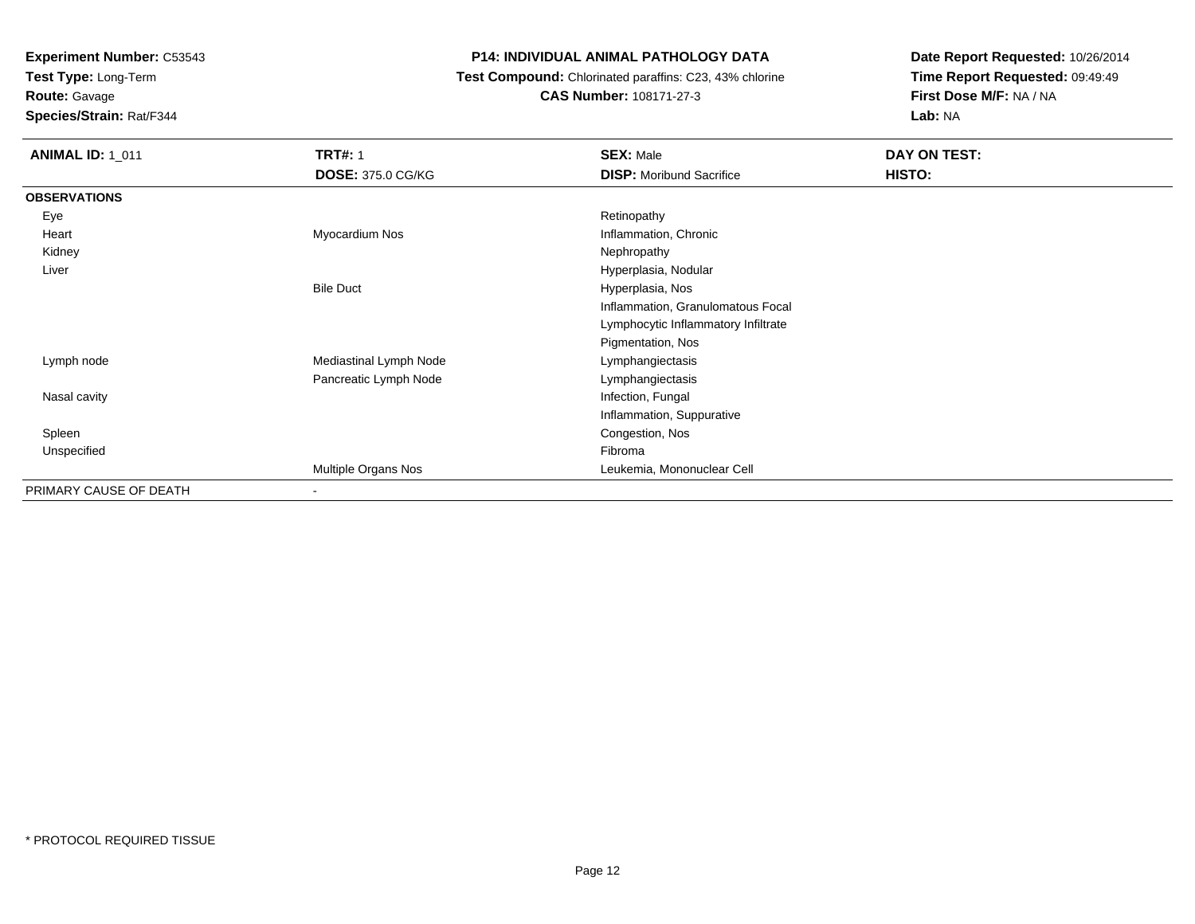**Experiment Number:** C53543
**Test Type:** Long-Term
**Route:** Gavage
**Species/Strain:** Rat/F344

**P14: INDIVIDUAL ANIMAL PATHOLOGY DATA**
**Test Compound:** Chlorinated paraffins: C23, 43% chlorine
**CAS Number:** 108171-27-3

**Date Report Requested:** 10/26/2014
**Time Report Requested:** 09:49:49
**First Dose M/F:** NA / NA
**Lab:** NA

| **ANIMAL ID:** 1_011 | **TRT#:** 1 | **SEX:** Male | **DAY ON TEST:** |
|---|---|---|---|
| | **DOSE:** 375.0 CG/KG | **DISP:** Moribund Sacrifice | **HISTO:** |
| **OBSERVATIONS** | | | |
| Eye | | Retinopathy | |
| Heart | Myocardium Nos | Inflammation, Chronic | |
| Kidney | | Nephropathy | |
| Liver | | Hyperplasia, Nodular | |
| | Bile Duct | Hyperplasia, Nos | |
| | | Inflammation, Granulomatous Focal | |
| | | Lymphocytic Inflammatory Infiltrate | |
| | | Pigmentation, Nos | |
| Lymph node | Mediastinal Lymph Node | Lymphangiectasis | |
| | Pancreatic Lymph Node | Lymphangiectasis | |
| Nasal cavity | | Infection, Fungal | |
| | | Inflammation, Suppurative | |
| Spleen | | Congestion, Nos | |
| Unspecified | | Fibroma | |
| | Multiple Organs Nos | Leukemia, Mononuclear Cell | |
| PRIMARY CAUSE OF DEATH | - | | |

* PROTOCOL REQUIRED TISSUE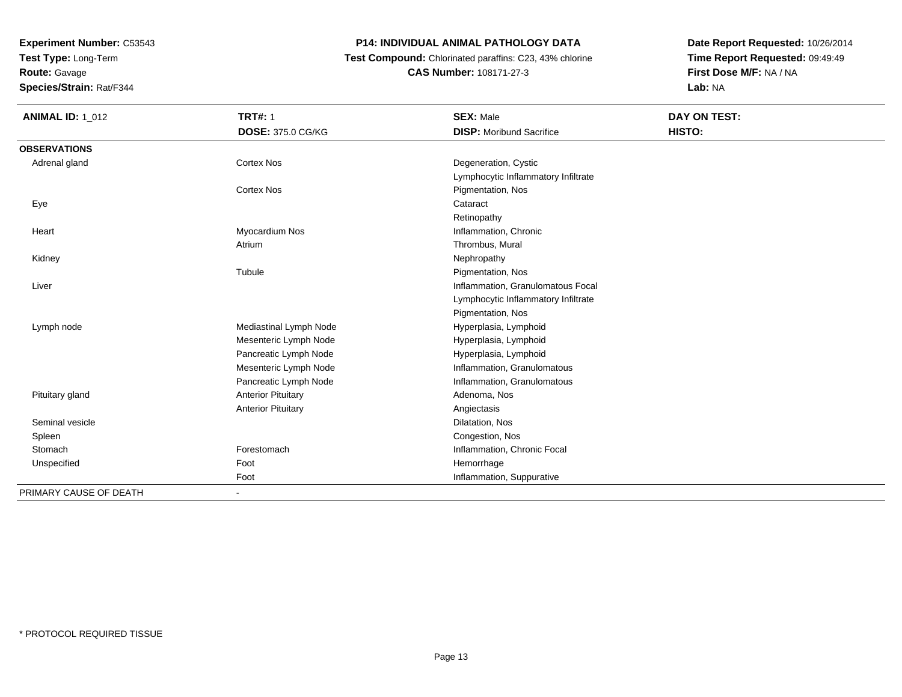**Experiment Number:** C53543
**Test Type:** Long-Term
**Route:** Gavage
**Species/Strain:** Rat/F344

**P14: INDIVIDUAL ANIMAL PATHOLOGY DATA**
**Test Compound:** Chlorinated paraffins: C23, 43% chlorine
**CAS Number:** 108171-27-3

**Date Report Requested:** 10/26/2014
**Time Report Requested:** 09:49:49
**First Dose M/F:** NA / NA
**Lab:** NA

| **ANIMAL ID:** 1_012 | **TRT#:** 1 | **SEX:** Male | **DAY ON TEST:** |
|---|---|---|---|
| | **DOSE:** 375.0 CG/KG | **DISP:** Moribund Sacrifice | **HISTO:** |
| **OBSERVATIONS** | | | |
| Adrenal gland | Cortex Nos | Degeneration, Cystic | |
| | | Lymphocytic Inflammatory Infiltrate | |
| | Cortex Nos | Pigmentation, Nos | |
| Eye | | Cataract | |
| | | Retinopathy | |
| Heart | Myocardium Nos | Inflammation, Chronic | |
| | Atrium | Thrombus, Mural | |
| Kidney | | Nephropathy | |
| | Tubule | Pigmentation, Nos | |
| Liver | | Inflammation, Granulomatous Focal | |
| | | Lymphocytic Inflammatory Infiltrate | |
| | | Pigmentation, Nos | |
| Lymph node | Mediastinal Lymph Node | Hyperplasia, Lymphoid | |
| | Mesenteric Lymph Node | Hyperplasia, Lymphoid | |
| | Pancreatic Lymph Node | Hyperplasia, Lymphoid | |
| | Mesenteric Lymph Node | Inflammation, Granulomatous | |
| | Pancreatic Lymph Node | Inflammation, Granulomatous | |
| Pituitary gland | Anterior Pituitary | Adenoma, Nos | |
| | Anterior Pituitary | Angiectasis | |
| Seminal vesicle | | Dilatation, Nos | |
| Spleen | | Congestion, Nos | |
| Stomach | Forestomach | Inflammation, Chronic Focal | |
| Unspecified | Foot | Hemorrhage | |
| | Foot | Inflammation, Suppurative | |
| PRIMARY CAUSE OF DEATH | - | | |

* PROTOCOL REQUIRED TISSUE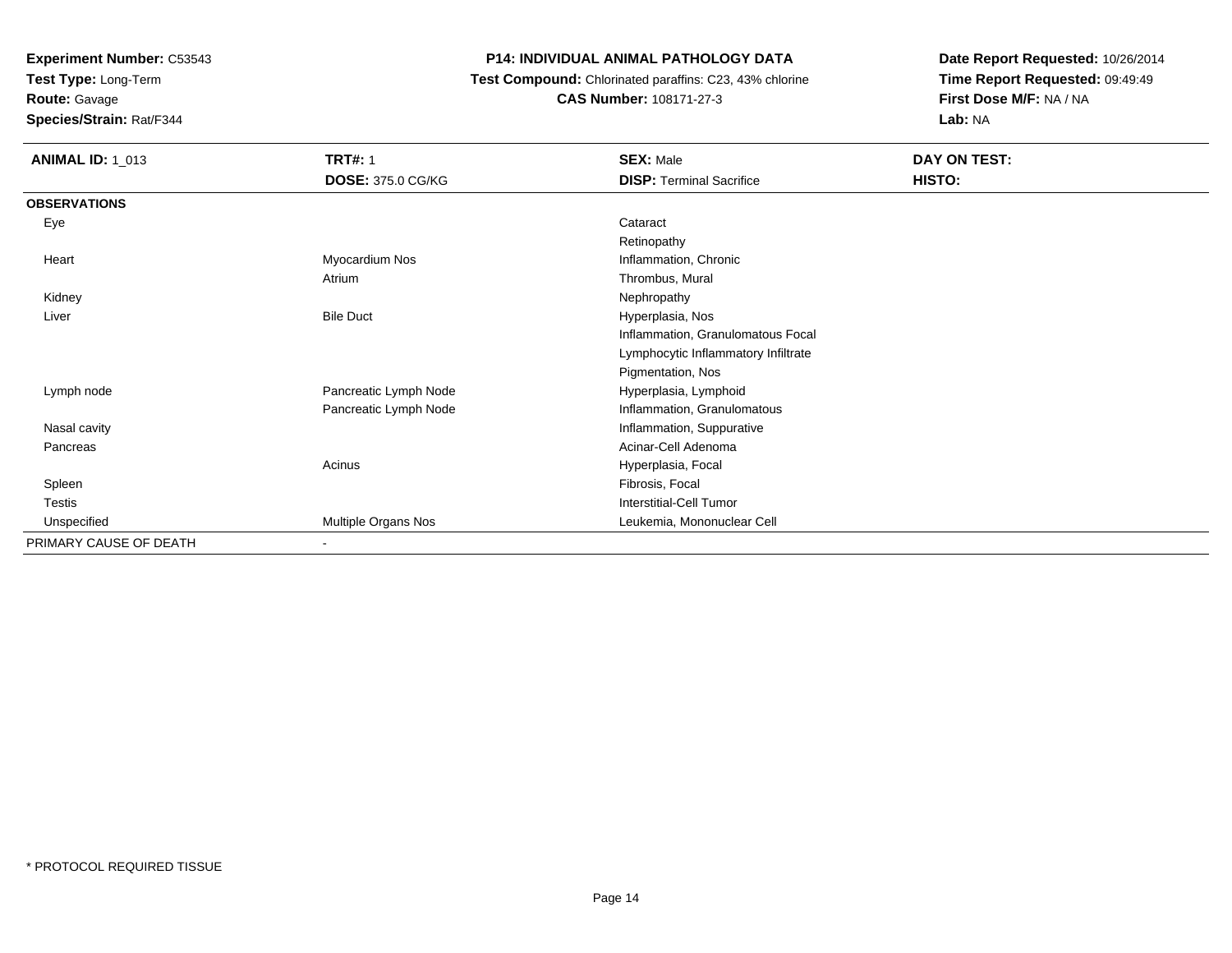**Experiment Number:** C53543
**Test Type:** Long-Term
**Route:** Gavage
**Species/Strain:** Rat/F344

**P14: INDIVIDUAL ANIMAL PATHOLOGY DATA**
**Test Compound:** Chlorinated paraffins: C23, 43% chlorine
**CAS Number:** 108171-27-3

**Date Report Requested:** 10/26/2014
**Time Report Requested:** 09:49:49
**First Dose M/F:** NA / NA
**Lab:** NA

| **ANIMAL ID:** 1_013 | **TRT#:** 1 | **SEX:** Male | **DAY ON TEST:** |
|---|---|---|---|
| | **DOSE:** 375.0 CG/KG | **DISP:** Terminal Sacrifice | **HISTO:** |
| **OBSERVATIONS** | | | |
| Eye | | Cataract | |
| | | Retinopathy | |
| Heart | Myocardium Nos | Inflammation, Chronic | |
| | Atrium | Thrombus, Mural | |
| Kidney | | Nephropathy | |
| Liver | Bile Duct | Hyperplasia, Nos | |
| | | Inflammation, Granulomatous Focal | |
| | | Lymphocytic Inflammatory Infiltrate | |
| | | Pigmentation, Nos | |
| Lymph node | Pancreatic Lymph Node | Hyperplasia, Lymphoid | |
| | Pancreatic Lymph Node | Inflammation, Granulomatous | |
| Nasal cavity | | Inflammation, Suppurative | |
| Pancreas | | Acinar-Cell Adenoma | |
| | Acinus | Hyperplasia, Focal | |
| Spleen | | Fibrosis, Focal | |
| Testis | | Interstitial-Cell Tumor | |
| Unspecified | Multiple Organs Nos | Leukemia, Mononuclear Cell | |
| PRIMARY CAUSE OF DEATH | - | | |

* PROTOCOL REQUIRED TISSUE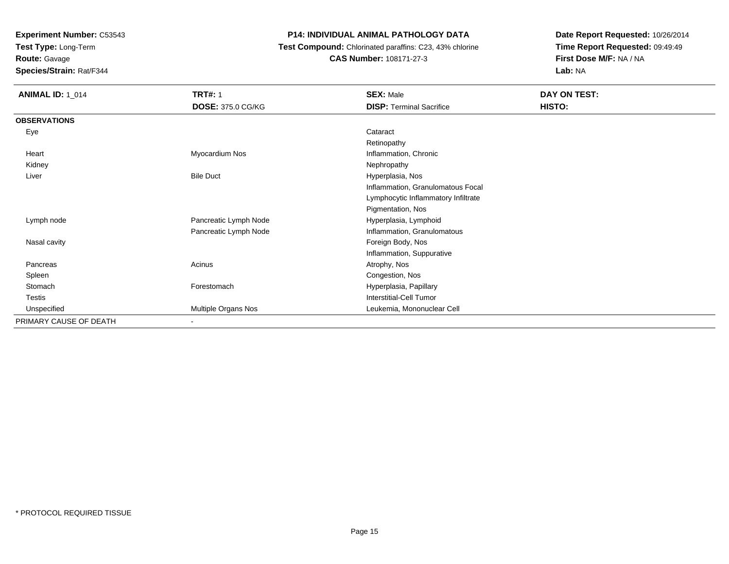**Experiment Number:** C53543
**Test Type:** Long-Term
**Route:** Gavage
**Species/Strain:** Rat/F344

**P14: INDIVIDUAL ANIMAL PATHOLOGY DATA**
**Test Compound:** Chlorinated paraffins: C23, 43% chlorine
**CAS Number:** 108171-27-3

**Date Report Requested:** 10/26/2014
**Time Report Requested:** 09:49:49
**First Dose M/F:** NA / NA
**Lab:** NA

| **ANIMAL ID:** 1_014 | **TRT#:** 1 | **SEX:** Male | **DAY ON TEST:** |
|---|---|---|---|
| | **DOSE:** 375.0 CG/KG | **DISP:** Terminal Sacrifice | **HISTO:** |
| **OBSERVATIONS** | | | |
| Eye | | Cataract | |
| | | Retinopathy | |
| Heart | Myocardium Nos | Inflammation, Chronic | |
| Kidney | | Nephropathy | |
| Liver | Bile Duct | Hyperplasia, Nos | |
| | | Inflammation, Granulomatous Focal | |
| | | Lymphocytic Inflammatory Infiltrate | |
| | | Pigmentation, Nos | |
| Lymph node | Pancreatic Lymph Node | Hyperplasia, Lymphoid | |
| | Pancreatic Lymph Node | Inflammation, Granulomatous | |
| Nasal cavity | | Foreign Body, Nos | |
| | | Inflammation, Suppurative | |
| Pancreas | Acinus | Atrophy, Nos | |
| Spleen | | Congestion, Nos | |
| Stomach | Forestomach | Hyperplasia, Papillary | |
| Testis | | Interstitial-Cell Tumor | |
| Unspecified | Multiple Organs Nos | Leukemia, Mononuclear Cell | |
| PRIMARY CAUSE OF DEATH | - | | |

* PROTOCOL REQUIRED TISSUE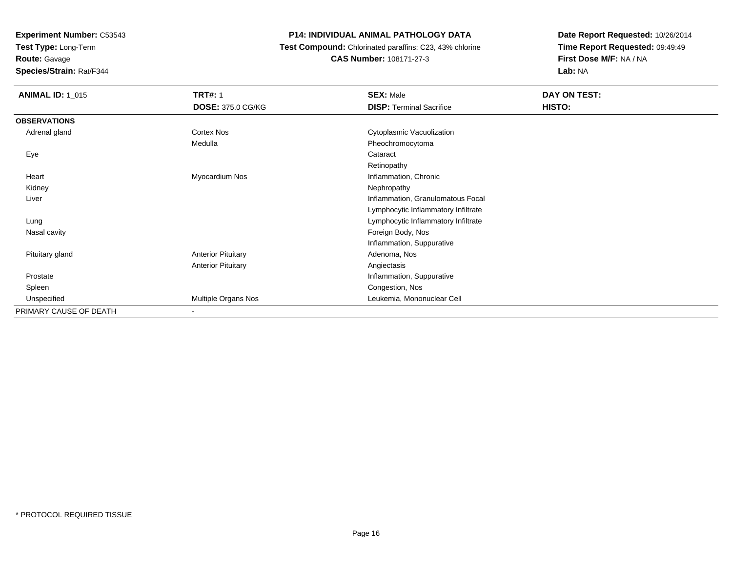**Experiment Number:** C53543
**Test Type:** Long-Term
**Route:** Gavage
**Species/Strain:** Rat/F344

**P14: INDIVIDUAL ANIMAL PATHOLOGY DATA**
**Test Compound:** Chlorinated paraffins: C23, 43% chlorine
**CAS Number:** 108171-27-3

**Date Report Requested:** 10/26/2014
**Time Report Requested:** 09:49:49
**First Dose M/F:** NA / NA
**Lab:** NA

| **ANIMAL ID:** 1_015 | **TRT#:** 1<br>**DOSE:** 375.0 CG/KG | **SEX:** Male<br>**DISP:** Terminal Sacrifice | **DAY ON TEST:**<br>**HISTO:** |
|---|---|---|---|
| **OBSERVATIONS** | | | |
| Adrenal gland | Cortex Nos | Cytoplasmic Vacuolization | |
| | Medulla | Pheochromocytoma | |
| Eye | | Cataract | |
| | | Retinopathy | |
| Heart | Myocardium Nos | Inflammation, Chronic | |
| Kidney | | Nephropathy | |
| Liver | | Inflammation, Granulomatous Focal | |
| | | Lymphocytic Inflammatory Infiltrate | |
| Lung | | Lymphocytic Inflammatory Infiltrate | |
| Nasal cavity | | Foreign Body, Nos | |
| | | Inflammation, Suppurative | |
| Pituitary gland | Anterior Pituitary | Adenoma, Nos | |
| | Anterior Pituitary | Angiectasis | |
| Prostate | | Inflammation, Suppurative | |
| Spleen | | Congestion, Nos | |
| Unspecified | Multiple Organs Nos | Leukemia, Mononuclear Cell | |
| PRIMARY CAUSE OF DEATH | - | | |

* PROTOCOL REQUIRED TISSUE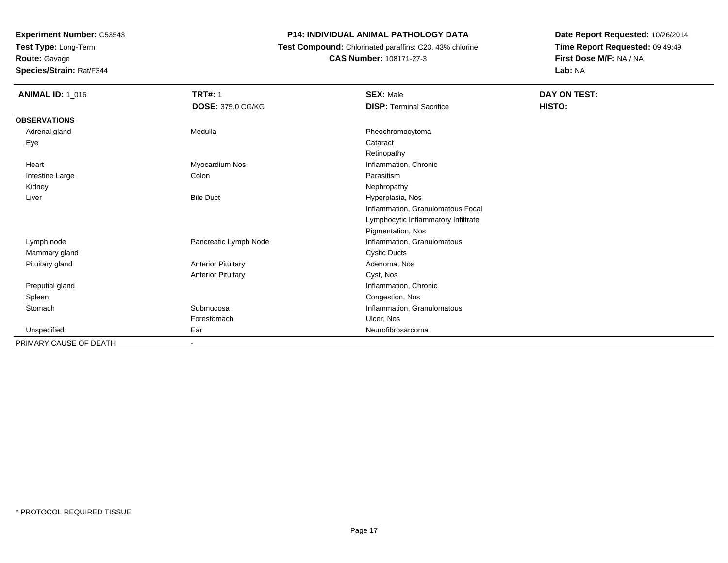**Experiment Number:** C53543
**Test Type:** Long-Term
**Route:** Gavage
**Species/Strain:** Rat/F344

**P14: INDIVIDUAL ANIMAL PATHOLOGY DATA**
**Test Compound:** Chlorinated paraffins: C23, 43% chlorine
**CAS Number:** 108171-27-3

**Date Report Requested:** 10/26/2014
**Time Report Requested:** 09:49:49
**First Dose M/F:** NA / NA
**Lab:** NA

| **ANIMAL ID:** 1_016 | **TRT#:** 1 | **SEX:** Male | **DAY ON TEST:** |
|---|---|---|---|
| | **DOSE:** 375.0 CG/KG | **DISP:** Terminal Sacrifice | **HISTO:** |
| **OBSERVATIONS** | | | |
| Adrenal gland | Medulla | Pheochromocytoma | |
| Eye | | Cataract | |
| | | Retinopathy | |
| Heart | Myocardium Nos | Inflammation, Chronic | |
| Intestine Large | Colon | Parasitism | |
| Kidney | | Nephropathy | |
| Liver | Bile Duct | Hyperplasia, Nos | |
| | | Inflammation, Granulomatous Focal | |
| | | Lymphocytic Inflammatory Infiltrate | |
| | | Pigmentation, Nos | |
| Lymph node | Pancreatic Lymph Node | Inflammation, Granulomatous | |
| Mammary gland | | Cystic Ducts | |
| Pituitary gland | Anterior Pituitary | Adenoma, Nos | |
| | Anterior Pituitary | Cyst, Nos | |
| Preputial gland | | Inflammation, Chronic | |
| Spleen | | Congestion, Nos | |
| Stomach | Submucosa | Inflammation, Granulomatous | |
| | Forestomach | Ulcer, Nos | |
| Unspecified | Ear | Neurofibrosarcoma | |
| PRIMARY CAUSE OF DEATH | - | | |

\* PROTOCOL REQUIRED TISSUE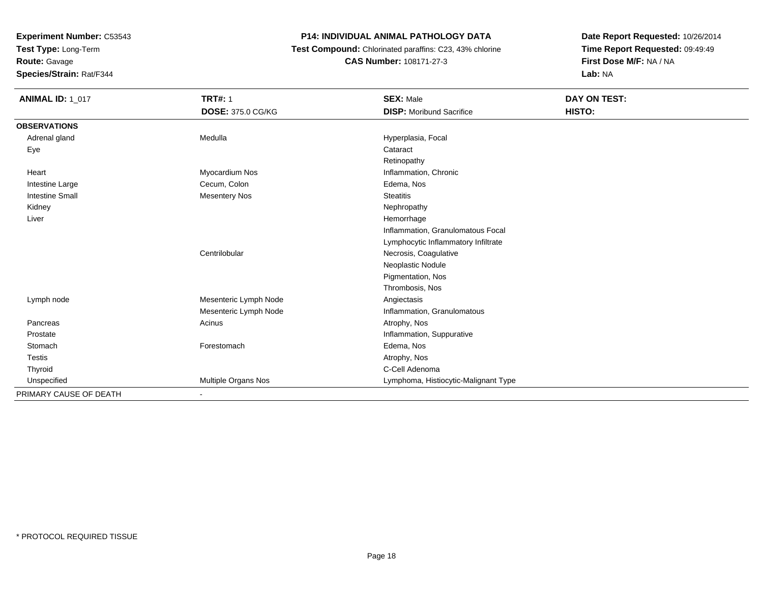**Experiment Number:** C53543
**Test Type:** Long-Term
**Route:** Gavage
**Species/Strain:** Rat/F344

**P14: INDIVIDUAL ANIMAL PATHOLOGY DATA**
**Test Compound:** Chlorinated paraffins: C23, 43% chlorine
**CAS Number:** 108171-27-3

**Date Report Requested:** 10/26/2014
**Time Report Requested:** 09:49:49
**First Dose M/F:** NA / NA
**Lab:** NA

| **ANIMAL ID:** 1_017 | **TRT#:** 1 | **SEX:** Male | **DAY ON TEST:** |
|---|---|---|---|
| | **DOSE:** 375.0 CG/KG | **DISP:** Moribund Sacrifice | **HISTO:** |
| **OBSERVATIONS** | | | |
| Adrenal gland | Medulla | Hyperplasia, Focal | |
| Eye | | Cataract | |
| | | Retinopathy | |
| Heart | Myocardium Nos | Inflammation, Chronic | |
| Intestine Large | Cecum, Colon | Edema, Nos | |
| Intestine Small | Mesentery Nos | Steatitis | |
| Kidney | | Nephropathy | |
| Liver | | Hemorrhage | |
| | | Inflammation, Granulomatous Focal | |
| | | Lymphocytic Inflammatory Infiltrate | |
| | Centrilobular | Necrosis, Coagulative | |
| | | Neoplastic Nodule | |
| | | Pigmentation, Nos | |
| | | Thrombosis, Nos | |
| Lymph node | Mesenteric Lymph Node | Angiectasis | |
| | Mesenteric Lymph Node | Inflammation, Granulomatous | |
| Pancreas | Acinus | Atrophy, Nos | |
| Prostate | | Inflammation, Suppurative | |
| Stomach | Forestomach | Edema, Nos | |
| Testis | | Atrophy, Nos | |
| Thyroid | | C-Cell Adenoma | |
| Unspecified | Multiple Organs Nos | Lymphoma, Histiocytic-Malignant Type | |
| PRIMARY CAUSE OF DEATH | - | | |

* PROTOCOL REQUIRED TISSUE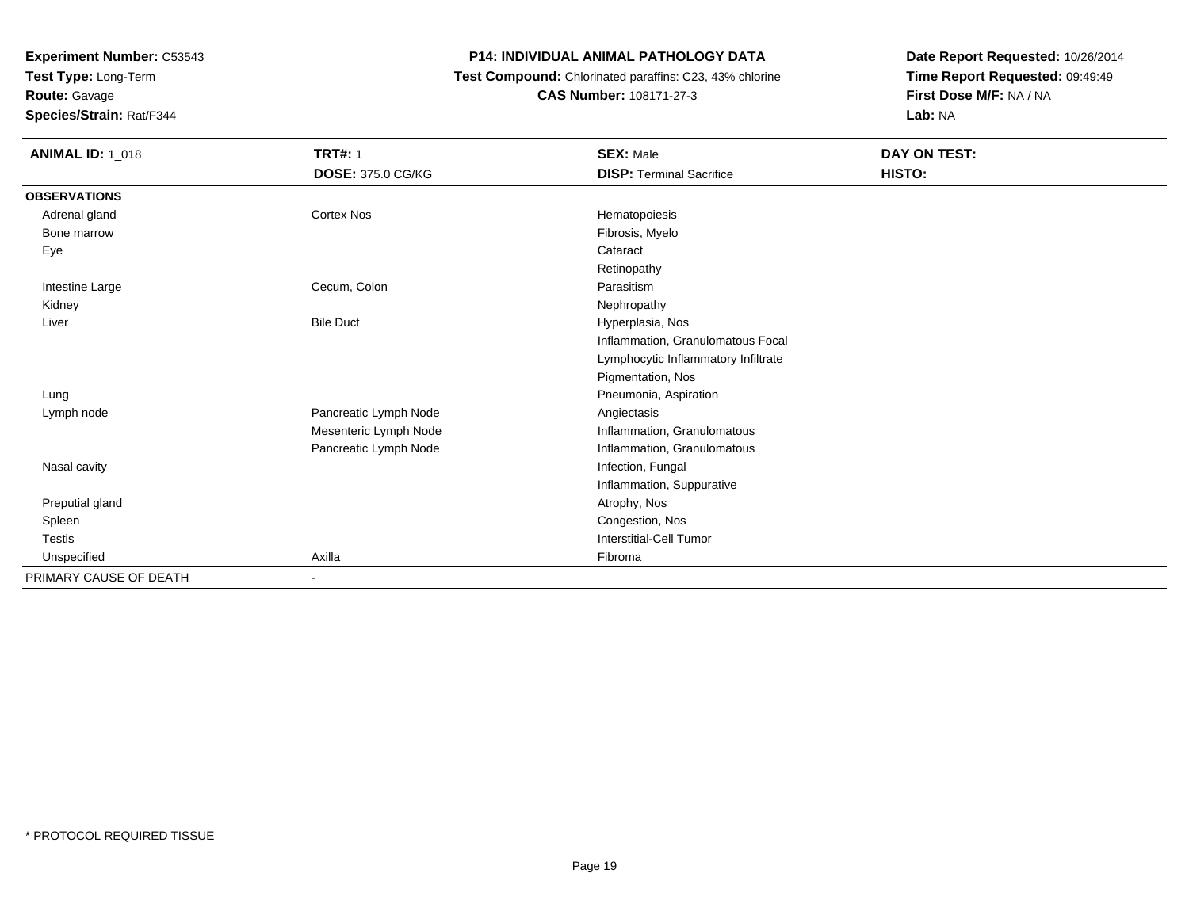**Experiment Number:** C53543
**Test Type:** Long-Term
**Route:** Gavage
**Species/Strain:** Rat/F344

**P14: INDIVIDUAL ANIMAL PATHOLOGY DATA**
**Test Compound:** Chlorinated paraffins: C23, 43% chlorine
**CAS Number:** 108171-27-3

**Date Report Requested:** 10/26/2014
**Time Report Requested:** 09:49:49
**First Dose M/F:** NA / NA
**Lab:** NA

| **ANIMAL ID:** 1_018 | **TRT#:** 1 | **SEX:** Male | **DAY ON TEST:** |
|---|---|---|---|
| | **DOSE:** 375.0 CG/KG | **DISP:** Terminal Sacrifice | **HISTO:** |
| **OBSERVATIONS** | | | |
| Adrenal gland | Cortex Nos | Hematopoiesis | |
| Bone marrow | | Fibrosis, Myelo | |
| Eye | | Cataract | |
| | | Retinopathy | |
| Intestine Large | Cecum, Colon | Parasitism | |
| Kidney | | Nephropathy | |
| Liver | Bile Duct | Hyperplasia, Nos | |
| | | Inflammation, Granulomatous Focal | |
| | | Lymphocytic Inflammatory Infiltrate | |
| | | Pigmentation, Nos | |
| Lung | | Pneumonia, Aspiration | |
| Lymph node | Pancreatic Lymph Node | Angiectasis | |
| | Mesenteric Lymph Node | Inflammation, Granulomatous | |
| | Pancreatic Lymph Node | Inflammation, Granulomatous | |
| Nasal cavity | | Infection, Fungal | |
| | | Inflammation, Suppurative | |
| Preputial gland | | Atrophy, Nos | |
| Spleen | | Congestion, Nos | |
| Testis | | Interstitial-Cell Tumor | |
| Unspecified | Axilla | Fibroma | |
| PRIMARY CAUSE OF DEATH | - | | |

* PROTOCOL REQUIRED TISSUE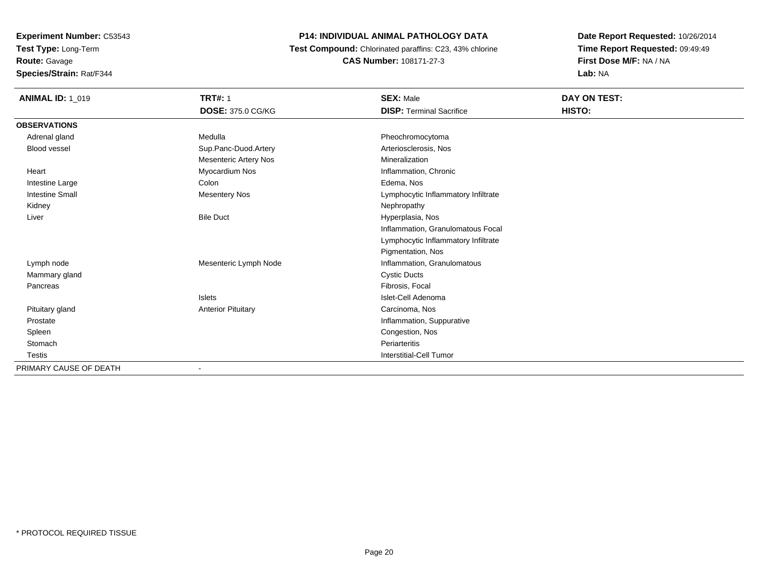**Experiment Number:** C53543
**Test Type:** Long-Term
**Route:** Gavage
**Species/Strain:** Rat/F344

**P14: INDIVIDUAL ANIMAL PATHOLOGY DATA**
**Test Compound:** Chlorinated paraffins: C23, 43% chlorine
**CAS Number:** 108171-27-3

**Date Report Requested:** 10/26/2014
**Time Report Requested:** 09:49:49
**First Dose M/F:** NA / NA
**Lab:** NA

| **ANIMAL ID:** 1_019 | **TRT#:** 1 | **SEX:** Male | **DAY ON TEST:** |
|---|---|---|---|
| | **DOSE:** 375.0 CG/KG | **DISP:** Terminal Sacrifice | **HISTO:** |
| **OBSERVATIONS** | | | |
| Adrenal gland | Medulla | Pheochromocytoma | |
| Blood vessel | Sup.Panc-Duod.Artery | Arteriosclerosis, Nos | |
| | Mesenteric Artery Nos | Mineralization | |
| Heart | Myocardium Nos | Inflammation, Chronic | |
| Intestine Large | Colon | Edema, Nos | |
| Intestine Small | Mesentery Nos | Lymphocytic Inflammatory Infiltrate | |
| Kidney | | Nephropathy | |
| Liver | Bile Duct | Hyperplasia, Nos | |
| | | Inflammation, Granulomatous Focal | |
| | | Lymphocytic Inflammatory Infiltrate | |
| | | Pigmentation, Nos | |
| Lymph node | Mesenteric Lymph Node | Inflammation, Granulomatous | |
| Mammary gland | | Cystic Ducts | |
| Pancreas | | Fibrosis, Focal | |
| | Islets | Islet-Cell Adenoma | |
| Pituitary gland | Anterior Pituitary | Carcinoma, Nos | |
| Prostate | | Inflammation, Suppurative | |
| Spleen | | Congestion, Nos | |
| Stomach | | Periarteritis | |
| Testis | | Interstitial-Cell Tumor | |
| PRIMARY CAUSE OF DEATH | - | | |

* PROTOCOL REQUIRED TISSUE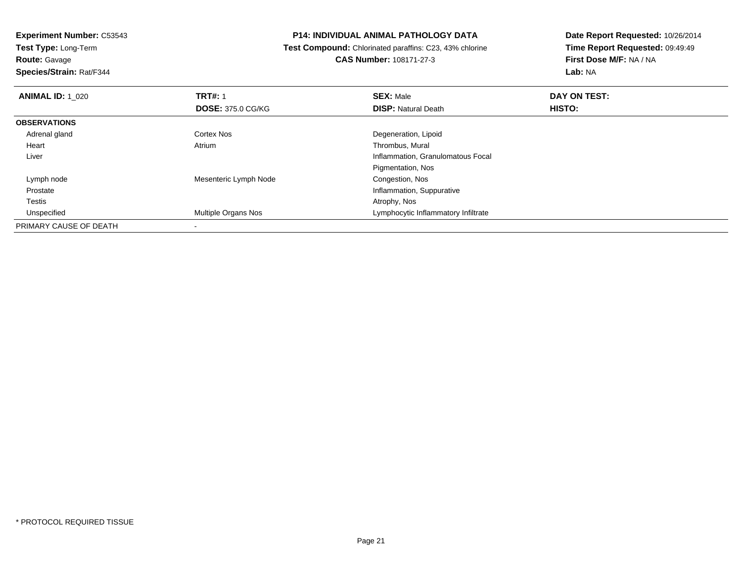**Experiment Number:** C53543
**Test Type:** Long-Term
**Route:** Gavage
**Species/Strain:** Rat/F344

**P14: INDIVIDUAL ANIMAL PATHOLOGY DATA**
**Test Compound:** Chlorinated paraffins: C23, 43% chlorine
**CAS Number:** 108171-27-3

**Date Report Requested:** 10/26/2014
**Time Report Requested:** 09:49:49
**First Dose M/F:** NA / NA
**Lab:** NA

| **ANIMAL ID:** 1_020 | **TRT#:** 1 | **SEX:** Male | **DAY ON TEST:** |
|---|---|---|---|
| | **DOSE:** 375.0 CG/KG | **DISP:** Natural Death | **HISTO:** |
| **OBSERVATIONS** | | | |
| Adrenal gland | Cortex Nos | Degeneration, Lipoid | |
| Heart | Atrium | Thrombus, Mural | |
| Liver | | Inflammation, Granulomatous Focal | |
| | | Pigmentation, Nos | |
| Lymph node | Mesenteric Lymph Node | Congestion, Nos | |
| Prostate | | Inflammation, Suppurative | |
| Testis | | Atrophy, Nos | |
| Unspecified | Multiple Organs Nos | Lymphocytic Inflammatory Infiltrate | |
| PRIMARY CAUSE OF DEATH | - | | |

* PROTOCOL REQUIRED TISSUE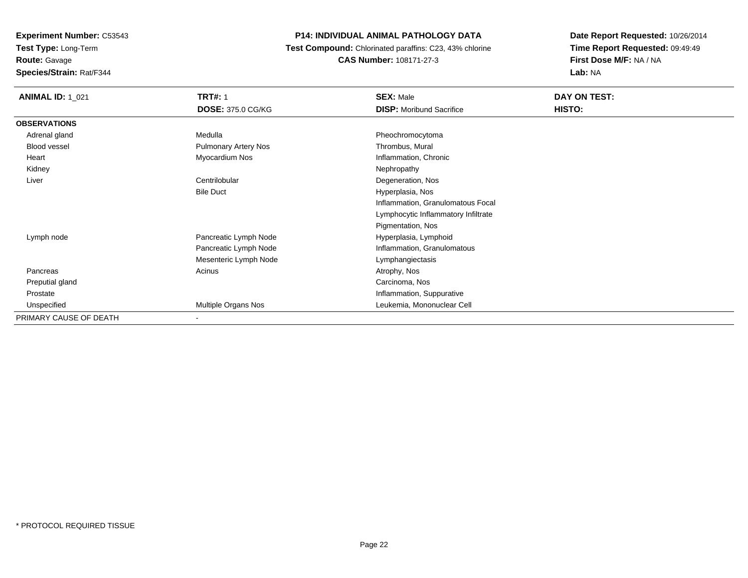**Experiment Number:** C53543
**Test Type:** Long-Term
**Route:** Gavage
**Species/Strain:** Rat/F344

**P14: INDIVIDUAL ANIMAL PATHOLOGY DATA**
**Test Compound:** Chlorinated paraffins: C23, 43% chlorine
**CAS Number:** 108171-27-3

**Date Report Requested:** 10/26/2014
**Time Report Requested:** 09:49:49
**First Dose M/F:** NA / NA
**Lab:** NA

| **ANIMAL ID:** 1_021 | **TRT#:** 1 | **SEX:** Male | **DAY ON TEST:** |
|---|---|---|---|
| | **DOSE:** 375.0 CG/KG | **DISP:** Moribund Sacrifice | **HISTO:** |
| **OBSERVATIONS** | | | |
| Adrenal gland | Medulla | Pheochromocytoma | |
| Blood vessel | Pulmonary Artery Nos | Thrombus, Mural | |
| Heart | Myocardium Nos | Inflammation, Chronic | |
| Kidney | | Nephropathy | |
| Liver | Centrilobular | Degeneration, Nos | |
| | Bile Duct | Hyperplasia, Nos | |
| | | Inflammation, Granulomatous Focal | |
| | | Lymphocytic Inflammatory Infiltrate | |
| | | Pigmentation, Nos | |
| Lymph node | Pancreatic Lymph Node | Hyperplasia, Lymphoid | |
| | Pancreatic Lymph Node | Inflammation, Granulomatous | |
| | Mesenteric Lymph Node | Lymphangiectasis | |
| Pancreas | Acinus | Atrophy, Nos | |
| Preputial gland | | Carcinoma, Nos | |
| Prostate | | Inflammation, Suppurative | |
| Unspecified | Multiple Organs Nos | Leukemia, Mononuclear Cell | |
| PRIMARY CAUSE OF DEATH | - | | |

* PROTOCOL REQUIRED TISSUE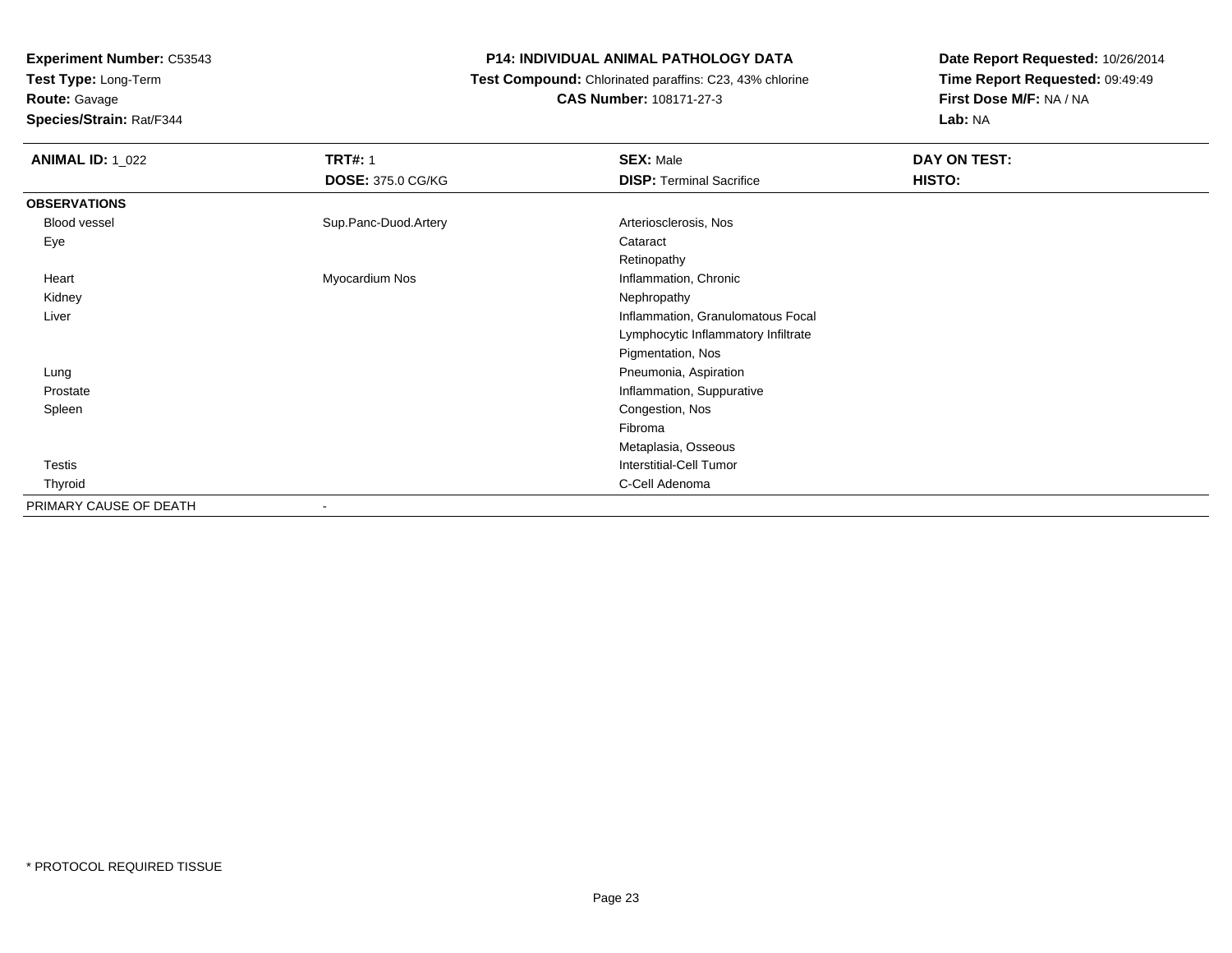**Experiment Number:** C53543
**Test Type:** Long-Term
**Route:** Gavage
**Species/Strain:** Rat/F344

**P14: INDIVIDUAL ANIMAL PATHOLOGY DATA**
**Test Compound:** Chlorinated paraffins: C23, 43% chlorine
**CAS Number:** 108171-27-3

**Date Report Requested:** 10/26/2014
**Time Report Requested:** 09:49:49
**First Dose M/F:** NA / NA
**Lab:** NA

| **ANIMAL ID:** 1_022 | **TRT#:** 1 | **SEX:** Male | **DAY ON TEST:** |
|---|---|---|---|
| | **DOSE:** 375.0 CG/KG | **DISP:** Terminal Sacrifice | **HISTO:** |
| **OBSERVATIONS** | | | |
| Blood vessel | Sup.Panc-Duod.Artery | Arteriosclerosis, Nos | |
| Eye | | Cataract | |
| | | Retinopathy | |
| Heart | Myocardium Nos | Inflammation, Chronic | |
| Kidney | | Nephropathy | |
| Liver | | Inflammation, Granulomatous Focal | |
| | | Lymphocytic Inflammatory Infiltrate | |
| | | Pigmentation, Nos | |
| Lung | | Pneumonia, Aspiration | |
| Prostate | | Inflammation, Suppurative | |
| Spleen | | Congestion, Nos | |
| | | Fibroma | |
| | | Metaplasia, Osseous | |
| Testis | | Interstitial-Cell Tumor | |
| Thyroid | | C-Cell Adenoma | |
| PRIMARY CAUSE OF DEATH | - | | |

* PROTOCOL REQUIRED TISSUE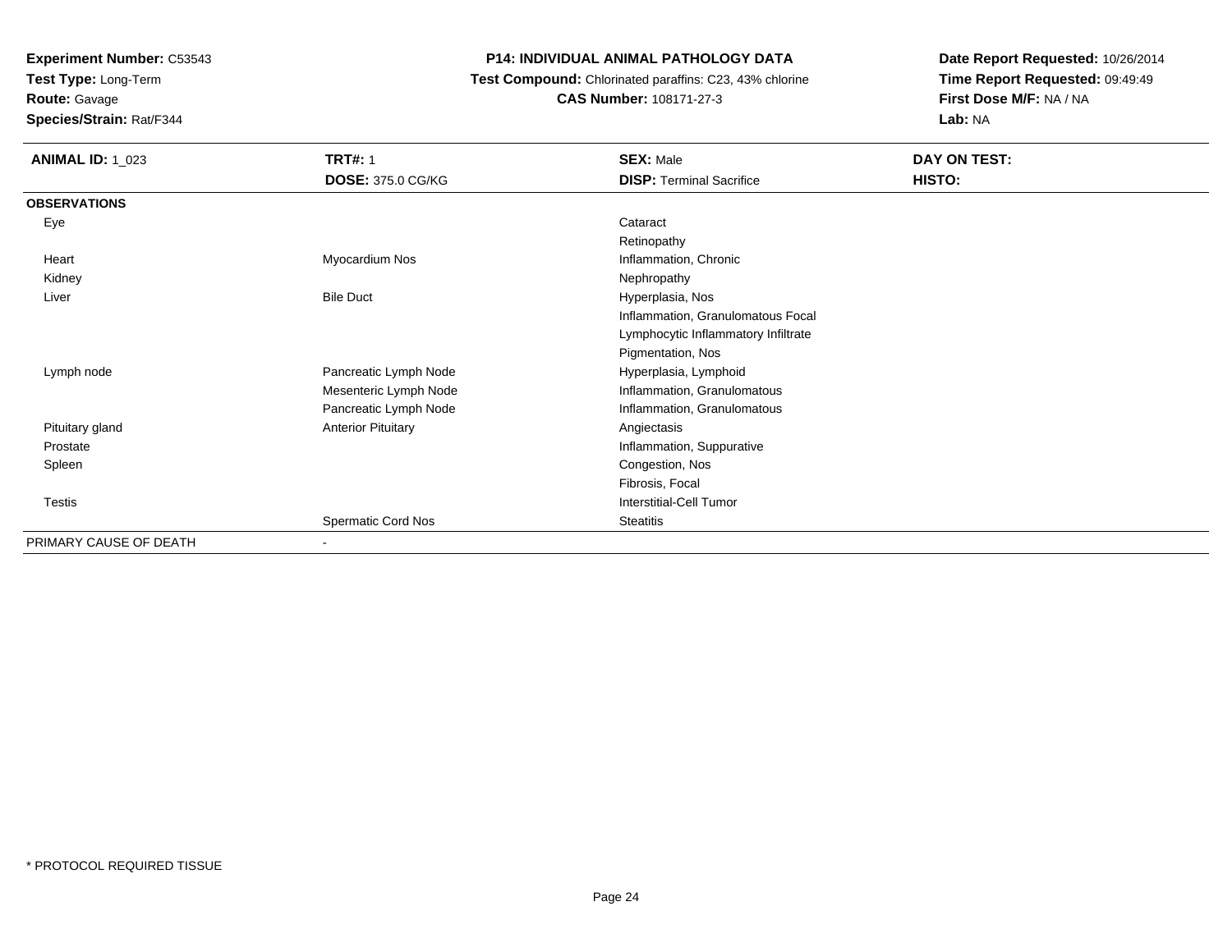**Experiment Number:** C53543
**Test Type:** Long-Term
**Route:** Gavage
**Species/Strain:** Rat/F344

**P14: INDIVIDUAL ANIMAL PATHOLOGY DATA**
**Test Compound:** Chlorinated paraffins: C23, 43% chlorine
**CAS Number:** 108171-27-3

**Date Report Requested:** 10/26/2014
**Time Report Requested:** 09:49:49
**First Dose M/F:** NA / NA
**Lab:** NA

| **ANIMAL ID:** 1_023 | **TRT#:** 1 | **SEX:** Male | **DAY ON TEST:** |
|---|---|---|---|
| | **DOSE:** 375.0 CG/KG | **DISP:** Terminal Sacrifice | **HISTO:** |
| **OBSERVATIONS** | | | |
| Eye | | Cataract | |
| | | Retinopathy | |
| Heart | Myocardium Nos | Inflammation, Chronic | |
| Kidney | | Nephropathy | |
| Liver | Bile Duct | Hyperplasia, Nos | |
| | | Inflammation, Granulomatous Focal | |
| | | Lymphocytic Inflammatory Infiltrate | |
| | | Pigmentation, Nos | |
| Lymph node | Pancreatic Lymph Node | Hyperplasia, Lymphoid | |
| | Mesenteric Lymph Node | Inflammation, Granulomatous | |
| | Pancreatic Lymph Node | Inflammation, Granulomatous | |
| Pituitary gland | Anterior Pituitary | Angiectasis | |
| Prostate | | Inflammation, Suppurative | |
| Spleen | | Congestion, Nos | |
| | | Fibrosis, Focal | |
| Testis | | Interstitial-Cell Tumor | |
| | Spermatic Cord Nos | Steatitis | |
| PRIMARY CAUSE OF DEATH | - | | |

* PROTOCOL REQUIRED TISSUE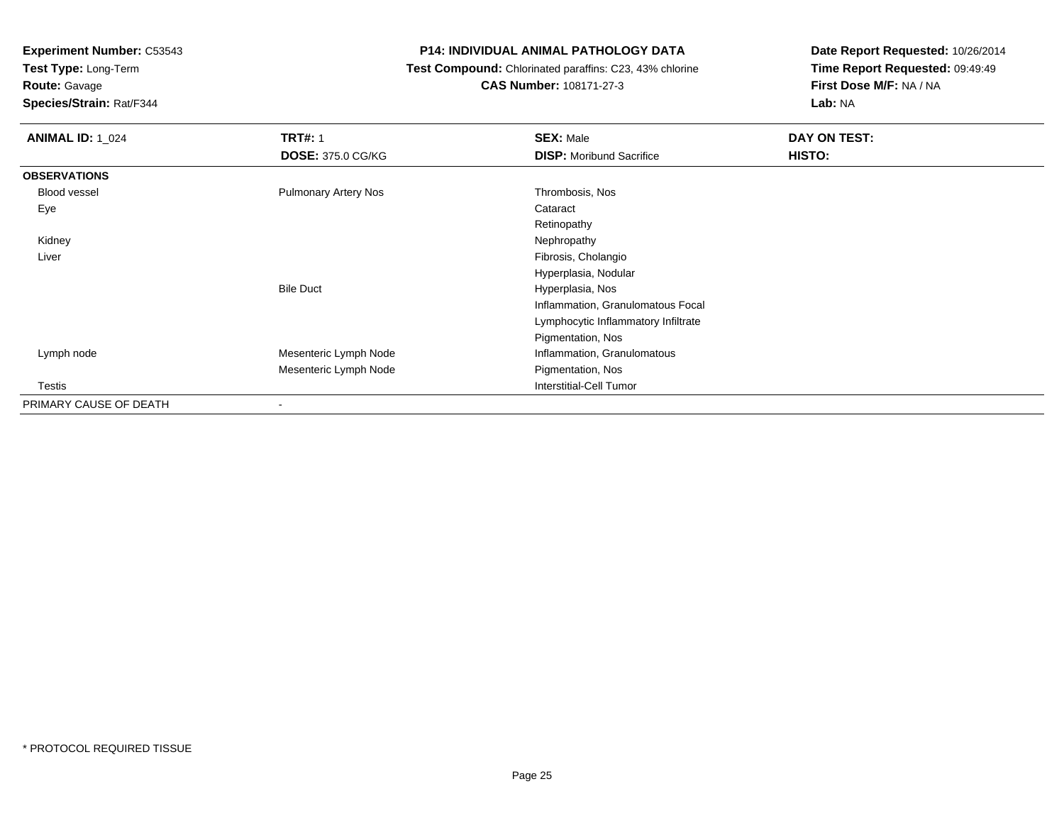**Experiment Number:** C53543
**Test Type:** Long-Term
**Route:** Gavage
**Species/Strain:** Rat/F344

**P14: INDIVIDUAL ANIMAL PATHOLOGY DATA**
**Test Compound:** Chlorinated paraffins: C23, 43% chlorine
**CAS Number:** 108171-27-3

**Date Report Requested:** 10/26/2014
**Time Report Requested:** 09:49:49
**First Dose M/F:** NA / NA
**Lab:** NA

| **ANIMAL ID:** 1_024 | **TRT#:** 1 | **SEX:** Male | **DAY ON TEST:** |
|---|---|---|---|
| | **DOSE:** 375.0 CG/KG | **DISP:** Moribund Sacrifice | **HISTO:** |
| **OBSERVATIONS** | | | |
| Blood vessel | Pulmonary Artery Nos | Thrombosis, Nos | |
| Eye | | Cataract | |
| | | Retinopathy | |
| Kidney | | Nephropathy | |
| Liver | | Fibrosis, Cholangio | |
| | | Hyperplasia, Nodular | |
| | Bile Duct | Hyperplasia, Nos | |
| | | Inflammation, Granulomatous Focal | |
| | | Lymphocytic Inflammatory Infiltrate | |
| | | Pigmentation, Nos | |
| Lymph node | Mesenteric Lymph Node | Inflammation, Granulomatous | |
| | Mesenteric Lymph Node | Pigmentation, Nos | |
| Testis | | Interstitial-Cell Tumor | |
| PRIMARY CAUSE OF DEATH | - | | |

* PROTOCOL REQUIRED TISSUE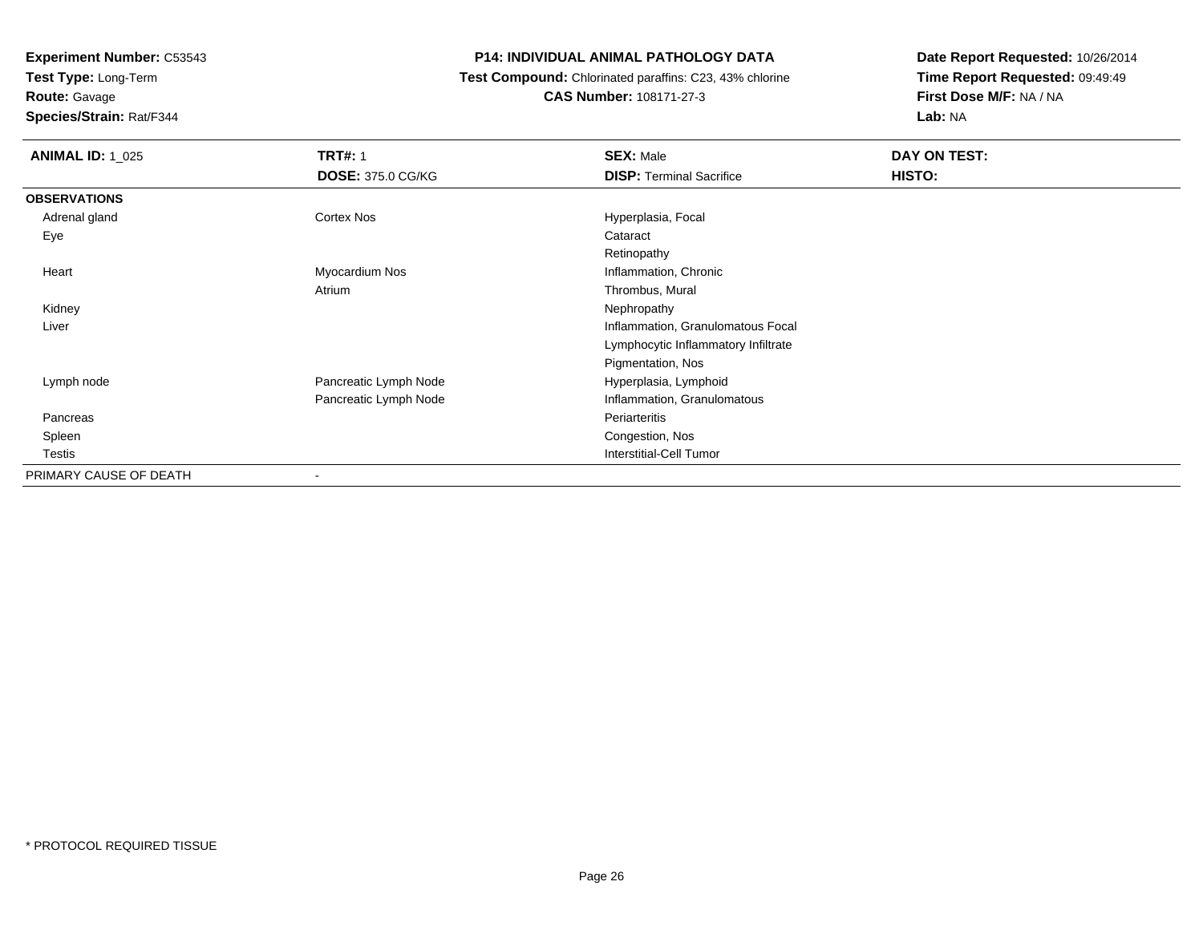**Experiment Number:** C53543
**Test Type:** Long-Term
**Route:** Gavage
**Species/Strain:** Rat/F344

**P14: INDIVIDUAL ANIMAL PATHOLOGY DATA**
**Test Compound:** Chlorinated paraffins: C23, 43% chlorine
**CAS Number:** 108171-27-3

**Date Report Requested:** 10/26/2014
**Time Report Requested:** 09:49:49
**First Dose M/F:** NA / NA
**Lab:** NA

| **ANIMAL ID:** 1_025 | **TRT#:** 1 | **SEX:** Male | **DAY ON TEST:** |
|---|---|---|---|
| | **DOSE:** 375.0 CG/KG | **DISP:** Terminal Sacrifice | **HISTO:** |
| **OBSERVATIONS** | | | |
| Adrenal gland | Cortex Nos | Hyperplasia, Focal | |
| Eye | | Cataract | |
| | | Retinopathy | |
| Heart | Myocardium Nos | Inflammation, Chronic | |
| | Atrium | Thrombus, Mural | |
| Kidney | | Nephropathy | |
| Liver | | Inflammation, Granulomatous Focal | |
| | | Lymphocytic Inflammatory Infiltrate | |
| | | Pigmentation, Nos | |
| Lymph node | Pancreatic Lymph Node | Hyperplasia, Lymphoid | |
| | Pancreatic Lymph Node | Inflammation, Granulomatous | |
| Pancreas | | Periarteritis | |
| Spleen | | Congestion, Nos | |
| Testis | | Interstitial-Cell Tumor | |
| PRIMARY CAUSE OF DEATH | - | | |

* PROTOCOL REQUIRED TISSUE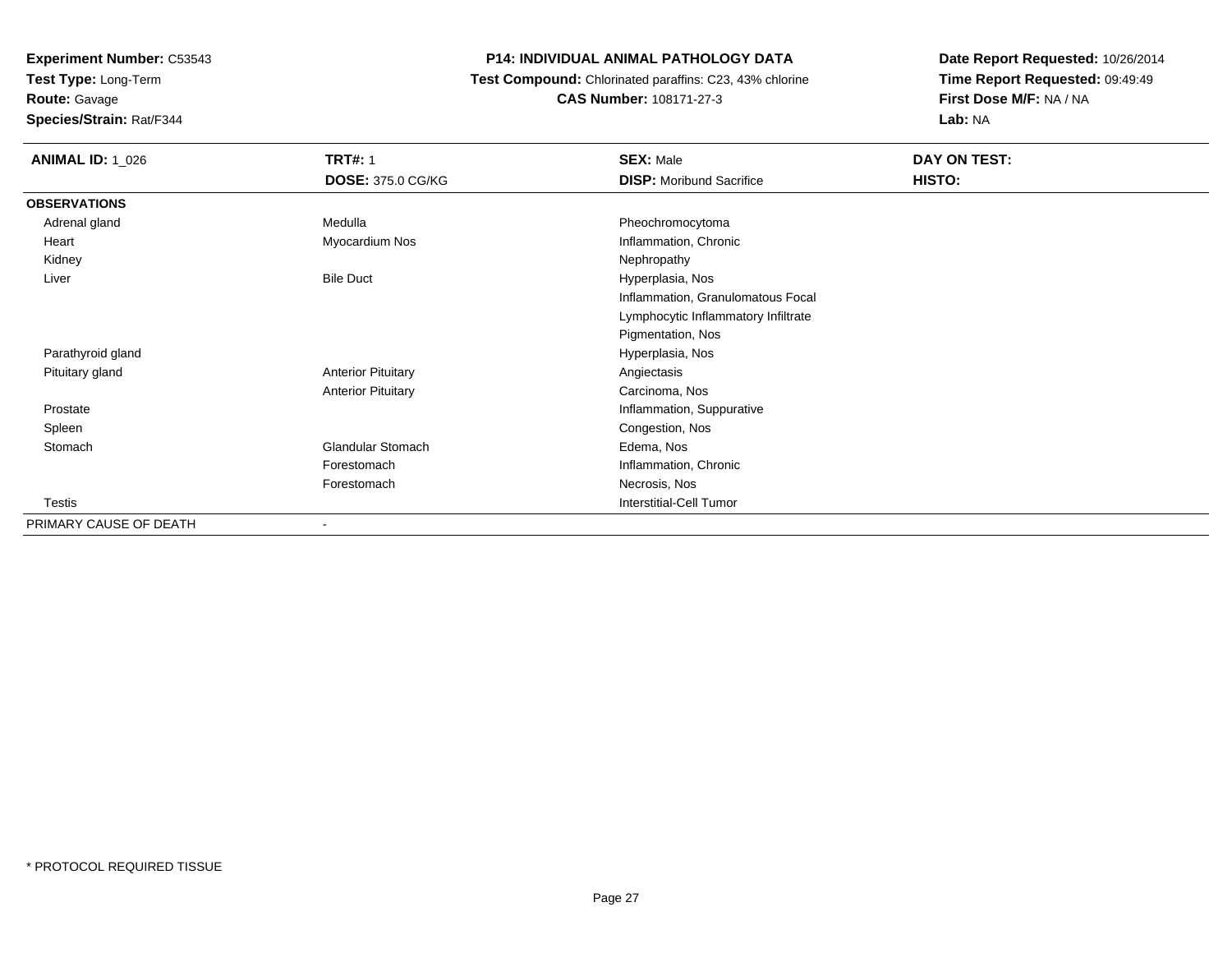**Experiment Number:** C53543
**Test Type:** Long-Term
**Route:** Gavage
**Species/Strain:** Rat/F344

**P14: INDIVIDUAL ANIMAL PATHOLOGY DATA**
**Test Compound:** Chlorinated paraffins: C23, 43% chlorine
**CAS Number:** 108171-27-3

**Date Report Requested:** 10/26/2014
**Time Report Requested:** 09:49:49
**First Dose M/F:** NA / NA
**Lab:** NA

| **ANIMAL ID:** 1_026 | **TRT#:** 1 | **SEX:** Male | **DAY ON TEST:** |
|---|---|---|---|
| | **DOSE:** 375.0 CG/KG | **DISP:** Moribund Sacrifice | **HISTO:** |
| **OBSERVATIONS** | | | |
| Adrenal gland | Medulla | Pheochromocytoma | |
| Heart | Myocardium Nos | Inflammation, Chronic | |
| Kidney | | Nephropathy | |
| Liver | Bile Duct | Hyperplasia, Nos | |
| | | Inflammation, Granulomatous Focal | |
| | | Lymphocytic Inflammatory Infiltrate | |
| | | Pigmentation, Nos | |
| Parathyroid gland | | Hyperplasia, Nos | |
| Pituitary gland | Anterior Pituitary | Angiectasis | |
| | Anterior Pituitary | Carcinoma, Nos | |
| Prostate | | Inflammation, Suppurative | |
| Spleen | | Congestion, Nos | |
| Stomach | Glandular Stomach | Edema, Nos | |
| | Forestomach | Inflammation, Chronic | |
| | Forestomach | Necrosis, Nos | |
| Testis | | Interstitial-Cell Tumor | |
| PRIMARY CAUSE OF DEATH | - | | |

* PROTOCOL REQUIRED TISSUE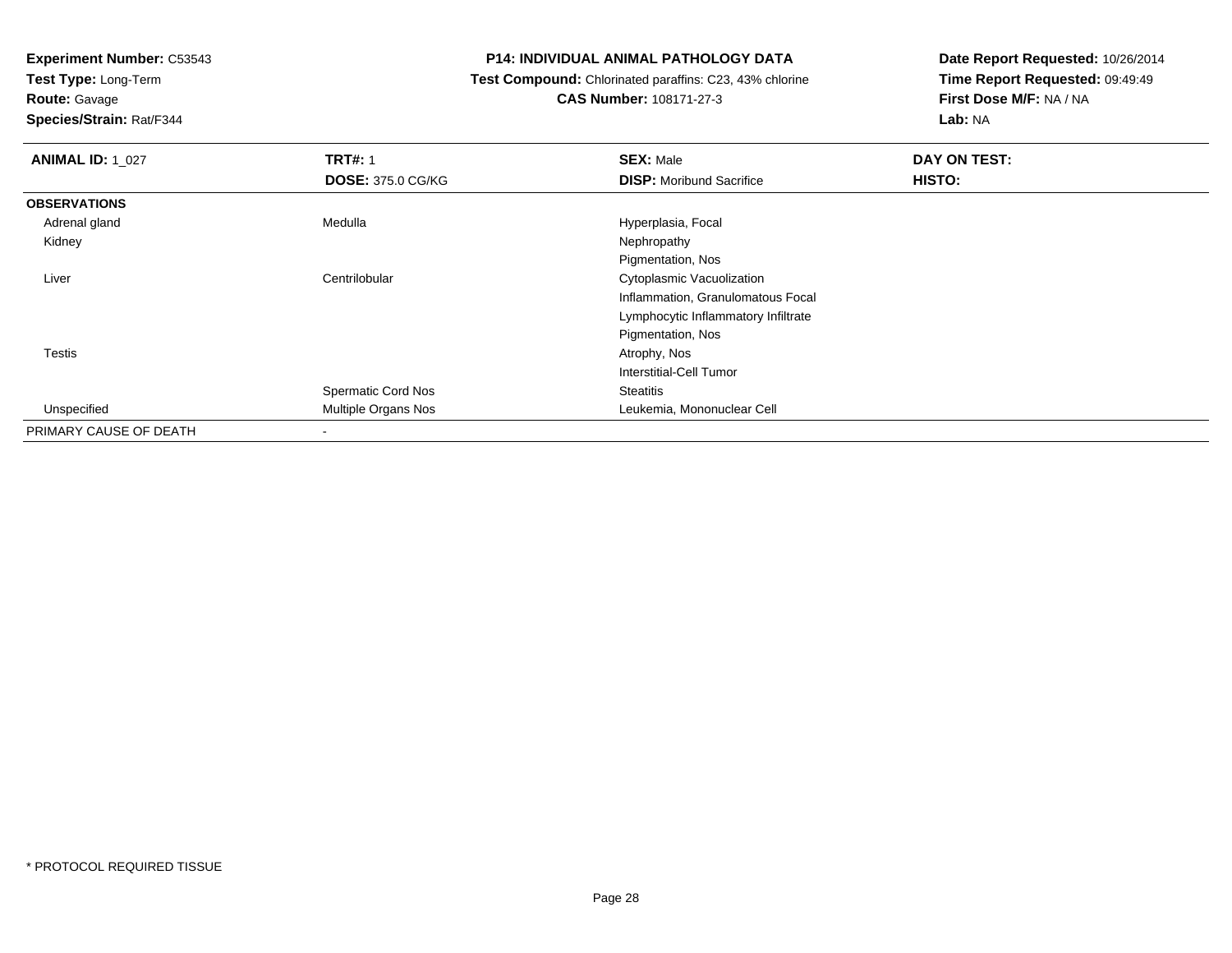**Experiment Number:** C53543
**Test Type:** Long-Term
**Route:** Gavage
**Species/Strain:** Rat/F344

**P14: INDIVIDUAL ANIMAL PATHOLOGY DATA**
**Test Compound:** Chlorinated paraffins: C23, 43% chlorine
**CAS Number:** 108171-27-3

**Date Report Requested:** 10/26/2014
**Time Report Requested:** 09:49:49
**First Dose M/F:** NA / NA
**Lab:** NA

| **ANIMAL ID:** 1_027 | **TRT#:** 1 | **SEX:** Male | **DAY ON TEST:** |
|---|---|---|---|
| | **DOSE:** 375.0 CG/KG | **DISP:** Moribund Sacrifice | **HISTO:** |
| **OBSERVATIONS** | | | |
| Adrenal gland | Medulla | Hyperplasia, Focal | |
| Kidney | | Nephropathy | |
| | | Pigmentation, Nos | |
| Liver | Centrilobular | Cytoplasmic Vacuolization | |
| | | Inflammation, Granulomatous Focal | |
| | | Lymphocytic Inflammatory Infiltrate | |
| | | Pigmentation, Nos | |
| Testis | | Atrophy, Nos | |
| | | Interstitial-Cell Tumor | |
| | Spermatic Cord Nos | Steatitis | |
| Unspecified | Multiple Organs Nos | Leukemia, Mononuclear Cell | |
| PRIMARY CAUSE OF DEATH | - | | |

* PROTOCOL REQUIRED TISSUE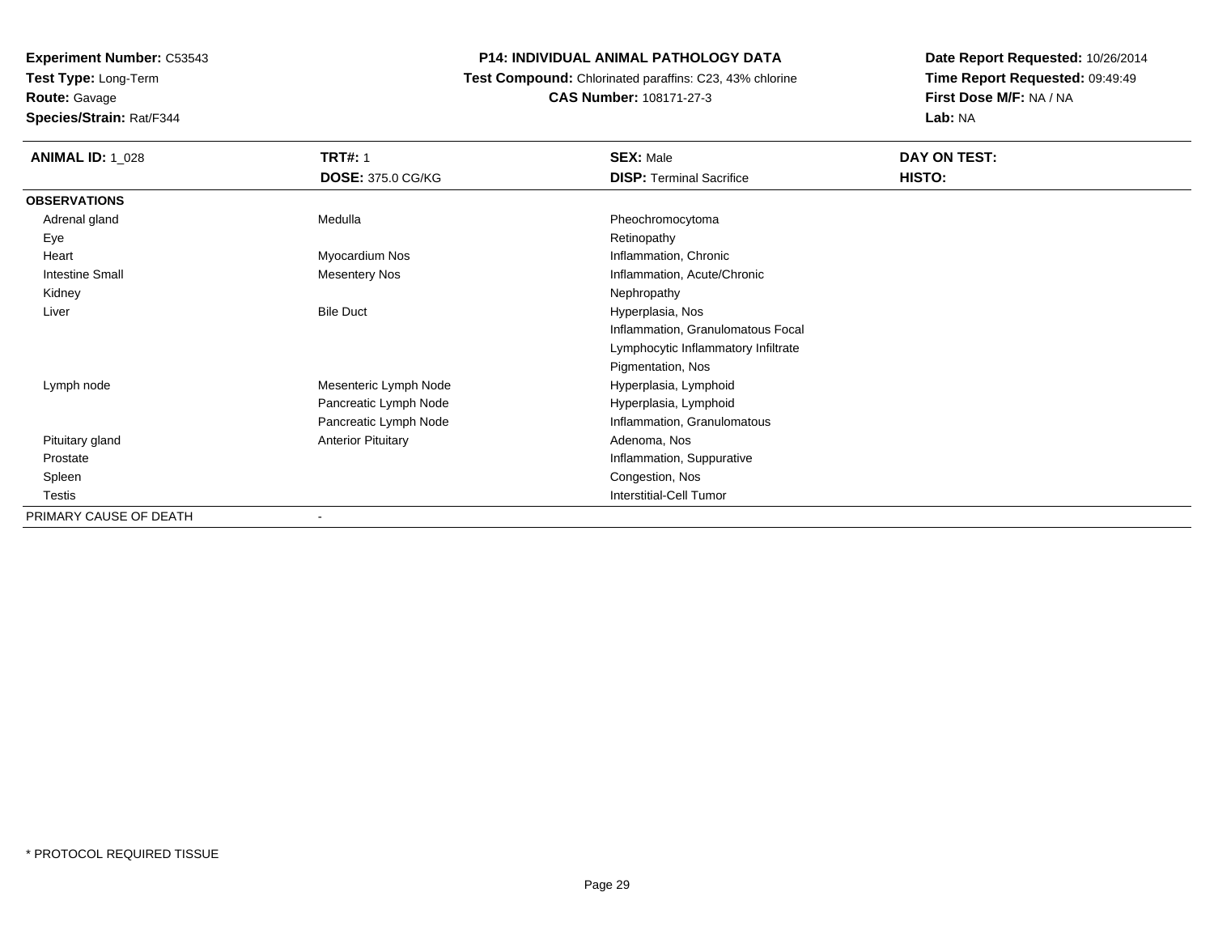**Experiment Number:** C53543
**Test Type:** Long-Term
**Route:** Gavage
**Species/Strain:** Rat/F344

**P14: INDIVIDUAL ANIMAL PATHOLOGY DATA**
**Test Compound:** Chlorinated paraffins: C23, 43% chlorine
**CAS Number:** 108171-27-3

**Date Report Requested:** 10/26/2014
**Time Report Requested:** 09:49:49
**First Dose M/F:** NA / NA
**Lab:** NA

| **ANIMAL ID:** 1_028 | **TRT#:** 1 | **SEX:** Male | **DAY ON TEST:** |
|---|---|---|---|
| | **DOSE:** 375.0 CG/KG | **DISP:** Terminal Sacrifice | **HISTO:** |
| **OBSERVATIONS** | | | |
| Adrenal gland | Medulla | Pheochromocytoma | |
| Eye | | Retinopathy | |
| Heart | Myocardium Nos | Inflammation, Chronic | |
| Intestine Small | Mesentery Nos | Inflammation, Acute/Chronic | |
| Kidney | | Nephropathy | |
| Liver | Bile Duct | Hyperplasia, Nos | |
| | | Inflammation, Granulomatous Focal | |
| | | Lymphocytic Inflammatory Infiltrate | |
| | | Pigmentation, Nos | |
| Lymph node | Mesenteric Lymph Node | Hyperplasia, Lymphoid | |
| | Pancreatic Lymph Node | Hyperplasia, Lymphoid | |
| | Pancreatic Lymph Node | Inflammation, Granulomatous | |
| Pituitary gland | Anterior Pituitary | Adenoma, Nos | |
| Prostate | | Inflammation, Suppurative | |
| Spleen | | Congestion, Nos | |
| Testis | | Interstitial-Cell Tumor | |
| PRIMARY CAUSE OF DEATH | - | | |

* PROTOCOL REQUIRED TISSUE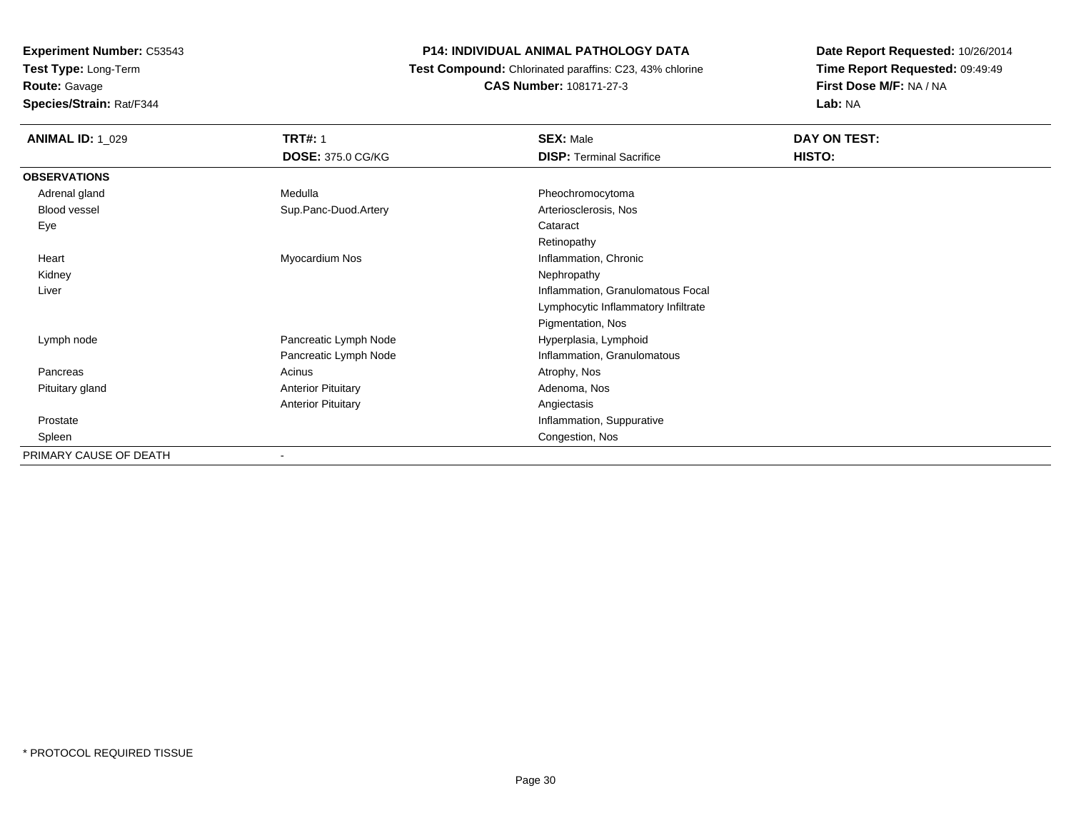**Experiment Number:** C53543
**Test Type:** Long-Term
**Route:** Gavage
**Species/Strain:** Rat/F344

**P14: INDIVIDUAL ANIMAL PATHOLOGY DATA**
**Test Compound:** Chlorinated paraffins: C23, 43% chlorine
**CAS Number:** 108171-27-3

**Date Report Requested:** 10/26/2014
**Time Report Requested:** 09:49:49
**First Dose M/F:** NA / NA
**Lab:** NA

| **ANIMAL ID:** 1_029 | **TRT#:** 1<br>**DOSE:** 375.0 CG/KG | **SEX:** Male<br>**DISP:** Terminal Sacrifice | **DAY ON TEST:**<br>**HISTO:** |
|---|---|---|---|
| **OBSERVATIONS** | | | |
| Adrenal gland | Medulla | Pheochromocytoma | |
| Blood vessel | Sup.Panc-Duod.Artery | Arteriosclerosis, Nos | |
| Eye | | Cataract | |
| | | Retinopathy | |
| Heart | Myocardium Nos | Inflammation, Chronic | |
| Kidney | | Nephropathy | |
| Liver | | Inflammation, Granulomatous Focal | |
| | | Lymphocytic Inflammatory Infiltrate | |
| | | Pigmentation, Nos | |
| Lymph node | Pancreatic Lymph Node | Hyperplasia, Lymphoid | |
| | Pancreatic Lymph Node | Inflammation, Granulomatous | |
| Pancreas | Acinus | Atrophy, Nos | |
| Pituitary gland | Anterior Pituitary | Adenoma, Nos | |
| | Anterior Pituitary | Angiectasis | |
| Prostate | | Inflammation, Suppurative | |
| Spleen | | Congestion, Nos | |
| PRIMARY CAUSE OF DEATH | - | | |

* PROTOCOL REQUIRED TISSUE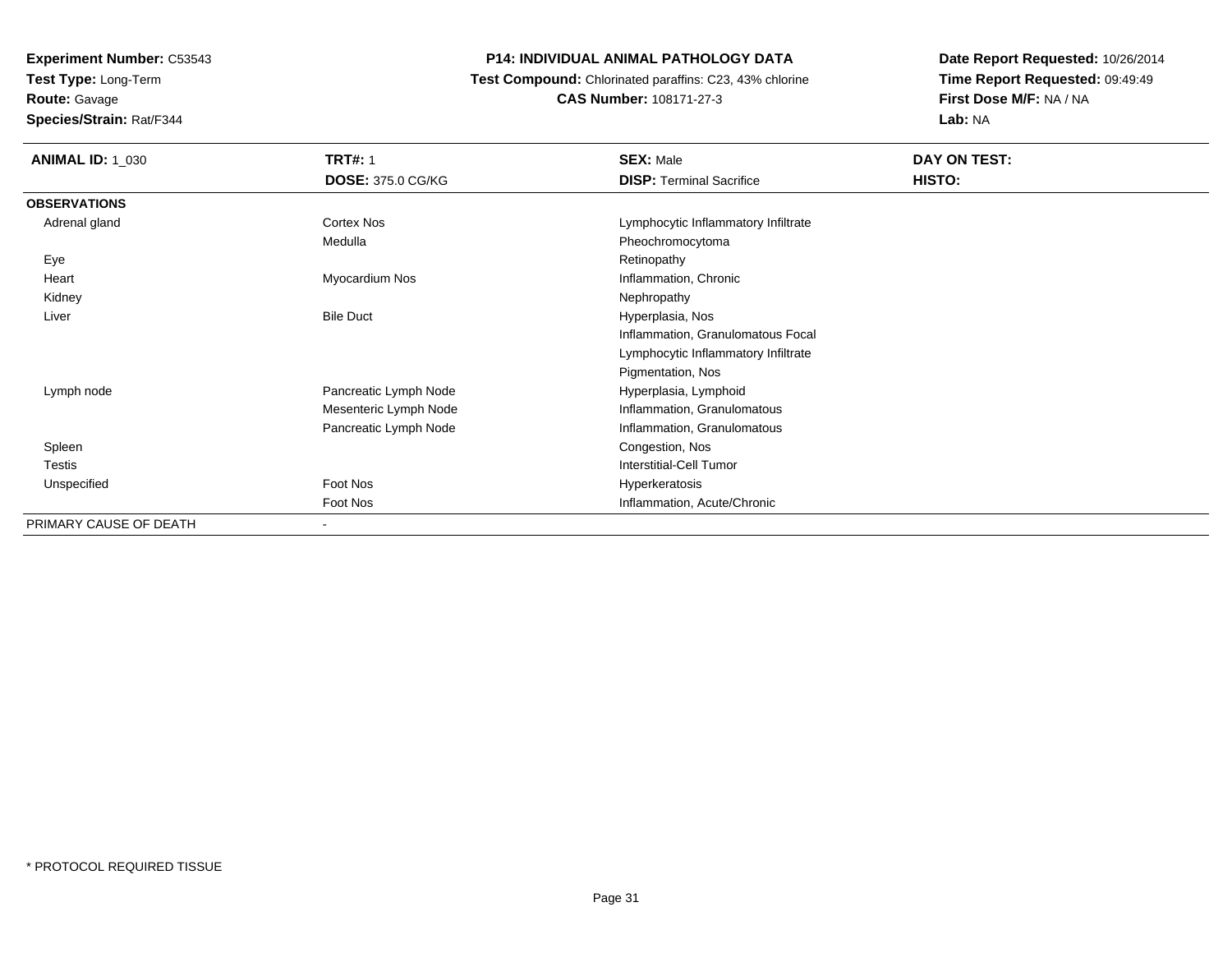**Experiment Number:** C53543
**Test Type:** Long-Term
**Route:** Gavage
**Species/Strain:** Rat/F344

# P14: INDIVIDUAL ANIMAL PATHOLOGY DATA

**Test Compound:** Chlorinated paraffins: C23, 43% chlorine
**CAS Number:** 108171-27-3

**Date Report Requested:** 10/26/2014
**Time Report Requested:** 09:49:49
**First Dose M/F:** NA / NA
**Lab:** NA

| **ANIMAL ID:** 1_030 | **TRT#:** 1 | **SEX:** Male | **DAY ON TEST:** |
|---|---|---|---|
| | **DOSE:** 375.0 CG/KG | **DISP:** Terminal Sacrifice | **HISTO:** |
| **OBSERVATIONS** | | | |
| Adrenal gland | Cortex Nos | Lymphocytic Inflammatory Infiltrate | |
| | Medulla | Pheochromocytoma | |
| Eye | | Retinopathy | |
| Heart | Myocardium Nos | Inflammation, Chronic | |
| Kidney | | Nephropathy | |
| Liver | Bile Duct | Hyperplasia, Nos | |
| | | Inflammation, Granulomatous Focal | |
| | | Lymphocytic Inflammatory Infiltrate | |
| | | Pigmentation, Nos | |
| Lymph node | Pancreatic Lymph Node | Hyperplasia, Lymphoid | |
| | Mesenteric Lymph Node | Inflammation, Granulomatous | |
| | Pancreatic Lymph Node | Inflammation, Granulomatous | |
| Spleen | | Congestion, Nos | |
| Testis | | Interstitial-Cell Tumor | |
| Unspecified | Foot Nos | Hyperkeratosis | |
| | Foot Nos | Inflammation, Acute/Chronic | |
| PRIMARY CAUSE OF DEATH | - | | |

* PROTOCOL REQUIRED TISSUE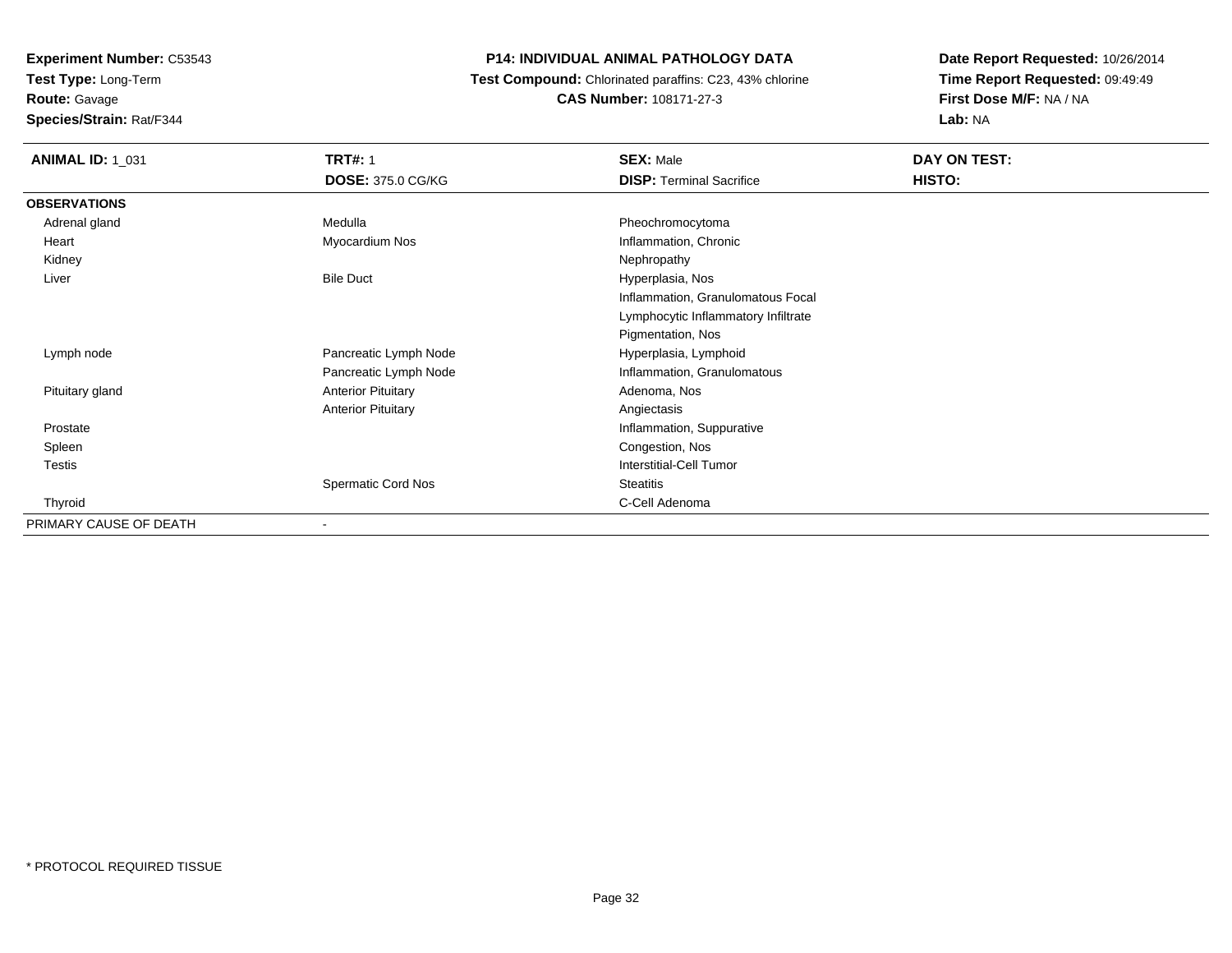**Experiment Number:** C53543

**Test Type:** Long-Term

**Route:** Gavage

**Species/Strain:** Rat/F344

**P14: INDIVIDUAL ANIMAL PATHOLOGY DATA**

**Test Compound:** Chlorinated paraffins: C23, 43% chlorine

**CAS Number:** 108171-27-3

**Date Report Requested:** 10/26/2014

**Time Report Requested:** 09:49:49

**First Dose M/F:** NA / NA

**Lab:** NA

| **ANIMAL ID:** 1_031 | **TRT#:** 1 | **SEX:** Male | **DAY ON TEST:** |
|---|---|---|---|
| | **DOSE:** 375.0 CG/KG | **DISP:** Terminal Sacrifice | **HISTO:** |
| **OBSERVATIONS** | | | |
| Adrenal gland | Medulla | Pheochromocytoma | |
| Heart | Myocardium Nos | Inflammation, Chronic | |
| Kidney | | Nephropathy | |
| Liver | Bile Duct | Hyperplasia, Nos | |
| | | Inflammation, Granulomatous Focal | |
| | | Lymphocytic Inflammatory Infiltrate | |
| | | Pigmentation, Nos | |
| Lymph node | Pancreatic Lymph Node | Hyperplasia, Lymphoid | |
| | Pancreatic Lymph Node | Inflammation, Granulomatous | |
| Pituitary gland | Anterior Pituitary | Adenoma, Nos | |
| | Anterior Pituitary | Angiectasis | |
| Prostate | | Inflammation, Suppurative | |
| Spleen | | Congestion, Nos | |
| Testis | | Interstitial-Cell Tumor | |
| | Spermatic Cord Nos | Steatitis | |
| Thyroid | | C-Cell Adenoma | |
| PRIMARY CAUSE OF DEATH | - | | |

* PROTOCOL REQUIRED TISSUE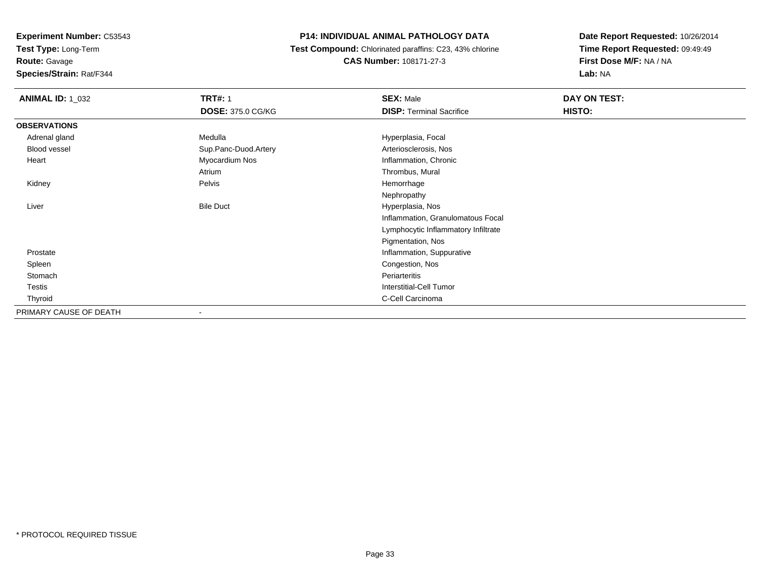**Experiment Number:** C53543
**Test Type:** Long-Term
**Route:** Gavage
**Species/Strain:** Rat/F344

**P14: INDIVIDUAL ANIMAL PATHOLOGY DATA**
**Test Compound:** Chlorinated paraffins: C23, 43% chlorine
**CAS Number:** 108171-27-3

**Date Report Requested:** 10/26/2014
**Time Report Requested:** 09:49:49
**First Dose M/F:** NA / NA
**Lab:** NA

| **ANIMAL ID:** 1_032 | **TRT#:** 1 | **SEX:** Male | **DAY ON TEST:** |
|---|---|---|---|
| | **DOSE:** 375.0 CG/KG | **DISP:** Terminal Sacrifice | **HISTO:** |
| **OBSERVATIONS** | | | |
| Adrenal gland | Medulla | Hyperplasia, Focal | |
| Blood vessel | Sup.Panc-Duod.Artery | Arteriosclerosis, Nos | |
| Heart | Myocardium Nos | Inflammation, Chronic | |
| | Atrium | Thrombus, Mural | |
| Kidney | Pelvis | Hemorrhage | |
| | | Nephropathy | |
| Liver | Bile Duct | Hyperplasia, Nos | |
| | | Inflammation, Granulomatous Focal | |
| | | Lymphocytic Inflammatory Infiltrate | |
| | | Pigmentation, Nos | |
| Prostate | | Inflammation, Suppurative | |
| Spleen | | Congestion, Nos | |
| Stomach | | Periarteritis | |
| Testis | | Interstitial-Cell Tumor | |
| Thyroid | | C-Cell Carcinoma | |
| PRIMARY CAUSE OF DEATH | - | | |

* PROTOCOL REQUIRED TISSUE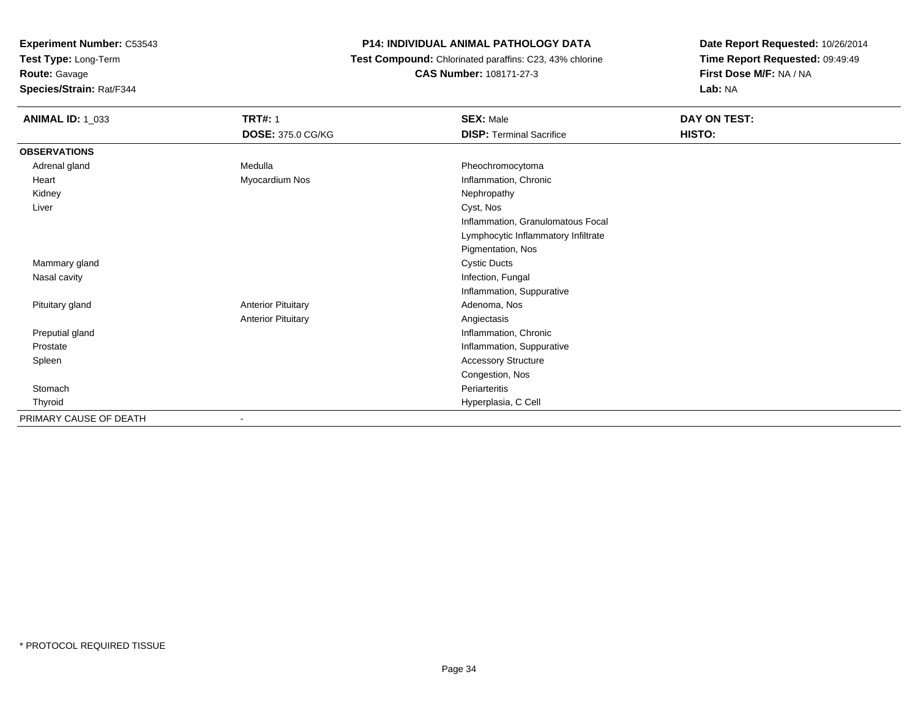**Experiment Number:** C53543
**Test Type:** Long-Term
**Route:** Gavage
**Species/Strain:** Rat/F344

**P14: INDIVIDUAL ANIMAL PATHOLOGY DATA**
**Test Compound:** Chlorinated paraffins: C23, 43% chlorine
**CAS Number:** 108171-27-3

**Date Report Requested:** 10/26/2014
**Time Report Requested:** 09:49:49
**First Dose M/F:** NA / NA
**Lab:** NA

| **ANIMAL ID:** 1_033 | **TRT#:** 1 | **SEX:** Male | **DAY ON TEST:** |
|---|---|---|---|
| | **DOSE:** 375.0 CG/KG | **DISP:** Terminal Sacrifice | **HISTO:** |
| **OBSERVATIONS** | | | |
| Adrenal gland | Medulla | Pheochromocytoma | |
| Heart | Myocardium Nos | Inflammation, Chronic | |
| Kidney | | Nephropathy | |
| Liver | | Cyst, Nos | |
| | | Inflammation, Granulomatous Focal | |
| | | Lymphocytic Inflammatory Infiltrate | |
| | | Pigmentation, Nos | |
| Mammary gland | | Cystic Ducts | |
| Nasal cavity | | Infection, Fungal | |
| | | Inflammation, Suppurative | |
| Pituitary gland | Anterior Pituitary | Adenoma, Nos | |
| | Anterior Pituitary | Angiectasis | |
| Preputial gland | | Inflammation, Chronic | |
| Prostate | | Inflammation, Suppurative | |
| Spleen | | Accessory Structure | |
| | | Congestion, Nos | |
| Stomach | | Periarteritis | |
| Thyroid | | Hyperplasia, C Cell | |
| PRIMARY CAUSE OF DEATH | - | | |

* PROTOCOL REQUIRED TISSUE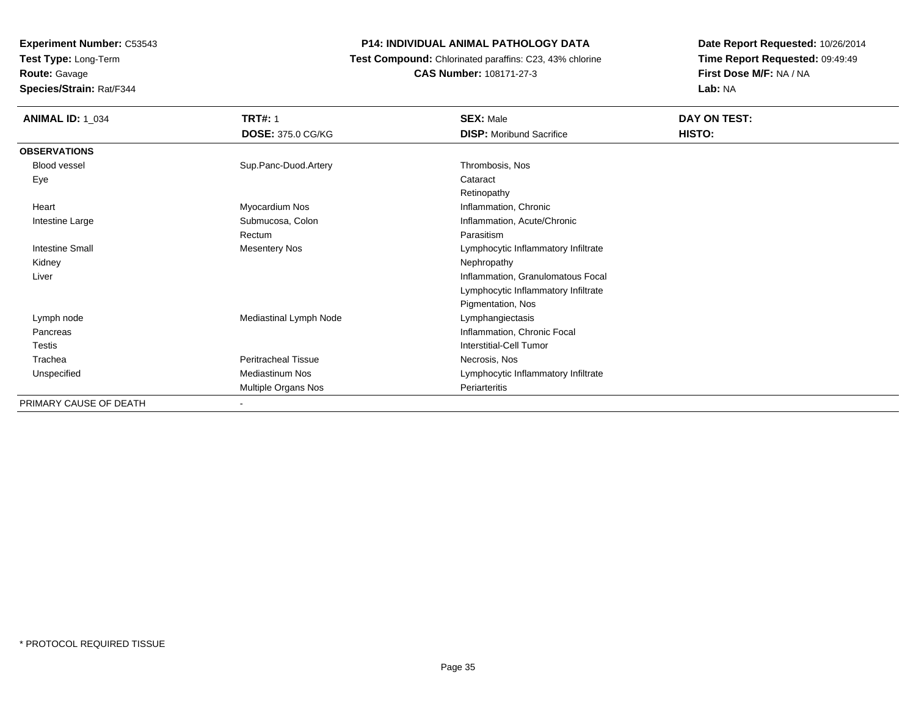**Experiment Number:** C53543
**Test Type:** Long-Term
**Route:** Gavage
**Species/Strain:** Rat/F344

**P14: INDIVIDUAL ANIMAL PATHOLOGY DATA**
**Test Compound:** Chlorinated paraffins: C23, 43% chlorine
**CAS Number:** 108171-27-3

**Date Report Requested:** 10/26/2014
**Time Report Requested:** 09:49:49
**First Dose M/F:** NA / NA
**Lab:** NA

| **ANIMAL ID:** 1_034 | **TRT#:** 1 | **SEX:** Male | **DAY ON TEST:** |
|---|---|---|---|
| | **DOSE:** 375.0 CG/KG | **DISP:** Moribund Sacrifice | **HISTO:** |
| **OBSERVATIONS** | | | |
| Blood vessel | Sup.Panc-Duod.Artery | Thrombosis, Nos | |
| Eye | | Cataract | |
| | | Retinopathy | |
| Heart | Myocardium Nos | Inflammation, Chronic | |
| Intestine Large | Submucosa, Colon | Inflammation, Acute/Chronic | |
| | Rectum | Parasitism | |
| Intestine Small | Mesentery Nos | Lymphocytic Inflammatory Infiltrate | |
| Kidney | | Nephropathy | |
| Liver | | Inflammation, Granulomatous Focal | |
| | | Lymphocytic Inflammatory Infiltrate | |
| | | Pigmentation, Nos | |
| Lymph node | Mediastinal Lymph Node | Lymphangiectasis | |
| Pancreas | | Inflammation, Chronic Focal | |
| Testis | | Interstitial-Cell Tumor | |
| Trachea | Peritracheal Tissue | Necrosis, Nos | |
| Unspecified | Mediastinum Nos | Lymphocytic Inflammatory Infiltrate | |
| | Multiple Organs Nos | Periarteritis | |
| PRIMARY CAUSE OF DEATH | - | | |

* PROTOCOL REQUIRED TISSUE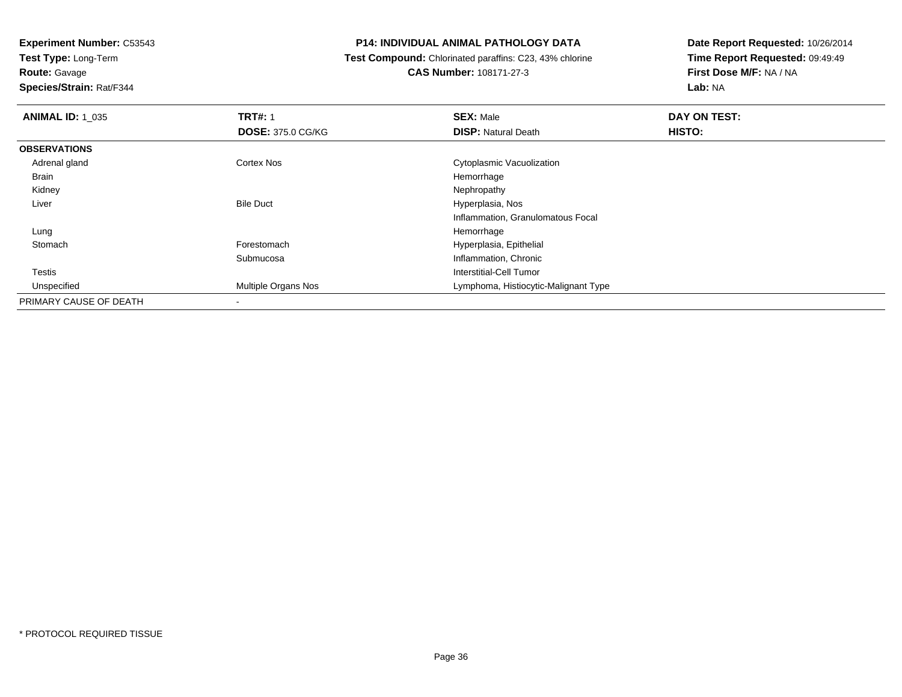**Experiment Number:** C53543
**Test Type:** Long-Term
**Route:** Gavage
**Species/Strain:** Rat/F344

**P14: INDIVIDUAL ANIMAL PATHOLOGY DATA**
**Test Compound:** Chlorinated paraffins: C23, 43% chlorine
**CAS Number:** 108171-27-3

**Date Report Requested:** 10/26/2014
**Time Report Requested:** 09:49:49
**First Dose M/F:** NA / NA
**Lab:** NA

| **ANIMAL ID:** 1_035 | **TRT#:** 1 | **SEX:** Male | **DAY ON TEST:** |
|---|---|---|---|
| | **DOSE:** 375.0 CG/KG | **DISP:** Natural Death | **HISTO:** |
| **OBSERVATIONS** | | | |
| Adrenal gland | Cortex Nos | Cytoplasmic Vacuolization | |
| Brain | | Hemorrhage | |
| Kidney | | Nephropathy | |
| Liver | Bile Duct | Hyperplasia, Nos | |
| | | Inflammation, Granulomatous Focal | |
| Lung | | Hemorrhage | |
| Stomach | Forestomach | Hyperplasia, Epithelial | |
| | Submucosa | Inflammation, Chronic | |
| Testis | | Interstitial-Cell Tumor | |
| Unspecified | Multiple Organs Nos | Lymphoma, Histiocytic-Malignant Type | |
| PRIMARY CAUSE OF DEATH | - | | |

* PROTOCOL REQUIRED TISSUE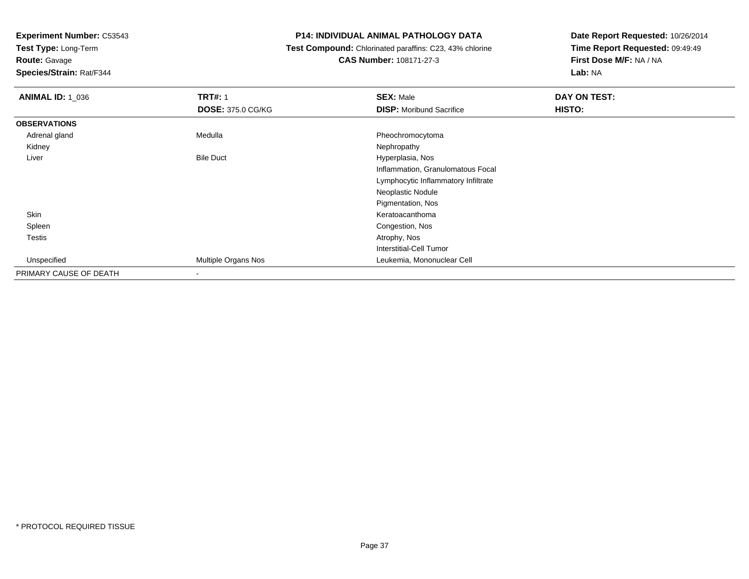**Experiment Number:** C53543
**Test Type:** Long-Term
**Route:** Gavage
**Species/Strain:** Rat/F344

**P14: INDIVIDUAL ANIMAL PATHOLOGY DATA**
**Test Compound:** Chlorinated paraffins: C23, 43% chlorine
**CAS Number:** 108171-27-3

**Date Report Requested:** 10/26/2014
**Time Report Requested:** 09:49:49
**First Dose M/F:** NA / NA
**Lab:** NA

| **ANIMAL ID:** 1_036 | **TRT#:** 1 | **SEX:** Male | **DAY ON TEST:** |
|---|---|---|---|
| | **DOSE:** 375.0 CG/KG | **DISP:** Moribund Sacrifice | **HISTO:** |
| **OBSERVATIONS** | | | |
| Adrenal gland | Medulla | Pheochromocytoma | |
| Kidney | | Nephropathy | |
| Liver | Bile Duct | Hyperplasia, Nos | |
| | | Inflammation, Granulomatous Focal | |
| | | Lymphocytic Inflammatory Infiltrate | |
| | | Neoplastic Nodule | |
| | | Pigmentation, Nos | |
| Skin | | Keratoacanthoma | |
| Spleen | | Congestion, Nos | |
| Testis | | Atrophy, Nos | |
| | | Interstitial-Cell Tumor | |
| Unspecified | Multiple Organs Nos | Leukemia, Mononuclear Cell | |
| PRIMARY CAUSE OF DEATH | - | | |

* PROTOCOL REQUIRED TISSUE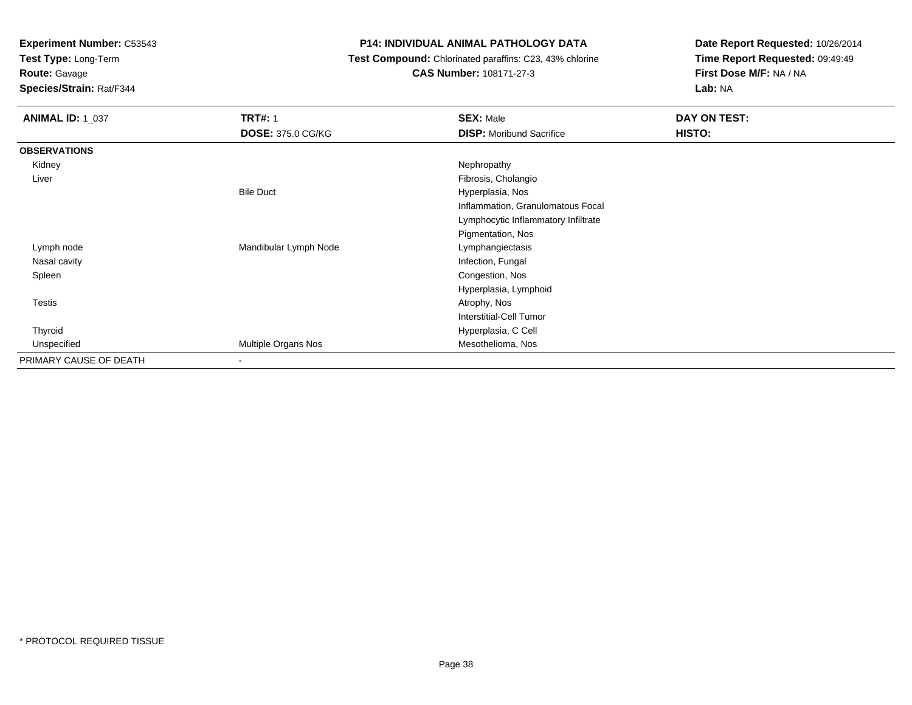**Experiment Number:** C53543
**Test Type:** Long-Term
**Route:** Gavage
**Species/Strain:** Rat/F344

**P14: INDIVIDUAL ANIMAL PATHOLOGY DATA**
**Test Compound:** Chlorinated paraffins: C23, 43% chlorine
**CAS Number:** 108171-27-3

**Date Report Requested:** 10/26/2014
**Time Report Requested:** 09:49:49
**First Dose M/F:** NA / NA
**Lab:** NA

| **ANIMAL ID:** 1_037 | **TRT#:** 1 | **SEX:** Male | **DAY ON TEST:** |
|---|---|---|---|
| | **DOSE:** 375.0 CG/KG | **DISP:** Moribund Sacrifice | **HISTO:** |
| **OBSERVATIONS** | | | |
| Kidney | | Nephropathy | |
| Liver | | Fibrosis, Cholangio | |
| | Bile Duct | Hyperplasia, Nos | |
| | | Inflammation, Granulomatous Focal | |
| | | Lymphocytic Inflammatory Infiltrate | |
| | | Pigmentation, Nos | |
| Lymph node | Mandibular Lymph Node | Lymphangiectasis | |
| Nasal cavity | | Infection, Fungal | |
| Spleen | | Congestion, Nos | |
| | | Hyperplasia, Lymphoid | |
| Testis | | Atrophy, Nos | |
| | | Interstitial-Cell Tumor | |
| Thyroid | | Hyperplasia, C Cell | |
| Unspecified | Multiple Organs Nos | Mesothelioma, Nos | |
| PRIMARY CAUSE OF DEATH | - | | |

* PROTOCOL REQUIRED TISSUE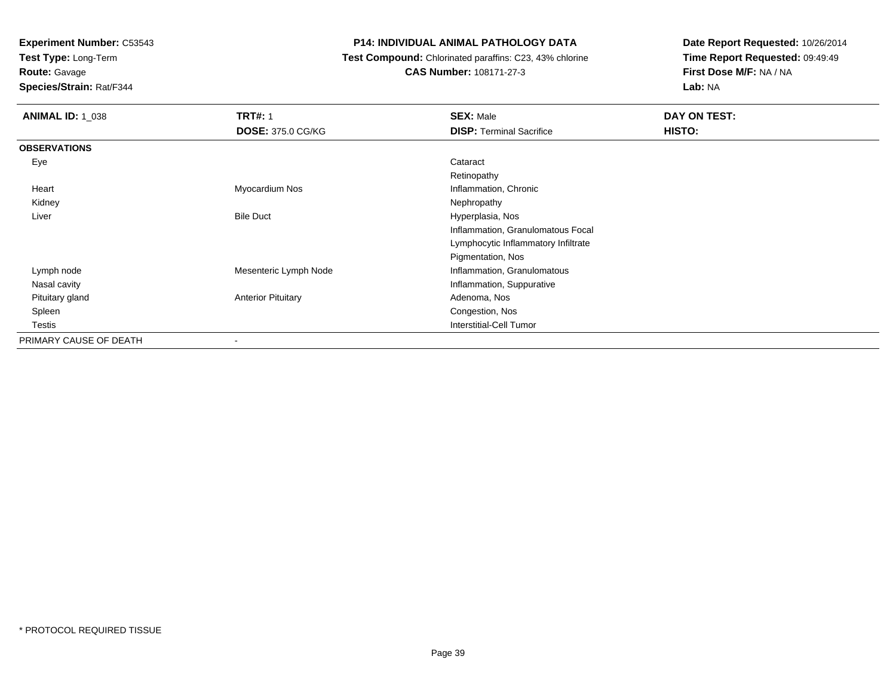**Experiment Number:** C53543
**Test Type:** Long-Term
**Route:** Gavage
**Species/Strain:** Rat/F344

# P14: INDIVIDUAL ANIMAL PATHOLOGY DATA

**Test Compound:** Chlorinated paraffins: C23, 43% chlorine
**CAS Number:** 108171-27-3

**Date Report Requested:** 10/26/2014
**Time Report Requested:** 09:49:49
**First Dose M/F:** NA / NA
**Lab:** NA

| **ANIMAL ID:** 1_038 | **TRT#:** 1 | **SEX:** Male | **DAY ON TEST:** |
|---|---|---|---|
| | **DOSE:** 375.0 CG/KG | **DISP:** Terminal Sacrifice | **HISTO:** |
| **OBSERVATIONS** | | | |
| Eye | | Cataract | |
| | | Retinopathy | |
| Heart | Myocardium Nos | Inflammation, Chronic | |
| Kidney | | Nephropathy | |
| Liver | Bile Duct | Hyperplasia, Nos | |
| | | Inflammation, Granulomatous Focal | |
| | | Lymphocytic Inflammatory Infiltrate | |
| | | Pigmentation, Nos | |
| Lymph node | Mesenteric Lymph Node | Inflammation, Granulomatous | |
| Nasal cavity | | Inflammation, Suppurative | |
| Pituitary gland | Anterior Pituitary | Adenoma, Nos | |
| Spleen | | Congestion, Nos | |
| Testis | | Interstitial-Cell Tumor | |
| PRIMARY CAUSE OF DEATH | - | | |

* PROTOCOL REQUIRED TISSUE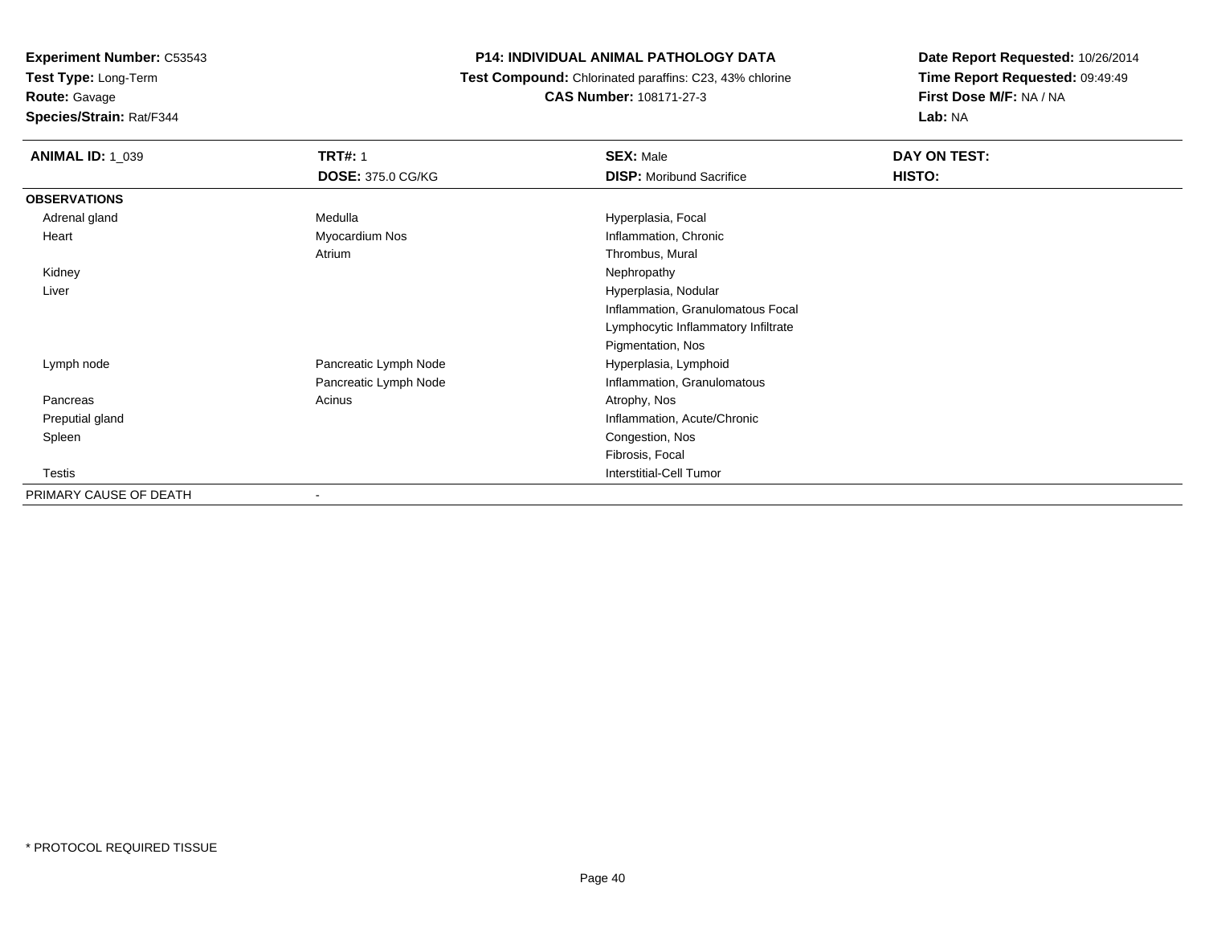**Experiment Number:** C53543
**Test Type:** Long-Term
**Route:** Gavage
**Species/Strain:** Rat/F344

**P14: INDIVIDUAL ANIMAL PATHOLOGY DATA**
**Test Compound:** Chlorinated paraffins: C23, 43% chlorine
**CAS Number:** 108171-27-3

**Date Report Requested:** 10/26/2014
**Time Report Requested:** 09:49:49
**First Dose M/F:** NA / NA
**Lab:** NA

| **ANIMAL ID:** 1_039 | **TRT#:** 1<br>**DOSE:** 375.0 CG/KG | **SEX:** Male<br>**DISP:** Moribund Sacrifice | **DAY ON TEST:**<br>**HISTO:** |
|---|---|---|---|
| **OBSERVATIONS** | | | |
| Adrenal gland | Medulla | Hyperplasia, Focal | |
| Heart | Myocardium Nos | Inflammation, Chronic | |
| | Atrium | Thrombus, Mural | |
| Kidney | | Nephropathy | |
| Liver | | Hyperplasia, Nodular | |
| | | Inflammation, Granulomatous Focal | |
| | | Lymphocytic Inflammatory Infiltrate | |
| | | Pigmentation, Nos | |
| Lymph node | Pancreatic Lymph Node | Hyperplasia, Lymphoid | |
| | Pancreatic Lymph Node | Inflammation, Granulomatous | |
| Pancreas | Acinus | Atrophy, Nos | |
| Preputial gland | | Inflammation, Acute/Chronic | |
| Spleen | | Congestion, Nos | |
| | | Fibrosis, Focal | |
| Testis | | Interstitial-Cell Tumor | |
| PRIMARY CAUSE OF DEATH | - | | |

* PROTOCOL REQUIRED TISSUE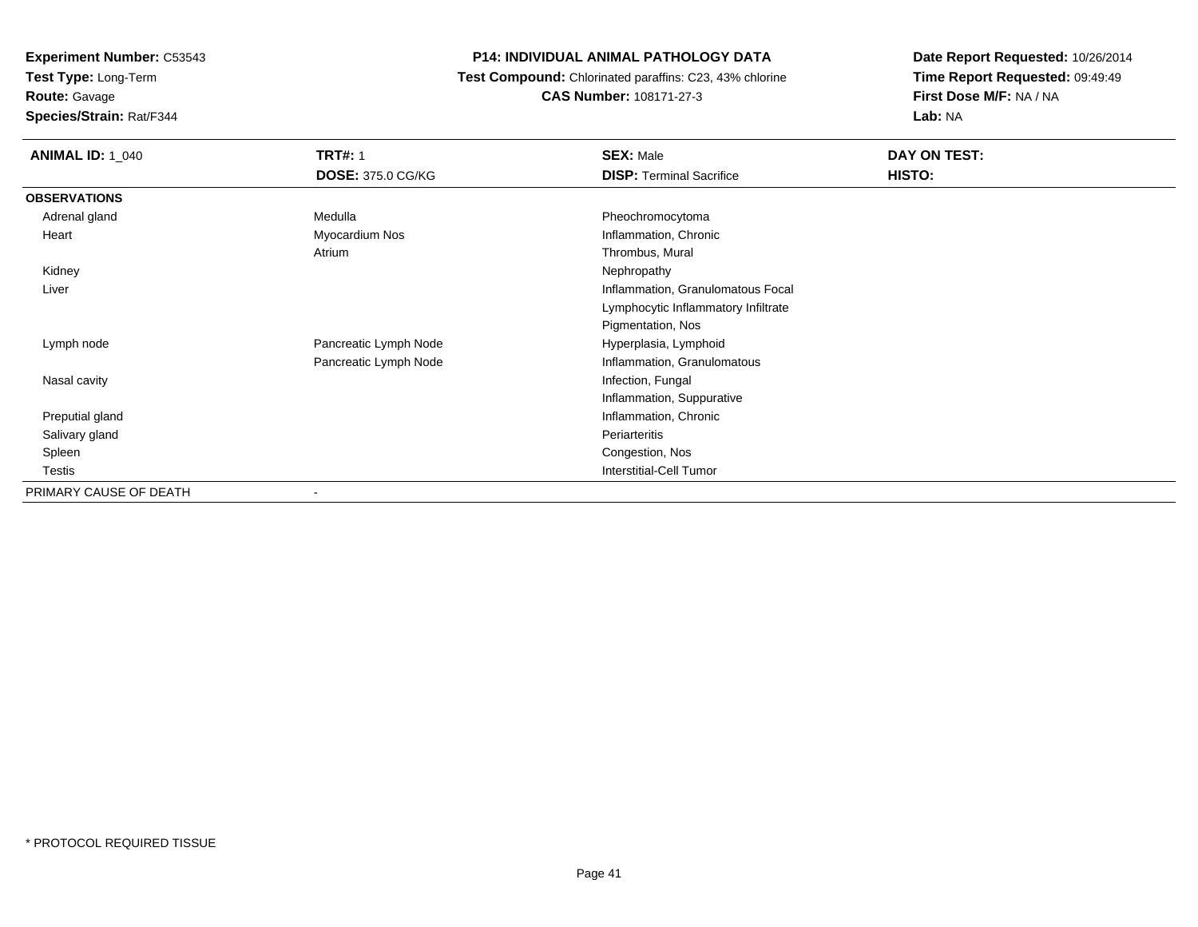**Experiment Number:** C53543
**Test Type:** Long-Term
**Route:** Gavage
**Species/Strain:** Rat/F344

**P14: INDIVIDUAL ANIMAL PATHOLOGY DATA**
**Test Compound:** Chlorinated paraffins: C23, 43% chlorine
**CAS Number:** 108171-27-3

**Date Report Requested:** 10/26/2014
**Time Report Requested:** 09:49:49
**First Dose M/F:** NA / NA
**Lab:** NA

| **ANIMAL ID:** 1_040 | **TRT#:** 1 | **SEX:** Male | **DAY ON TEST:** |
|---|---|---|---|
| | **DOSE:** 375.0 CG/KG | **DISP:** Terminal Sacrifice | **HISTO:** |
| **OBSERVATIONS** | | | |
| Adrenal gland | Medulla | Pheochromocytoma | |
| Heart | Myocardium Nos | Inflammation, Chronic | |
| | Atrium | Thrombus, Mural | |
| Kidney | | Nephropathy | |
| Liver | | Inflammation, Granulomatous Focal | |
| | | Lymphocytic Inflammatory Infiltrate | |
| | | Pigmentation, Nos | |
| Lymph node | Pancreatic Lymph Node | Hyperplasia, Lymphoid | |
| | Pancreatic Lymph Node | Inflammation, Granulomatous | |
| Nasal cavity | | Infection, Fungal | |
| | | Inflammation, Suppurative | |
| Preputial gland | | Inflammation, Chronic | |
| Salivary gland | | Periarteritis | |
| Spleen | | Congestion, Nos | |
| Testis | | Interstitial-Cell Tumor | |
| PRIMARY CAUSE OF DEATH | - | | |

* PROTOCOL REQUIRED TISSUE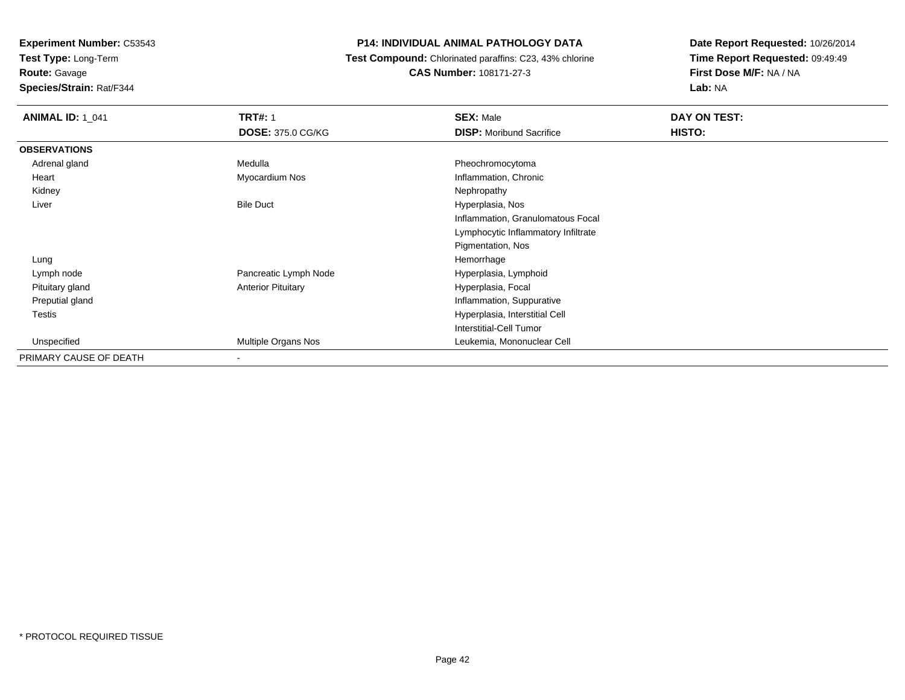**Experiment Number:** C53543
**Test Type:** Long-Term
**Route:** Gavage
**Species/Strain:** Rat/F344

**P14: INDIVIDUAL ANIMAL PATHOLOGY DATA**
**Test Compound:** Chlorinated paraffins: C23, 43% chlorine
**CAS Number:** 108171-27-3

**Date Report Requested:** 10/26/2014
**Time Report Requested:** 09:49:49
**First Dose M/F:** NA / NA
**Lab:** NA

| **ANIMAL ID:** 1_041 | **TRT#:** 1 | **SEX:** Male | **DAY ON TEST:** |
|---|---|---|---|
| | **DOSE:** 375.0 CG/KG | **DISP:** Moribund Sacrifice | **HISTO:** |
| **OBSERVATIONS** | | | |
| Adrenal gland | Medulla | Pheochromocytoma | |
| Heart | Myocardium Nos | Inflammation, Chronic | |
| Kidney | | Nephropathy | |
| Liver | Bile Duct | Hyperplasia, Nos | |
| | | Inflammation, Granulomatous Focal | |
| | | Lymphocytic Inflammatory Infiltrate | |
| | | Pigmentation, Nos | |
| Lung | | Hemorrhage | |
| Lymph node | Pancreatic Lymph Node | Hyperplasia, Lymphoid | |
| Pituitary gland | Anterior Pituitary | Hyperplasia, Focal | |
| Preputial gland | | Inflammation, Suppurative | |
| Testis | | Hyperplasia, Interstitial Cell | |
| | | Interstitial-Cell Tumor | |
| Unspecified | Multiple Organs Nos | Leukemia, Mononuclear Cell | |
| PRIMARY CAUSE OF DEATH | - | | |

* PROTOCOL REQUIRED TISSUE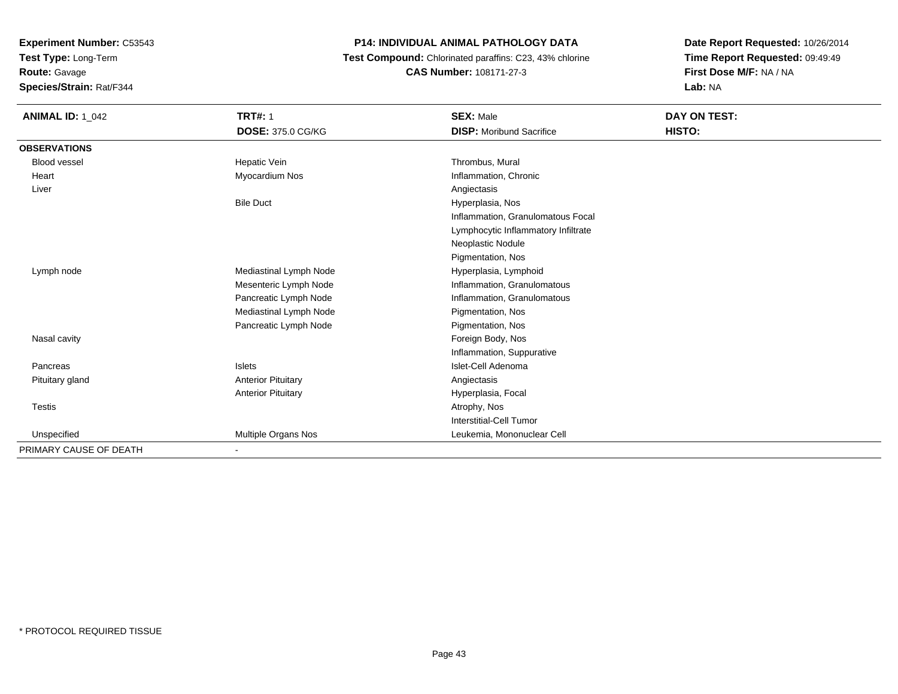**Experiment Number:** C53543
**Test Type:** Long-Term
**Route:** Gavage
**Species/Strain:** Rat/F344

# P14: INDIVIDUAL ANIMAL PATHOLOGY DATA

**Test Compound:** Chlorinated paraffins: C23, 43% chlorine
**CAS Number:** 108171-27-3

**Date Report Requested:** 10/26/2014
**Time Report Requested:** 09:49:49
**First Dose M/F:** NA / NA
**Lab:** NA

| **ANIMAL ID:** 1_042 | **TRT#:** 1 | **SEX:** Male | **DAY ON TEST:** |
|---|---|---|---|
| | **DOSE:** 375.0 CG/KG | **DISP:** Moribund Sacrifice | **HISTO:** |
| **OBSERVATIONS** | | | |
| Blood vessel | Hepatic Vein | Thrombus, Mural | |
| Heart | Myocardium Nos | Inflammation, Chronic | |
| Liver | | Angiectasis | |
| | Bile Duct | Hyperplasia, Nos | |
| | | Inflammation, Granulomatous Focal | |
| | | Lymphocytic Inflammatory Infiltrate | |
| | | Neoplastic Nodule | |
| | | Pigmentation, Nos | |
| Lymph node | Mediastinal Lymph Node | Hyperplasia, Lymphoid | |
| | Mesenteric Lymph Node | Inflammation, Granulomatous | |
| | Pancreatic Lymph Node | Inflammation, Granulomatous | |
| | Mediastinal Lymph Node | Pigmentation, Nos | |
| | Pancreatic Lymph Node | Pigmentation, Nos | |
| Nasal cavity | | Foreign Body, Nos | |
| | | Inflammation, Suppurative | |
| Pancreas | Islets | Islet-Cell Adenoma | |
| Pituitary gland | Anterior Pituitary | Angiectasis | |
| | Anterior Pituitary | Hyperplasia, Focal | |
| Testis | | Atrophy, Nos | |
| | | Interstitial-Cell Tumor | |
| Unspecified | Multiple Organs Nos | Leukemia, Mononuclear Cell | |
| PRIMARY CAUSE OF DEATH | - | | |

* PROTOCOL REQUIRED TISSUE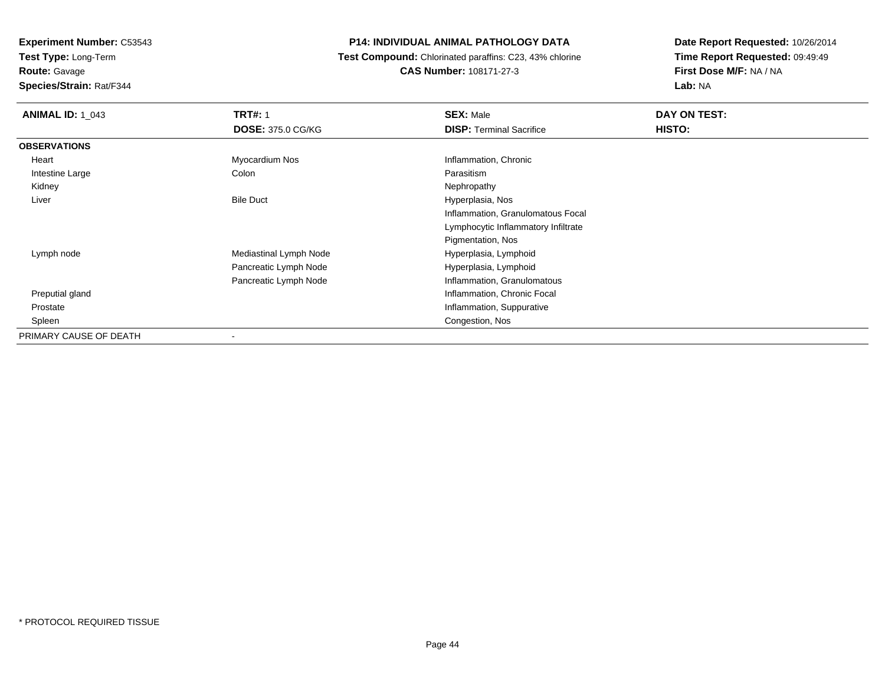**Experiment Number:** C53543
**Test Type:** Long-Term
**Route:** Gavage
**Species/Strain:** Rat/F344

## P14: INDIVIDUAL ANIMAL PATHOLOGY DATA

**Test Compound:** Chlorinated paraffins: C23, 43% chlorine
**CAS Number:** 108171-27-3

**Date Report Requested:** 10/26/2014
**Time Report Requested:** 09:49:49
**First Dose M/F:** NA / NA
**Lab:** NA

| **ANIMAL ID:** 1_043 | **TRT#:** 1 | **SEX:** Male | **DAY ON TEST:** |
|---|---|---|---|
| | **DOSE:** 375.0 CG/KG | **DISP:** Terminal Sacrifice | **HISTO:** |
| **OBSERVATIONS** | | | |
| Heart | Myocardium Nos | Inflammation, Chronic | |
| Intestine Large | Colon | Parasitism | |
| Kidney | | Nephropathy | |
| Liver | Bile Duct | Hyperplasia, Nos | |
| | | Inflammation, Granulomatous Focal | |
| | | Lymphocytic Inflammatory Infiltrate | |
| | | Pigmentation, Nos | |
| Lymph node | Mediastinal Lymph Node | Hyperplasia, Lymphoid | |
| | Pancreatic Lymph Node | Hyperplasia, Lymphoid | |
| | Pancreatic Lymph Node | Inflammation, Granulomatous | |
| Preputial gland | | Inflammation, Chronic Focal | |
| Prostate | | Inflammation, Suppurative | |
| Spleen | | Congestion, Nos | |
| PRIMARY CAUSE OF DEATH | - | | |

* PROTOCOL REQUIRED TISSUE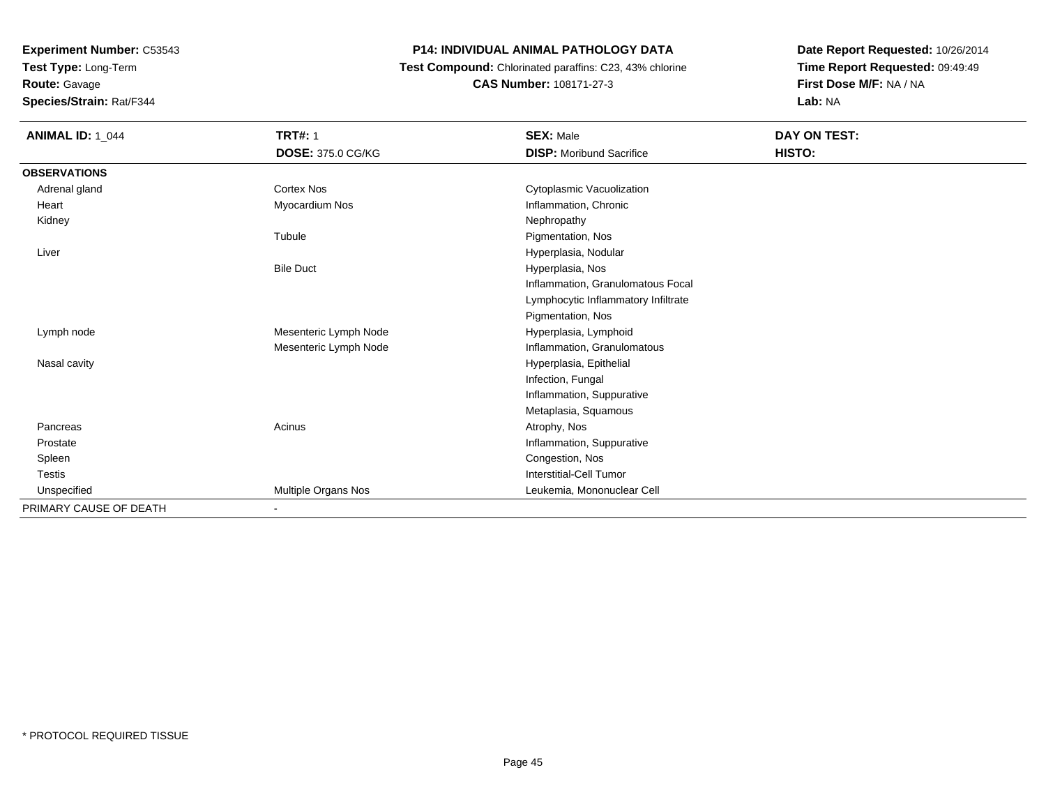**Experiment Number:** C53543
**Test Type:** Long-Term
**Route:** Gavage
**Species/Strain:** Rat/F344

**P14: INDIVIDUAL ANIMAL PATHOLOGY DATA**
**Test Compound:** Chlorinated paraffins: C23, 43% chlorine
**CAS Number:** 108171-27-3

**Date Report Requested:** 10/26/2014
**Time Report Requested:** 09:49:49
**First Dose M/F:** NA / NA
**Lab:** NA

| **ANIMAL ID:** 1_044 | **TRT#:** 1 | **SEX:** Male | **DAY ON TEST:** |
|---|---|---|---|
| | **DOSE:** 375.0 CG/KG | **DISP:** Moribund Sacrifice | **HISTO:** |
| **OBSERVATIONS** | | | |
| Adrenal gland | Cortex Nos | Cytoplasmic Vacuolization | |
| Heart | Myocardium Nos | Inflammation, Chronic | |
| Kidney | | Nephropathy | |
| | Tubule | Pigmentation, Nos | |
| Liver | | Hyperplasia, Nodular | |
| | Bile Duct | Hyperplasia, Nos | |
| | | Inflammation, Granulomatous Focal | |
| | | Lymphocytic Inflammatory Infiltrate | |
| | | Pigmentation, Nos | |
| Lymph node | Mesenteric Lymph Node | Hyperplasia, Lymphoid | |
| | Mesenteric Lymph Node | Inflammation, Granulomatous | |
| Nasal cavity | | Hyperplasia, Epithelial | |
| | | Infection, Fungal | |
| | | Inflammation, Suppurative | |
| | | Metaplasia, Squamous | |
| Pancreas | Acinus | Atrophy, Nos | |
| Prostate | | Inflammation, Suppurative | |
| Spleen | | Congestion, Nos | |
| Testis | | Interstitial-Cell Tumor | |
| Unspecified | Multiple Organs Nos | Leukemia, Mononuclear Cell | |
| PRIMARY CAUSE OF DEATH | - | | |

* PROTOCOL REQUIRED TISSUE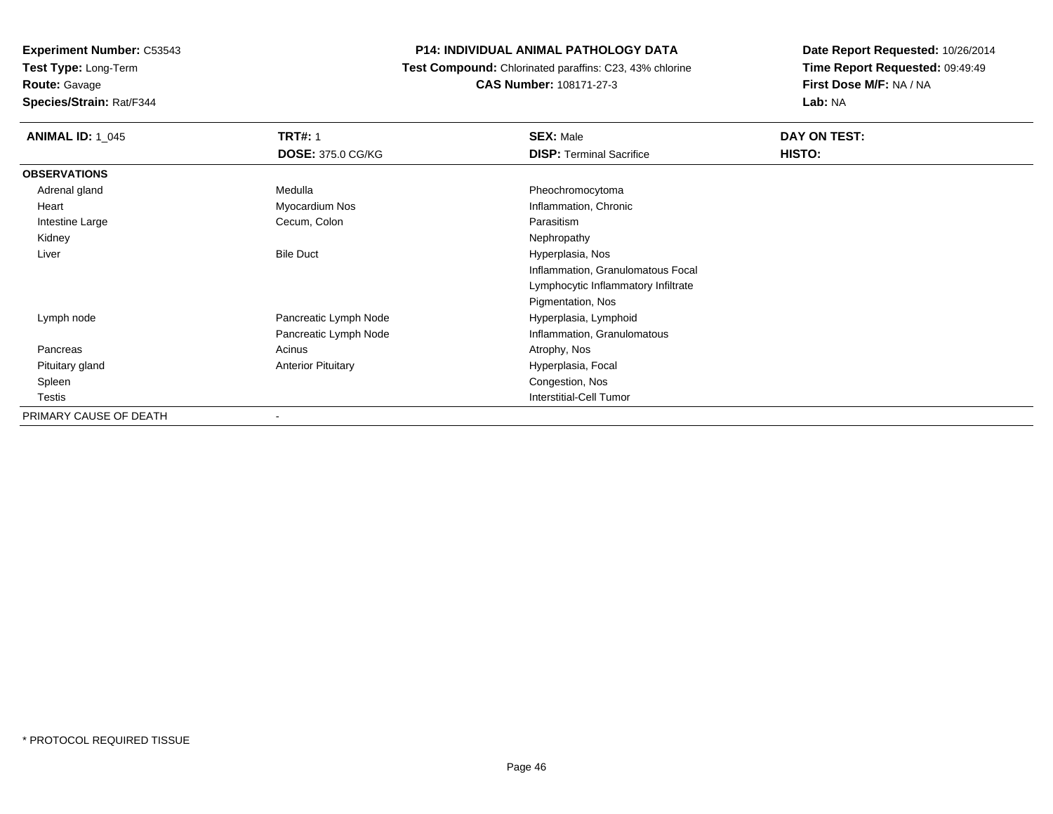**Experiment Number:** C53543
**Test Type:** Long-Term
**Route:** Gavage
**Species/Strain:** Rat/F344

**P14: INDIVIDUAL ANIMAL PATHOLOGY DATA**
**Test Compound:** Chlorinated paraffins: C23, 43% chlorine
**CAS Number:** 108171-27-3

**Date Report Requested:** 10/26/2014
**Time Report Requested:** 09:49:49
**First Dose M/F:** NA / NA
**Lab:** NA

| **ANIMAL ID:** 1_045 | **TRT#:** 1 | **SEX:** Male | **DAY ON TEST:** |
|---|---|---|---|
| | **DOSE:** 375.0 CG/KG | **DISP:** Terminal Sacrifice | **HISTO:** |
| **OBSERVATIONS** | | | |
| Adrenal gland | Medulla | Pheochromocytoma | |
| Heart | Myocardium Nos | Inflammation, Chronic | |
| Intestine Large | Cecum, Colon | Parasitism | |
| Kidney | | Nephropathy | |
| Liver | Bile Duct | Hyperplasia, Nos | |
| | | Inflammation, Granulomatous Focal | |
| | | Lymphocytic Inflammatory Infiltrate | |
| | | Pigmentation, Nos | |
| Lymph node | Pancreatic Lymph Node | Hyperplasia, Lymphoid | |
| | Pancreatic Lymph Node | Inflammation, Granulomatous | |
| Pancreas | Acinus | Atrophy, Nos | |
| Pituitary gland | Anterior Pituitary | Hyperplasia, Focal | |
| Spleen | | Congestion, Nos | |
| Testis | | Interstitial-Cell Tumor | |
| PRIMARY CAUSE OF DEATH | - | | |

* PROTOCOL REQUIRED TISSUE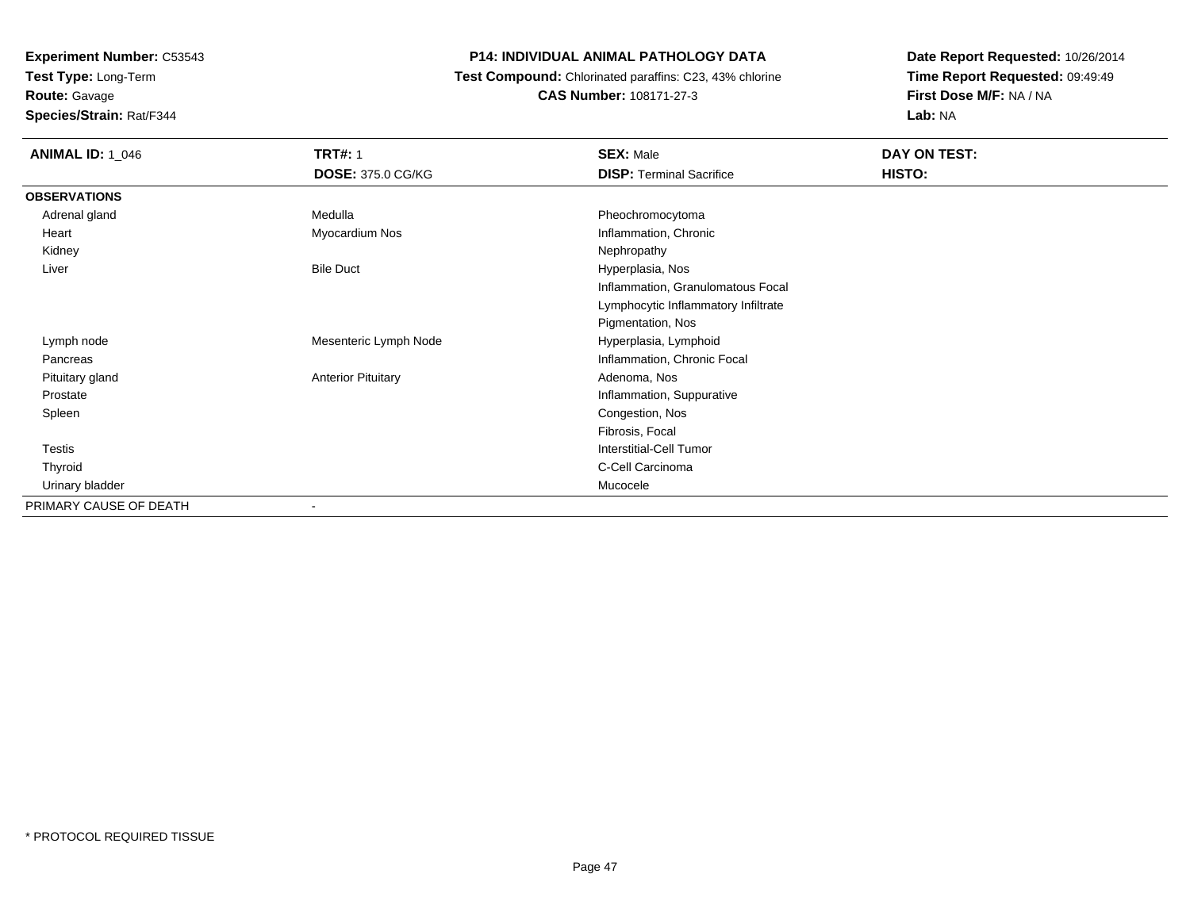**Experiment Number:** C53543
**Test Type:** Long-Term
**Route:** Gavage
**Species/Strain:** Rat/F344

**P14: INDIVIDUAL ANIMAL PATHOLOGY DATA**
**Test Compound:** Chlorinated paraffins: C23, 43% chlorine
**CAS Number:** 108171-27-3

**Date Report Requested:** 10/26/2014
**Time Report Requested:** 09:49:49
**First Dose M/F:** NA / NA
**Lab:** NA

| **ANIMAL ID:** 1_046 | **TRT#:** 1 | **SEX:** Male | **DAY ON TEST:** |
|---|---|---|---|
| | **DOSE:** 375.0 CG/KG | **DISP:** Terminal Sacrifice | **HISTO:** |
| **OBSERVATIONS** | | | |
| Adrenal gland | Medulla | Pheochromocytoma | |
| Heart | Myocardium Nos | Inflammation, Chronic | |
| Kidney | | Nephropathy | |
| Liver | Bile Duct | Hyperplasia, Nos | |
| | | Inflammation, Granulomatous Focal | |
| | | Lymphocytic Inflammatory Infiltrate | |
| | | Pigmentation, Nos | |
| Lymph node | Mesenteric Lymph Node | Hyperplasia, Lymphoid | |
| Pancreas | | Inflammation, Chronic Focal | |
| Pituitary gland | Anterior Pituitary | Adenoma, Nos | |
| Prostate | | Inflammation, Suppurative | |
| Spleen | | Congestion, Nos | |
| | | Fibrosis, Focal | |
| Testis | | Interstitial-Cell Tumor | |
| Thyroid | | C-Cell Carcinoma | |
| Urinary bladder | | Mucocele | |
| PRIMARY CAUSE OF DEATH | - | | |

* PROTOCOL REQUIRED TISSUE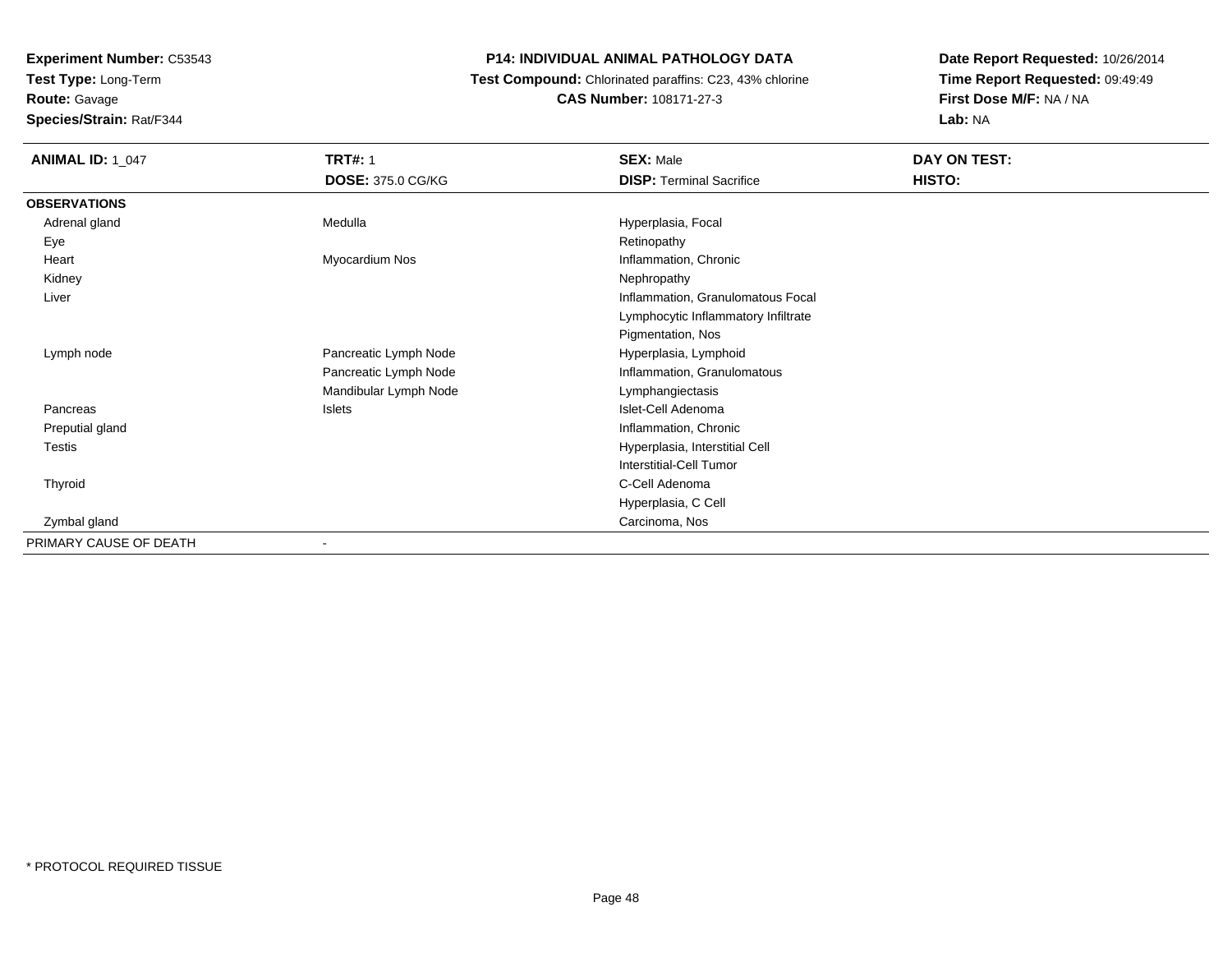**Experiment Number:** C53543
**Test Type:** Long-Term
**Route:** Gavage
**Species/Strain:** Rat/F344

**P14: INDIVIDUAL ANIMAL PATHOLOGY DATA**
**Test Compound:** Chlorinated paraffins: C23, 43% chlorine
**CAS Number:** 108171-27-3

**Date Report Requested:** 10/26/2014
**Time Report Requested:** 09:49:49
**First Dose M/F:** NA / NA
**Lab:** NA

| **ANIMAL ID:** 1_047 | **TRT#:** 1 | **SEX:** Male | **DAY ON TEST:** |
|---|---|---|---|
| | **DOSE:** 375.0 CG/KG | **DISP:** Terminal Sacrifice | **HISTO:** |
| **OBSERVATIONS** | | | |
| Adrenal gland | Medulla | Hyperplasia, Focal | |
| Eye | | Retinopathy | |
| Heart | Myocardium Nos | Inflammation, Chronic | |
| Kidney | | Nephropathy | |
| Liver | | Inflammation, Granulomatous Focal | |
| | | Lymphocytic Inflammatory Infiltrate | |
| | | Pigmentation, Nos | |
| Lymph node | Pancreatic Lymph Node | Hyperplasia, Lymphoid | |
| | Pancreatic Lymph Node | Inflammation, Granulomatous | |
| | Mandibular Lymph Node | Lymphangiectasis | |
| Pancreas | Islets | Islet-Cell Adenoma | |
| Preputial gland | | Inflammation, Chronic | |
| Testis | | Hyperplasia, Interstitial Cell | |
| | | Interstitial-Cell Tumor | |
| Thyroid | | C-Cell Adenoma | |
| | | Hyperplasia, C Cell | |
| Zymbal gland | | Carcinoma, Nos | |
| PRIMARY CAUSE OF DEATH | - | | |

* PROTOCOL REQUIRED TISSUE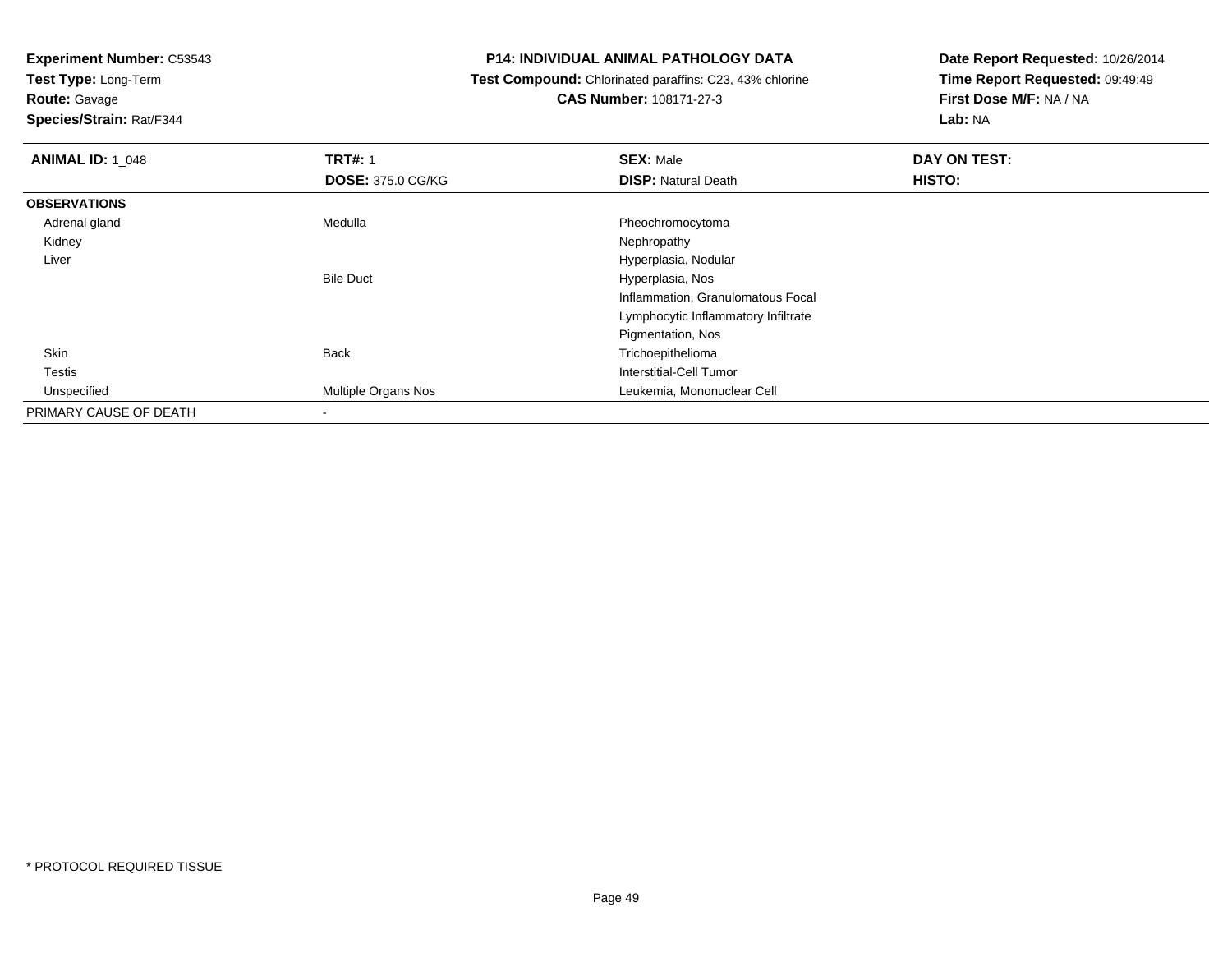**Experiment Number:** C53543
**Test Type:** Long-Term
**Route:** Gavage
**Species/Strain:** Rat/F344

**P14: INDIVIDUAL ANIMAL PATHOLOGY DATA**
**Test Compound:** Chlorinated paraffins: C23, 43% chlorine
**CAS Number:** 108171-27-3

**Date Report Requested:** 10/26/2014
**Time Report Requested:** 09:49:49
**First Dose M/F:** NA / NA
**Lab:** NA

| **ANIMAL ID:** 1_048 | **TRT#:** 1 | **SEX:** Male | **DAY ON TEST:** |
|---|---|---|---|
| | **DOSE:** 375.0 CG/KG | **DISP:** Natural Death | **HISTO:** |
| **OBSERVATIONS** | | | |
| Adrenal gland | Medulla | Pheochromocytoma | |
| Kidney | | Nephropathy | |
| Liver | | Hyperplasia, Nodular | |
| | Bile Duct | Hyperplasia, Nos | |
| | | Inflammation, Granulomatous Focal | |
| | | Lymphocytic Inflammatory Infiltrate | |
| | | Pigmentation, Nos | |
| Skin | Back | Trichoepithelioma | |
| Testis | | Interstitial-Cell Tumor | |
| Unspecified | Multiple Organs Nos | Leukemia, Mononuclear Cell | |
| PRIMARY CAUSE OF DEATH | - | | |

* PROTOCOL REQUIRED TISSUE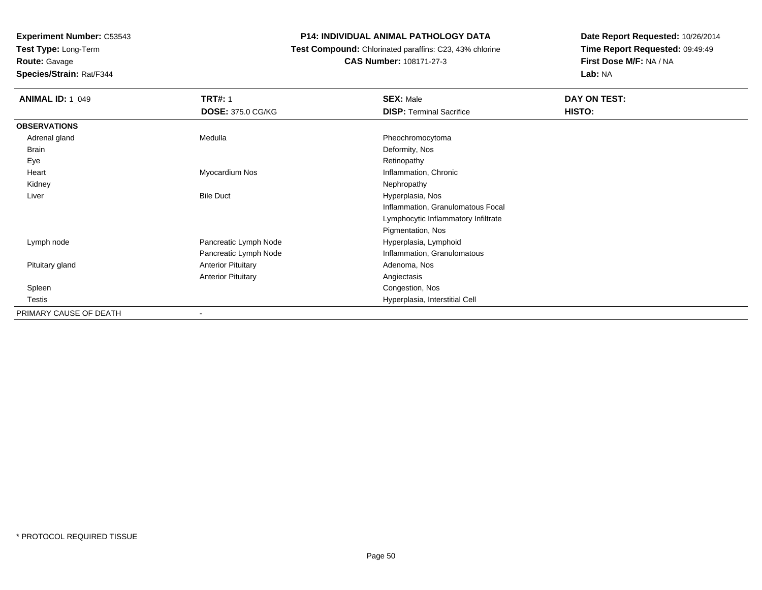**Experiment Number:** C53543
**Test Type:** Long-Term
**Route:** Gavage
**Species/Strain:** Rat/F344

**P14: INDIVIDUAL ANIMAL PATHOLOGY DATA**
**Test Compound:** Chlorinated paraffins: C23, 43% chlorine
**CAS Number:** 108171-27-3

**Date Report Requested:** 10/26/2014
**Time Report Requested:** 09:49:49
**First Dose M/F:** NA / NA
**Lab:** NA

| **ANIMAL ID:** 1_049 | **TRT#:** 1 | **SEX:** Male | **DAY ON TEST:** |
|---|---|---|---|
| | **DOSE:** 375.0 CG/KG | **DISP:** Terminal Sacrifice | **HISTO:** |
| **OBSERVATIONS** | | | |
| Adrenal gland | Medulla | Pheochromocytoma | |
| Brain | | Deformity, Nos | |
| Eye | | Retinopathy | |
| Heart | Myocardium Nos | Inflammation, Chronic | |
| Kidney | | Nephropathy | |
| Liver | Bile Duct | Hyperplasia, Nos | |
| | | Inflammation, Granulomatous Focal | |
| | | Lymphocytic Inflammatory Infiltrate | |
| | | Pigmentation, Nos | |
| Lymph node | Pancreatic Lymph Node | Hyperplasia, Lymphoid | |
| | Pancreatic Lymph Node | Inflammation, Granulomatous | |
| Pituitary gland | Anterior Pituitary | Adenoma, Nos | |
| | Anterior Pituitary | Angiectasis | |
| Spleen | | Congestion, Nos | |
| Testis | | Hyperplasia, Interstitial Cell | |
| PRIMARY CAUSE OF DEATH | - | | |

* PROTOCOL REQUIRED TISSUE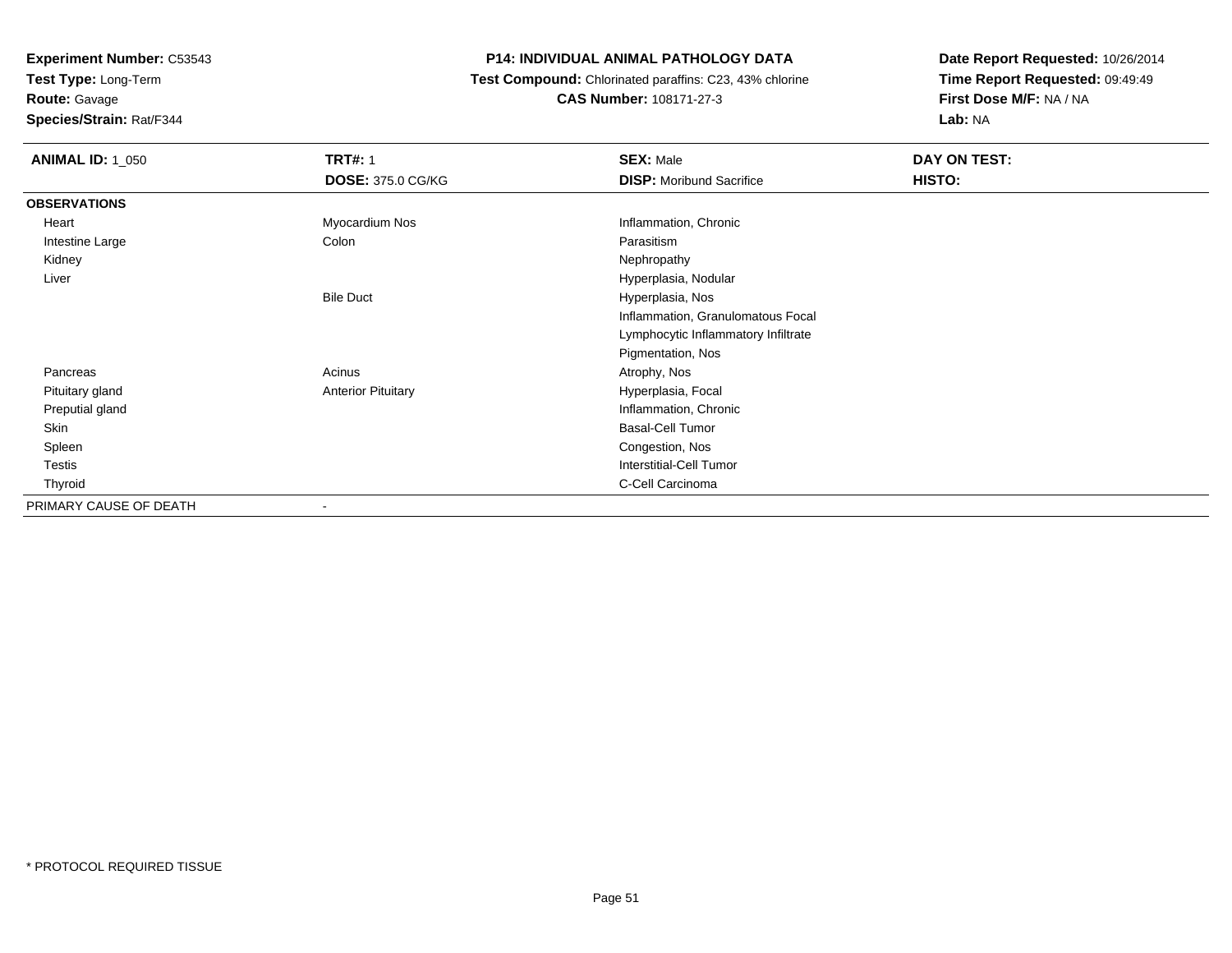**Experiment Number:** C53543
**Test Type:** Long-Term
**Route:** Gavage
**Species/Strain:** Rat/F344

**P14: INDIVIDUAL ANIMAL PATHOLOGY DATA**
**Test Compound:** Chlorinated paraffins: C23, 43% chlorine
**CAS Number:** 108171-27-3

**Date Report Requested:** 10/26/2014
**Time Report Requested:** 09:49:49
**First Dose M/F:** NA / NA
**Lab:** NA

| **ANIMAL ID:** 1_050 | **TRT#:** 1 | **SEX:** Male | **DAY ON TEST:** |
|---|---|---|---|
| | **DOSE:** 375.0 CG/KG | **DISP:** Moribund Sacrifice | **HISTO:** |
| **OBSERVATIONS** | | | |
| Heart | Myocardium Nos | Inflammation, Chronic | |
| Intestine Large | Colon | Parasitism | |
| Kidney | | Nephropathy | |
| Liver | | Hyperplasia, Nodular | |
| | Bile Duct | Hyperplasia, Nos | |
| | | Inflammation, Granulomatous Focal | |
| | | Lymphocytic Inflammatory Infiltrate | |
| | | Pigmentation, Nos | |
| Pancreas | Acinus | Atrophy, Nos | |
| Pituitary gland | Anterior Pituitary | Hyperplasia, Focal | |
| Preputial gland | | Inflammation, Chronic | |
| Skin | | Basal-Cell Tumor | |
| Spleen | | Congestion, Nos | |
| Testis | | Interstitial-Cell Tumor | |
| Thyroid | | C-Cell Carcinoma | |
| PRIMARY CAUSE OF DEATH | - | | |

* PROTOCOL REQUIRED TISSUE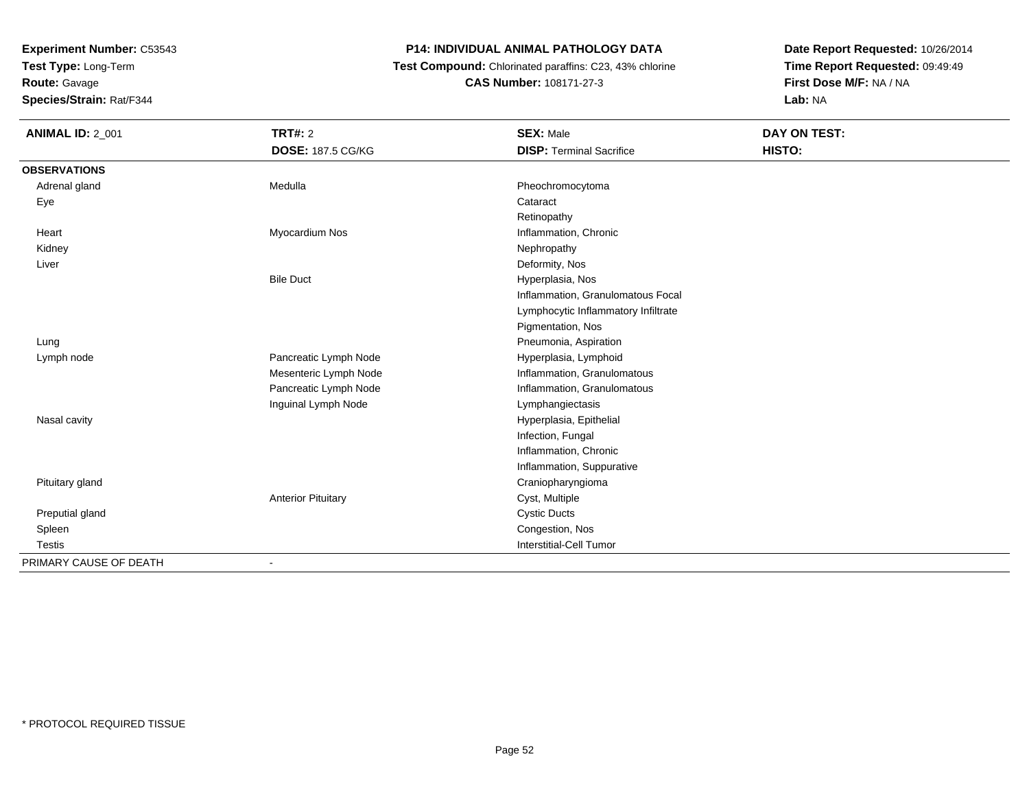**Experiment Number:** C53543
**Test Type:** Long-Term
**Route:** Gavage
**Species/Strain:** Rat/F344

**P14: INDIVIDUAL ANIMAL PATHOLOGY DATA**
**Test Compound:** Chlorinated paraffins: C23, 43% chlorine
**CAS Number:** 108171-27-3

**Date Report Requested:** 10/26/2014
**Time Report Requested:** 09:49:49
**First Dose M/F:** NA / NA
**Lab:** NA

| **ANIMAL ID:** 2_001 | **TRT#:** 2 | **SEX:** Male | **DAY ON TEST:** |
|---|---|---|---|
| | **DOSE:** 187.5 CG/KG | **DISP:** Terminal Sacrifice | **HISTO:** |
| **OBSERVATIONS** | | | |
| Adrenal gland | Medulla | Pheochromocytoma | |
| Eye | | Cataract | |
| | | Retinopathy | |
| Heart | Myocardium Nos | Inflammation, Chronic | |
| Kidney | | Nephropathy | |
| Liver | | Deformity, Nos | |
| | Bile Duct | Hyperplasia, Nos | |
| | | Inflammation, Granulomatous Focal | |
| | | Lymphocytic Inflammatory Infiltrate | |
| | | Pigmentation, Nos | |
| Lung | | Pneumonia, Aspiration | |
| Lymph node | Pancreatic Lymph Node | Hyperplasia, Lymphoid | |
| | Mesenteric Lymph Node | Inflammation, Granulomatous | |
| | Pancreatic Lymph Node | Inflammation, Granulomatous | |
| | Inguinal Lymph Node | Lymphangiectasis | |
| Nasal cavity | | Hyperplasia, Epithelial | |
| | | Infection, Fungal | |
| | | Inflammation, Chronic | |
| | | Inflammation, Suppurative | |
| Pituitary gland | | Craniopharyngioma | |
| | Anterior Pituitary | Cyst, Multiple | |
| Preputial gland | | Cystic Ducts | |
| Spleen | | Congestion, Nos | |
| Testis | | Interstitial-Cell Tumor | |
| PRIMARY CAUSE OF DEATH | - | | |

* PROTOCOL REQUIRED TISSUE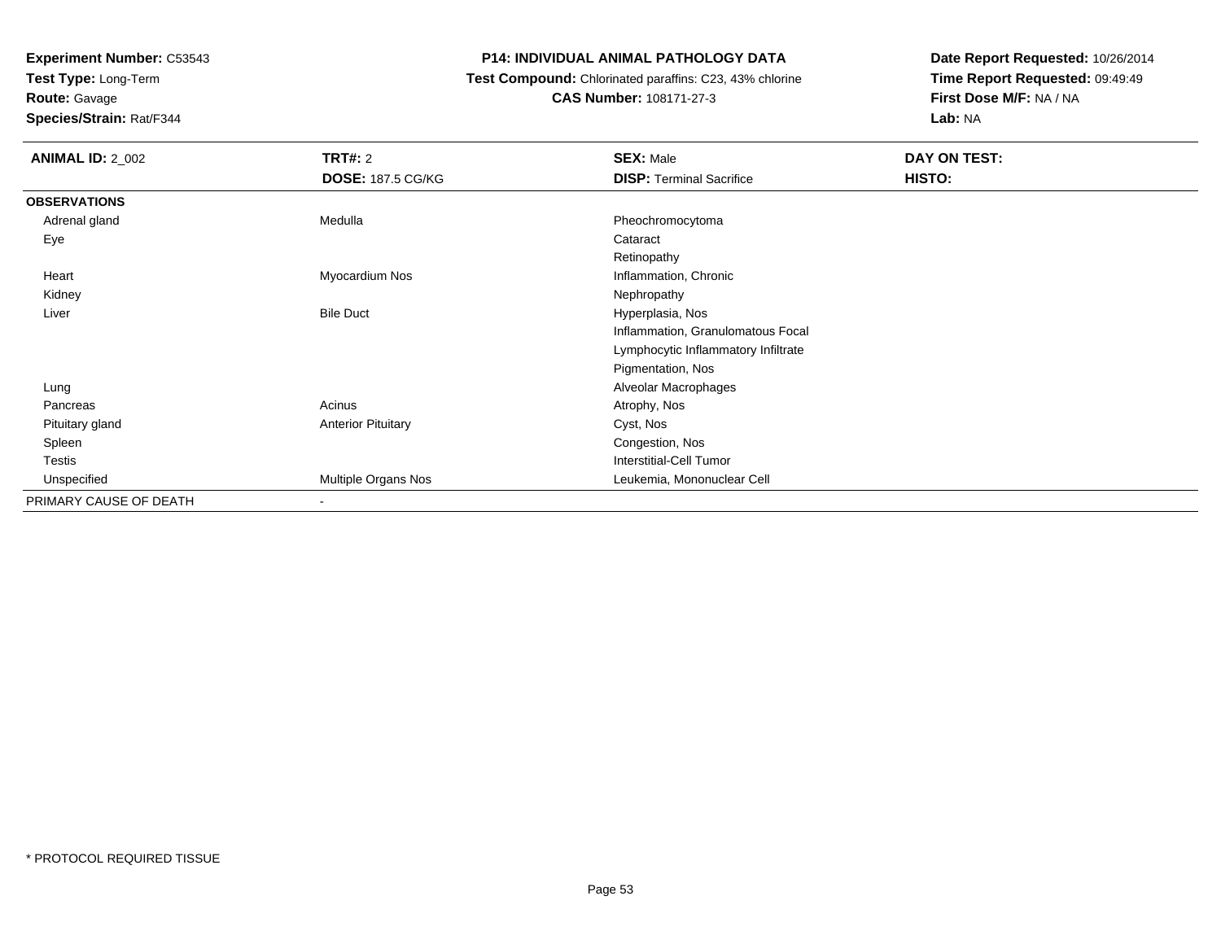**Experiment Number:** C53543
**Test Type:** Long-Term
**Route:** Gavage
**Species/Strain:** Rat/F344

**P14: INDIVIDUAL ANIMAL PATHOLOGY DATA**
**Test Compound:** Chlorinated paraffins: C23, 43% chlorine
**CAS Number:** 108171-27-3

**Date Report Requested:** 10/26/2014
**Time Report Requested:** 09:49:49
**First Dose M/F:** NA / NA
**Lab:** NA

| **ANIMAL ID:** 2_002 | **TRT#:** 2 | **SEX:** Male | **DAY ON TEST:** |
|---|---|---|---|
| | **DOSE:** 187.5 CG/KG | **DISP:** Terminal Sacrifice | **HISTO:** |
| **OBSERVATIONS** | | | |
| Adrenal gland | Medulla | Pheochromocytoma | |
| Eye | | Cataract | |
| | | Retinopathy | |
| Heart | Myocardium Nos | Inflammation, Chronic | |
| Kidney | | Nephropathy | |
| Liver | Bile Duct | Hyperplasia, Nos | |
| | | Inflammation, Granulomatous Focal | |
| | | Lymphocytic Inflammatory Infiltrate | |
| | | Pigmentation, Nos | |
| Lung | | Alveolar Macrophages | |
| Pancreas | Acinus | Atrophy, Nos | |
| Pituitary gland | Anterior Pituitary | Cyst, Nos | |
| Spleen | | Congestion, Nos | |
| Testis | | Interstitial-Cell Tumor | |
| Unspecified | Multiple Organs Nos | Leukemia, Mononuclear Cell | |
| PRIMARY CAUSE OF DEATH | - | | |

* PROTOCOL REQUIRED TISSUE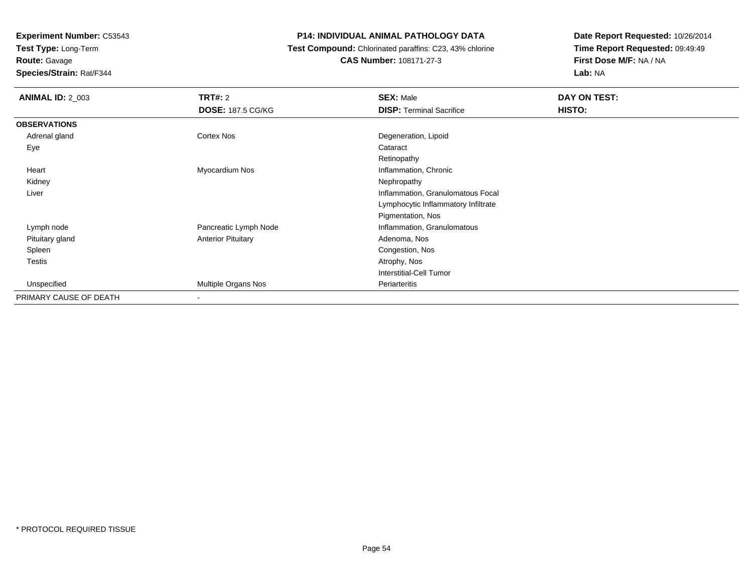**Experiment Number:** C53543
**Test Type:** Long-Term
**Route:** Gavage
**Species/Strain:** Rat/F344

**P14: INDIVIDUAL ANIMAL PATHOLOGY DATA**
**Test Compound:** Chlorinated paraffins: C23, 43% chlorine
**CAS Number:** 108171-27-3

**Date Report Requested:** 10/26/2014
**Time Report Requested:** 09:49:49
**First Dose M/F:** NA / NA
**Lab:** NA

| **ANIMAL ID:** 2_003 | **TRT#:** 2 | **SEX:** Male | **DAY ON TEST:** |
|---|---|---|---|
| | **DOSE:** 187.5 CG/KG | **DISP:** Terminal Sacrifice | **HISTO:** |
| **OBSERVATIONS** | | | |
| Adrenal gland | Cortex Nos | Degeneration, Lipoid | |
| Eye | | Cataract | |
| | | Retinopathy | |
| Heart | Myocardium Nos | Inflammation, Chronic | |
| Kidney | | Nephropathy | |
| Liver | | Inflammation, Granulomatous Focal | |
| | | Lymphocytic Inflammatory Infiltrate | |
| | | Pigmentation, Nos | |
| Lymph node | Pancreatic Lymph Node | Inflammation, Granulomatous | |
| Pituitary gland | Anterior Pituitary | Adenoma, Nos | |
| Spleen | | Congestion, Nos | |
| Testis | | Atrophy, Nos | |
| | | Interstitial-Cell Tumor | |
| Unspecified | Multiple Organs Nos | Periarteritis | |
| PRIMARY CAUSE OF DEATH | - | | |

* PROTOCOL REQUIRED TISSUE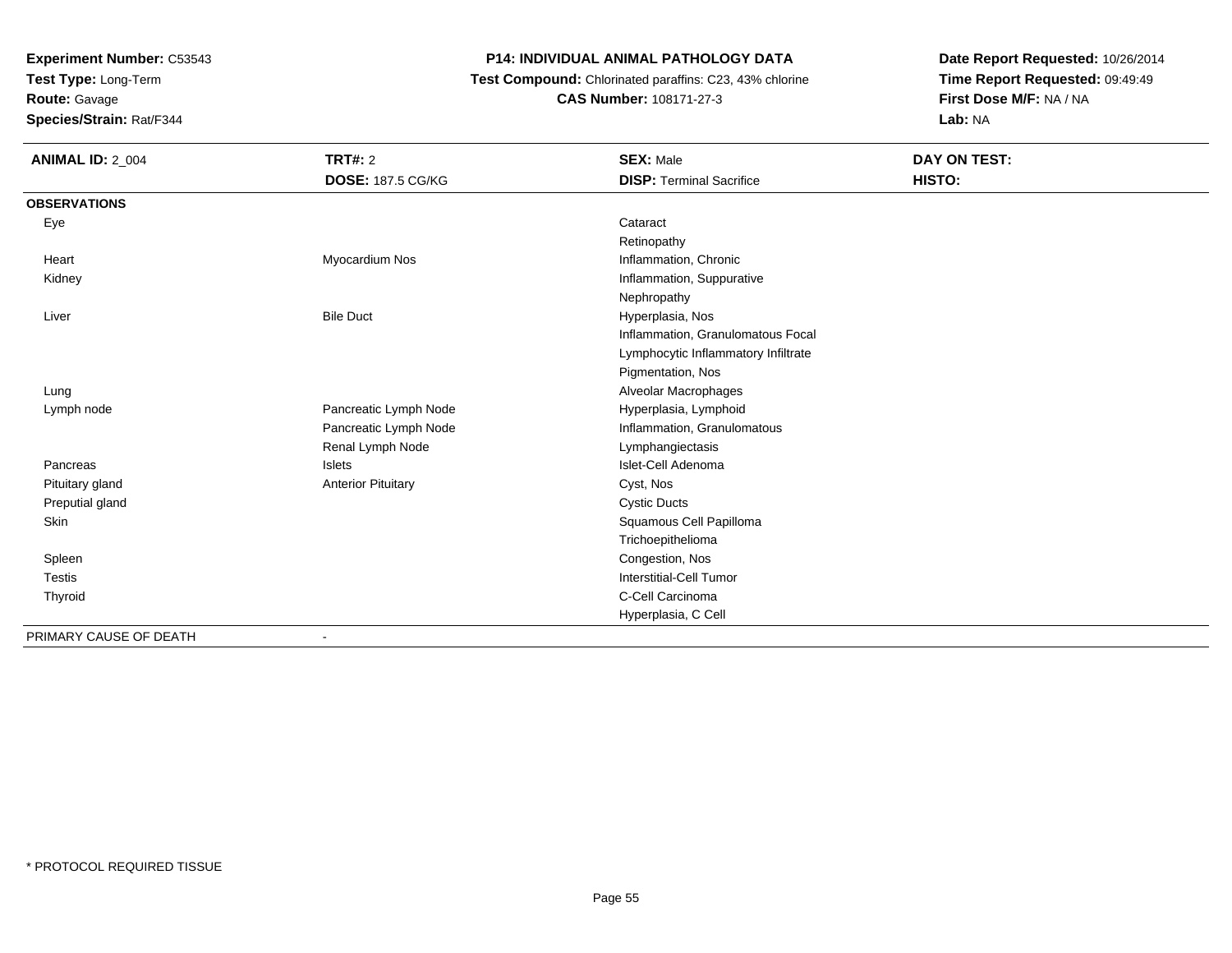**Experiment Number:** C53543
**Test Type:** Long-Term
**Route:** Gavage
**Species/Strain:** Rat/F344

**P14: INDIVIDUAL ANIMAL PATHOLOGY DATA**
**Test Compound:** Chlorinated paraffins: C23, 43% chlorine
**CAS Number:** 108171-27-3

**Date Report Requested:** 10/26/2014
**Time Report Requested:** 09:49:49
**First Dose M/F:** NA / NA
**Lab:** NA

| **ANIMAL ID:** 2_004 | **TRT#:** 2 | **SEX:** Male | **DAY ON TEST:** |
|---|---|---|---|
| | **DOSE:** 187.5 CG/KG | **DISP:** Terminal Sacrifice | **HISTO:** |
| **OBSERVATIONS** | | | |
| Eye | | Cataract | |
| | | Retinopathy | |
| Heart | Myocardium Nos | Inflammation, Chronic | |
| Kidney | | Inflammation, Suppurative | |
| | | Nephropathy | |
| Liver | Bile Duct | Hyperplasia, Nos | |
| | | Inflammation, Granulomatous Focal | |
| | | Lymphocytic Inflammatory Infiltrate | |
| | | Pigmentation, Nos | |
| Lung | | Alveolar Macrophages | |
| Lymph node | Pancreatic Lymph Node | Hyperplasia, Lymphoid | |
| | Pancreatic Lymph Node | Inflammation, Granulomatous | |
| | Renal Lymph Node | Lymphangiectasis | |
| Pancreas | Islets | Islet-Cell Adenoma | |
| Pituitary gland | Anterior Pituitary | Cyst, Nos | |
| Preputial gland | | Cystic Ducts | |
| Skin | | Squamous Cell Papilloma | |
| | | Trichoepithelioma | |
| Spleen | | Congestion, Nos | |
| Testis | | Interstitial-Cell Tumor | |
| Thyroid | | C-Cell Carcinoma | |
| | | Hyperplasia, C Cell | |
| PRIMARY CAUSE OF DEATH | - | | |

* PROTOCOL REQUIRED TISSUE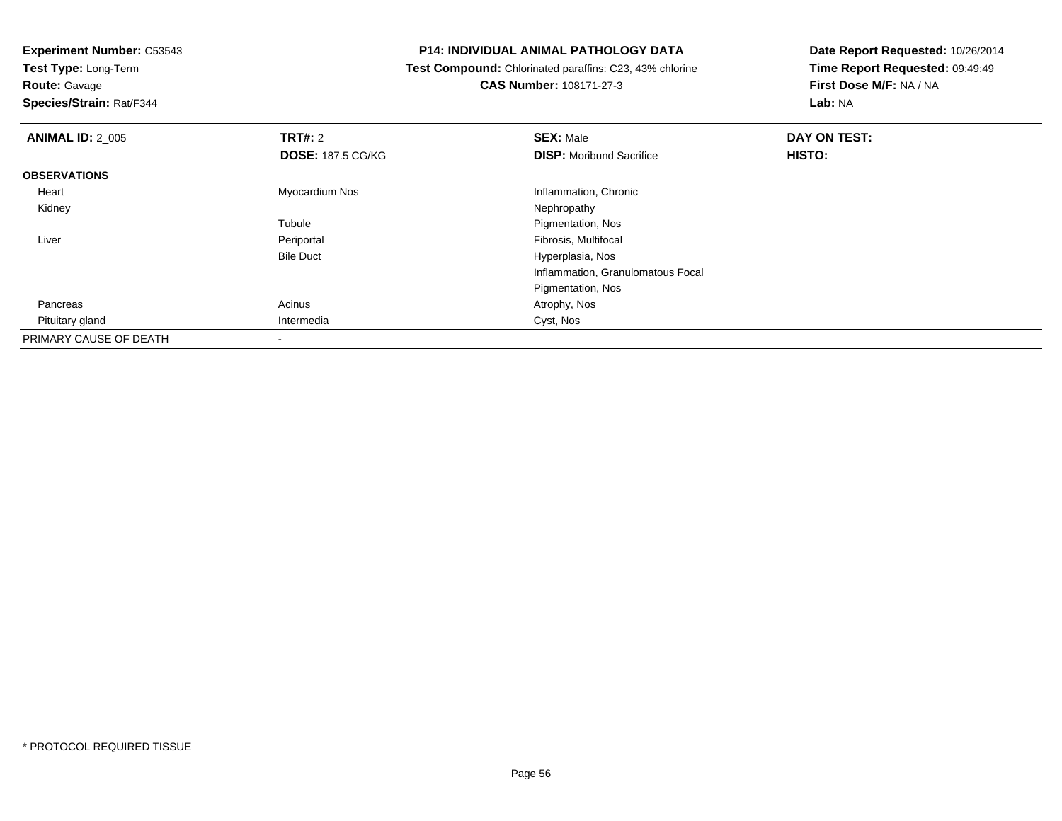**Experiment Number:** C53543
**Test Type:** Long-Term
**Route:** Gavage
**Species/Strain:** Rat/F344

**P14: INDIVIDUAL ANIMAL PATHOLOGY DATA**
**Test Compound:** Chlorinated paraffins: C23, 43% chlorine
**CAS Number:** 108171-27-3

**Date Report Requested:** 10/26/2014
**Time Report Requested:** 09:49:49
**First Dose M/F:** NA / NA
**Lab:** NA

| **ANIMAL ID:** 2_005 | **TRT#:** 2 | **SEX:** Male | **DAY ON TEST:** |
|---|---|---|---|
| | **DOSE:** 187.5 CG/KG | **DISP:** Moribund Sacrifice | **HISTO:** |
| **OBSERVATIONS** | | | |
| Heart | Myocardium Nos | Inflammation, Chronic | |
| Kidney | | Nephropathy | |
| | Tubule | Pigmentation, Nos | |
| Liver | Periportal | Fibrosis, Multifocal | |
| | Bile Duct | Hyperplasia, Nos | |
| | | Inflammation, Granulomatous Focal | |
| | | Pigmentation, Nos | |
| Pancreas | Acinus | Atrophy, Nos | |
| Pituitary gland | Intermedia | Cyst, Nos | |
| PRIMARY CAUSE OF DEATH | - | | |

* PROTOCOL REQUIRED TISSUE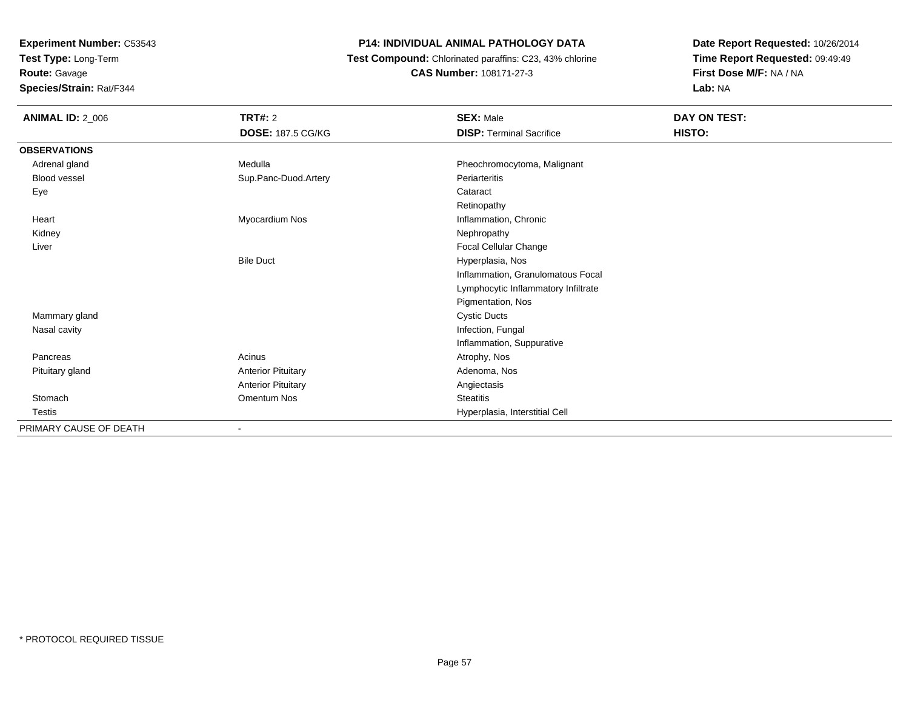**Experiment Number:** C53543
**Test Type:** Long-Term
**Route:** Gavage
**Species/Strain:** Rat/F344

**P14: INDIVIDUAL ANIMAL PATHOLOGY DATA**
**Test Compound:** Chlorinated paraffins: C23, 43% chlorine
**CAS Number:** 108171-27-3

**Date Report Requested:** 10/26/2014
**Time Report Requested:** 09:49:49
**First Dose M/F:** NA / NA
**Lab:** NA

| **ANIMAL ID:** 2_006 | **TRT#:** 2 | **SEX:** Male | **DAY ON TEST:** |
|---|---|---|---|
| | **DOSE:** 187.5 CG/KG | **DISP:** Terminal Sacrifice | **HISTO:** |
| **OBSERVATIONS** | | | |
| Adrenal gland | Medulla | Pheochromocytoma, Malignant | |
| Blood vessel | Sup.Panc-Duod.Artery | Periarteritis | |
| Eye | | Cataract | |
| | | Retinopathy | |
| Heart | Myocardium Nos | Inflammation, Chronic | |
| Kidney | | Nephropathy | |
| Liver | | Focal Cellular Change | |
| | Bile Duct | Hyperplasia, Nos | |
| | | Inflammation, Granulomatous Focal | |
| | | Lymphocytic Inflammatory Infiltrate | |
| | | Pigmentation, Nos | |
| Mammary gland | | Cystic Ducts | |
| Nasal cavity | | Infection, Fungal | |
| | | Inflammation, Suppurative | |
| Pancreas | Acinus | Atrophy, Nos | |
| Pituitary gland | Anterior Pituitary | Adenoma, Nos | |
| | Anterior Pituitary | Angiectasis | |
| Stomach | Omentum Nos | Steatitis | |
| Testis | | Hyperplasia, Interstitial Cell | |
| PRIMARY CAUSE OF DEATH | - | | |

* PROTOCOL REQUIRED TISSUE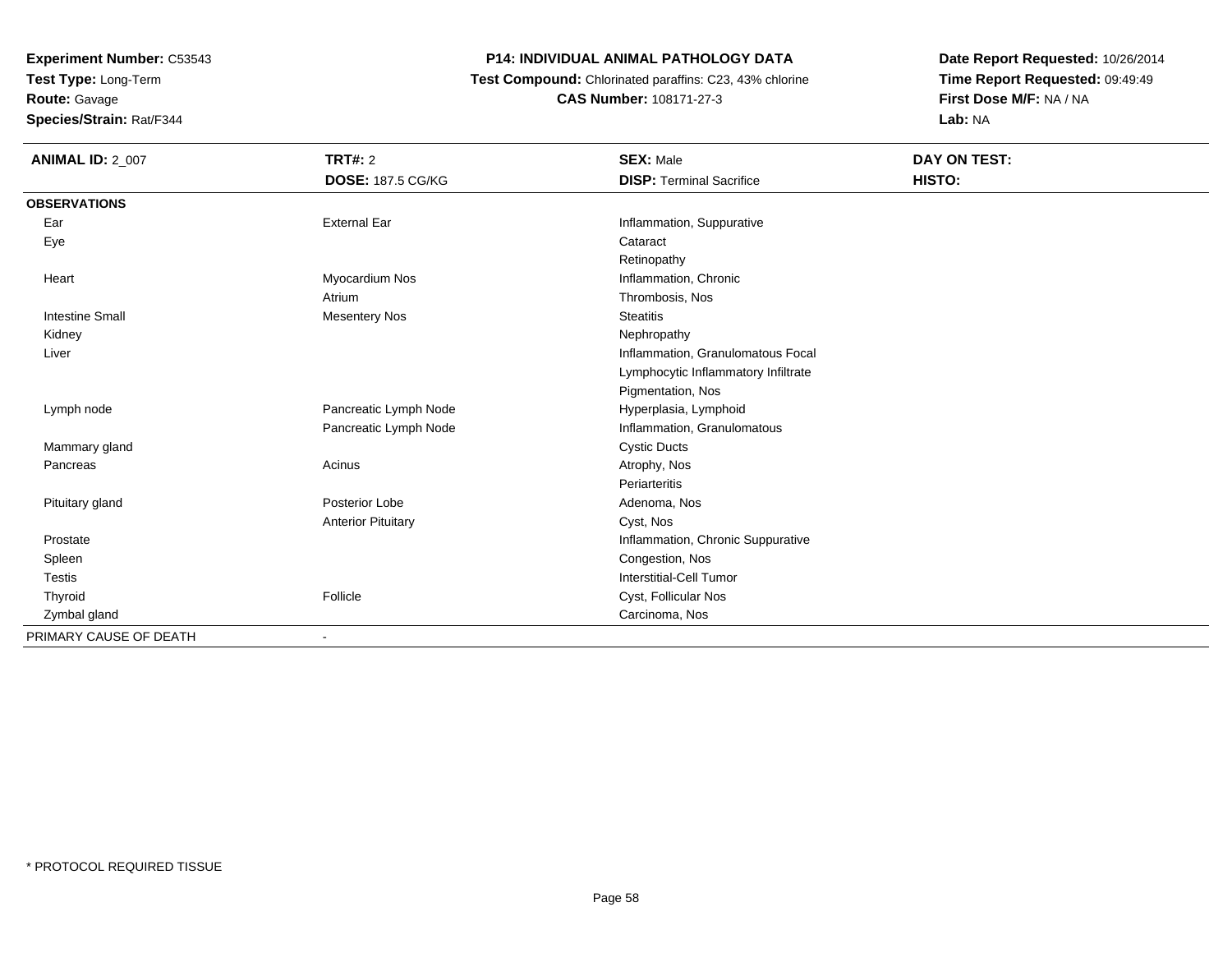**Experiment Number:** C53543
**Test Type:** Long-Term
**Route:** Gavage
**Species/Strain:** Rat/F344

**P14: INDIVIDUAL ANIMAL PATHOLOGY DATA**
**Test Compound:** Chlorinated paraffins: C23, 43% chlorine
**CAS Number:** 108171-27-3

**Date Report Requested:** 10/26/2014
**Time Report Requested:** 09:49:49
**First Dose M/F:** NA / NA
**Lab:** NA

| **ANIMAL ID:** 2_007 | **TRT#:** 2 | **SEX:** Male | **DAY ON TEST:** |
|---|---|---|---|
| | **DOSE:** 187.5 CG/KG | **DISP:** Terminal Sacrifice | **HISTO:** |
| **OBSERVATIONS** | | | |
| Ear | External Ear | Inflammation, Suppurative | |
| Eye | | Cataract | |
| | | Retinopathy | |
| Heart | Myocardium Nos | Inflammation, Chronic | |
| | Atrium | Thrombosis, Nos | |
| Intestine Small | Mesentery Nos | Steatitis | |
| Kidney | | Nephropathy | |
| Liver | | Inflammation, Granulomatous Focal | |
| | | Lymphocytic Inflammatory Infiltrate | |
| | | Pigmentation, Nos | |
| Lymph node | Pancreatic Lymph Node | Hyperplasia, Lymphoid | |
| | Pancreatic Lymph Node | Inflammation, Granulomatous | |
| Mammary gland | | Cystic Ducts | |
| Pancreas | Acinus | Atrophy, Nos | |
| | | Periarteritis | |
| Pituitary gland | Posterior Lobe | Adenoma, Nos | |
| | Anterior Pituitary | Cyst, Nos | |
| Prostate | | Inflammation, Chronic Suppurative | |
| Spleen | | Congestion, Nos | |
| Testis | | Interstitial-Cell Tumor | |
| Thyroid | Follicle | Cyst, Follicular Nos | |
| Zymbal gland | | Carcinoma, Nos | |
| PRIMARY CAUSE OF DEATH | - | | |

* PROTOCOL REQUIRED TISSUE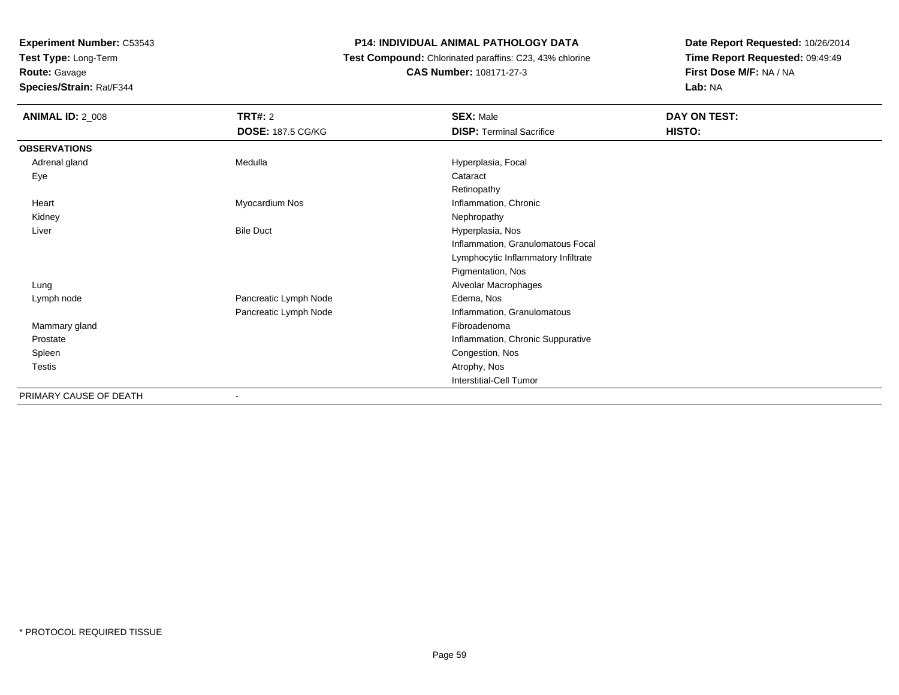**Experiment Number:** C53543
**Test Type:** Long-Term
**Route:** Gavage
**Species/Strain:** Rat/F344

**P14: INDIVIDUAL ANIMAL PATHOLOGY DATA**
**Test Compound:** Chlorinated paraffins: C23, 43% chlorine
**CAS Number:** 108171-27-3

**Date Report Requested:** 10/26/2014
**Time Report Requested:** 09:49:49
**First Dose M/F:** NA / NA
**Lab:** NA

| **ANIMAL ID:** 2_008 | **TRT#:** 2 | **SEX:** Male | **DAY ON TEST:** |
|---|---|---|---|
| | **DOSE:** 187.5 CG/KG | **DISP:** Terminal Sacrifice | **HISTO:** |
| **OBSERVATIONS** | | | |
| Adrenal gland | Medulla | Hyperplasia, Focal | |
| Eye | | Cataract | |
| | | Retinopathy | |
| Heart | Myocardium Nos | Inflammation, Chronic | |
| Kidney | | Nephropathy | |
| Liver | Bile Duct | Hyperplasia, Nos | |
| | | Inflammation, Granulomatous Focal | |
| | | Lymphocytic Inflammatory Infiltrate | |
| | | Pigmentation, Nos | |
| Lung | | Alveolar Macrophages | |
| Lymph node | Pancreatic Lymph Node | Edema, Nos | |
| | Pancreatic Lymph Node | Inflammation, Granulomatous | |
| Mammary gland | | Fibroadenoma | |
| Prostate | | Inflammation, Chronic Suppurative | |
| Spleen | | Congestion, Nos | |
| Testis | | Atrophy, Nos | |
| | | Interstitial-Cell Tumor | |
| PRIMARY CAUSE OF DEATH | - | | |

* PROTOCOL REQUIRED TISSUE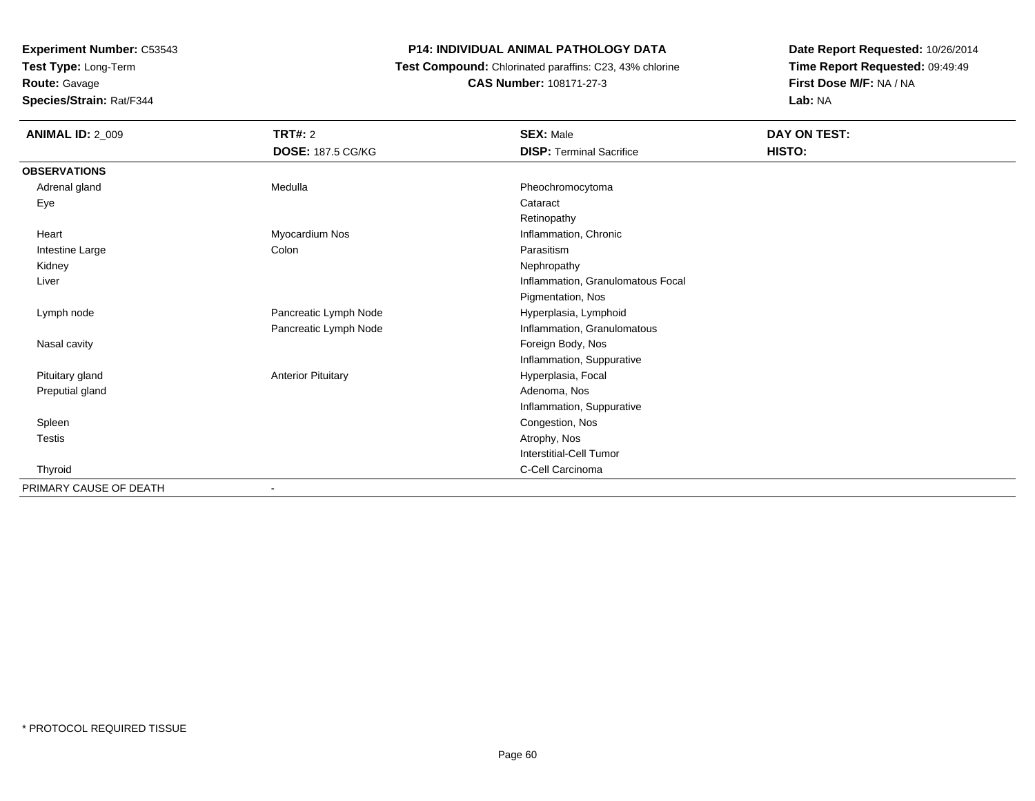**Experiment Number:** C53543
**Test Type:** Long-Term
**Route:** Gavage
**Species/Strain:** Rat/F344

**P14: INDIVIDUAL ANIMAL PATHOLOGY DATA**
**Test Compound:** Chlorinated paraffins: C23, 43% chlorine
**CAS Number:** 108171-27-3

**Date Report Requested:** 10/26/2014
**Time Report Requested:** 09:49:49
**First Dose M/F:** NA / NA
**Lab:** NA

| **ANIMAL ID:** 2_009 | **TRT#:** 2 | **SEX:** Male | **DAY ON TEST:** |
|---|---|---|---|
| | **DOSE:** 187.5 CG/KG | **DISP:** Terminal Sacrifice | **HISTO:** |
| **OBSERVATIONS** | | | |
| Adrenal gland | Medulla | Pheochromocytoma | |
| Eye | | Cataract | |
| | | Retinopathy | |
| Heart | Myocardium Nos | Inflammation, Chronic | |
| Intestine Large | Colon | Parasitism | |
| Kidney | | Nephropathy | |
| Liver | | Inflammation, Granulomatous Focal | |
| | | Pigmentation, Nos | |
| Lymph node | Pancreatic Lymph Node | Hyperplasia, Lymphoid | |
| | Pancreatic Lymph Node | Inflammation, Granulomatous | |
| Nasal cavity | | Foreign Body, Nos | |
| | | Inflammation, Suppurative | |
| Pituitary gland | Anterior Pituitary | Hyperplasia, Focal | |
| Preputial gland | | Adenoma, Nos | |
| | | Inflammation, Suppurative | |
| Spleen | | Congestion, Nos | |
| Testis | | Atrophy, Nos | |
| | | Interstitial-Cell Tumor | |
| Thyroid | | C-Cell Carcinoma | |
| PRIMARY CAUSE OF DEATH | - | | |

* PROTOCOL REQUIRED TISSUE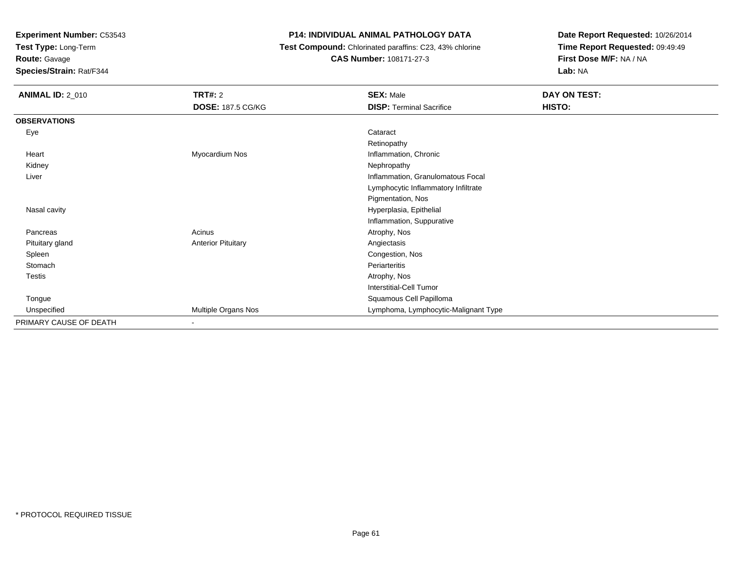**Experiment Number:** C53543
**Test Type:** Long-Term
**Route:** Gavage
**Species/Strain:** Rat/F344

**P14: INDIVIDUAL ANIMAL PATHOLOGY DATA**
**Test Compound:** Chlorinated paraffins: C23, 43% chlorine
**CAS Number:** 108171-27-3

**Date Report Requested:** 10/26/2014
**Time Report Requested:** 09:49:49
**First Dose M/F:** NA / NA
**Lab:** NA

| **ANIMAL ID:** 2_010 | **TRT#:** 2 | **SEX:** Male | **DAY ON TEST:** |
|---|---|---|---|
| | **DOSE:** 187.5 CG/KG | **DISP:** Terminal Sacrifice | **HISTO:** |
| **OBSERVATIONS** | | | |
| Eye | | Cataract | |
| | | Retinopathy | |
| Heart | Myocardium Nos | Inflammation, Chronic | |
| Kidney | | Nephropathy | |
| Liver | | Inflammation, Granulomatous Focal | |
| | | Lymphocytic Inflammatory Infiltrate | |
| | | Pigmentation, Nos | |
| Nasal cavity | | Hyperplasia, Epithelial | |
| | | Inflammation, Suppurative | |
| Pancreas | Acinus | Atrophy, Nos | |
| Pituitary gland | Anterior Pituitary | Angiectasis | |
| Spleen | | Congestion, Nos | |
| Stomach | | Periarteritis | |
| Testis | | Atrophy, Nos | |
| | | Interstitial-Cell Tumor | |
| Tongue | | Squamous Cell Papilloma | |
| Unspecified | Multiple Organs Nos | Lymphoma, Lymphocytic-Malignant Type | |
| PRIMARY CAUSE OF DEATH | - | | |

* PROTOCOL REQUIRED TISSUE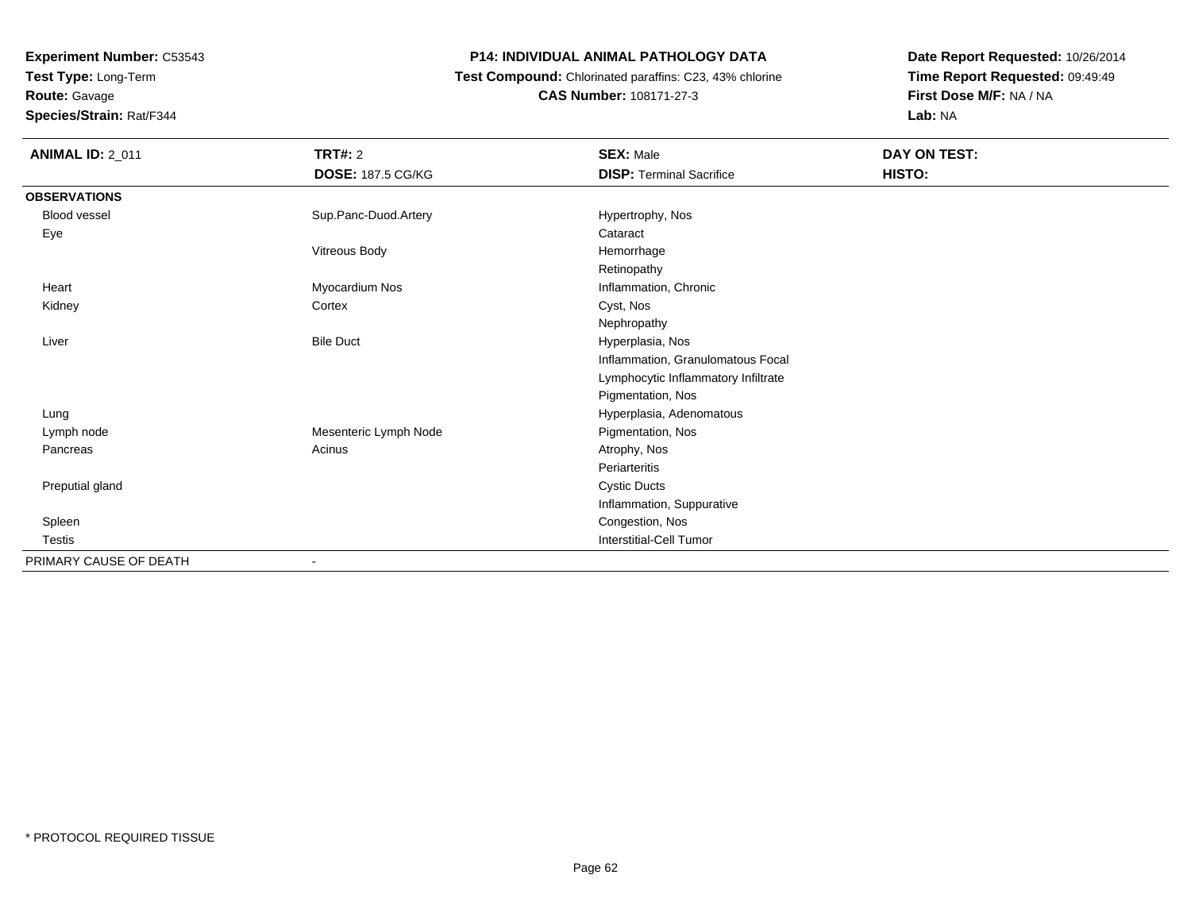**Experiment Number:** C53543
**Test Type:** Long-Term
**Route:** Gavage
**Species/Strain:** Rat/F344

**P14: INDIVIDUAL ANIMAL PATHOLOGY DATA**
**Test Compound:** Chlorinated paraffins: C23, 43% chlorine
**CAS Number:** 108171-27-3

**Date Report Requested:** 10/26/2014
**Time Report Requested:** 09:49:49
**First Dose M/F:** NA / NA
**Lab:** NA

| **ANIMAL ID:** 2_011 | **TRT#:** 2 | **SEX:** Male | **DAY ON TEST:** |
|---|---|---|---|
| | **DOSE:** 187.5 CG/KG | **DISP:** Terminal Sacrifice | **HISTO:** |
| **OBSERVATIONS** | | | |
| Blood vessel | Sup.Panc-Duod.Artery | Hypertrophy, Nos | |
| Eye | | Cataract | |
| | Vitreous Body | Hemorrhage | |
| | | Retinopathy | |
| Heart | Myocardium Nos | Inflammation, Chronic | |
| Kidney | Cortex | Cyst, Nos | |
| | | Nephropathy | |
| Liver | Bile Duct | Hyperplasia, Nos | |
| | | Inflammation, Granulomatous Focal | |
| | | Lymphocytic Inflammatory Infiltrate | |
| | | Pigmentation, Nos | |
| Lung | | Hyperplasia, Adenomatous | |
| Lymph node | Mesenteric Lymph Node | Pigmentation, Nos | |
| Pancreas | Acinus | Atrophy, Nos | |
| | | Periarteritis | |
| Preputial gland | | Cystic Ducts | |
| | | Inflammation, Suppurative | |
| Spleen | | Congestion, Nos | |
| Testis | | Interstitial-Cell Tumor | |
| PRIMARY CAUSE OF DEATH | - | | |

* PROTOCOL REQUIRED TISSUE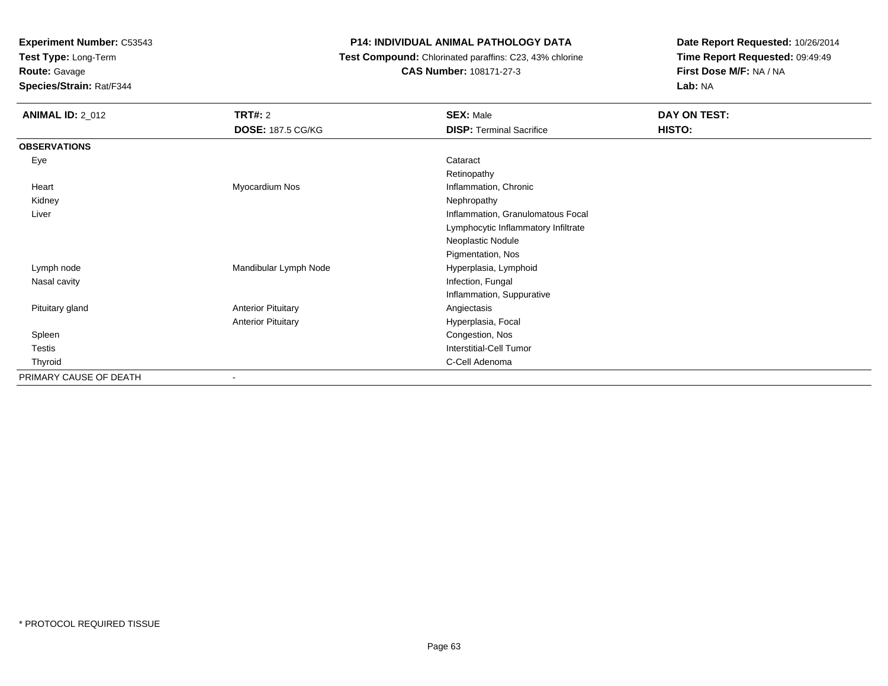**Experiment Number:** C53543
**Test Type:** Long-Term
**Route:** Gavage
**Species/Strain:** Rat/F344

**P14: INDIVIDUAL ANIMAL PATHOLOGY DATA**
**Test Compound:** Chlorinated paraffins: C23, 43% chlorine
**CAS Number:** 108171-27-3

**Date Report Requested:** 10/26/2014
**Time Report Requested:** 09:49:49
**First Dose M/F:** NA / NA
**Lab:** NA

| **ANIMAL ID:** 2_012 | **TRT#:** 2 | **SEX:** Male | **DAY ON TEST:** |
|---|---|---|---|
| | **DOSE:** 187.5 CG/KG | **DISP:** Terminal Sacrifice | **HISTO:** |
| **OBSERVATIONS** | | | |
| Eye | | Cataract | |
| | | Retinopathy | |
| Heart | Myocardium Nos | Inflammation, Chronic | |
| Kidney | | Nephropathy | |
| Liver | | Inflammation, Granulomatous Focal | |
| | | Lymphocytic Inflammatory Infiltrate | |
| | | Neoplastic Nodule | |
| | | Pigmentation, Nos | |
| Lymph node | Mandibular Lymph Node | Hyperplasia, Lymphoid | |
| Nasal cavity | | Infection, Fungal | |
| | | Inflammation, Suppurative | |
| Pituitary gland | Anterior Pituitary | Angiectasis | |
| | Anterior Pituitary | Hyperplasia, Focal | |
| Spleen | | Congestion, Nos | |
| Testis | | Interstitial-Cell Tumor | |
| Thyroid | | C-Cell Adenoma | |
| PRIMARY CAUSE OF DEATH | - | | |

* PROTOCOL REQUIRED TISSUE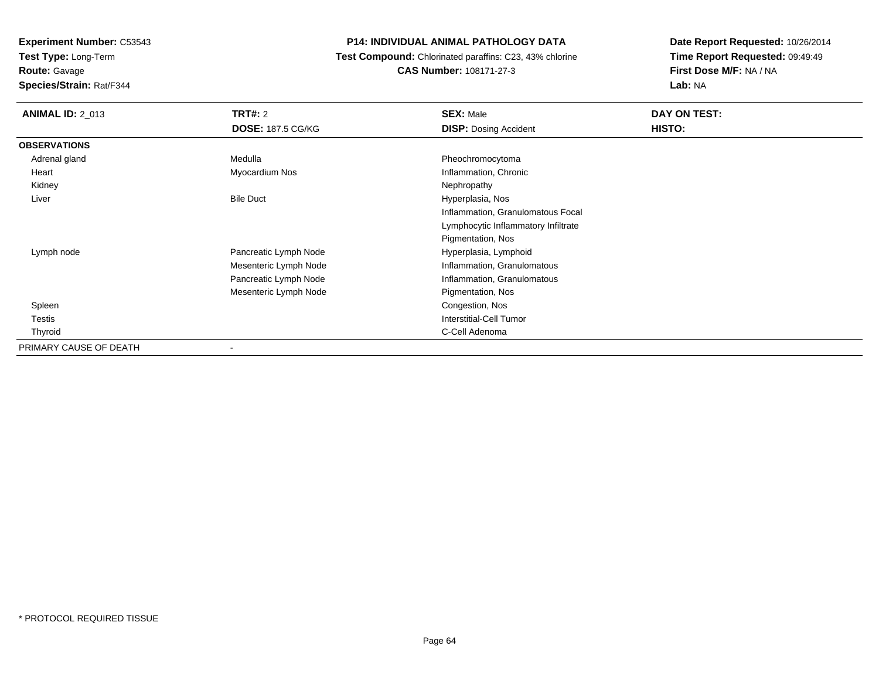**Experiment Number:** C53543
**Test Type:** Long-Term
**Route:** Gavage
**Species/Strain:** Rat/F344

**P14: INDIVIDUAL ANIMAL PATHOLOGY DATA**
**Test Compound:** Chlorinated paraffins: C23, 43% chlorine
**CAS Number:** 108171-27-3

**Date Report Requested:** 10/26/2014
**Time Report Requested:** 09:49:49
**First Dose M/F:** NA / NA
**Lab:** NA

| **ANIMAL ID:** 2_013 | **TRT#:** 2 | **SEX:** Male | **DAY ON TEST:** |
|---|---|---|---|
| | **DOSE:** 187.5 CG/KG | **DISP:** Dosing Accident | **HISTO:** |
| **OBSERVATIONS** | | | |
| Adrenal gland | Medulla | Pheochromocytoma | |
| Heart | Myocardium Nos | Inflammation, Chronic | |
| Kidney | | Nephropathy | |
| Liver | Bile Duct | Hyperplasia, Nos | |
| | | Inflammation, Granulomatous Focal | |
| | | Lymphocytic Inflammatory Infiltrate | |
| | | Pigmentation, Nos | |
| Lymph node | Pancreatic Lymph Node | Hyperplasia, Lymphoid | |
| | Mesenteric Lymph Node | Inflammation, Granulomatous | |
| | Pancreatic Lymph Node | Inflammation, Granulomatous | |
| | Mesenteric Lymph Node | Pigmentation, Nos | |
| Spleen | | Congestion, Nos | |
| Testis | | Interstitial-Cell Tumor | |
| Thyroid | | C-Cell Adenoma | |
| PRIMARY CAUSE OF DEATH | - | | |

* PROTOCOL REQUIRED TISSUE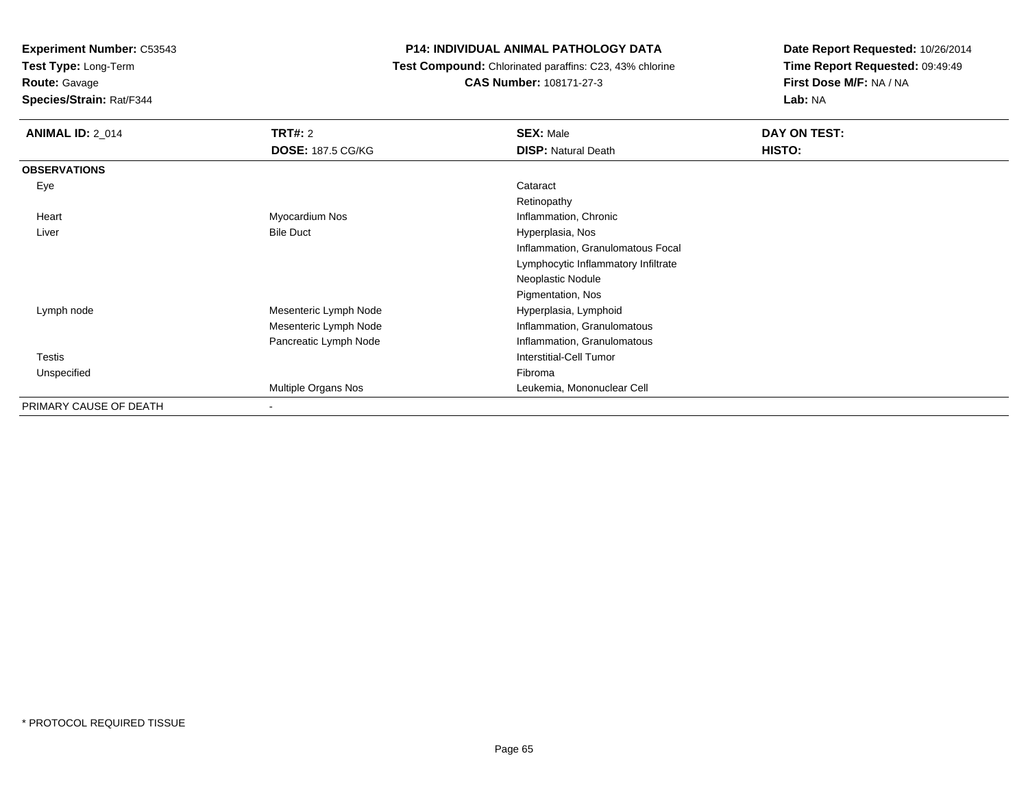**Experiment Number:** C53543
**Test Type:** Long-Term
**Route:** Gavage
**Species/Strain:** Rat/F344

# P14: INDIVIDUAL ANIMAL PATHOLOGY DATA

**Test Compound:** Chlorinated paraffins: C23, 43% chlorine
**CAS Number:** 108171-27-3

**Date Report Requested:** 10/26/2014
**Time Report Requested:** 09:49:49
**First Dose M/F:** NA / NA
**Lab:** NA

| **ANIMAL ID:** 2_014 | **TRT#:** 2 | **SEX:** Male | **DAY ON TEST:** |
|---|---|---|---|
| | **DOSE:** 187.5 CG/KG | **DISP:** Natural Death | **HISTO:** |
| **OBSERVATIONS** | | | |
| Eye | | Cataract | |
| | | Retinopathy | |
| Heart | Myocardium Nos | Inflammation, Chronic | |
| Liver | Bile Duct | Hyperplasia, Nos | |
| | | Inflammation, Granulomatous Focal | |
| | | Lymphocytic Inflammatory Infiltrate | |
| | | Neoplastic Nodule | |
| | | Pigmentation, Nos | |
| Lymph node | Mesenteric Lymph Node | Hyperplasia, Lymphoid | |
| | Mesenteric Lymph Node | Inflammation, Granulomatous | |
| | Pancreatic Lymph Node | Inflammation, Granulomatous | |
| Testis | | Interstitial-Cell Tumor | |
| Unspecified | | Fibroma | |
| | Multiple Organs Nos | Leukemia, Mononuclear Cell | |
| PRIMARY CAUSE OF DEATH | - | | |

\* PROTOCOL REQUIRED TISSUE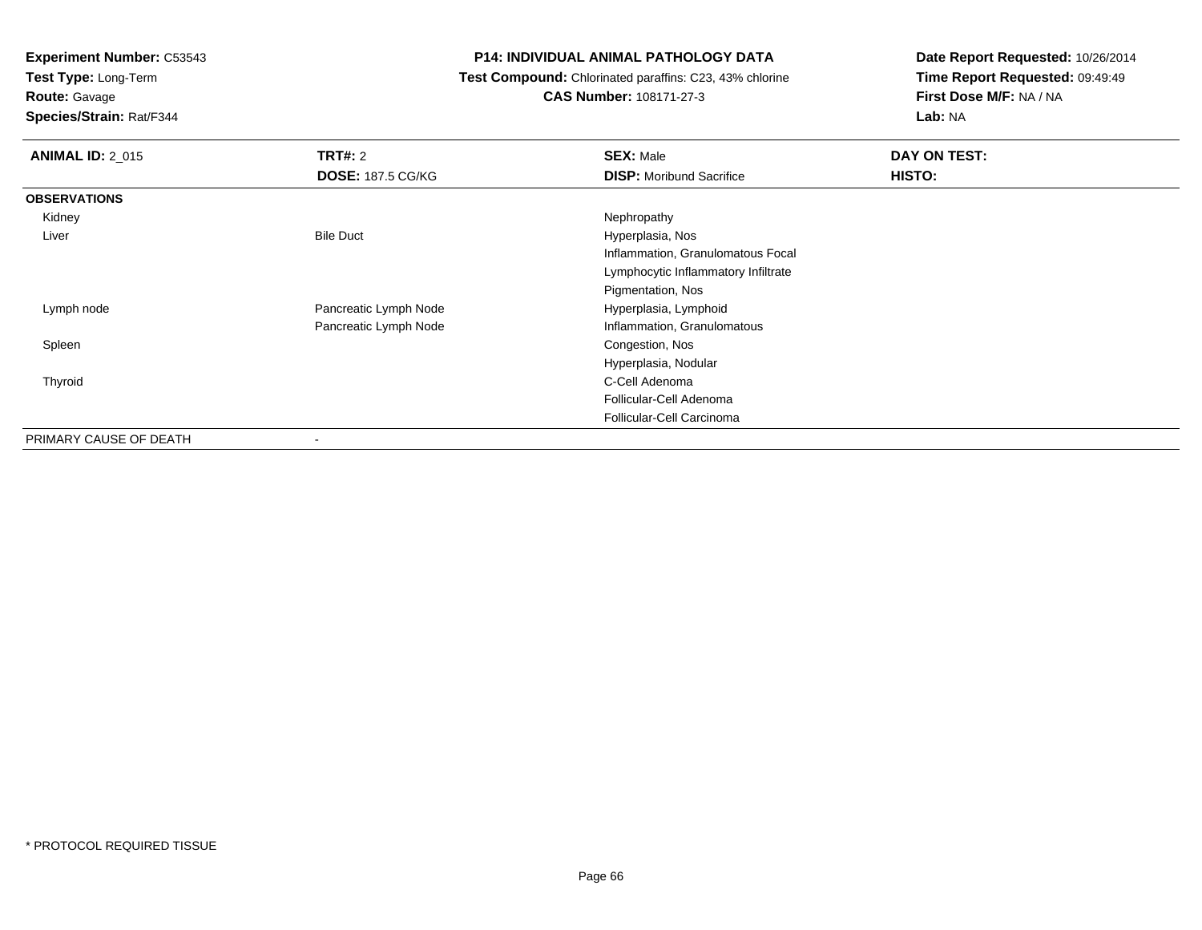**Experiment Number:** C53543
**Test Type:** Long-Term
**Route:** Gavage
**Species/Strain:** Rat/F344

**P14: INDIVIDUAL ANIMAL PATHOLOGY DATA**
**Test Compound:** Chlorinated paraffins: C23, 43% chlorine
**CAS Number:** 108171-27-3

**Date Report Requested:** 10/26/2014
**Time Report Requested:** 09:49:49
**First Dose M/F:** NA / NA
**Lab:** NA

| **ANIMAL ID:** 2_015 | **TRT#:** 2 | **SEX:** Male | **DAY ON TEST:** |
|---|---|---|---|
| | **DOSE:** 187.5 CG/KG | **DISP:** Moribund Sacrifice | **HISTO:** |
| **OBSERVATIONS** | | | |
| Kidney | | Nephropathy | |
| Liver | Bile Duct | Hyperplasia, Nos | |
| | | Inflammation, Granulomatous Focal | |
| | | Lymphocytic Inflammatory Infiltrate | |
| | | Pigmentation, Nos | |
| Lymph node | Pancreatic Lymph Node | Hyperplasia, Lymphoid | |
| | Pancreatic Lymph Node | Inflammation, Granulomatous | |
| Spleen | | Congestion, Nos | |
| | | Hyperplasia, Nodular | |
| Thyroid | | C-Cell Adenoma | |
| | | Follicular-Cell Adenoma | |
| | | Follicular-Cell Carcinoma | |
| PRIMARY CAUSE OF DEATH | - | | |

* PROTOCOL REQUIRED TISSUE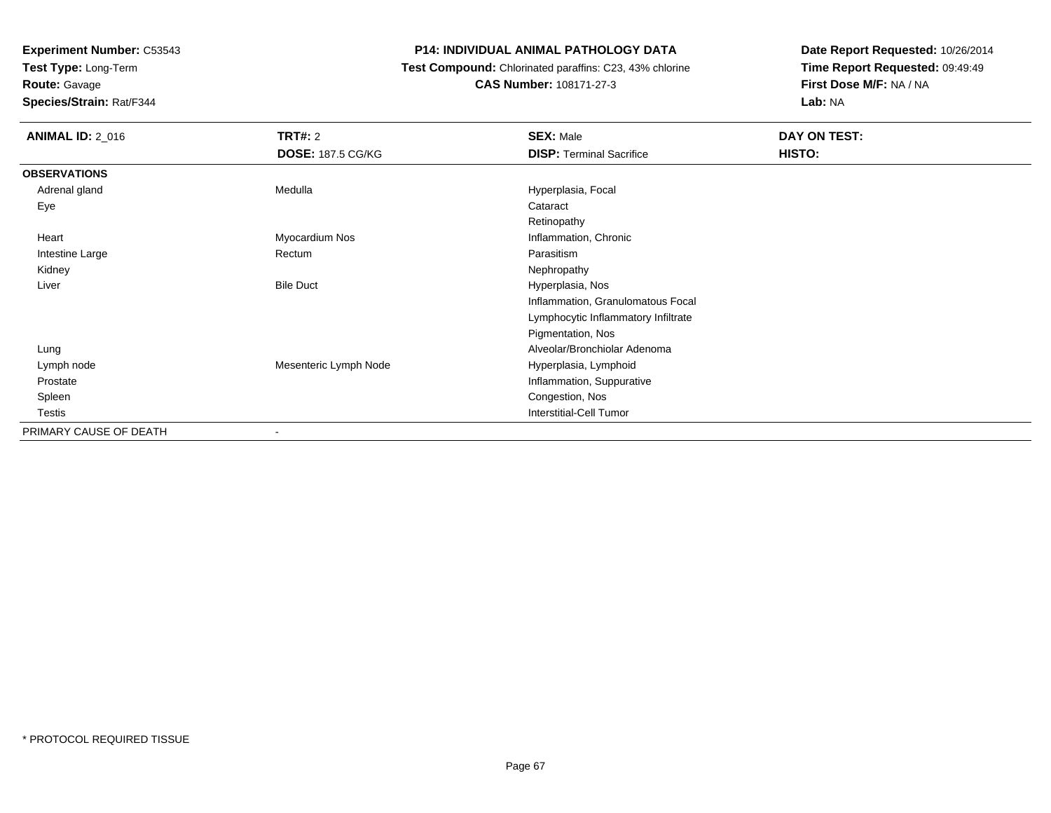**Experiment Number:** C53543
**Test Type:** Long-Term
**Route:** Gavage
**Species/Strain:** Rat/F344

**P14: INDIVIDUAL ANIMAL PATHOLOGY DATA**
**Test Compound:** Chlorinated paraffins: C23, 43% chlorine
**CAS Number:** 108171-27-3

**Date Report Requested:** 10/26/2014
**Time Report Requested:** 09:49:49
**First Dose M/F:** NA / NA
**Lab:** NA

| **ANIMAL ID:** 2_016 | **TRT#:** 2 | **SEX:** Male | **DAY ON TEST:** |
|---|---|---|---|
| | **DOSE:** 187.5 CG/KG | **DISP:** Terminal Sacrifice | **HISTO:** |
| **OBSERVATIONS** | | | |
| Adrenal gland | Medulla | Hyperplasia, Focal | |
| Eye | | Cataract | |
| | | Retinopathy | |
| Heart | Myocardium Nos | Inflammation, Chronic | |
| Intestine Large | Rectum | Parasitism | |
| Kidney | | Nephropathy | |
| Liver | Bile Duct | Hyperplasia, Nos | |
| | | Inflammation, Granulomatous Focal | |
| | | Lymphocytic Inflammatory Infiltrate | |
| | | Pigmentation, Nos | |
| Lung | | Alveolar/Bronchiolar Adenoma | |
| Lymph node | Mesenteric Lymph Node | Hyperplasia, Lymphoid | |
| Prostate | | Inflammation, Suppurative | |
| Spleen | | Congestion, Nos | |
| Testis | | Interstitial-Cell Tumor | |
| PRIMARY CAUSE OF DEATH | - | | |

\* PROTOCOL REQUIRED TISSUE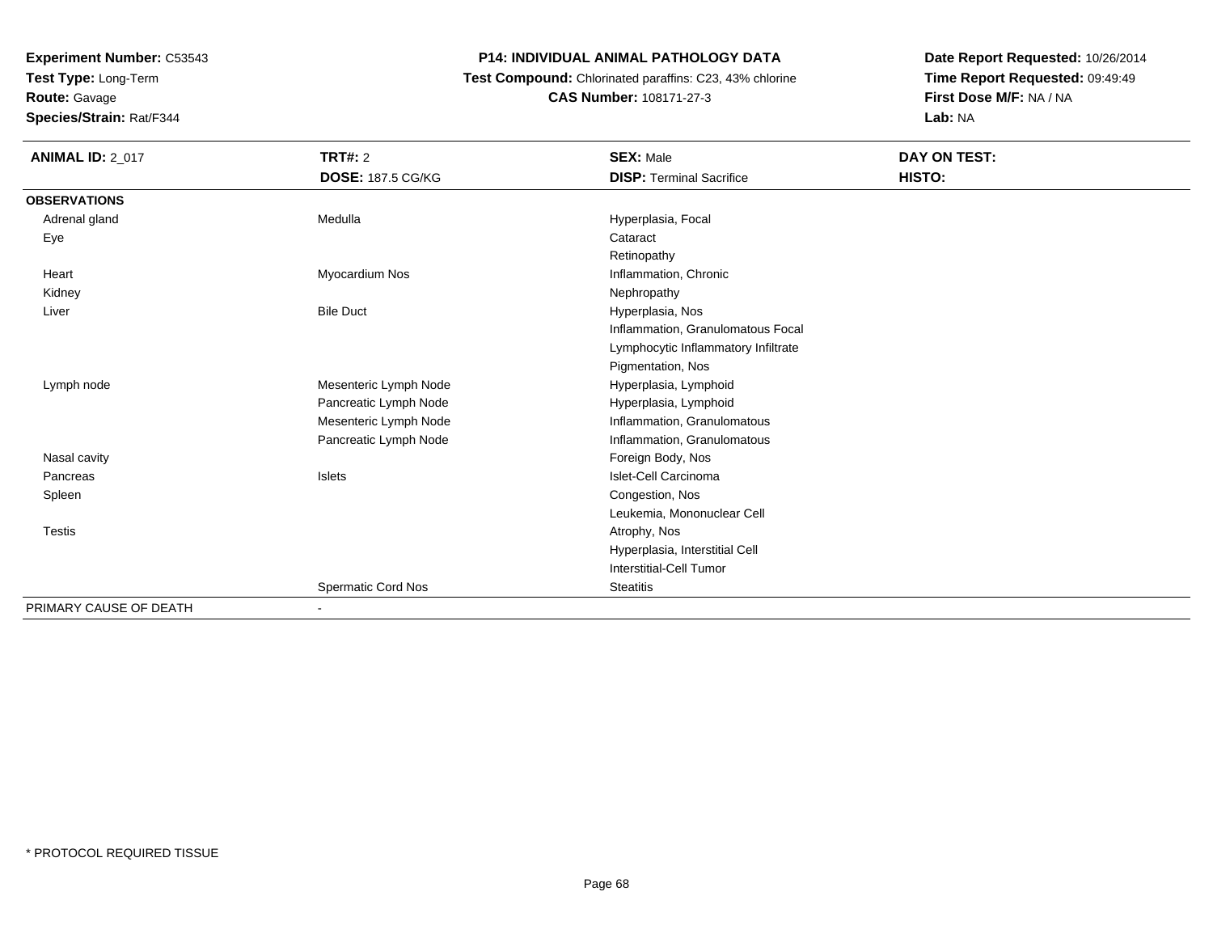**Experiment Number:** C53543
**Test Type:** Long-Term
**Route:** Gavage
**Species/Strain:** Rat/F344

**P14: INDIVIDUAL ANIMAL PATHOLOGY DATA**
**Test Compound:** Chlorinated paraffins: C23, 43% chlorine
**CAS Number:** 108171-27-3

**Date Report Requested:** 10/26/2014
**Time Report Requested:** 09:49:49
**First Dose M/F:** NA / NA
**Lab:** NA

| **ANIMAL ID:** 2_017 | **TRT#:** 2 | **SEX:** Male | **DAY ON TEST:** |
|---|---|---|---|
| | **DOSE:** 187.5 CG/KG | **DISP:** Terminal Sacrifice | **HISTO:** |
| **OBSERVATIONS** | | | |
| Adrenal gland | Medulla | Hyperplasia, Focal | |
| Eye | | Cataract | |
| | | Retinopathy | |
| Heart | Myocardium Nos | Inflammation, Chronic | |
| Kidney | | Nephropathy | |
| Liver | Bile Duct | Hyperplasia, Nos | |
| | | Inflammation, Granulomatous Focal | |
| | | Lymphocytic Inflammatory Infiltrate | |
| | | Pigmentation, Nos | |
| Lymph node | Mesenteric Lymph Node | Hyperplasia, Lymphoid | |
| | Pancreatic Lymph Node | Hyperplasia, Lymphoid | |
| | Mesenteric Lymph Node | Inflammation, Granulomatous | |
| | Pancreatic Lymph Node | Inflammation, Granulomatous | |
| Nasal cavity | | Foreign Body, Nos | |
| Pancreas | Islets | Islet-Cell Carcinoma | |
| Spleen | | Congestion, Nos | |
| | | Leukemia, Mononuclear Cell | |
| Testis | | Atrophy, Nos | |
| | | Hyperplasia, Interstitial Cell | |
| | | Interstitial-Cell Tumor | |
| | Spermatic Cord Nos | Steatitis | |
| PRIMARY CAUSE OF DEATH | - | | |

* PROTOCOL REQUIRED TISSUE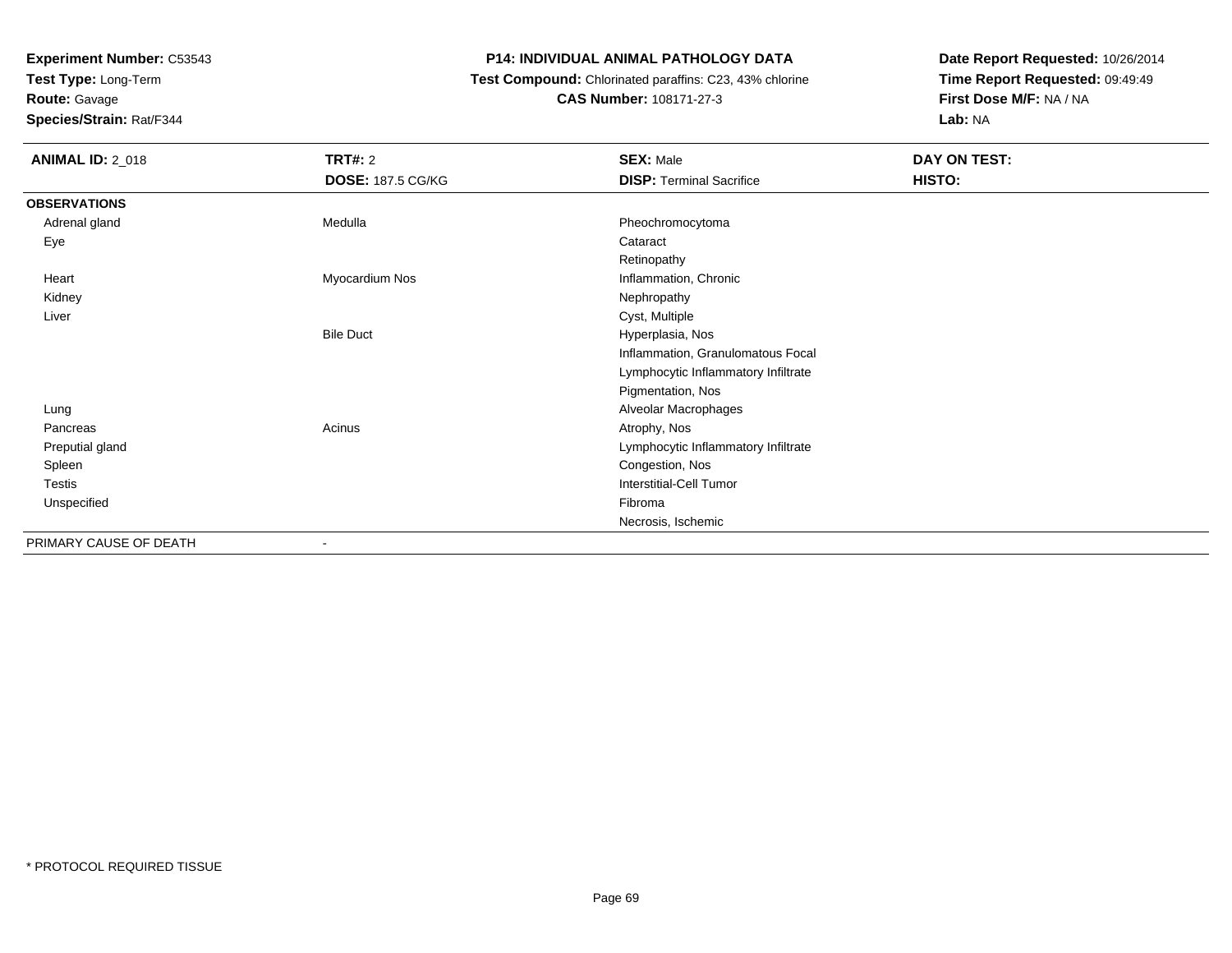**Experiment Number:** C53543
**Test Type:** Long-Term
**Route:** Gavage
**Species/Strain:** Rat/F344

**P14: INDIVIDUAL ANIMAL PATHOLOGY DATA**
**Test Compound:** Chlorinated paraffins: C23, 43% chlorine
**CAS Number:** 108171-27-3

**Date Report Requested:** 10/26/2014
**Time Report Requested:** 09:49:49
**First Dose M/F:** NA / NA
**Lab:** NA

| **ANIMAL ID:** 2_018 | **TRT#:** 2 | **SEX:** Male | **DAY ON TEST:** |
|---|---|---|---|
| | **DOSE:** 187.5 CG/KG | **DISP:** Terminal Sacrifice | **HISTO:** |
| **OBSERVATIONS** | | | |
| Adrenal gland | Medulla | Pheochromocytoma | |
| Eye | | Cataract | |
| | | Retinopathy | |
| Heart | Myocardium Nos | Inflammation, Chronic | |
| Kidney | | Nephropathy | |
| Liver | | Cyst, Multiple | |
| | Bile Duct | Hyperplasia, Nos | |
| | | Inflammation, Granulomatous Focal | |
| | | Lymphocytic Inflammatory Infiltrate | |
| | | Pigmentation, Nos | |
| Lung | | Alveolar Macrophages | |
| Pancreas | Acinus | Atrophy, Nos | |
| Preputial gland | | Lymphocytic Inflammatory Infiltrate | |
| Spleen | | Congestion, Nos | |
| Testis | | Interstitial-Cell Tumor | |
| Unspecified | | Fibroma | |
| | | Necrosis, Ischemic | |
| PRIMARY CAUSE OF DEATH | - | | |

* PROTOCOL REQUIRED TISSUE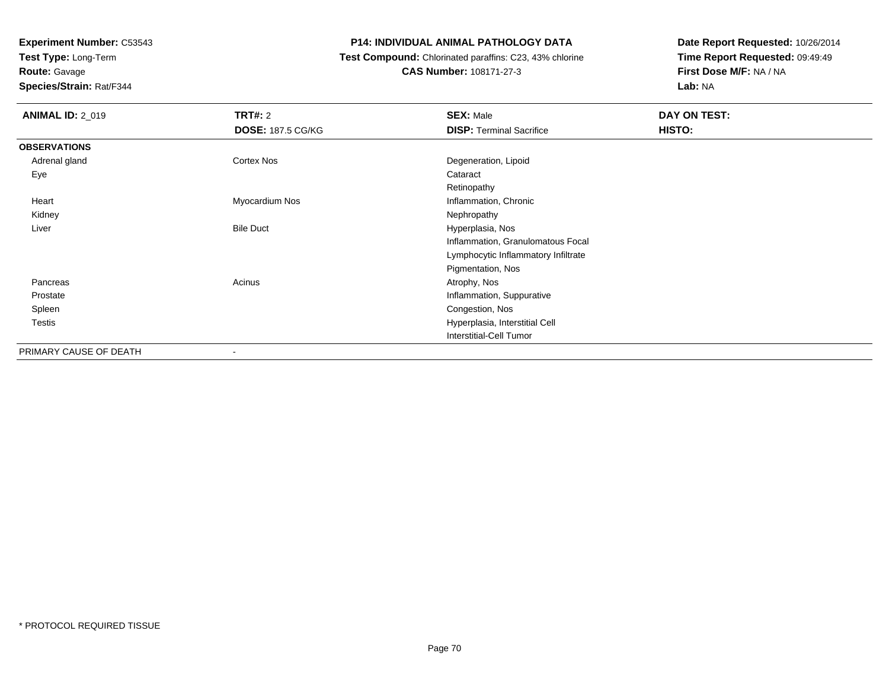**Experiment Number:** C53543
**Test Type:** Long-Term
**Route:** Gavage
**Species/Strain:** Rat/F344

**P14: INDIVIDUAL ANIMAL PATHOLOGY DATA**
**Test Compound:** Chlorinated paraffins: C23, 43% chlorine
**CAS Number:** 108171-27-3

**Date Report Requested:** 10/26/2014
**Time Report Requested:** 09:49:49
**First Dose M/F:** NA / NA
**Lab:** NA

| **ANIMAL ID:** 2_019 | **TRT#:** 2 | **SEX:** Male | **DAY ON TEST:** |
|---|---|---|---|
| | **DOSE:** 187.5 CG/KG | **DISP:** Terminal Sacrifice | **HISTO:** |
| **OBSERVATIONS** | | | |
| Adrenal gland | Cortex Nos | Degeneration, Lipoid | |
| Eye | | Cataract | |
| | | Retinopathy | |
| Heart | Myocardium Nos | Inflammation, Chronic | |
| Kidney | | Nephropathy | |
| Liver | Bile Duct | Hyperplasia, Nos | |
| | | Inflammation, Granulomatous Focal | |
| | | Lymphocytic Inflammatory Infiltrate | |
| | | Pigmentation, Nos | |
| Pancreas | Acinus | Atrophy, Nos | |
| Prostate | | Inflammation, Suppurative | |
| Spleen | | Congestion, Nos | |
| Testis | | Hyperplasia, Interstitial Cell | |
| | | Interstitial-Cell Tumor | |
| PRIMARY CAUSE OF DEATH | - | | |

* PROTOCOL REQUIRED TISSUE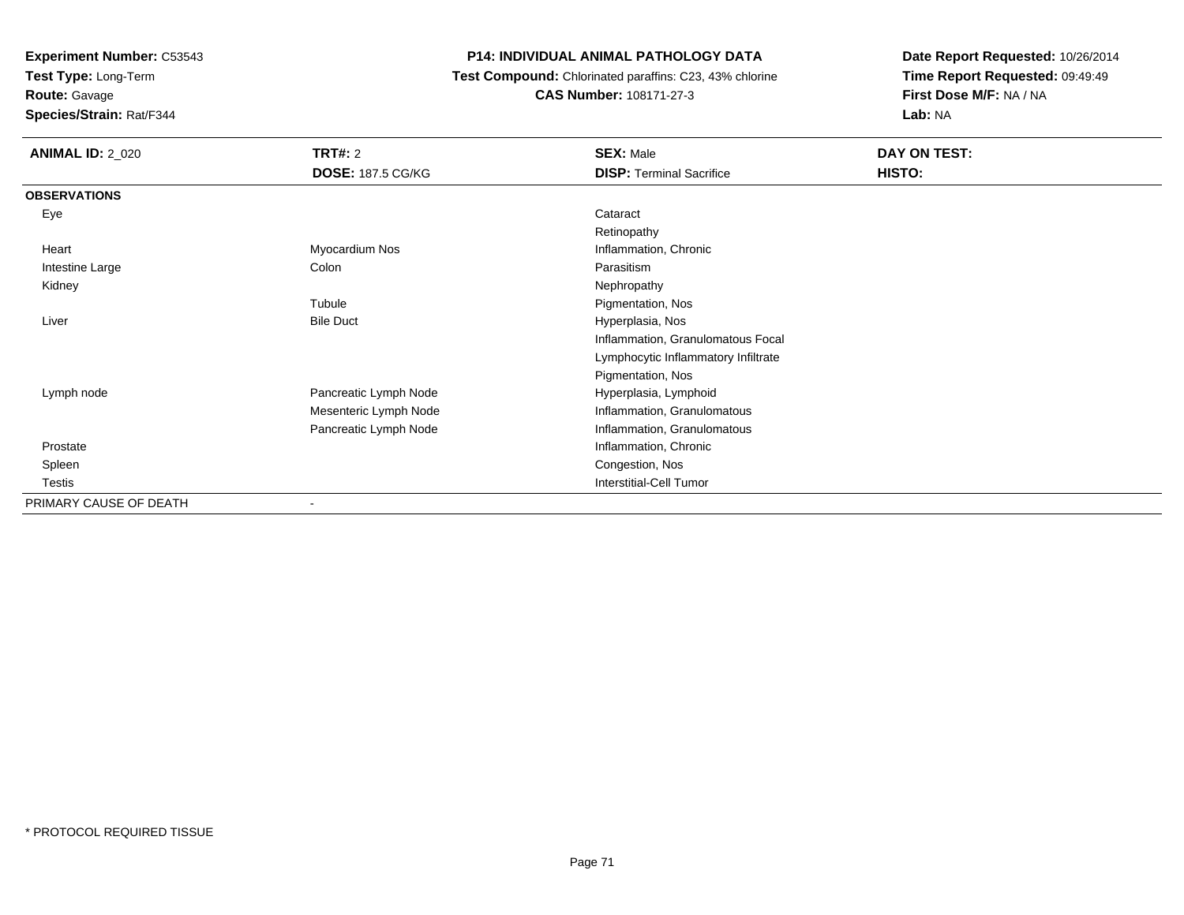**Experiment Number:** C53543
**Test Type:** Long-Term
**Route:** Gavage
**Species/Strain:** Rat/F344

# P14: INDIVIDUAL ANIMAL PATHOLOGY DATA

**Test Compound:** Chlorinated paraffins: C23, 43% chlorine
**CAS Number:** 108171-27-3

**Date Report Requested:** 10/26/2014
**Time Report Requested:** 09:49:49
**First Dose M/F:** NA / NA
**Lab:** NA

| **ANIMAL ID:** 2_020 | **TRT#:** 2 | **SEX:** Male | **DAY ON TEST:** |
|---|---|---|---|
| | **DOSE:** 187.5 CG/KG | **DISP:** Terminal Sacrifice | **HISTO:** |
| **OBSERVATIONS** | | | |
| Eye | | Cataract | |
| | | Retinopathy | |
| Heart | Myocardium Nos | Inflammation, Chronic | |
| Intestine Large | Colon | Parasitism | |
| Kidney | | Nephropathy | |
| | Tubule | Pigmentation, Nos | |
| Liver | Bile Duct | Hyperplasia, Nos | |
| | | Inflammation, Granulomatous Focal | |
| | | Lymphocytic Inflammatory Infiltrate | |
| | | Pigmentation, Nos | |
| Lymph node | Pancreatic Lymph Node | Hyperplasia, Lymphoid | |
| | Mesenteric Lymph Node | Inflammation, Granulomatous | |
| | Pancreatic Lymph Node | Inflammation, Granulomatous | |
| Prostate | | Inflammation, Chronic | |
| Spleen | | Congestion, Nos | |
| Testis | | Interstitial-Cell Tumor | |
| PRIMARY CAUSE OF DEATH | - | | |

* PROTOCOL REQUIRED TISSUE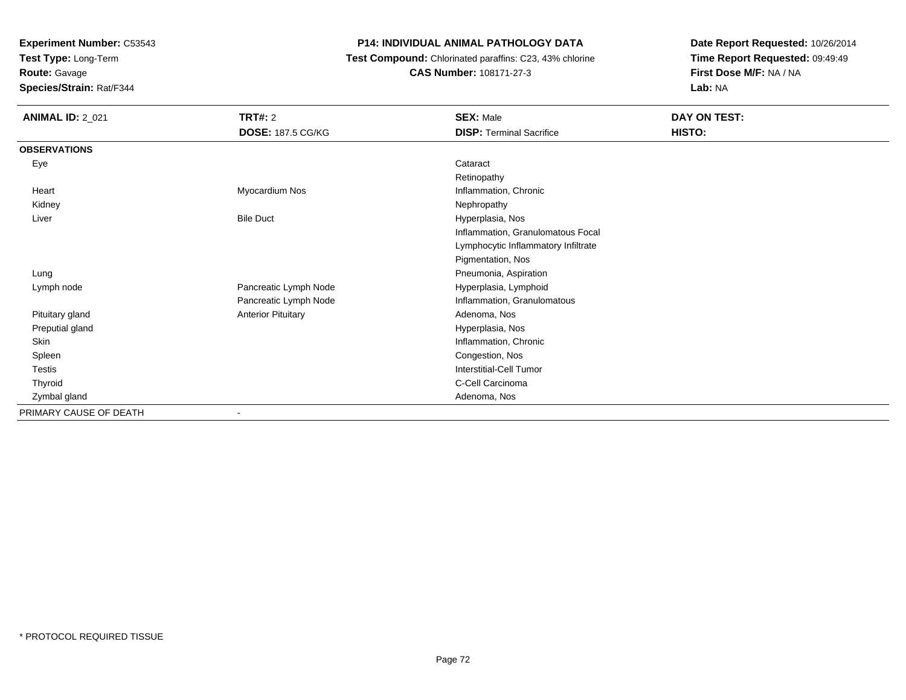**Experiment Number:** C53543
**Test Type:** Long-Term
**Route:** Gavage
**Species/Strain:** Rat/F344

**P14: INDIVIDUAL ANIMAL PATHOLOGY DATA**
**Test Compound:** Chlorinated paraffins: C23, 43% chlorine
**CAS Number:** 108171-27-3

**Date Report Requested:** 10/26/2014
**Time Report Requested:** 09:49:49
**First Dose M/F:** NA / NA
**Lab:** NA

| **ANIMAL ID:** 2_021 | **TRT#:** 2 | **SEX:** Male | **DAY ON TEST:** |
|---|---|---|---|
| | **DOSE:** 187.5 CG/KG | **DISP:** Terminal Sacrifice | **HISTO:** |
| **OBSERVATIONS** | | | |
| Eye | | Cataract | |
| | | Retinopathy | |
| Heart | Myocardium Nos | Inflammation, Chronic | |
| Kidney | | Nephropathy | |
| Liver | Bile Duct | Hyperplasia, Nos | |
| | | Inflammation, Granulomatous Focal | |
| | | Lymphocytic Inflammatory Infiltrate | |
| | | Pigmentation, Nos | |
| Lung | | Pneumonia, Aspiration | |
| Lymph node | Pancreatic Lymph Node | Hyperplasia, Lymphoid | |
| | Pancreatic Lymph Node | Inflammation, Granulomatous | |
| Pituitary gland | Anterior Pituitary | Adenoma, Nos | |
| Preputial gland | | Hyperplasia, Nos | |
| Skin | | Inflammation, Chronic | |
| Spleen | | Congestion, Nos | |
| Testis | | Interstitial-Cell Tumor | |
| Thyroid | | C-Cell Carcinoma | |
| Zymbal gland | | Adenoma, Nos | |
| PRIMARY CAUSE OF DEATH | - | | |

* PROTOCOL REQUIRED TISSUE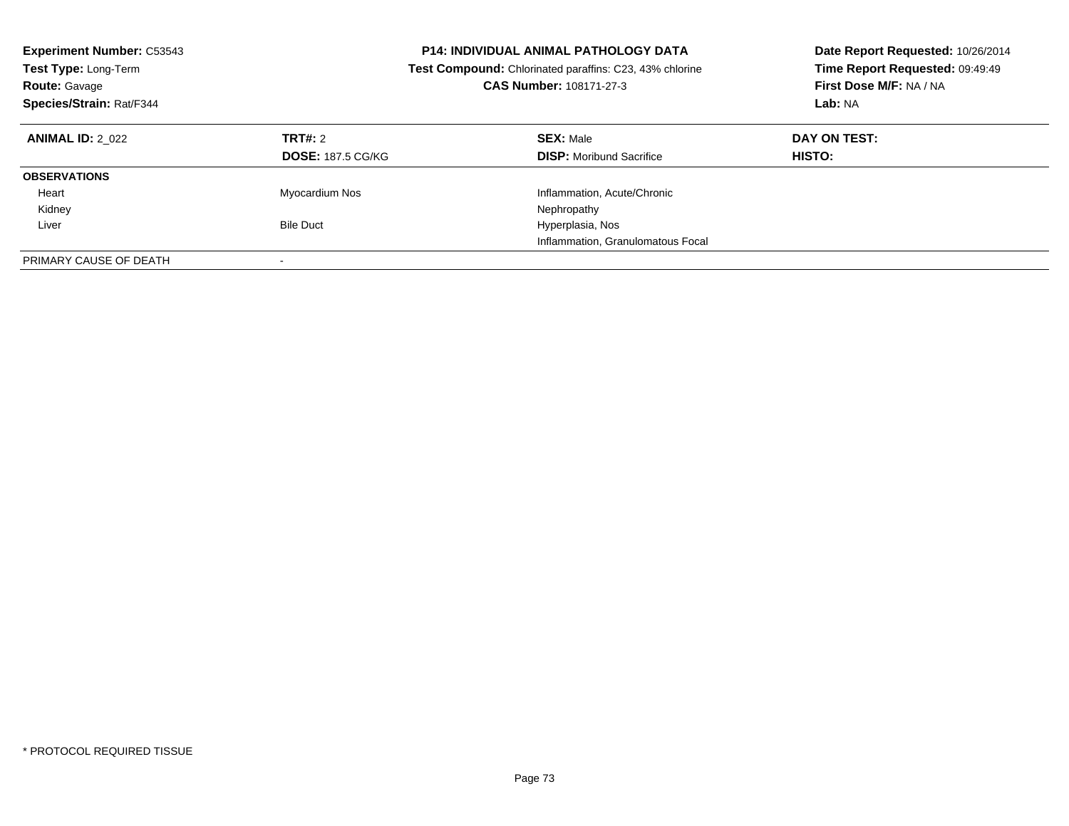**Experiment Number:** C53543
**Test Type:** Long-Term
**Route:** Gavage
**Species/Strain:** Rat/F344

**P14: INDIVIDUAL ANIMAL PATHOLOGY DATA**
**Test Compound:** Chlorinated paraffins: C23, 43% chlorine
**CAS Number:** 108171-27-3

**Date Report Requested:** 10/26/2014
**Time Report Requested:** 09:49:49
**First Dose M/F:** NA / NA
**Lab:** NA

| **ANIMAL ID:** 2_022 | **TRT#:** 2 | **SEX:** Male | **DAY ON TEST:** |
|---|---|---|---|
| | **DOSE:** 187.5 CG/KG | **DISP:** Moribund Sacrifice | **HISTO:** |
| **OBSERVATIONS** | | | |
| Heart | Myocardium Nos | Inflammation, Acute/Chronic | |
| Kidney | | Nephropathy | |
| Liver | Bile Duct | Hyperplasia, Nos | |
| | | Inflammation, Granulomatous Focal | |
| PRIMARY CAUSE OF DEATH | - | | |

* PROTOCOL REQUIRED TISSUE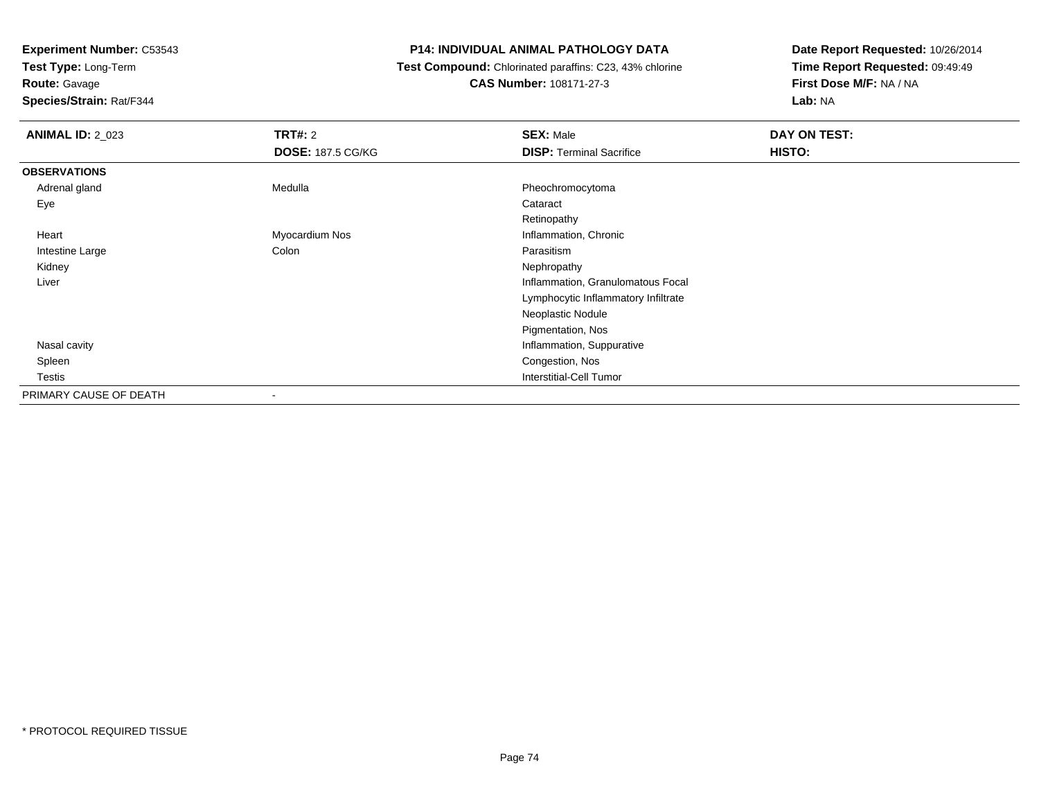**Experiment Number:** C53543
**Test Type:** Long-Term
**Route:** Gavage
**Species/Strain:** Rat/F344

**P14: INDIVIDUAL ANIMAL PATHOLOGY DATA**
**Test Compound:** Chlorinated paraffins: C23, 43% chlorine
**CAS Number:** 108171-27-3

**Date Report Requested:** 10/26/2014
**Time Report Requested:** 09:49:49
**First Dose M/F:** NA / NA
**Lab:** NA

| **ANIMAL ID:** 2_023 | **TRT#:** 2 | **SEX:** Male | **DAY ON TEST:** |
|---|---|---|---|
| | **DOSE:** 187.5 CG/KG | **DISP:** Terminal Sacrifice | **HISTO:** |
| **OBSERVATIONS** | | | |
| Adrenal gland | Medulla | Pheochromocytoma | |
| Eye | | Cataract | |
| | | Retinopathy | |
| Heart | Myocardium Nos | Inflammation, Chronic | |
| Intestine Large | Colon | Parasitism | |
| Kidney | | Nephropathy | |
| Liver | | Inflammation, Granulomatous Focal | |
| | | Lymphocytic Inflammatory Infiltrate | |
| | | Neoplastic Nodule | |
| | | Pigmentation, Nos | |
| Nasal cavity | | Inflammation, Suppurative | |
| Spleen | | Congestion, Nos | |
| Testis | | Interstitial-Cell Tumor | |
| PRIMARY CAUSE OF DEATH | - | | |

* PROTOCOL REQUIRED TISSUE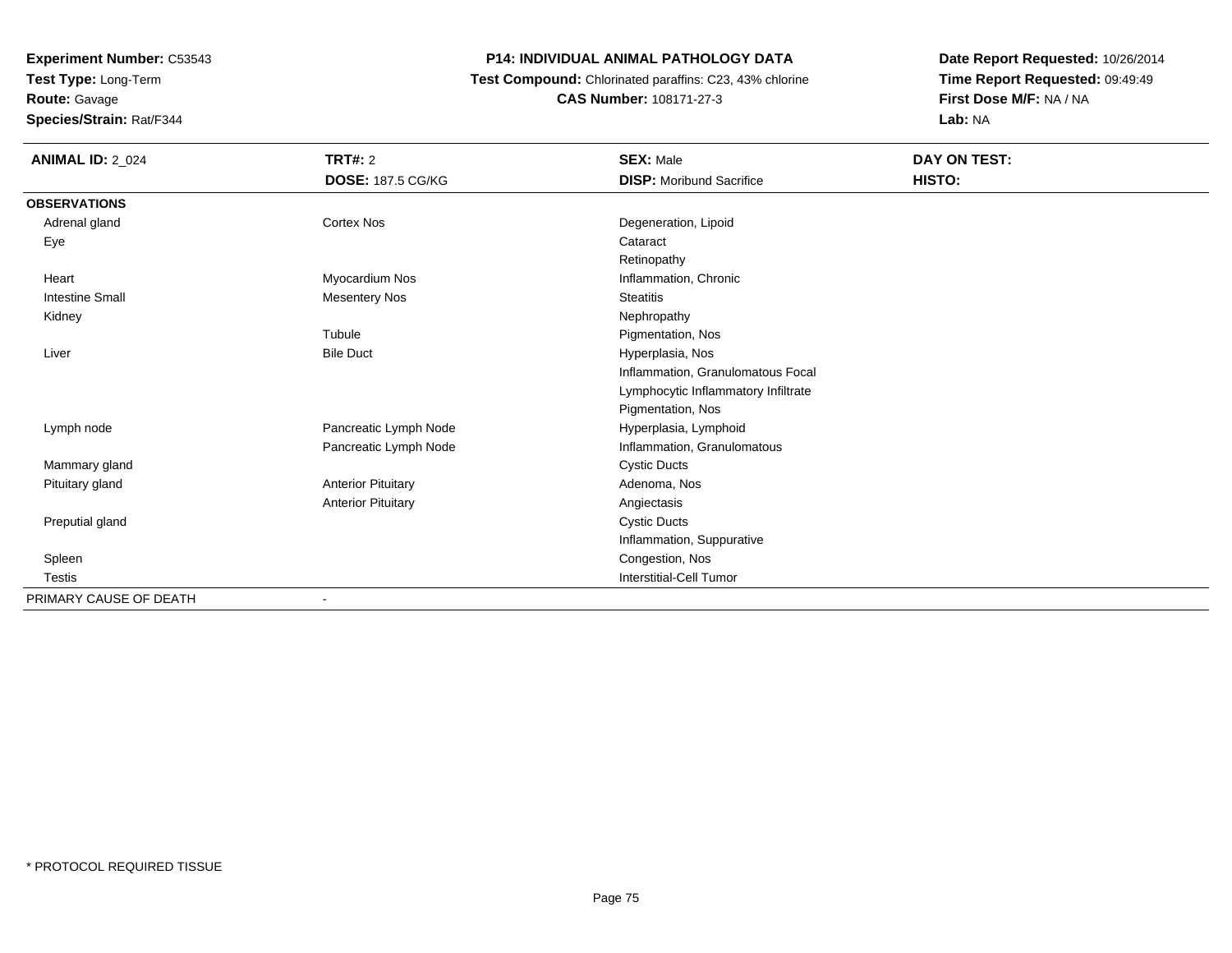**Experiment Number:** C53543
**Test Type:** Long-Term
**Route:** Gavage
**Species/Strain:** Rat/F344

**P14: INDIVIDUAL ANIMAL PATHOLOGY DATA**
**Test Compound:** Chlorinated paraffins: C23, 43% chlorine
**CAS Number:** 108171-27-3

**Date Report Requested:** 10/26/2014
**Time Report Requested:** 09:49:49
**First Dose M/F:** NA / NA
**Lab:** NA

| **ANIMAL ID:** 2_024 | **TRT#:** 2 | **SEX:** Male | **DAY ON TEST:** |
|---|---|---|---|
| | **DOSE:** 187.5 CG/KG | **DISP:** Moribund Sacrifice | **HISTO:** |
| **OBSERVATIONS** | | | |
| Adrenal gland | Cortex Nos | Degeneration, Lipoid | |
| Eye | | Cataract | |
| | | Retinopathy | |
| Heart | Myocardium Nos | Inflammation, Chronic | |
| Intestine Small | Mesentery Nos | Steatitis | |
| Kidney | | Nephropathy | |
| | Tubule | Pigmentation, Nos | |
| Liver | Bile Duct | Hyperplasia, Nos | |
| | | Inflammation, Granulomatous Focal | |
| | | Lymphocytic Inflammatory Infiltrate | |
| | | Pigmentation, Nos | |
| Lymph node | Pancreatic Lymph Node | Hyperplasia, Lymphoid | |
| | Pancreatic Lymph Node | Inflammation, Granulomatous | |
| Mammary gland | | Cystic Ducts | |
| Pituitary gland | Anterior Pituitary | Adenoma, Nos | |
| | Anterior Pituitary | Angiectasis | |
| Preputial gland | | Cystic Ducts | |
| | | Inflammation, Suppurative | |
| Spleen | | Congestion, Nos | |
| Testis | | Interstitial-Cell Tumor | |
| PRIMARY CAUSE OF DEATH | - | | |

* PROTOCOL REQUIRED TISSUE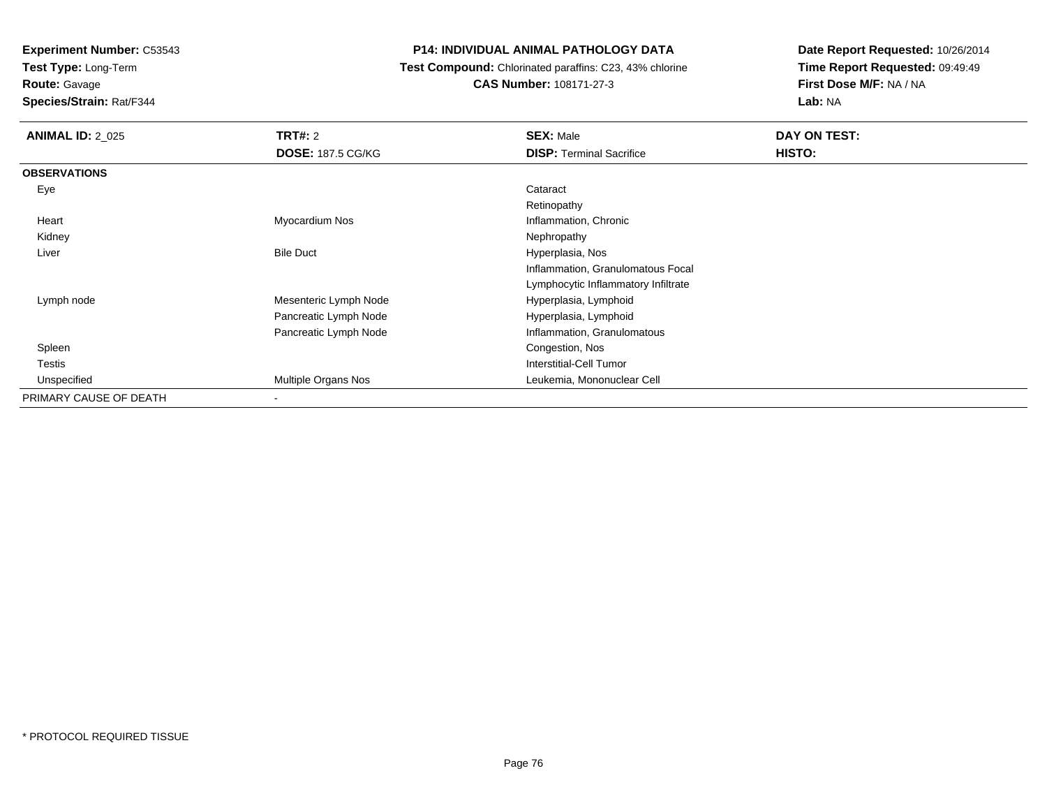**Experiment Number:** C53543
**Test Type:** Long-Term
**Route:** Gavage
**Species/Strain:** Rat/F344

# P14: INDIVIDUAL ANIMAL PATHOLOGY DATA

**Test Compound:** Chlorinated paraffins: C23, 43% chlorine
**CAS Number:** 108171-27-3

**Date Report Requested:** 10/26/2014
**Time Report Requested:** 09:49:49
**First Dose M/F:** NA / NA
**Lab:** NA

| **ANIMAL ID:** 2_025 | **TRT#:** 2 | **SEX:** Male | **DAY ON TEST:** |
|---|---|---|---|
| | **DOSE:** 187.5 CG/KG | **DISP:** Terminal Sacrifice | **HISTO:** |
| **OBSERVATIONS** | | | |
| Eye | | Cataract | |
| | | Retinopathy | |
| Heart | Myocardium Nos | Inflammation, Chronic | |
| Kidney | | Nephropathy | |
| Liver | Bile Duct | Hyperplasia, Nos | |
| | | Inflammation, Granulomatous Focal | |
| | | Lymphocytic Inflammatory Infiltrate | |
| Lymph node | Mesenteric Lymph Node | Hyperplasia, Lymphoid | |
| | Pancreatic Lymph Node | Hyperplasia, Lymphoid | |
| | Pancreatic Lymph Node | Inflammation, Granulomatous | |
| Spleen | | Congestion, Nos | |
| Testis | | Interstitial-Cell Tumor | |
| Unspecified | Multiple Organs Nos | Leukemia, Mononuclear Cell | |
| PRIMARY CAUSE OF DEATH | - | | |

* PROTOCOL REQUIRED TISSUE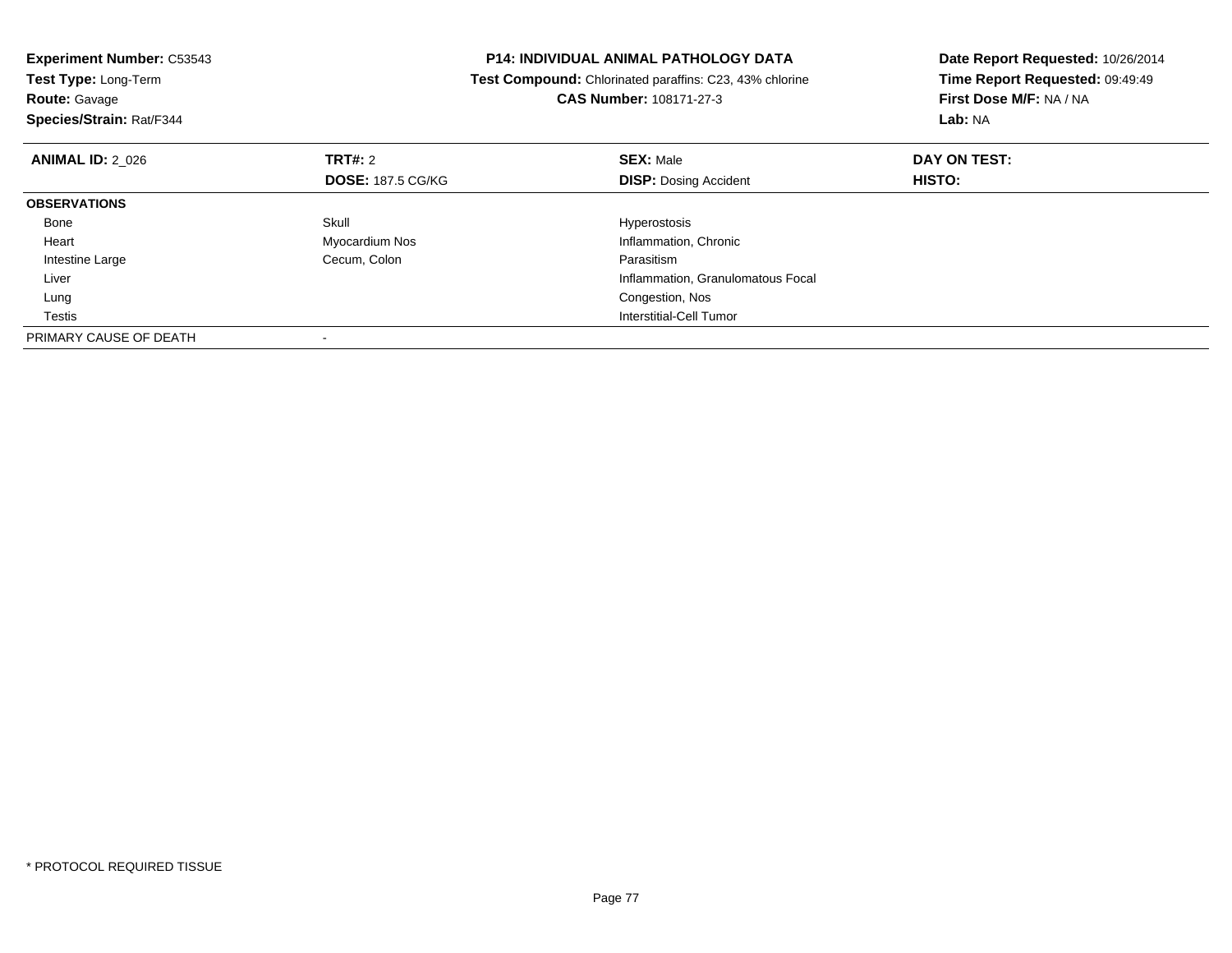**Experiment Number:** C53543
**Test Type:** Long-Term
**Route:** Gavage
**Species/Strain:** Rat/F344

# P14: INDIVIDUAL ANIMAL PATHOLOGY DATA

**Test Compound:** Chlorinated paraffins: C23, 43% chlorine
**CAS Number:** 108171-27-3

**Date Report Requested:** 10/26/2014
**Time Report Requested:** 09:49:49
**First Dose M/F:** NA / NA
**Lab:** NA

| **ANIMAL ID:** 2_026 | **TRT#:** 2 | **SEX:** Male | **DAY ON TEST:** |
|---|---|---|---|
| | **DOSE:** 187.5 CG/KG | **DISP:** Dosing Accident | **HISTO:** |
| **OBSERVATIONS** | | | |
| Bone | Skull | Hyperostosis | |
| Heart | Myocardium Nos | Inflammation, Chronic | |
| Intestine Large | Cecum, Colon | Parasitism | |
| Liver | | Inflammation, Granulomatous Focal | |
| Lung | | Congestion, Nos | |
| Testis | | Interstitial-Cell Tumor | |
| PRIMARY CAUSE OF DEATH | - | | |

* PROTOCOL REQUIRED TISSUE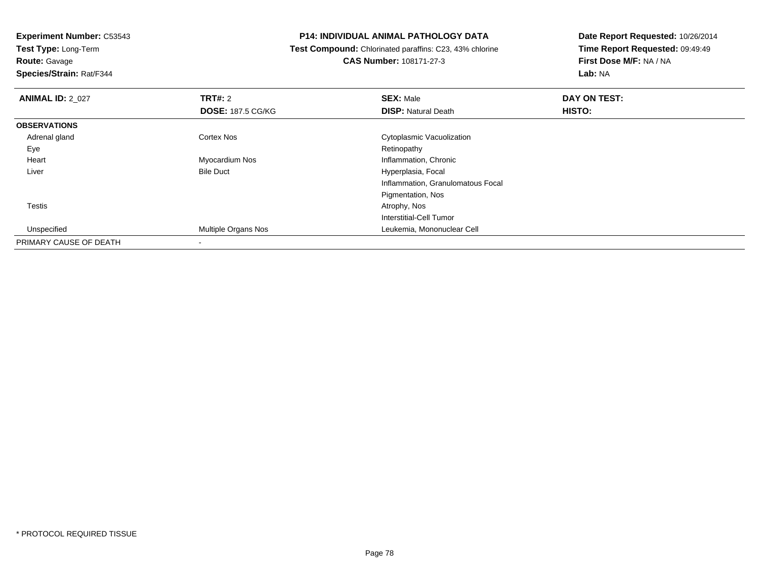**Experiment Number:** C53543
**Test Type:** Long-Term
**Route:** Gavage
**Species/Strain:** Rat/F344

**P14: INDIVIDUAL ANIMAL PATHOLOGY DATA**
**Test Compound:** Chlorinated paraffins: C23, 43% chlorine
**CAS Number:** 108171-27-3

**Date Report Requested:** 10/26/2014
**Time Report Requested:** 09:49:49
**First Dose M/F:** NA / NA
**Lab:** NA

| **ANIMAL ID:** 2_027 | **TRT#:** 2 | **SEX:** Male | **DAY ON TEST:** |
|---|---|---|---|
| | **DOSE:** 187.5 CG/KG | **DISP:** Natural Death | **HISTO:** |
| **OBSERVATIONS** | | | |
| Adrenal gland | Cortex Nos | Cytoplasmic Vacuolization | |
| Eye | | Retinopathy | |
| Heart | Myocardium Nos | Inflammation, Chronic | |
| Liver | Bile Duct | Hyperplasia, Focal | |
| | | Inflammation, Granulomatous Focal | |
| | | Pigmentation, Nos | |
| Testis | | Atrophy, Nos | |
| | | Interstitial-Cell Tumor | |
| Unspecified | Multiple Organs Nos | Leukemia, Mononuclear Cell | |
| PRIMARY CAUSE OF DEATH | - | | |

* PROTOCOL REQUIRED TISSUE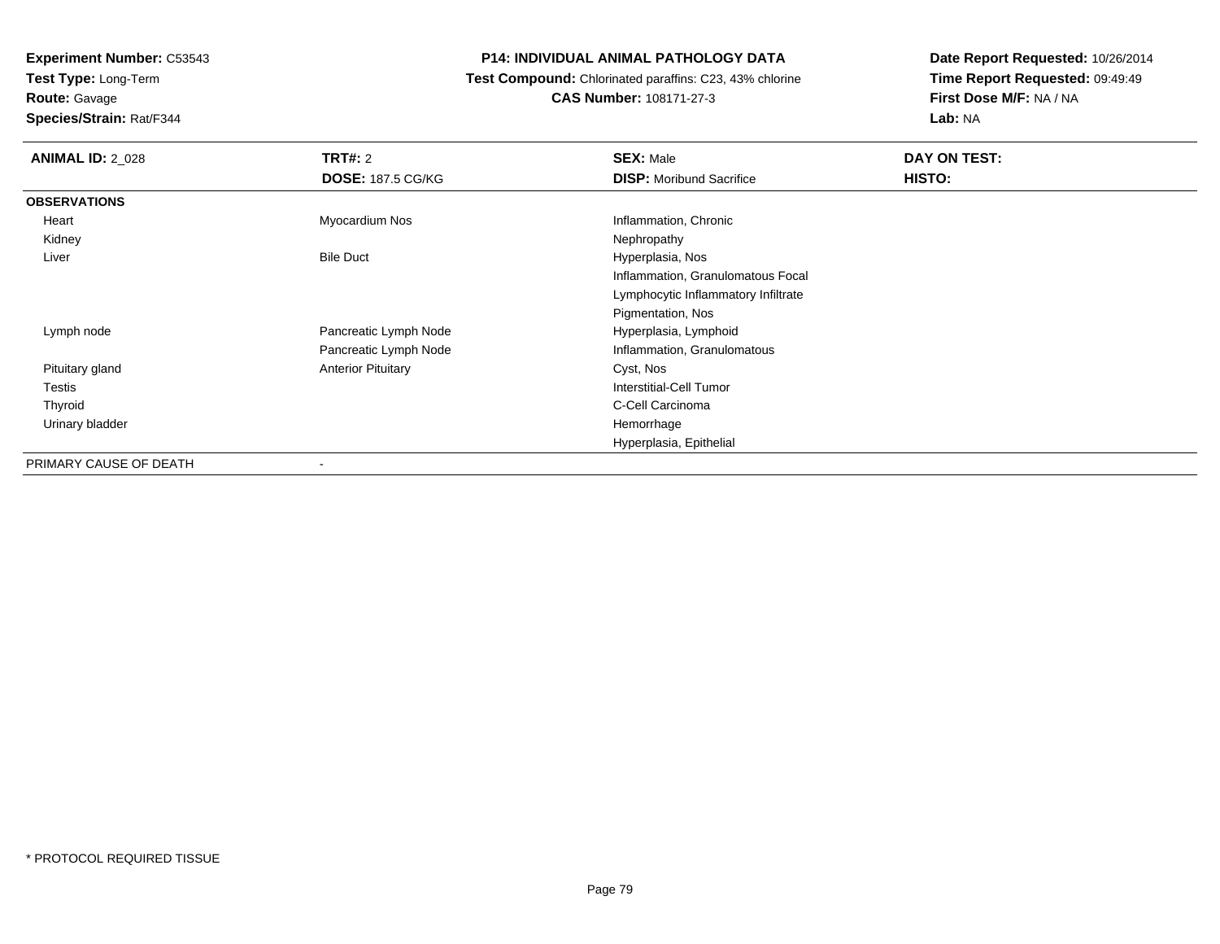**Experiment Number:** C53543
**Test Type:** Long-Term
**Route:** Gavage
**Species/Strain:** Rat/F344

**P14: INDIVIDUAL ANIMAL PATHOLOGY DATA**
**Test Compound:** Chlorinated paraffins: C23, 43% chlorine
**CAS Number:** 108171-27-3

**Date Report Requested:** 10/26/2014
**Time Report Requested:** 09:49:49
**First Dose M/F:** NA / NA
**Lab:** NA

| **ANIMAL ID:** 2_028 | **TRT#:** 2 | **SEX:** Male | **DAY ON TEST:** |
|---|---|---|---|
| | **DOSE:** 187.5 CG/KG | **DISP:** Moribund Sacrifice | **HISTO:** |
| **OBSERVATIONS** | | | |
| Heart | Myocardium Nos | Inflammation, Chronic | |
| Kidney | | Nephropathy | |
| Liver | Bile Duct | Hyperplasia, Nos | |
| | | Inflammation, Granulomatous Focal | |
| | | Lymphocytic Inflammatory Infiltrate | |
| | | Pigmentation, Nos | |
| Lymph node | Pancreatic Lymph Node | Hyperplasia, Lymphoid | |
| | Pancreatic Lymph Node | Inflammation, Granulomatous | |
| Pituitary gland | Anterior Pituitary | Cyst, Nos | |
| Testis | | Interstitial-Cell Tumor | |
| Thyroid | | C-Cell Carcinoma | |
| Urinary bladder | | Hemorrhage | |
| | | Hyperplasia, Epithelial | |
| PRIMARY CAUSE OF DEATH | - | | |

\* PROTOCOL REQUIRED TISSUE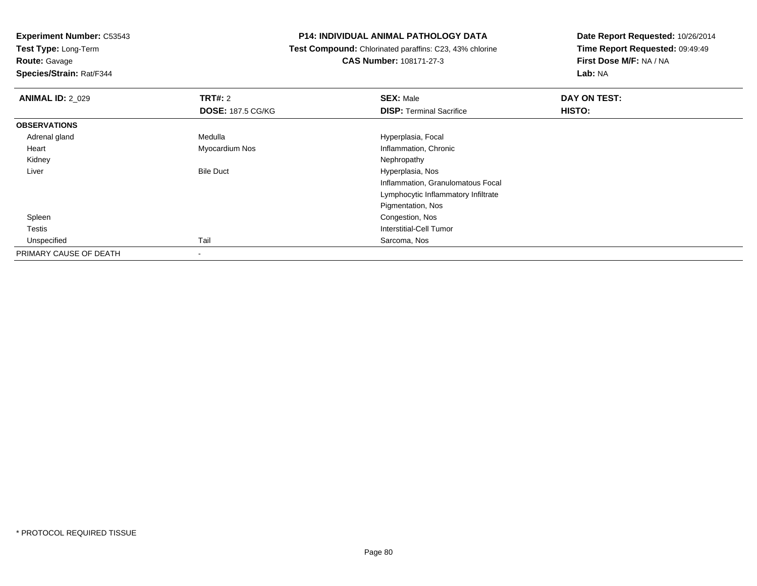**Experiment Number:** C53543
**Test Type:** Long-Term
**Route:** Gavage
**Species/Strain:** Rat/F344

# P14: INDIVIDUAL ANIMAL PATHOLOGY DATA

**Test Compound:** Chlorinated paraffins: C23, 43% chlorine
**CAS Number:** 108171-27-3

**Date Report Requested:** 10/26/2014
**Time Report Requested:** 09:49:49
**First Dose M/F:** NA / NA
**Lab:** NA

| **ANIMAL ID:** 2_029 | **TRT#:** 2 | **SEX:** Male | **DAY ON TEST:** |
|---|---|---|---|
| | **DOSE:** 187.5 CG/KG | **DISP:** Terminal Sacrifice | **HISTO:** |
| **OBSERVATIONS** | | | |
| Adrenal gland | Medulla | Hyperplasia, Focal | |
| Heart | Myocardium Nos | Inflammation, Chronic | |
| Kidney | | Nephropathy | |
| Liver | Bile Duct | Hyperplasia, Nos | |
| | | Inflammation, Granulomatous Focal | |
| | | Lymphocytic Inflammatory Infiltrate | |
| | | Pigmentation, Nos | |
| Spleen | | Congestion, Nos | |
| Testis | | Interstitial-Cell Tumor | |
| Unspecified | Tail | Sarcoma, Nos | |
| PRIMARY CAUSE OF DEATH | - | | |

* PROTOCOL REQUIRED TISSUE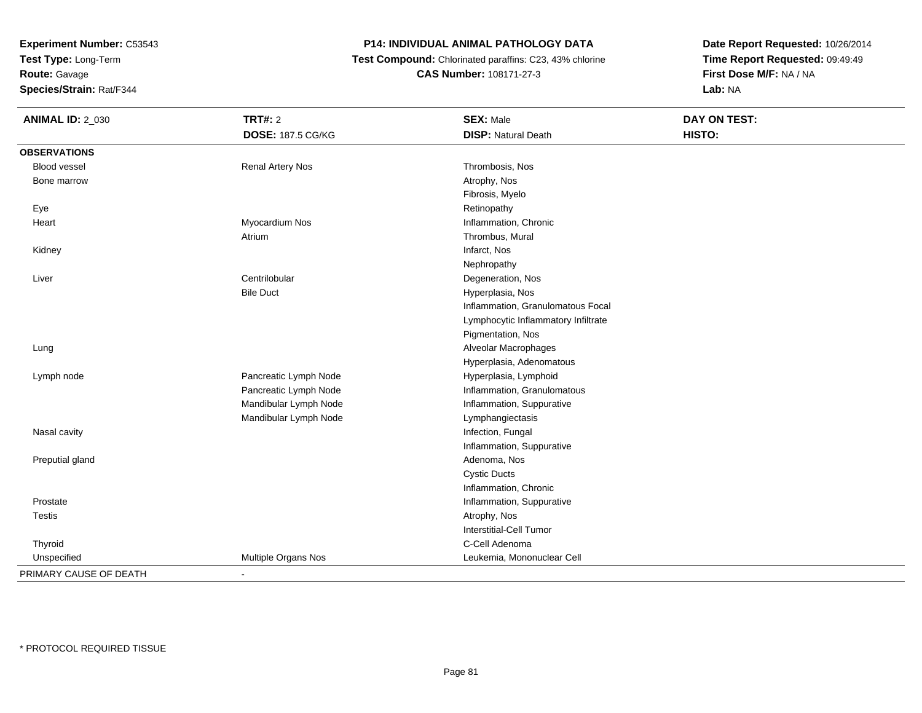**Experiment Number:** C53543
**Test Type:** Long-Term
**Route:** Gavage
**Species/Strain:** Rat/F344

**P14: INDIVIDUAL ANIMAL PATHOLOGY DATA**
**Test Compound:** Chlorinated paraffins: C23, 43% chlorine
**CAS Number:** 108171-27-3

**Date Report Requested:** 10/26/2014
**Time Report Requested:** 09:49:49
**First Dose M/F:** NA / NA
**Lab:** NA

| **ANIMAL ID:** 2_030 | **TRT#:** 2 | **SEX:** Male | **DAY ON TEST:** |
|---|---|---|---|
| | **DOSE:** 187.5 CG/KG | **DISP:** Natural Death | **HISTO:** |
| **OBSERVATIONS** | | | |
| Blood vessel | Renal Artery Nos | Thrombosis, Nos | |
| Bone marrow | | Atrophy, Nos | |
| | | Fibrosis, Myelo | |
| Eye | | Retinopathy | |
| Heart | Myocardium Nos | Inflammation, Chronic | |
| | Atrium | Thrombus, Mural | |
| Kidney | | Infarct, Nos | |
| | | Nephropathy | |
| Liver | Centrilobular | Degeneration, Nos | |
| | Bile Duct | Hyperplasia, Nos | |
| | | Inflammation, Granulomatous Focal | |
| | | Lymphocytic Inflammatory Infiltrate | |
| | | Pigmentation, Nos | |
| Lung | | Alveolar Macrophages | |
| | | Hyperplasia, Adenomatous | |
| Lymph node | Pancreatic Lymph Node | Hyperplasia, Lymphoid | |
| | Pancreatic Lymph Node | Inflammation, Granulomatous | |
| | Mandibular Lymph Node | Inflammation, Suppurative | |
| | Mandibular Lymph Node | Lymphangiectasis | |
| Nasal cavity | | Infection, Fungal | |
| | | Inflammation, Suppurative | |
| Preputial gland | | Adenoma, Nos | |
| | | Cystic Ducts | |
| | | Inflammation, Chronic | |
| Prostate | | Inflammation, Suppurative | |
| Testis | | Atrophy, Nos | |
| | | Interstitial-Cell Tumor | |
| Thyroid | | C-Cell Adenoma | |
| Unspecified | Multiple Organs Nos | Leukemia, Mononuclear Cell | |
| PRIMARY CAUSE OF DEATH | - | | |

\* PROTOCOL REQUIRED TISSUE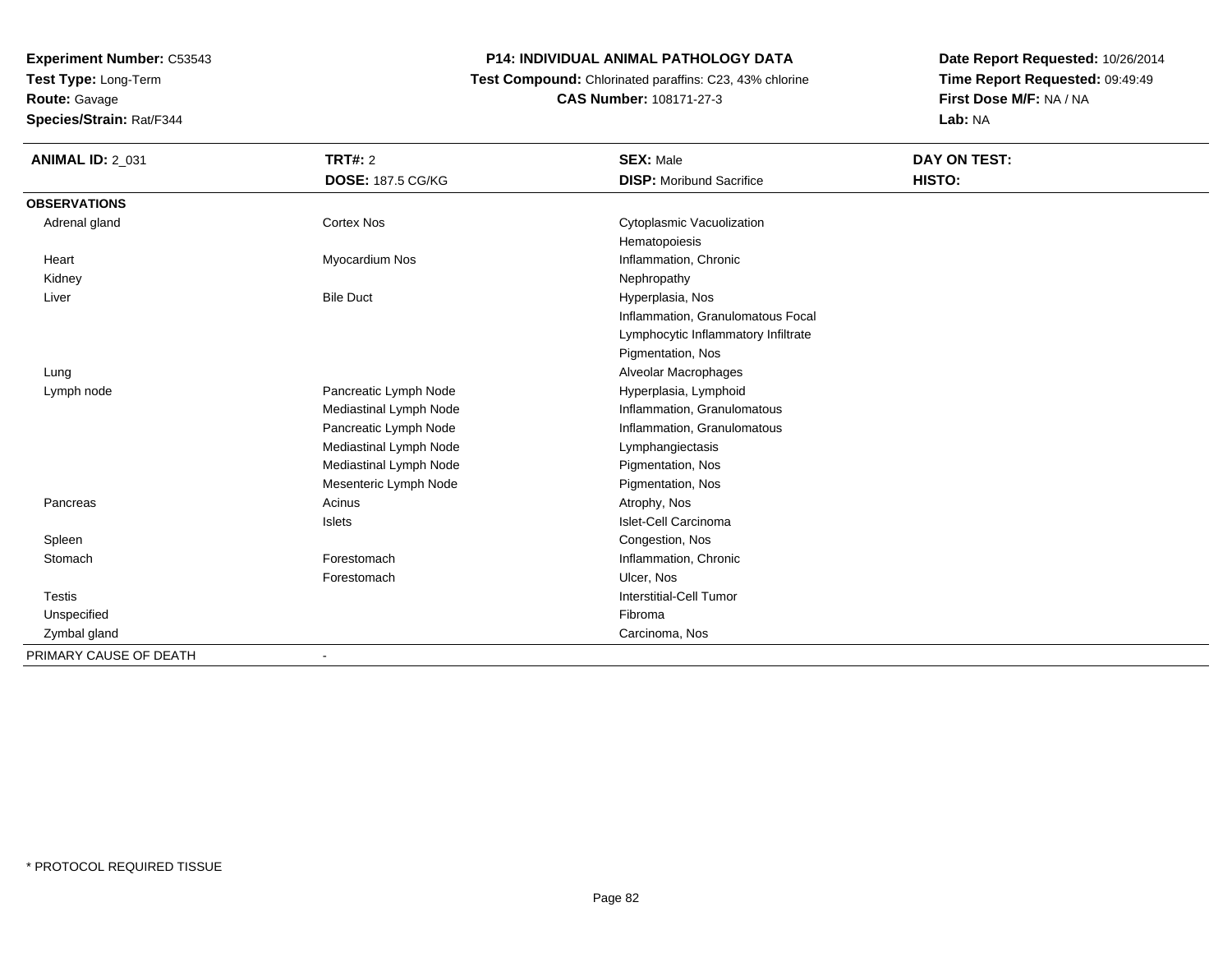**Experiment Number:** C53543
**Test Type:** Long-Term
**Route:** Gavage
**Species/Strain:** Rat/F344

**P14: INDIVIDUAL ANIMAL PATHOLOGY DATA**
**Test Compound:** Chlorinated paraffins: C23, 43% chlorine
**CAS Number:** 108171-27-3

**Date Report Requested:** 10/26/2014
**Time Report Requested:** 09:49:49
**First Dose M/F:** NA / NA
**Lab:** NA

| **ANIMAL ID:** 2_031 | **TRT#:** 2 | **SEX:** Male | **DAY ON TEST:** |
|---|---|---|---|
| | **DOSE:** 187.5 CG/KG | **DISP:** Moribund Sacrifice | **HISTO:** |
| **OBSERVATIONS** | | | |
| Adrenal gland | Cortex Nos | Cytoplasmic Vacuolization | |
| | | Hematopoiesis | |
| Heart | Myocardium Nos | Inflammation, Chronic | |
| Kidney | | Nephropathy | |
| Liver | Bile Duct | Hyperplasia, Nos | |
| | | Inflammation, Granulomatous Focal | |
| | | Lymphocytic Inflammatory Infiltrate | |
| | | Pigmentation, Nos | |
| Lung | | Alveolar Macrophages | |
| Lymph node | Pancreatic Lymph Node | Hyperplasia, Lymphoid | |
| | Mediastinal Lymph Node | Inflammation, Granulomatous | |
| | Pancreatic Lymph Node | Inflammation, Granulomatous | |
| | Mediastinal Lymph Node | Lymphangiectasis | |
| | Mediastinal Lymph Node | Pigmentation, Nos | |
| | Mesenteric Lymph Node | Pigmentation, Nos | |
| Pancreas | Acinus | Atrophy, Nos | |
| | Islets | Islet-Cell Carcinoma | |
| Spleen | | Congestion, Nos | |
| Stomach | Forestomach | Inflammation, Chronic | |
| | Forestomach | Ulcer, Nos | |
| Testis | | Interstitial-Cell Tumor | |
| Unspecified | | Fibroma | |
| Zymbal gland | | Carcinoma, Nos | |
| PRIMARY CAUSE OF DEATH | - | | |

\* PROTOCOL REQUIRED TISSUE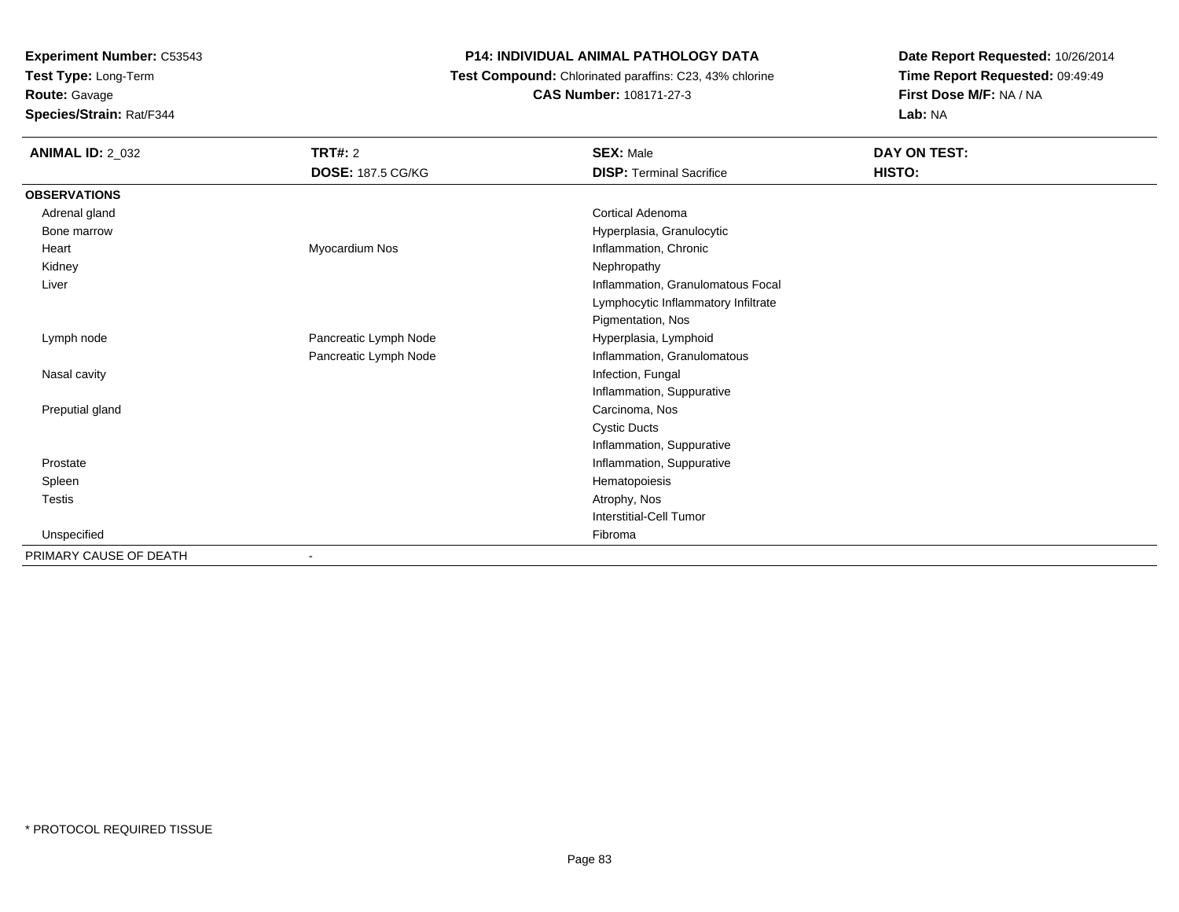**Experiment Number:** C53543
**Test Type:** Long-Term
**Route:** Gavage
**Species/Strain:** Rat/F344

**P14: INDIVIDUAL ANIMAL PATHOLOGY DATA**
**Test Compound:** Chlorinated paraffins: C23, 43% chlorine
**CAS Number:** 108171-27-3

**Date Report Requested:** 10/26/2014
**Time Report Requested:** 09:49:49
**First Dose M/F:** NA / NA
**Lab:** NA

| **ANIMAL ID:** 2_032 | **TRT#:** 2 | **SEX:** Male | **DAY ON TEST:** |
|---|---|---|---|
| | **DOSE:** 187.5 CG/KG | **DISP:** Terminal Sacrifice | **HISTO:** |
| **OBSERVATIONS** | | | |
| Adrenal gland | | Cortical Adenoma | |
| Bone marrow | | Hyperplasia, Granulocytic | |
| Heart | Myocardium Nos | Inflammation, Chronic | |
| Kidney | | Nephropathy | |
| Liver | | Inflammation, Granulomatous Focal | |
| | | Lymphocytic Inflammatory Infiltrate | |
| | | Pigmentation, Nos | |
| Lymph node | Pancreatic Lymph Node | Hyperplasia, Lymphoid | |
| | Pancreatic Lymph Node | Inflammation, Granulomatous | |
| Nasal cavity | | Infection, Fungal | |
| | | Inflammation, Suppurative | |
| Preputial gland | | Carcinoma, Nos | |
| | | Cystic Ducts | |
| | | Inflammation, Suppurative | |
| Prostate | | Inflammation, Suppurative | |
| Spleen | | Hematopoiesis | |
| Testis | | Atrophy, Nos | |
| | | Interstitial-Cell Tumor | |
| Unspecified | | Fibroma | |
| PRIMARY CAUSE OF DEATH | - | | |

* PROTOCOL REQUIRED TISSUE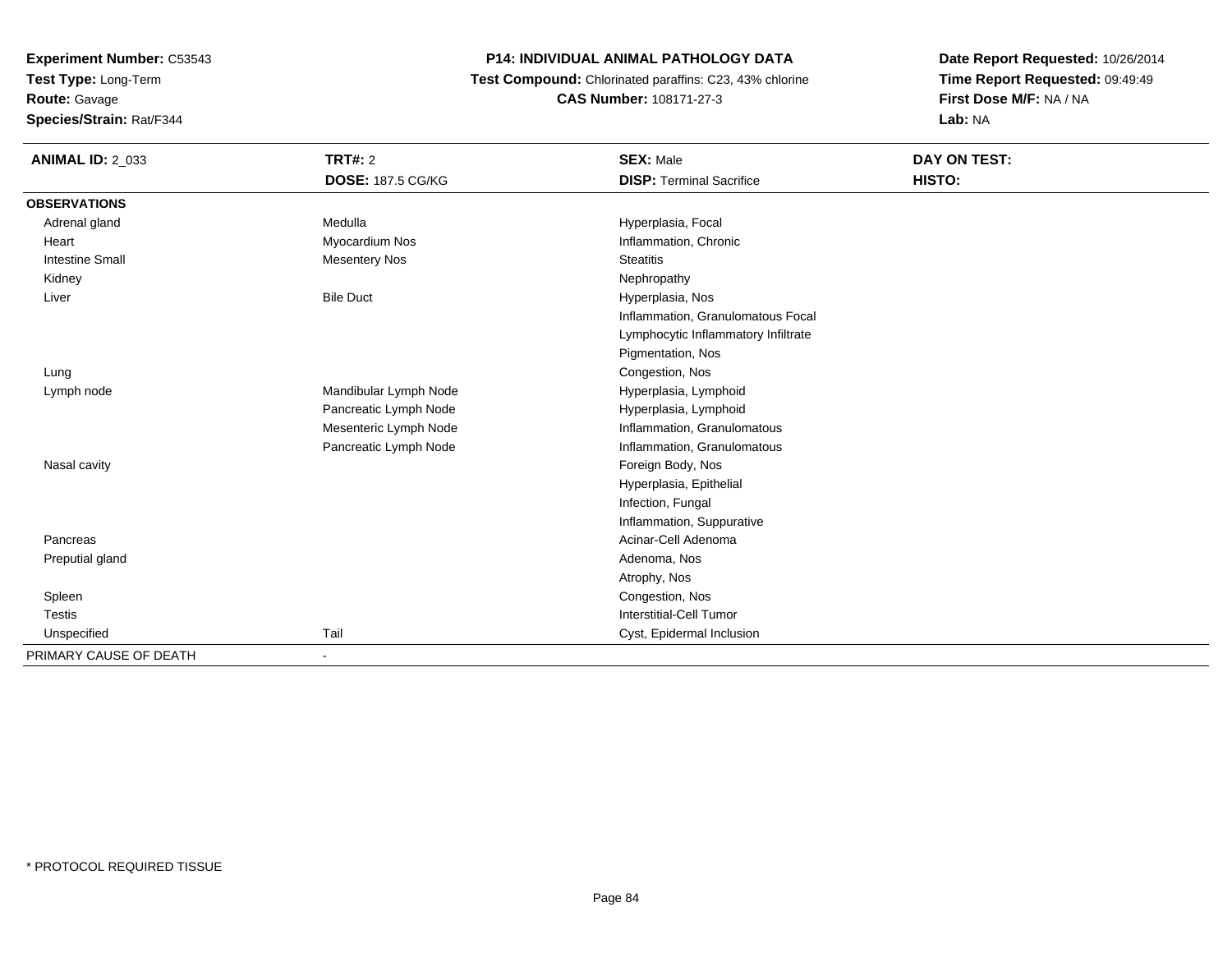**Experiment Number:** C53543
**Test Type:** Long-Term
**Route:** Gavage
**Species/Strain:** Rat/F344

# P14: INDIVIDUAL ANIMAL PATHOLOGY DATA

**Test Compound:** Chlorinated paraffins: C23, 43% chlorine
**CAS Number:** 108171-27-3

**Date Report Requested:** 10/26/2014
**Time Report Requested:** 09:49:49
**First Dose M/F:** NA / NA
**Lab:** NA

| **ANIMAL ID:** 2_033 | **TRT#:** 2 | **SEX:** Male | **DAY ON TEST:** |
|---|---|---|---|
| | **DOSE:** 187.5 CG/KG | **DISP:** Terminal Sacrifice | **HISTO:** |
| **OBSERVATIONS** | | | |
| Adrenal gland | Medulla | Hyperplasia, Focal | |
| Heart | Myocardium Nos | Inflammation, Chronic | |
| Intestine Small | Mesentery Nos | Steatitis | |
| Kidney | | Nephropathy | |
| Liver | Bile Duct | Hyperplasia, Nos | |
| | | Inflammation, Granulomatous Focal | |
| | | Lymphocytic Inflammatory Infiltrate | |
| | | Pigmentation, Nos | |
| Lung | | Congestion, Nos | |
| Lymph node | Mandibular Lymph Node | Hyperplasia, Lymphoid | |
| | Pancreatic Lymph Node | Hyperplasia, Lymphoid | |
| | Mesenteric Lymph Node | Inflammation, Granulomatous | |
| | Pancreatic Lymph Node | Inflammation, Granulomatous | |
| Nasal cavity | | Foreign Body, Nos | |
| | | Hyperplasia, Epithelial | |
| | | Infection, Fungal | |
| | | Inflammation, Suppurative | |
| Pancreas | | Acinar-Cell Adenoma | |
| Preputial gland | | Adenoma, Nos | |
| | | Atrophy, Nos | |
| Spleen | | Congestion, Nos | |
| Testis | | Interstitial-Cell Tumor | |
| Unspecified | Tail | Cyst, Epidermal Inclusion | |
| PRIMARY CAUSE OF DEATH | - | | |

\* PROTOCOL REQUIRED TISSUE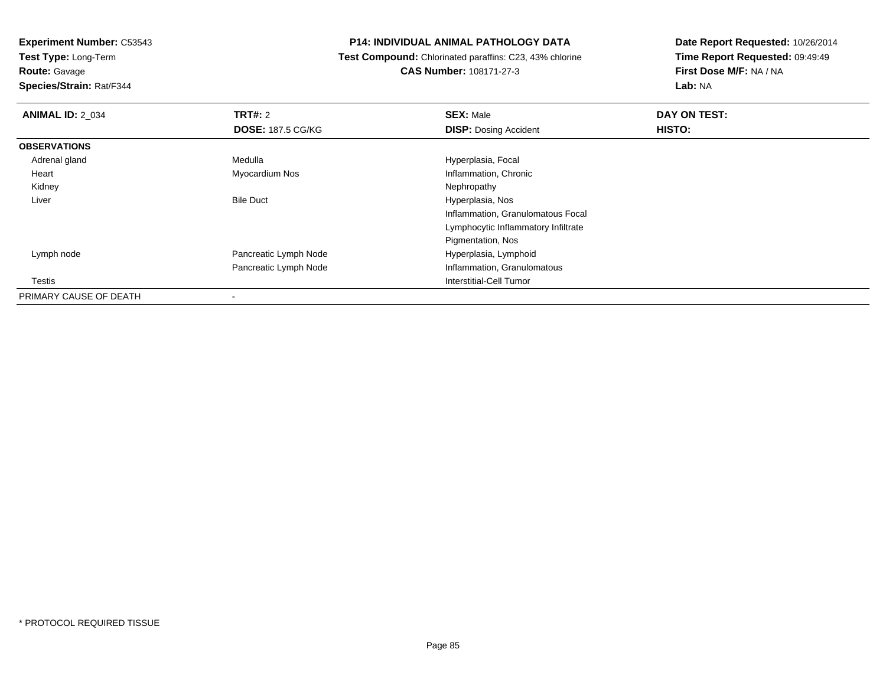**Experiment Number:** C53543
**Test Type:** Long-Term
**Route:** Gavage
**Species/Strain:** Rat/F344

**P14: INDIVIDUAL ANIMAL PATHOLOGY DATA**
**Test Compound:** Chlorinated paraffins: C23, 43% chlorine
**CAS Number:** 108171-27-3

**Date Report Requested:** 10/26/2014
**Time Report Requested:** 09:49:49
**First Dose M/F:** NA / NA
**Lab:** NA

| **ANIMAL ID:** 2_034 | **TRT#:** 2 | **SEX:** Male | **DAY ON TEST:** |
|---|---|---|---|
| | **DOSE:** 187.5 CG/KG | **DISP:** Dosing Accident | **HISTO:** |
| **OBSERVATIONS** | | | |
| Adrenal gland | Medulla | Hyperplasia, Focal | |
| Heart | Myocardium Nos | Inflammation, Chronic | |
| Kidney | | Nephropathy | |
| Liver | Bile Duct | Hyperplasia, Nos | |
| | | Inflammation, Granulomatous Focal | |
| | | Lymphocytic Inflammatory Infiltrate | |
| | | Pigmentation, Nos | |
| Lymph node | Pancreatic Lymph Node | Hyperplasia, Lymphoid | |
| | Pancreatic Lymph Node | Inflammation, Granulomatous | |
| Testis | | Interstitial-Cell Tumor | |
| PRIMARY CAUSE OF DEATH | - | | |

* PROTOCOL REQUIRED TISSUE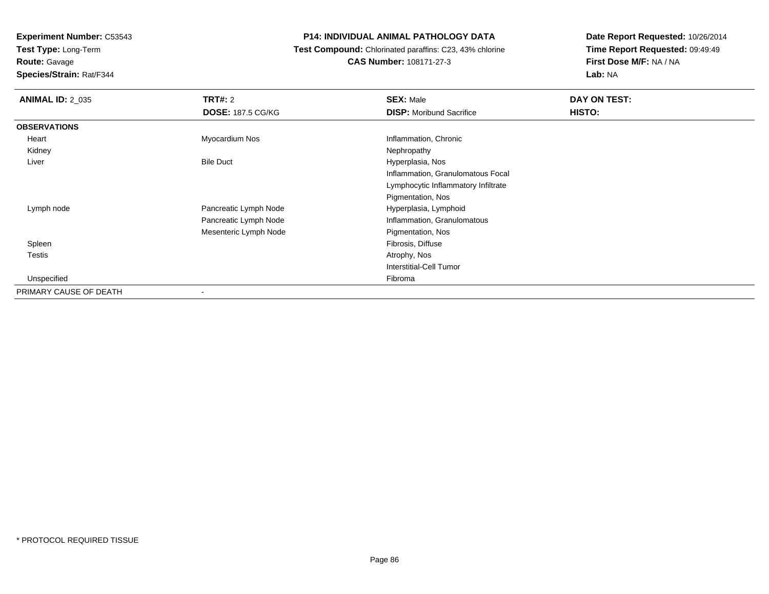**Experiment Number:** C53543
**Test Type:** Long-Term
**Route:** Gavage
**Species/Strain:** Rat/F344

**P14: INDIVIDUAL ANIMAL PATHOLOGY DATA**
**Test Compound:** Chlorinated paraffins: C23, 43% chlorine
**CAS Number:** 108171-27-3

**Date Report Requested:** 10/26/2014
**Time Report Requested:** 09:49:49
**First Dose M/F:** NA / NA
**Lab:** NA

| **ANIMAL ID:** 2_035 | **TRT#:** 2 | **SEX:** Male | **DAY ON TEST:** |
|---|---|---|---|
| | **DOSE:** 187.5 CG/KG | **DISP:** Moribund Sacrifice | **HISTO:** |
| **OBSERVATIONS** | | | |
| Heart | Myocardium Nos | Inflammation, Chronic | |
| Kidney | | Nephropathy | |
| Liver | Bile Duct | Hyperplasia, Nos | |
| | | Inflammation, Granulomatous Focal | |
| | | Lymphocytic Inflammatory Infiltrate | |
| | | Pigmentation, Nos | |
| Lymph node | Pancreatic Lymph Node | Hyperplasia, Lymphoid | |
| | Pancreatic Lymph Node | Inflammation, Granulomatous | |
| | Mesenteric Lymph Node | Pigmentation, Nos | |
| Spleen | | Fibrosis, Diffuse | |
| Testis | | Atrophy, Nos | |
| | | Interstitial-Cell Tumor | |
| Unspecified | | Fibroma | |
| PRIMARY CAUSE OF DEATH | - | | |

* PROTOCOL REQUIRED TISSUE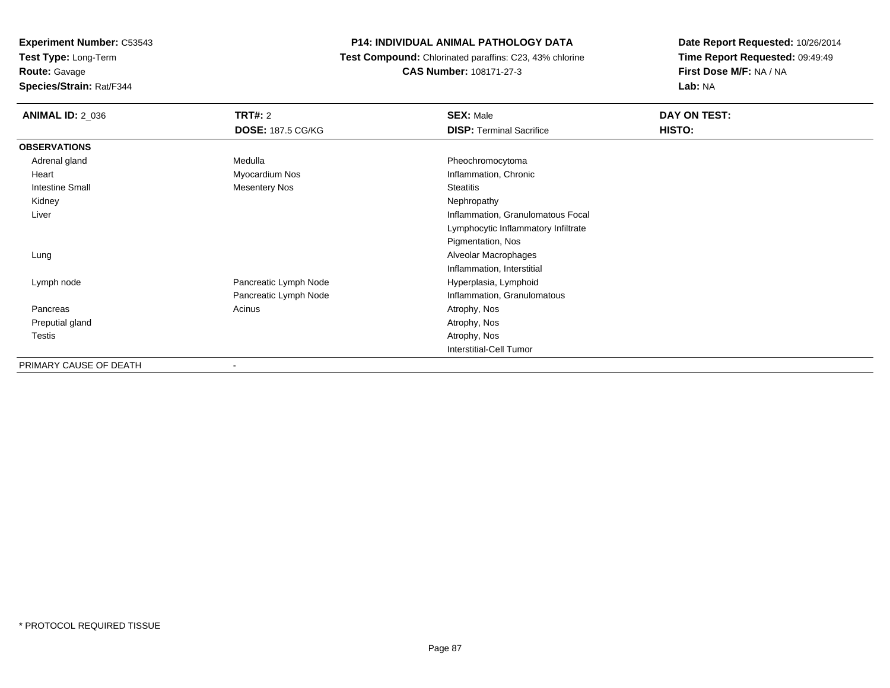**Experiment Number:** C53543
**Test Type:** Long-Term
**Route:** Gavage
**Species/Strain:** Rat/F344

**P14: INDIVIDUAL ANIMAL PATHOLOGY DATA**
**Test Compound:** Chlorinated paraffins: C23, 43% chlorine
**CAS Number:** 108171-27-3

**Date Report Requested:** 10/26/2014
**Time Report Requested:** 09:49:49
**First Dose M/F:** NA / NA
**Lab:** NA

| **ANIMAL ID:** 2_036 | **TRT#:** 2 | **SEX:** Male | **DAY ON TEST:** |
|---|---|---|---|
| | **DOSE:** 187.5 CG/KG | **DISP:** Terminal Sacrifice | **HISTO:** |
| **OBSERVATIONS** | | | |
| Adrenal gland | Medulla | Pheochromocytoma | |
| Heart | Myocardium Nos | Inflammation, Chronic | |
| Intestine Small | Mesentery Nos | Steatitis | |
| Kidney | | Nephropathy | |
| Liver | | Inflammation, Granulomatous Focal | |
| | | Lymphocytic Inflammatory Infiltrate | |
| | | Pigmentation, Nos | |
| Lung | | Alveolar Macrophages | |
| | | Inflammation, Interstitial | |
| Lymph node | Pancreatic Lymph Node | Hyperplasia, Lymphoid | |
| | Pancreatic Lymph Node | Inflammation, Granulomatous | |
| Pancreas | Acinus | Atrophy, Nos | |
| Preputial gland | | Atrophy, Nos | |
| Testis | | Atrophy, Nos | |
| | | Interstitial-Cell Tumor | |
| PRIMARY CAUSE OF DEATH | - | | |

* PROTOCOL REQUIRED TISSUE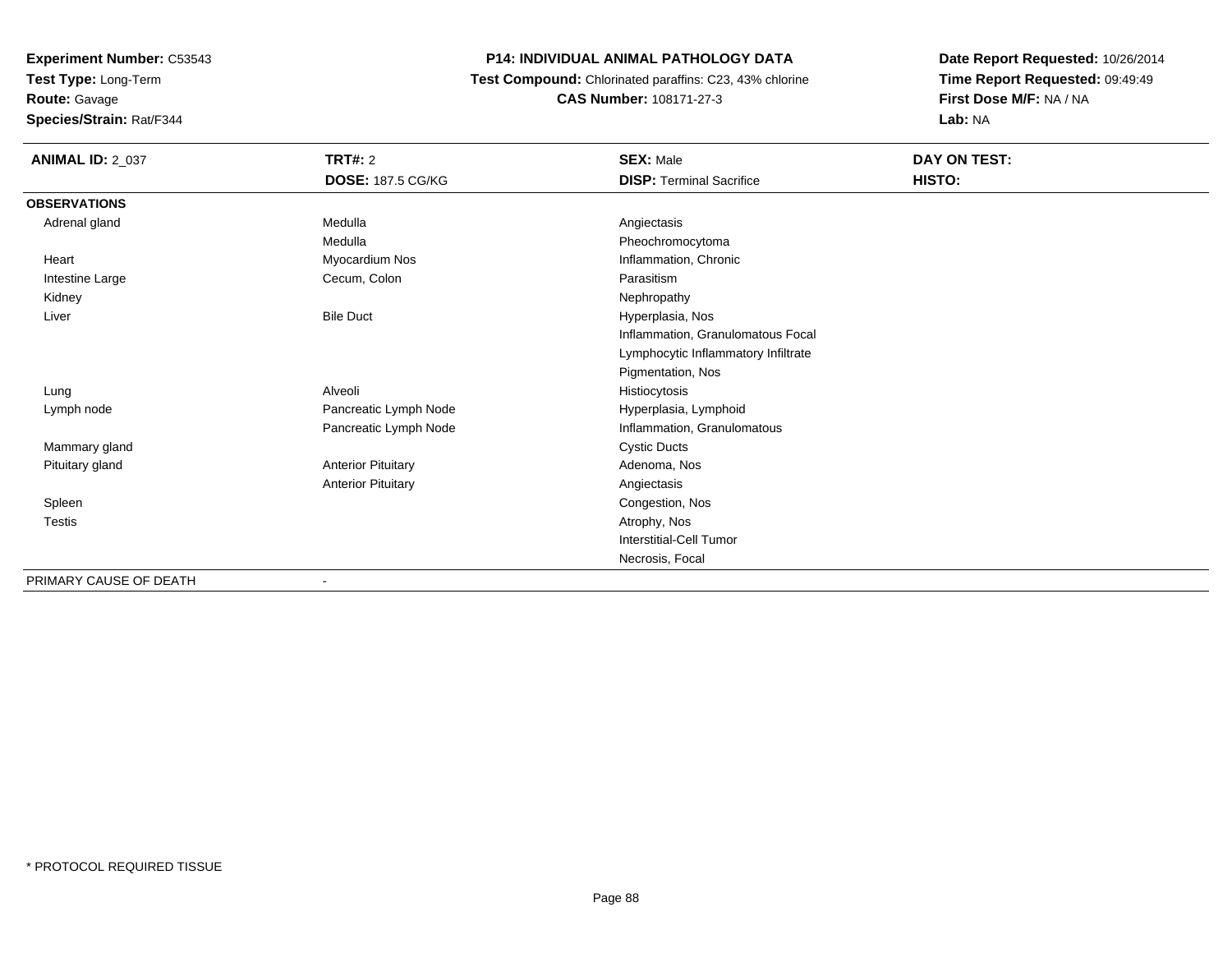**Experiment Number:** C53543
**Test Type:** Long-Term
**Route:** Gavage
**Species/Strain:** Rat/F344

# P14: INDIVIDUAL ANIMAL PATHOLOGY DATA

**Test Compound:** Chlorinated paraffins: C23, 43% chlorine
**CAS Number:** 108171-27-3

**Date Report Requested:** 10/26/2014
**Time Report Requested:** 09:49:49
**First Dose M/F:** NA / NA
**Lab:** NA

| **ANIMAL ID:** 2_037 | **TRT#:** 2 | **SEX:** Male | **DAY ON TEST:** |
|---|---|---|---|
| | **DOSE:** 187.5 CG/KG | **DISP:** Terminal Sacrifice | **HISTO:** |
| **OBSERVATIONS** | | | |
| Adrenal gland | Medulla | Angiectasis | |
| | Medulla | Pheochromocytoma | |
| Heart | Myocardium Nos | Inflammation, Chronic | |
| Intestine Large | Cecum, Colon | Parasitism | |
| Kidney | | Nephropathy | |
| Liver | Bile Duct | Hyperplasia, Nos | |
| | | Inflammation, Granulomatous Focal | |
| | | Lymphocytic Inflammatory Infiltrate | |
| | | Pigmentation, Nos | |
| Lung | Alveoli | Histiocytosis | |
| Lymph node | Pancreatic Lymph Node | Hyperplasia, Lymphoid | |
| | Pancreatic Lymph Node | Inflammation, Granulomatous | |
| Mammary gland | | Cystic Ducts | |
| Pituitary gland | Anterior Pituitary | Adenoma, Nos | |
| | Anterior Pituitary | Angiectasis | |
| Spleen | | Congestion, Nos | |
| Testis | | Atrophy, Nos | |
| | | Interstitial-Cell Tumor | |
| | | Necrosis, Focal | |
| PRIMARY CAUSE OF DEATH | - | | |

* PROTOCOL REQUIRED TISSUE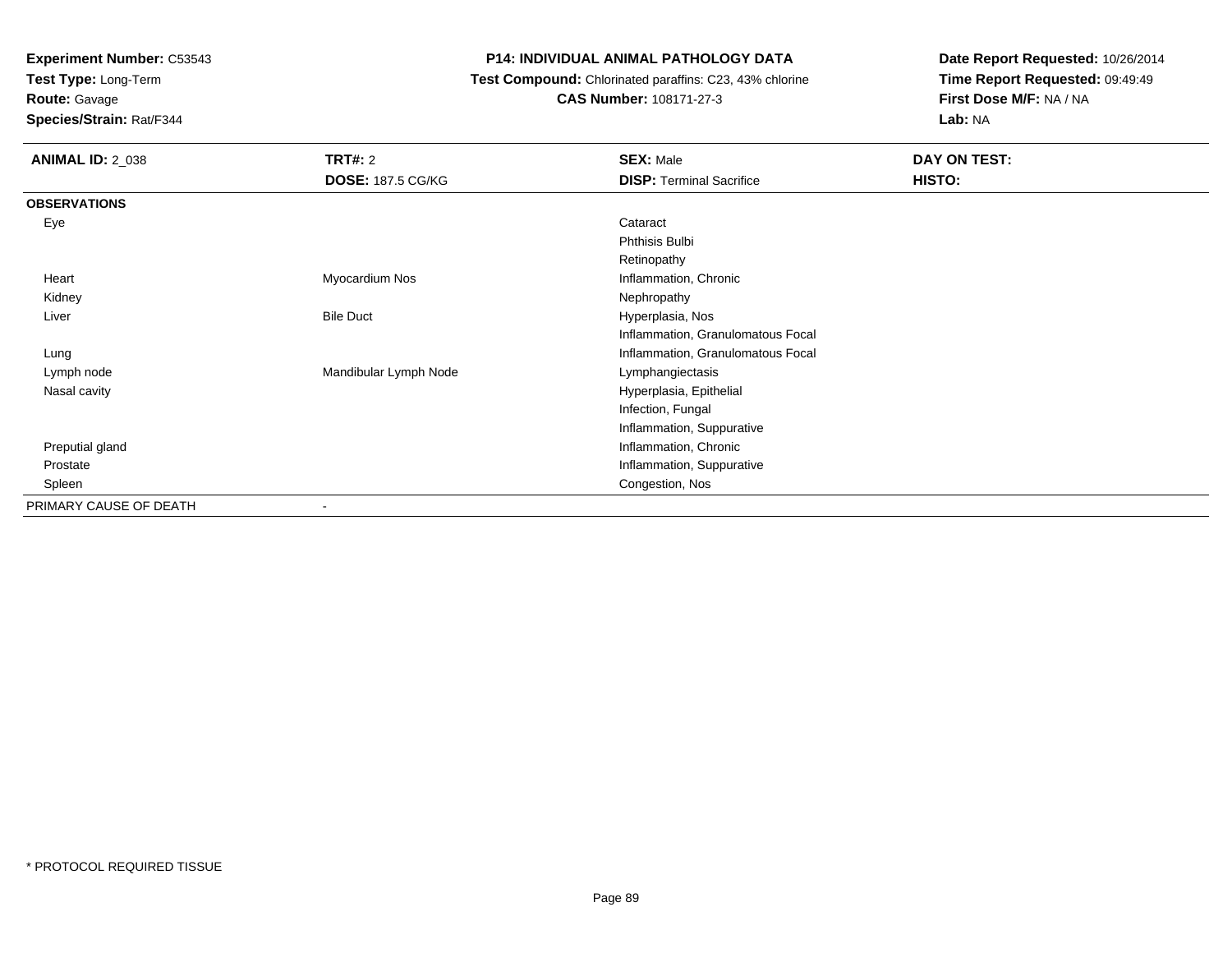**Experiment Number:** C53543
**Test Type:** Long-Term
**Route:** Gavage
**Species/Strain:** Rat/F344

**P14: INDIVIDUAL ANIMAL PATHOLOGY DATA**
**Test Compound:** Chlorinated paraffins: C23, 43% chlorine
**CAS Number:** 108171-27-3

**Date Report Requested:** 10/26/2014
**Time Report Requested:** 09:49:49
**First Dose M/F:** NA / NA
**Lab:** NA

| **ANIMAL ID:** 2_038 | **TRT#:** 2 | **SEX:** Male | **DAY ON TEST:** |
|---|---|---|---|
| | **DOSE:** 187.5 CG/KG | **DISP:** Terminal Sacrifice | **HISTO:** |
| **OBSERVATIONS** | | | |
| Eye | | Cataract | |
| | | Phthisis Bulbi | |
| | | Retinopathy | |
| Heart | Myocardium Nos | Inflammation, Chronic | |
| Kidney | | Nephropathy | |
| Liver | Bile Duct | Hyperplasia, Nos | |
| | | Inflammation, Granulomatous Focal | |
| Lung | | Inflammation, Granulomatous Focal | |
| Lymph node | Mandibular Lymph Node | Lymphangiectasis | |
| Nasal cavity | | Hyperplasia, Epithelial | |
| | | Infection, Fungal | |
| | | Inflammation, Suppurative | |
| Preputial gland | | Inflammation, Chronic | |
| Prostate | | Inflammation, Suppurative | |
| Spleen | | Congestion, Nos | |
| PRIMARY CAUSE OF DEATH | - | | |

* PROTOCOL REQUIRED TISSUE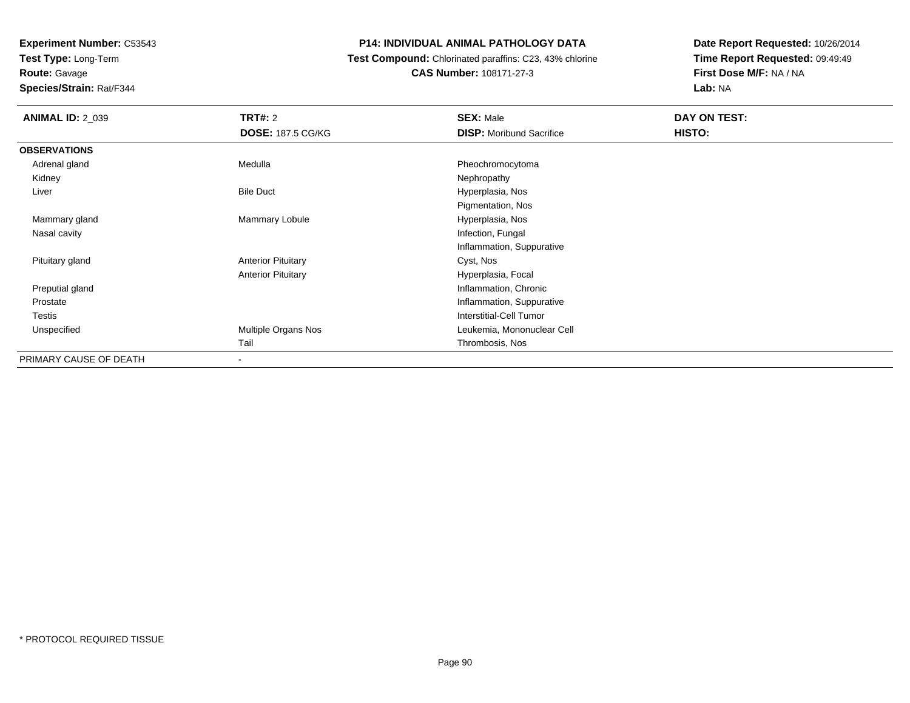**Experiment Number:** C53543
**Test Type:** Long-Term
**Route:** Gavage
**Species/Strain:** Rat/F344

**P14: INDIVIDUAL ANIMAL PATHOLOGY DATA**
**Test Compound:** Chlorinated paraffins: C23, 43% chlorine
**CAS Number:** 108171-27-3

**Date Report Requested:** 10/26/2014
**Time Report Requested:** 09:49:49
**First Dose M/F:** NA / NA
**Lab:** NA

| **ANIMAL ID:** 2_039 | **TRT#:** 2 | **SEX:** Male | **DAY ON TEST:** |
|---|---|---|---|
| | **DOSE:** 187.5 CG/KG | **DISP:** Moribund Sacrifice | **HISTO:** |
| **OBSERVATIONS** | | | |
| Adrenal gland | Medulla | Pheochromocytoma | |
| Kidney | | Nephropathy | |
| Liver | Bile Duct | Hyperplasia, Nos | |
| | | Pigmentation, Nos | |
| Mammary gland | Mammary Lobule | Hyperplasia, Nos | |
| Nasal cavity | | Infection, Fungal | |
| | | Inflammation, Suppurative | |
| Pituitary gland | Anterior Pituitary | Cyst, Nos | |
| | Anterior Pituitary | Hyperplasia, Focal | |
| Preputial gland | | Inflammation, Chronic | |
| Prostate | | Inflammation, Suppurative | |
| Testis | | Interstitial-Cell Tumor | |
| Unspecified | Multiple Organs Nos | Leukemia, Mononuclear Cell | |
| | Tail | Thrombosis, Nos | |
| PRIMARY CAUSE OF DEATH | - | | |

* PROTOCOL REQUIRED TISSUE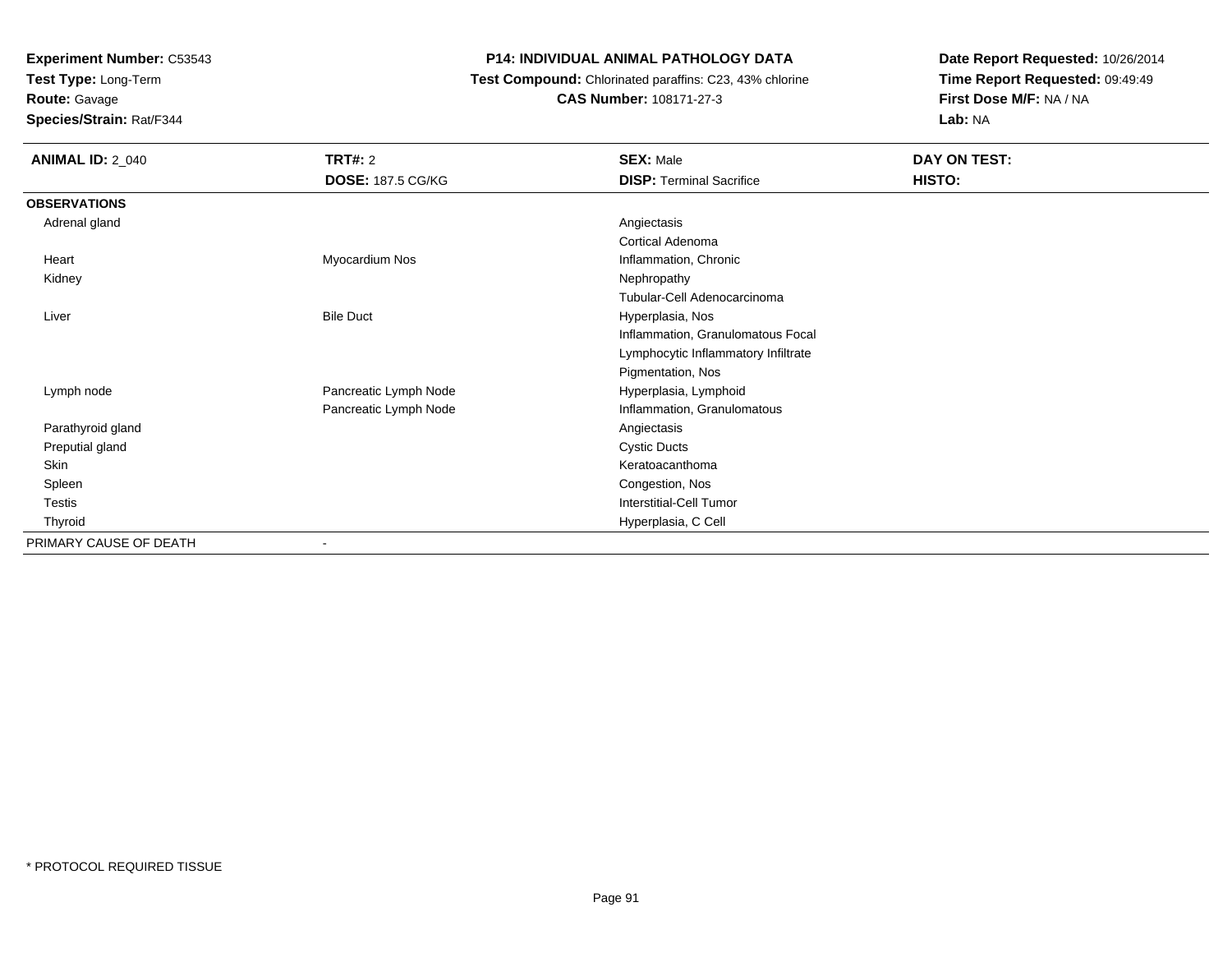**Experiment Number:** C53543
**Test Type:** Long-Term
**Route:** Gavage
**Species/Strain:** Rat/F344

**P14: INDIVIDUAL ANIMAL PATHOLOGY DATA**
**Test Compound:** Chlorinated paraffins: C23, 43% chlorine
**CAS Number:** 108171-27-3

**Date Report Requested:** 10/26/2014
**Time Report Requested:** 09:49:49
**First Dose M/F:** NA / NA
**Lab:** NA

| **ANIMAL ID:** 2_040 | **TRT#:** 2 | **SEX:** Male | **DAY ON TEST:** |
|---|---|---|---|
| | **DOSE:** 187.5 CG/KG | **DISP:** Terminal Sacrifice | **HISTO:** |
| **OBSERVATIONS** | | | |
| Adrenal gland | | Angiectasis | |
| | | Cortical Adenoma | |
| Heart | Myocardium Nos | Inflammation, Chronic | |
| Kidney | | Nephropathy | |
| | | Tubular-Cell Adenocarcinoma | |
| Liver | Bile Duct | Hyperplasia, Nos | |
| | | Inflammation, Granulomatous Focal | |
| | | Lymphocytic Inflammatory Infiltrate | |
| | | Pigmentation, Nos | |
| Lymph node | Pancreatic Lymph Node | Hyperplasia, Lymphoid | |
| | Pancreatic Lymph Node | Inflammation, Granulomatous | |
| Parathyroid gland | | Angiectasis | |
| Preputial gland | | Cystic Ducts | |
| Skin | | Keratoacanthoma | |
| Spleen | | Congestion, Nos | |
| Testis | | Interstitial-Cell Tumor | |
| Thyroid | | Hyperplasia, C Cell | |
| PRIMARY CAUSE OF DEATH | - | | |

* PROTOCOL REQUIRED TISSUE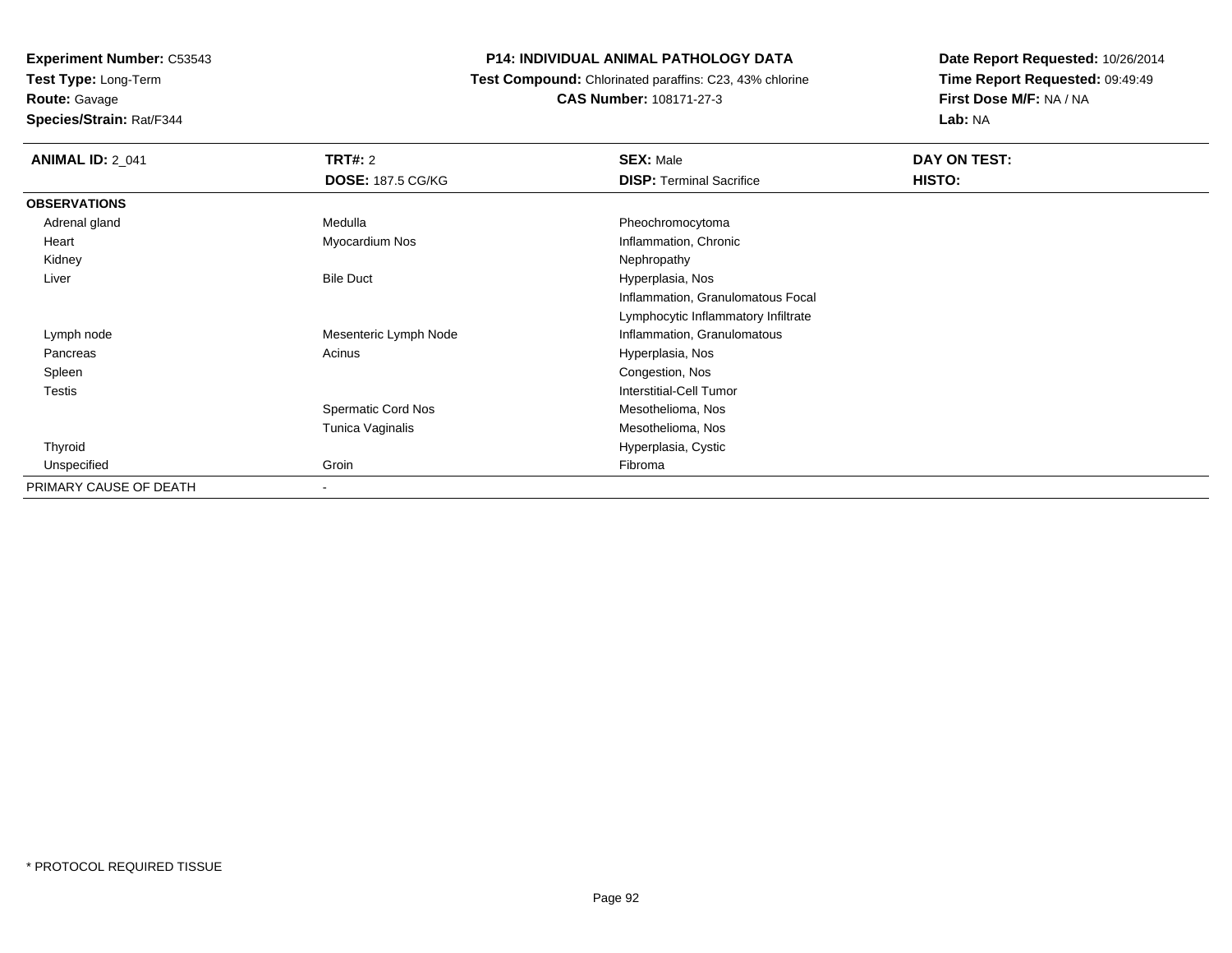**Experiment Number:** C53543
**Test Type:** Long-Term
**Route:** Gavage
**Species/Strain:** Rat/F344

**P14: INDIVIDUAL ANIMAL PATHOLOGY DATA**
**Test Compound:** Chlorinated paraffins: C23, 43% chlorine
**CAS Number:** 108171-27-3

**Date Report Requested:** 10/26/2014
**Time Report Requested:** 09:49:49
**First Dose M/F:** NA / NA
**Lab:** NA

| **ANIMAL ID:** 2_041 | **TRT#:** 2 | **SEX:** Male | **DAY ON TEST:** |
|---|---|---|---|
| | **DOSE:** 187.5 CG/KG | **DISP:** Terminal Sacrifice | **HISTO:** |
| **OBSERVATIONS** | | | |
| Adrenal gland | Medulla | Pheochromocytoma | |
| Heart | Myocardium Nos | Inflammation, Chronic | |
| Kidney | | Nephropathy | |
| Liver | Bile Duct | Hyperplasia, Nos | |
| | | Inflammation, Granulomatous Focal | |
| | | Lymphocytic Inflammatory Infiltrate | |
| Lymph node | Mesenteric Lymph Node | Inflammation, Granulomatous | |
| Pancreas | Acinus | Hyperplasia, Nos | |
| Spleen | | Congestion, Nos | |
| Testis | | Interstitial-Cell Tumor | |
| | Spermatic Cord Nos | Mesothelioma, Nos | |
| | Tunica Vaginalis | Mesothelioma, Nos | |
| Thyroid | | Hyperplasia, Cystic | |
| Unspecified | Groin | Fibroma | |
| PRIMARY CAUSE OF DEATH | - | | |

* PROTOCOL REQUIRED TISSUE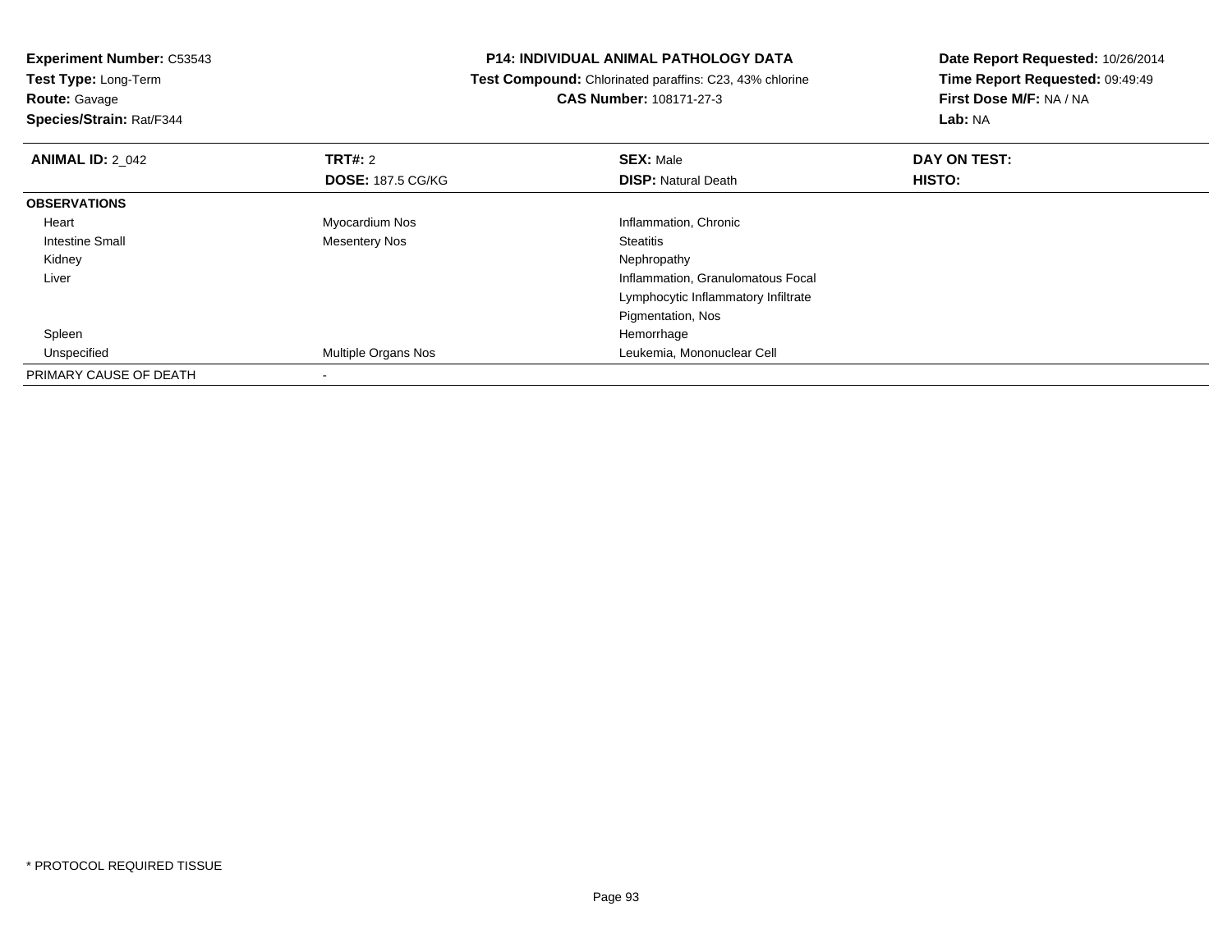**Experiment Number:** C53543
**Test Type:** Long-Term
**Route:** Gavage
**Species/Strain:** Rat/F344

**P14: INDIVIDUAL ANIMAL PATHOLOGY DATA**
**Test Compound:** Chlorinated paraffins: C23, 43% chlorine
**CAS Number:** 108171-27-3

**Date Report Requested:** 10/26/2014
**Time Report Requested:** 09:49:49
**First Dose M/F:** NA / NA
**Lab:** NA

| **ANIMAL ID:** 2_042 | **TRT#:** 2<br>**DOSE:** 187.5 CG/KG | **SEX:** Male<br>**DISP:** Natural Death | **DAY ON TEST:**<br>**HISTO:** |
|---|---|---|---|
| **OBSERVATIONS** | | | |
| Heart | Myocardium Nos | Inflammation, Chronic | |
| Intestine Small | Mesentery Nos | Steatitis | |
| Kidney | | Nephropathy | |
| Liver | | Inflammation, Granulomatous Focal | |
| | | Lymphocytic Inflammatory Infiltrate | |
| | | Pigmentation, Nos | |
| Spleen | | Hemorrhage | |
| Unspecified | Multiple Organs Nos | Leukemia, Mononuclear Cell | |
| PRIMARY CAUSE OF DEATH | - | | |

* PROTOCOL REQUIRED TISSUE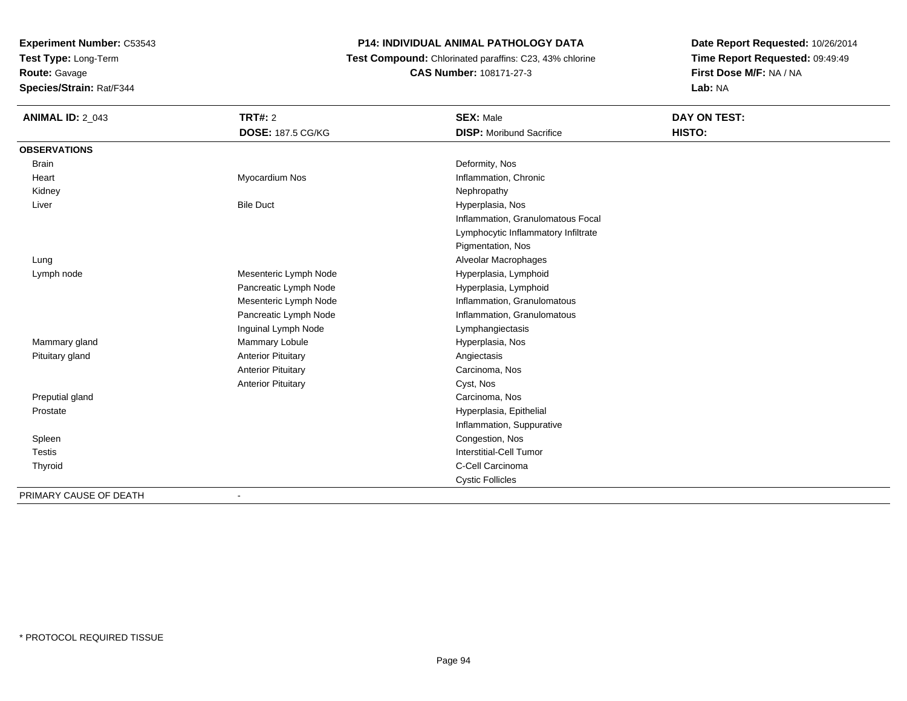**Experiment Number:** C53543
**Test Type:** Long-Term
**Route:** Gavage
**Species/Strain:** Rat/F344

**P14: INDIVIDUAL ANIMAL PATHOLOGY DATA**
**Test Compound:** Chlorinated paraffins: C23, 43% chlorine
**CAS Number:** 108171-27-3

**Date Report Requested:** 10/26/2014
**Time Report Requested:** 09:49:49
**First Dose M/F:** NA / NA
**Lab:** NA

| **ANIMAL ID:** 2_043 | **TRT#:** 2 | **SEX:** Male | **DAY ON TEST:** |
|---|---|---|---|
| | **DOSE:** 187.5 CG/KG | **DISP:** Moribund Sacrifice | **HISTO:** |
| **OBSERVATIONS** | | | |
| Brain | | Deformity, Nos | |
| Heart | Myocardium Nos | Inflammation, Chronic | |
| Kidney | | Nephropathy | |
| Liver | Bile Duct | Hyperplasia, Nos | |
| | | Inflammation, Granulomatous Focal | |
| | | Lymphocytic Inflammatory Infiltrate | |
| | | Pigmentation, Nos | |
| Lung | | Alveolar Macrophages | |
| Lymph node | Mesenteric Lymph Node | Hyperplasia, Lymphoid | |
| | Pancreatic Lymph Node | Hyperplasia, Lymphoid | |
| | Mesenteric Lymph Node | Inflammation, Granulomatous | |
| | Pancreatic Lymph Node | Inflammation, Granulomatous | |
| | Inguinal Lymph Node | Lymphangiectasis | |
| Mammary gland | Mammary Lobule | Hyperplasia, Nos | |
| Pituitary gland | Anterior Pituitary | Angiectasis | |
| | Anterior Pituitary | Carcinoma, Nos | |
| | Anterior Pituitary | Cyst, Nos | |
| Preputial gland | | Carcinoma, Nos | |
| Prostate | | Hyperplasia, Epithelial | |
| | | Inflammation, Suppurative | |
| Spleen | | Congestion, Nos | |
| Testis | | Interstitial-Cell Tumor | |
| Thyroid | | C-Cell Carcinoma | |
| | | Cystic Follicles | |
| PRIMARY CAUSE OF DEATH | - | | |

* PROTOCOL REQUIRED TISSUE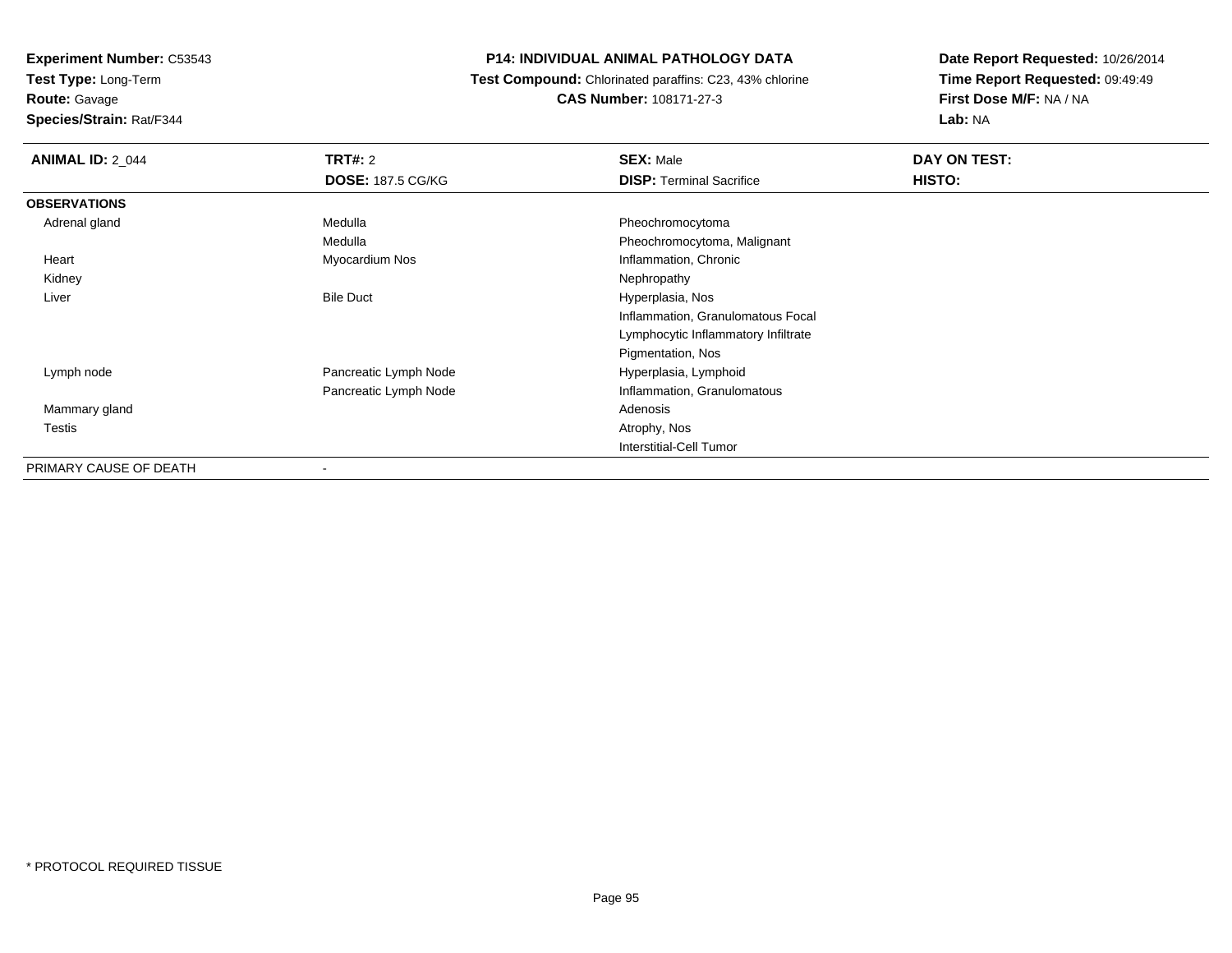**Experiment Number:** C53543
**Test Type:** Long-Term
**Route:** Gavage
**Species/Strain:** Rat/F344

**P14: INDIVIDUAL ANIMAL PATHOLOGY DATA**
**Test Compound:** Chlorinated paraffins: C23, 43% chlorine
**CAS Number:** 108171-27-3

**Date Report Requested:** 10/26/2014
**Time Report Requested:** 09:49:49
**First Dose M/F:** NA / NA
**Lab:** NA

| **ANIMAL ID:** 2_044 | **TRT#:** 2 | **SEX:** Male | **DAY ON TEST:** |
|---|---|---|---|
| | **DOSE:** 187.5 CG/KG | **DISP:** Terminal Sacrifice | **HISTO:** |
| **OBSERVATIONS** | | | |
| Adrenal gland | Medulla | Pheochromocytoma | |
| | Medulla | Pheochromocytoma, Malignant | |
| Heart | Myocardium Nos | Inflammation, Chronic | |
| Kidney | | Nephropathy | |
| Liver | Bile Duct | Hyperplasia, Nos | |
| | | Inflammation, Granulomatous Focal | |
| | | Lymphocytic Inflammatory Infiltrate | |
| | | Pigmentation, Nos | |
| Lymph node | Pancreatic Lymph Node | Hyperplasia, Lymphoid | |
| | Pancreatic Lymph Node | Inflammation, Granulomatous | |
| Mammary gland | | Adenosis | |
| Testis | | Atrophy, Nos | |
| | | Interstitial-Cell Tumor | |
| PRIMARY CAUSE OF DEATH | - | | |

* PROTOCOL REQUIRED TISSUE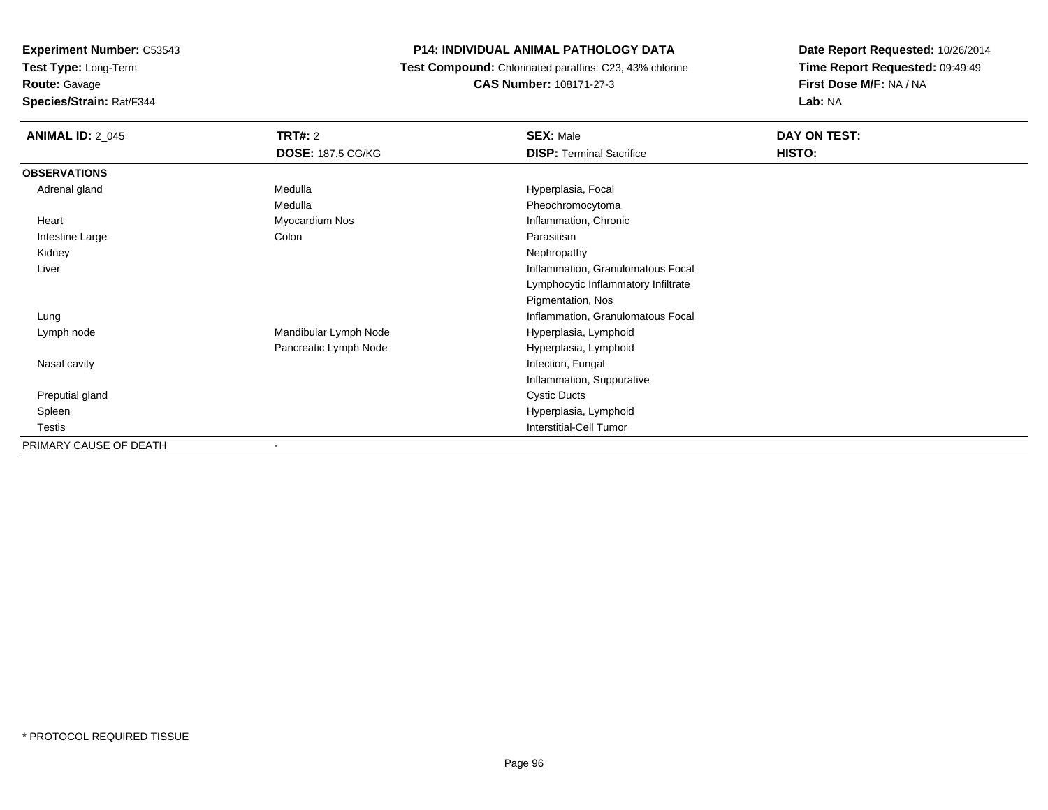**Experiment Number:** C53543
**Test Type:** Long-Term
**Route:** Gavage
**Species/Strain:** Rat/F344

# P14: INDIVIDUAL ANIMAL PATHOLOGY DATA

**Test Compound:** Chlorinated paraffins: C23, 43% chlorine
**CAS Number:** 108171-27-3

**Date Report Requested:** 10/26/2014
**Time Report Requested:** 09:49:49
**First Dose M/F:** NA / NA
**Lab:** NA

| **ANIMAL ID:** 2_045 | **TRT#:** 2 | **SEX:** Male | **DAY ON TEST:** |
|---|---|---|---|
| | **DOSE:** 187.5 CG/KG | **DISP:** Terminal Sacrifice | **HISTO:** |
| **OBSERVATIONS** | | | |
| Adrenal gland | Medulla | Hyperplasia, Focal | |
| | Medulla | Pheochromocytoma | |
| Heart | Myocardium Nos | Inflammation, Chronic | |
| Intestine Large | Colon | Parasitism | |
| Kidney | | Nephropathy | |
| Liver | | Inflammation, Granulomatous Focal | |
| | | Lymphocytic Inflammatory Infiltrate | |
| | | Pigmentation, Nos | |
| Lung | | Inflammation, Granulomatous Focal | |
| Lymph node | Mandibular Lymph Node | Hyperplasia, Lymphoid | |
| | Pancreatic Lymph Node | Hyperplasia, Lymphoid | |
| Nasal cavity | | Infection, Fungal | |
| | | Inflammation, Suppurative | |
| Preputial gland | | Cystic Ducts | |
| Spleen | | Hyperplasia, Lymphoid | |
| Testis | | Interstitial-Cell Tumor | |
| PRIMARY CAUSE OF DEATH | - | | |

* PROTOCOL REQUIRED TISSUE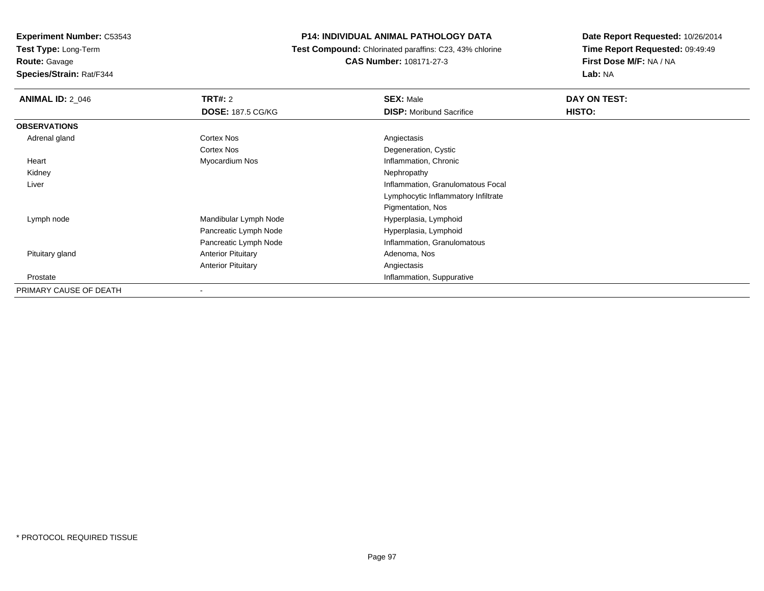**Experiment Number:** C53543
**Test Type:** Long-Term
**Route:** Gavage
**Species/Strain:** Rat/F344

**P14: INDIVIDUAL ANIMAL PATHOLOGY DATA**
**Test Compound:** Chlorinated paraffins: C23, 43% chlorine
**CAS Number:** 108171-27-3

**Date Report Requested:** 10/26/2014
**Time Report Requested:** 09:49:49
**First Dose M/F:** NA / NA
**Lab:** NA

| **ANIMAL ID:** 2_046 | **TRT#:** 2 | **SEX:** Male | **DAY ON TEST:** |
|---|---|---|---|
| | **DOSE:** 187.5 CG/KG | **DISP:** Moribund Sacrifice | **HISTO:** |
| **OBSERVATIONS** | | | |
| Adrenal gland | Cortex Nos | Angiectasis | |
| | Cortex Nos | Degeneration, Cystic | |
| Heart | Myocardium Nos | Inflammation, Chronic | |
| Kidney | | Nephropathy | |
| Liver | | Inflammation, Granulomatous Focal | |
| | | Lymphocytic Inflammatory Infiltrate | |
| | | Pigmentation, Nos | |
| Lymph node | Mandibular Lymph Node | Hyperplasia, Lymphoid | |
| | Pancreatic Lymph Node | Hyperplasia, Lymphoid | |
| | Pancreatic Lymph Node | Inflammation, Granulomatous | |
| Pituitary gland | Anterior Pituitary | Adenoma, Nos | |
| | Anterior Pituitary | Angiectasis | |
| Prostate | | Inflammation, Suppurative | |
| PRIMARY CAUSE OF DEATH | - | | |

* PROTOCOL REQUIRED TISSUE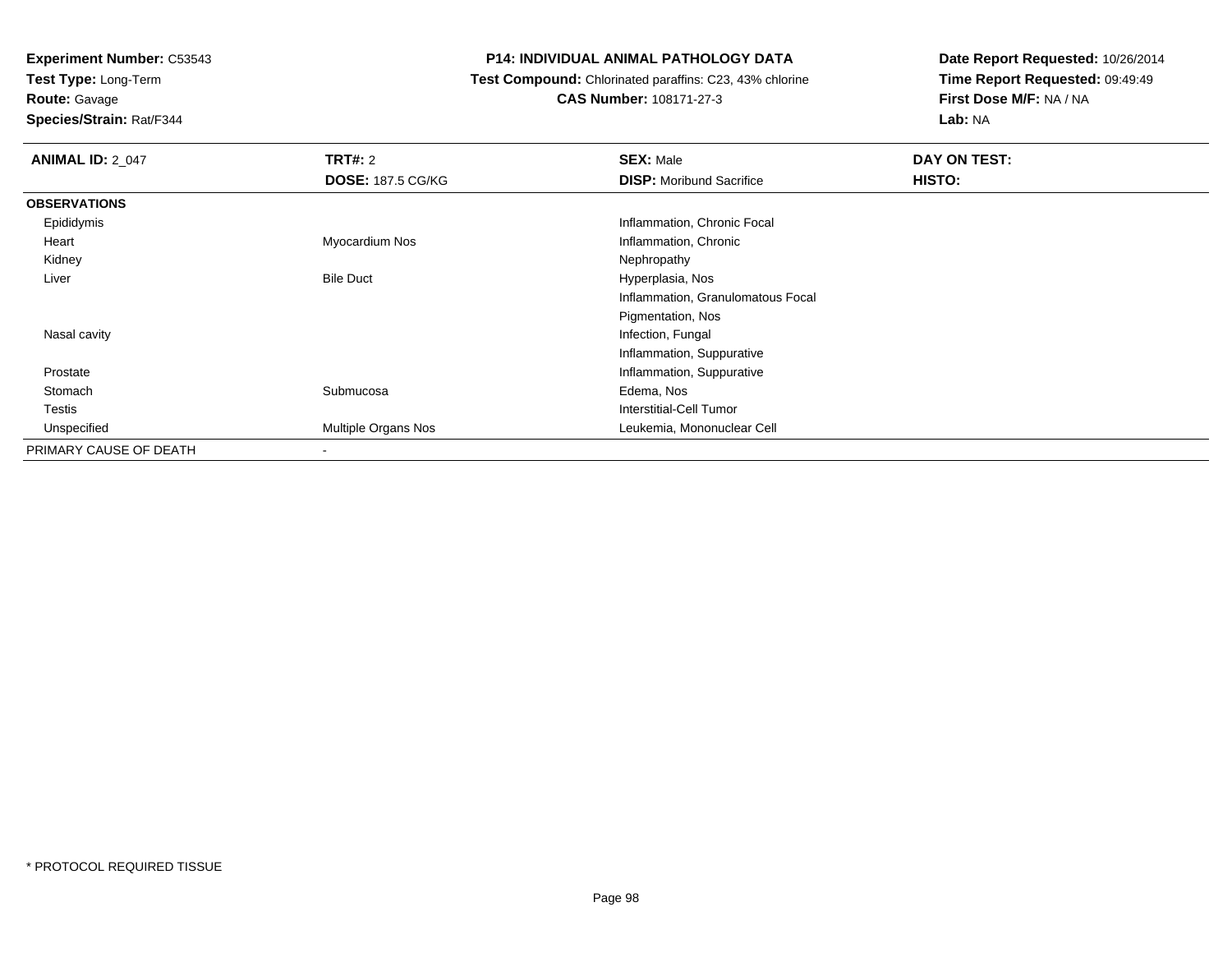**Experiment Number:** C53543
**Test Type:** Long-Term
**Route:** Gavage
**Species/Strain:** Rat/F344

# P14: INDIVIDUAL ANIMAL PATHOLOGY DATA

**Test Compound:** Chlorinated paraffins: C23, 43% chlorine
**CAS Number:** 108171-27-3

**Date Report Requested:** 10/26/2014
**Time Report Requested:** 09:49:49
**First Dose M/F:** NA / NA
**Lab:** NA

| **ANIMAL ID:** 2_047 | **TRT#:** 2 | **SEX:** Male | **DAY ON TEST:** |
|---|---|---|---|
| | **DOSE:** 187.5 CG/KG | **DISP:** Moribund Sacrifice | **HISTO:** |
| **OBSERVATIONS** | | | |
| Epididymis | | Inflammation, Chronic Focal | |
| Heart | Myocardium Nos | Inflammation, Chronic | |
| Kidney | | Nephropathy | |
| Liver | Bile Duct | Hyperplasia, Nos | |
| | | Inflammation, Granulomatous Focal | |
| | | Pigmentation, Nos | |
| Nasal cavity | | Infection, Fungal | |
| | | Inflammation, Suppurative | |
| Prostate | | Inflammation, Suppurative | |
| Stomach | Submucosa | Edema, Nos | |
| Testis | | Interstitial-Cell Tumor | |
| Unspecified | Multiple Organs Nos | Leukemia, Mononuclear Cell | |
| PRIMARY CAUSE OF DEATH | - | | |

\* PROTOCOL REQUIRED TISSUE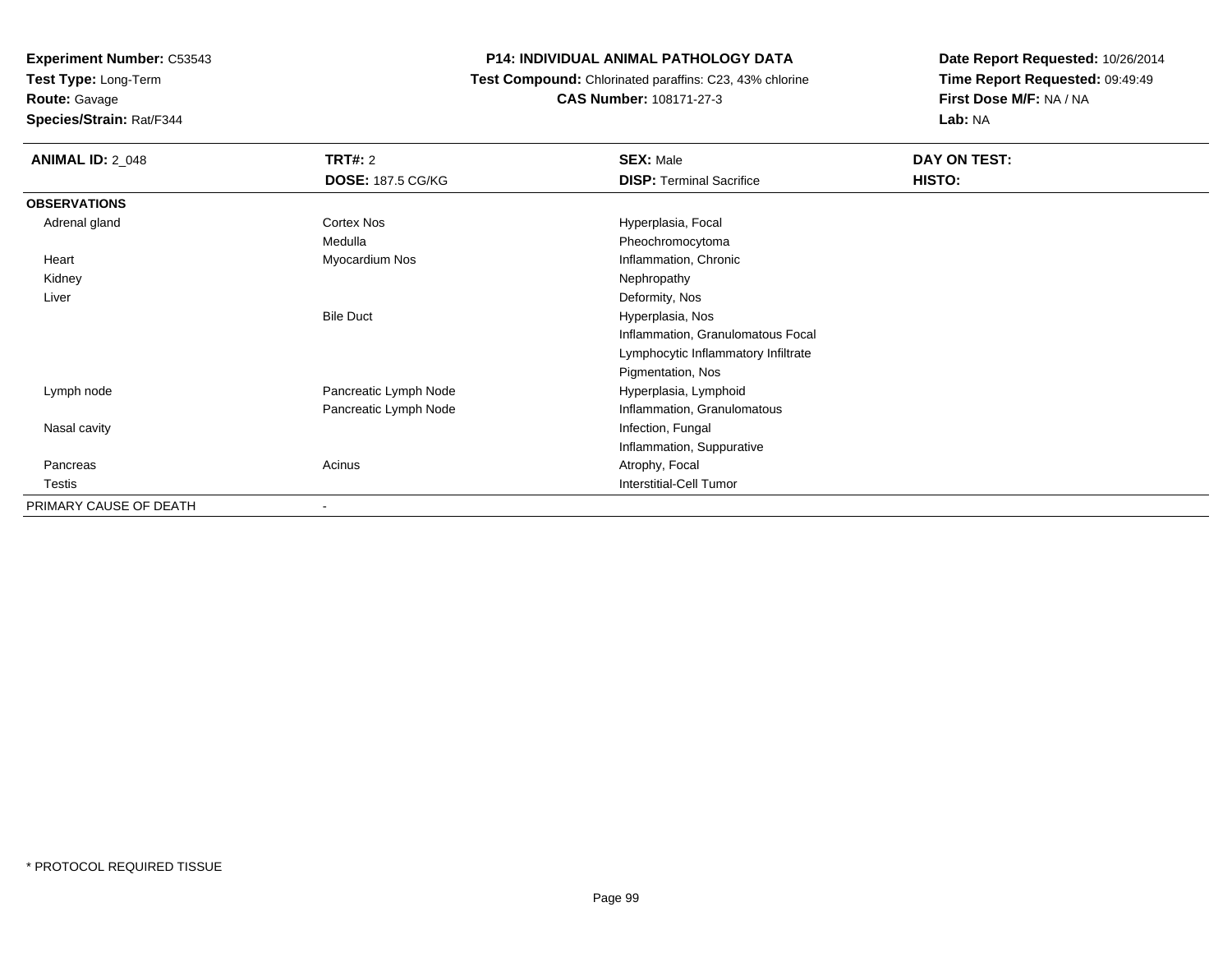**Experiment Number:** C53543
**Test Type:** Long-Term
**Route:** Gavage
**Species/Strain:** Rat/F344

# P14: INDIVIDUAL ANIMAL PATHOLOGY DATA

**Test Compound:** Chlorinated paraffins: C23, 43% chlorine
**CAS Number:** 108171-27-3

**Date Report Requested:** 10/26/2014
**Time Report Requested:** 09:49:49
**First Dose M/F:** NA / NA
**Lab:** NA

| **ANIMAL ID:** 2_048 | **TRT#:** 2 | **SEX:** Male | **DAY ON TEST:** |
|---|---|---|---|
| | **DOSE:** 187.5 CG/KG | **DISP:** Terminal Sacrifice | **HISTO:** |
| **OBSERVATIONS** | | | |
| Adrenal gland | Cortex Nos | Hyperplasia, Focal | |
| | Medulla | Pheochromocytoma | |
| Heart | Myocardium Nos | Inflammation, Chronic | |
| Kidney | | Nephropathy | |
| Liver | | Deformity, Nos | |
| | Bile Duct | Hyperplasia, Nos | |
| | | Inflammation, Granulomatous Focal | |
| | | Lymphocytic Inflammatory Infiltrate | |
| | | Pigmentation, Nos | |
| Lymph node | Pancreatic Lymph Node | Hyperplasia, Lymphoid | |
| | Pancreatic Lymph Node | Inflammation, Granulomatous | |
| Nasal cavity | | Infection, Fungal | |
| | | Inflammation, Suppurative | |
| Pancreas | Acinus | Atrophy, Focal | |
| Testis | | Interstitial-Cell Tumor | |
| PRIMARY CAUSE OF DEATH | - | | |

* PROTOCOL REQUIRED TISSUE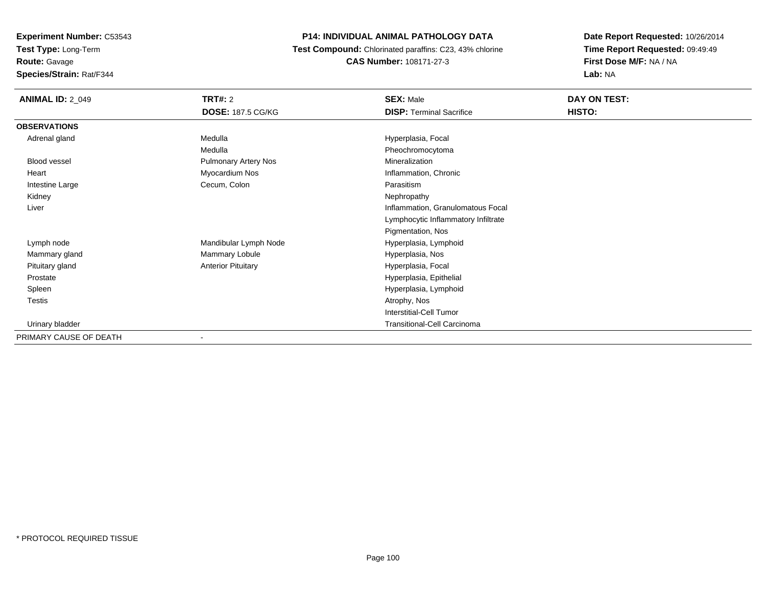**Experiment Number:** C53543
**Test Type:** Long-Term
**Route:** Gavage
**Species/Strain:** Rat/F344

**P14: INDIVIDUAL ANIMAL PATHOLOGY DATA**
**Test Compound:** Chlorinated paraffins: C23, 43% chlorine
**CAS Number:** 108171-27-3

**Date Report Requested:** 10/26/2014
**Time Report Requested:** 09:49:49
**First Dose M/F:** NA / NA
**Lab:** NA

| **ANIMAL ID:** 2_049 | **TRT#:** 2 | **SEX:** Male | **DAY ON TEST:** |
|---|---|---|---|
| | **DOSE:** 187.5 CG/KG | **DISP:** Terminal Sacrifice | **HISTO:** |
| **OBSERVATIONS** | | | |
| Adrenal gland | Medulla | Hyperplasia, Focal | |
| | Medulla | Pheochromocytoma | |
| Blood vessel | Pulmonary Artery Nos | Mineralization | |
| Heart | Myocardium Nos | Inflammation, Chronic | |
| Intestine Large | Cecum, Colon | Parasitism | |
| Kidney | | Nephropathy | |
| Liver | | Inflammation, Granulomatous Focal | |
| | | Lymphocytic Inflammatory Infiltrate | |
| | | Pigmentation, Nos | |
| Lymph node | Mandibular Lymph Node | Hyperplasia, Lymphoid | |
| Mammary gland | Mammary Lobule | Hyperplasia, Nos | |
| Pituitary gland | Anterior Pituitary | Hyperplasia, Focal | |
| Prostate | | Hyperplasia, Epithelial | |
| Spleen | | Hyperplasia, Lymphoid | |
| Testis | | Atrophy, Nos | |
| | | Interstitial-Cell Tumor | |
| Urinary bladder | | Transitional-Cell Carcinoma | |
| PRIMARY CAUSE OF DEATH | - | | |

* PROTOCOL REQUIRED TISSUE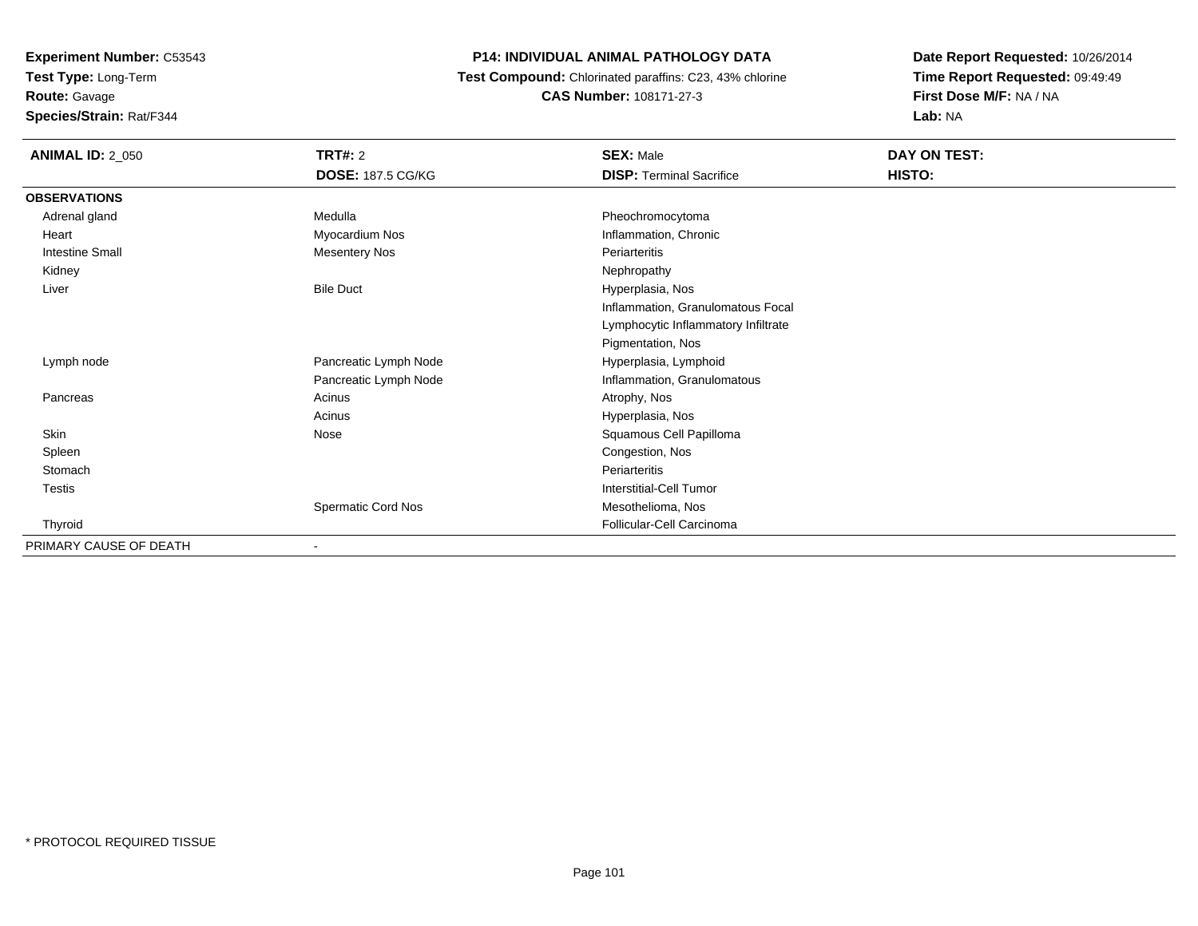**Experiment Number:** C53543
**Test Type:** Long-Term
**Route:** Gavage
**Species/Strain:** Rat/F344

**P14: INDIVIDUAL ANIMAL PATHOLOGY DATA**
**Test Compound:** Chlorinated paraffins: C23, 43% chlorine
**CAS Number:** 108171-27-3

**Date Report Requested:** 10/26/2014
**Time Report Requested:** 09:49:49
**First Dose M/F:** NA / NA
**Lab:** NA

| **ANIMAL ID:** 2_050 | **TRT#:** 2 | **SEX:** Male | **DAY ON TEST:** |
|---|---|---|---|
| | **DOSE:** 187.5 CG/KG | **DISP:** Terminal Sacrifice | **HISTO:** |
| **OBSERVATIONS** | | | |
| Adrenal gland | Medulla | Pheochromocytoma | |
| Heart | Myocardium Nos | Inflammation, Chronic | |
| Intestine Small | Mesentery Nos | Periarteritis | |
| Kidney | | Nephropathy | |
| Liver | Bile Duct | Hyperplasia, Nos | |
| | | Inflammation, Granulomatous Focal | |
| | | Lymphocytic Inflammatory Infiltrate | |
| | | Pigmentation, Nos | |
| Lymph node | Pancreatic Lymph Node | Hyperplasia, Lymphoid | |
| | Pancreatic Lymph Node | Inflammation, Granulomatous | |
| Pancreas | Acinus | Atrophy, Nos | |
| | Acinus | Hyperplasia, Nos | |
| Skin | Nose | Squamous Cell Papilloma | |
| Spleen | | Congestion, Nos | |
| Stomach | | Periarteritis | |
| Testis | | Interstitial-Cell Tumor | |
| | Spermatic Cord Nos | Mesothelioma, Nos | |
| Thyroid | | Follicular-Cell Carcinoma | |
| PRIMARY CAUSE OF DEATH | - | | |

\* PROTOCOL REQUIRED TISSUE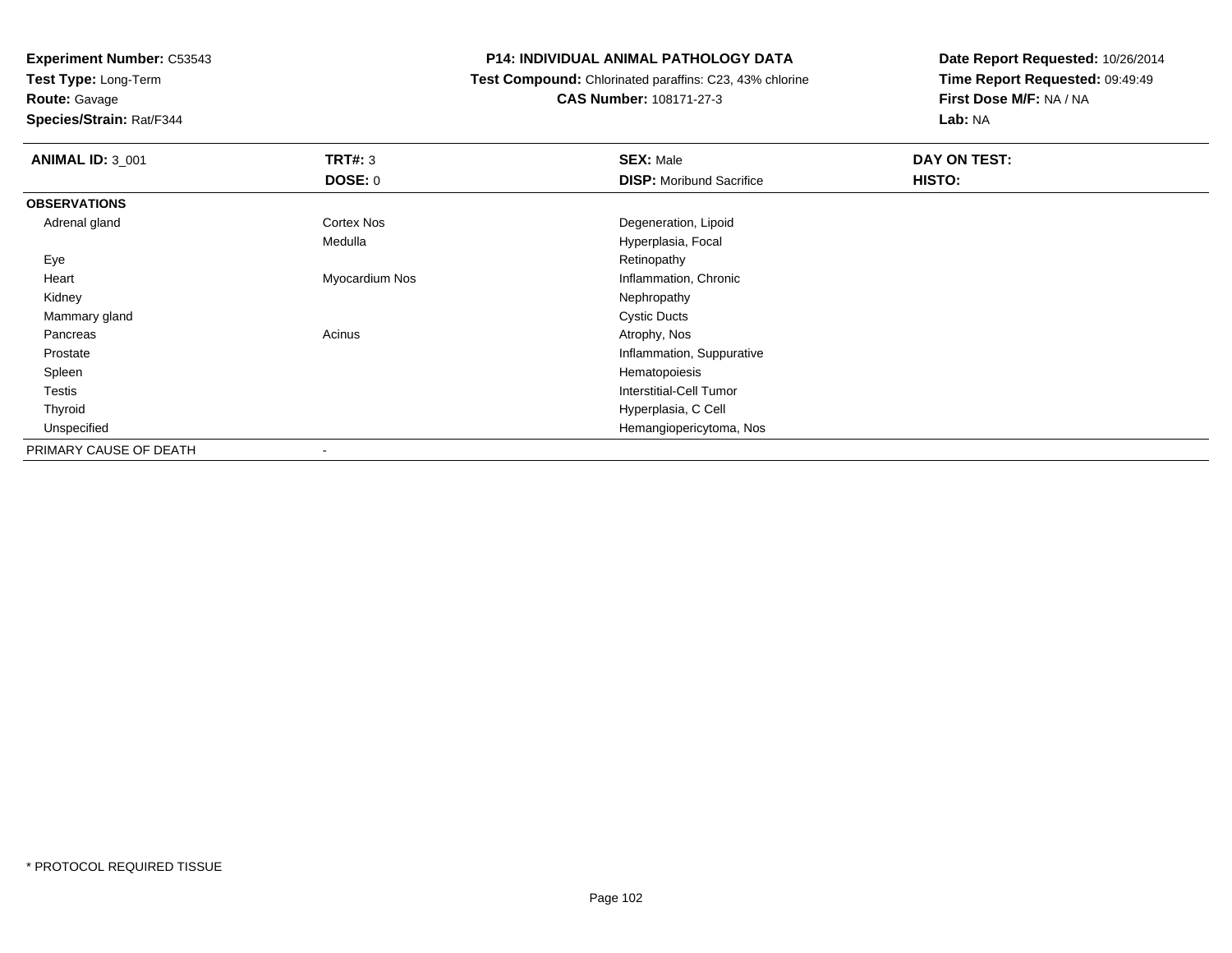**Experiment Number:** C53543
**Test Type:** Long-Term
**Route:** Gavage
**Species/Strain:** Rat/F344

**P14: INDIVIDUAL ANIMAL PATHOLOGY DATA**
**Test Compound:** Chlorinated paraffins: C23, 43% chlorine
**CAS Number:** 108171-27-3

**Date Report Requested:** 10/26/2014
**Time Report Requested:** 09:49:49
**First Dose M/F:** NA / NA
**Lab:** NA

| **ANIMAL ID:** 3_001 | **TRT#:** 3 | **SEX:** Male | **DAY ON TEST:** |
|---|---|---|---|
| | **DOSE:** 0 | **DISP:** Moribund Sacrifice | **HISTO:** |
| **OBSERVATIONS** | | | |
| Adrenal gland | Cortex Nos | Degeneration, Lipoid | |
| | Medulla | Hyperplasia, Focal | |
| Eye | | Retinopathy | |
| Heart | Myocardium Nos | Inflammation, Chronic | |
| Kidney | | Nephropathy | |
| Mammary gland | | Cystic Ducts | |
| Pancreas | Acinus | Atrophy, Nos | |
| Prostate | | Inflammation, Suppurative | |
| Spleen | | Hematopoiesis | |
| Testis | | Interstitial-Cell Tumor | |
| Thyroid | | Hyperplasia, C Cell | |
| Unspecified | | Hemangiopericytoma, Nos | |
| PRIMARY CAUSE OF DEATH | - | | |

* PROTOCOL REQUIRED TISSUE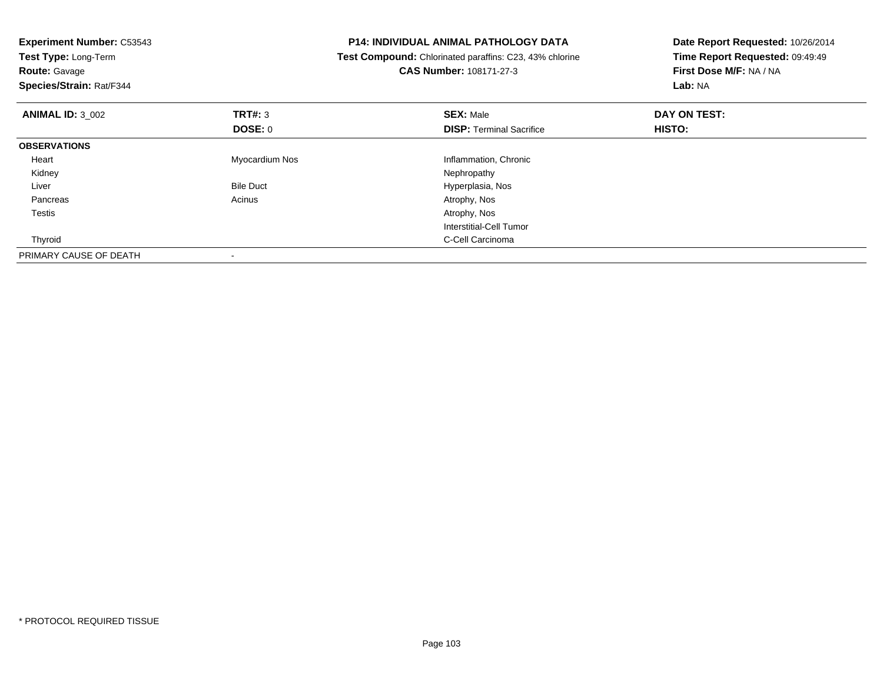**Experiment Number:** C53543
**Test Type:** Long-Term
**Route:** Gavage
**Species/Strain:** Rat/F344

**P14: INDIVIDUAL ANIMAL PATHOLOGY DATA**
**Test Compound:** Chlorinated paraffins: C23, 43% chlorine
**CAS Number:** 108171-27-3

**Date Report Requested:** 10/26/2014
**Time Report Requested:** 09:49:49
**First Dose M/F:** NA / NA
**Lab:** NA

| **ANIMAL ID:** 3_002 | **TRT#:** 3 | **SEX:** Male | **DAY ON TEST:** |
|---|---|---|---|
| | **DOSE:** 0 | **DISP:** Terminal Sacrifice | **HISTO:** |
| **OBSERVATIONS** | | | |
| Heart | Myocardium Nos | Inflammation, Chronic | |
| Kidney | | Nephropathy | |
| Liver | Bile Duct | Hyperplasia, Nos | |
| Pancreas | Acinus | Atrophy, Nos | |
| Testis | | Atrophy, Nos | |
| | | Interstitial-Cell Tumor | |
| Thyroid | | C-Cell Carcinoma | |
| PRIMARY CAUSE OF DEATH | - | | |

\* PROTOCOL REQUIRED TISSUE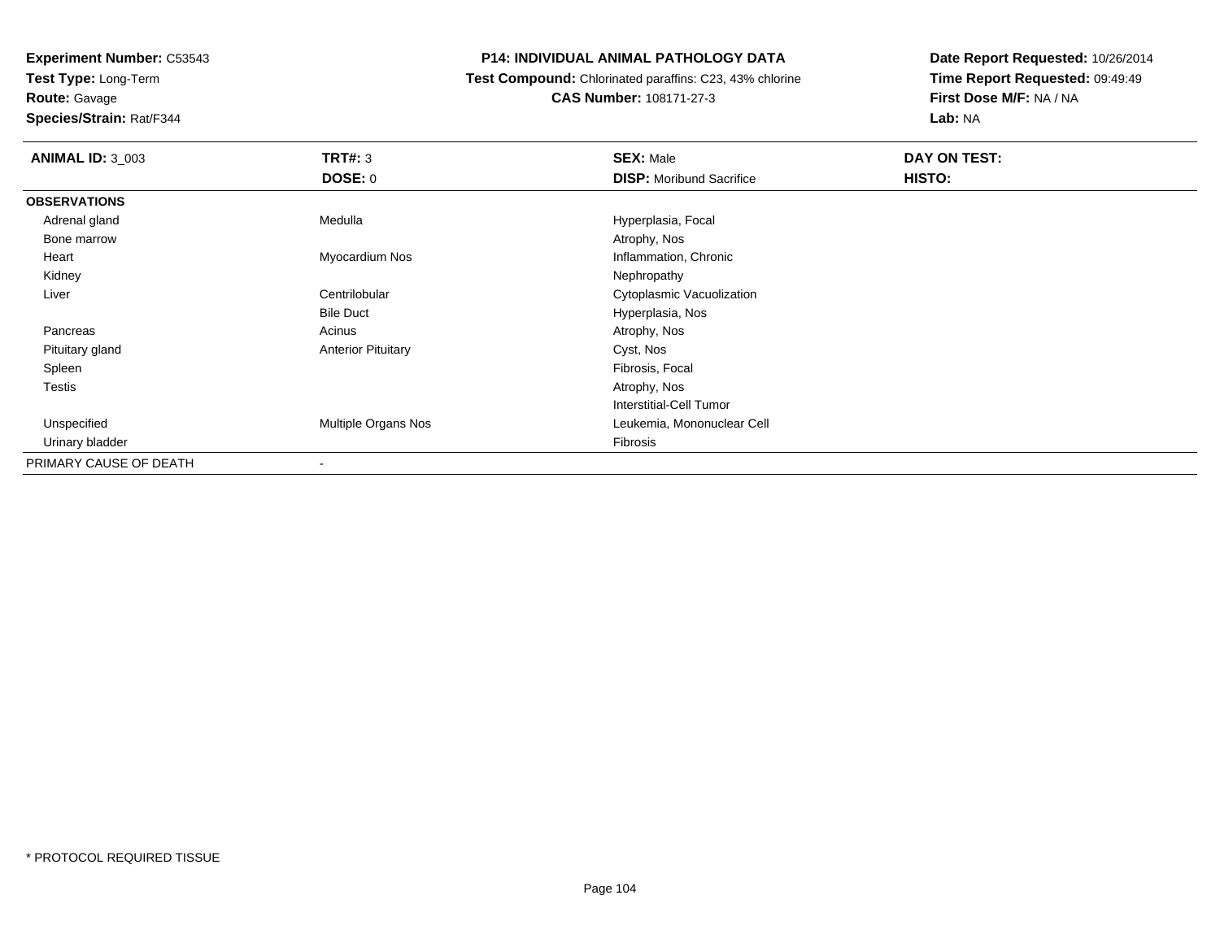**Experiment Number:** C53543
**Test Type:** Long-Term
**Route:** Gavage
**Species/Strain:** Rat/F344

**P14: INDIVIDUAL ANIMAL PATHOLOGY DATA**
**Test Compound:** Chlorinated paraffins: C23, 43% chlorine
**CAS Number:** 108171-27-3

**Date Report Requested:** 10/26/2014
**Time Report Requested:** 09:49:49
**First Dose M/F:** NA / NA
**Lab:** NA

| **ANIMAL ID:** 3_003 | **TRT#:** 3 | **SEX:** Male | **DAY ON TEST:** |
|---|---|---|---|
| | **DOSE:** 0 | **DISP:** Moribund Sacrifice | **HISTO:** |
| **OBSERVATIONS** | | | |
| Adrenal gland | Medulla | Hyperplasia, Focal | |
| Bone marrow | | Atrophy, Nos | |
| Heart | Myocardium Nos | Inflammation, Chronic | |
| Kidney | | Nephropathy | |
| Liver | Centrilobular | Cytoplasmic Vacuolization | |
| | Bile Duct | Hyperplasia, Nos | |
| Pancreas | Acinus | Atrophy, Nos | |
| Pituitary gland | Anterior Pituitary | Cyst, Nos | |
| Spleen | | Fibrosis, Focal | |
| Testis | | Atrophy, Nos | |
| | | Interstitial-Cell Tumor | |
| Unspecified | Multiple Organs Nos | Leukemia, Mononuclear Cell | |
| Urinary bladder | | Fibrosis | |
| PRIMARY CAUSE OF DEATH | - | | |

* PROTOCOL REQUIRED TISSUE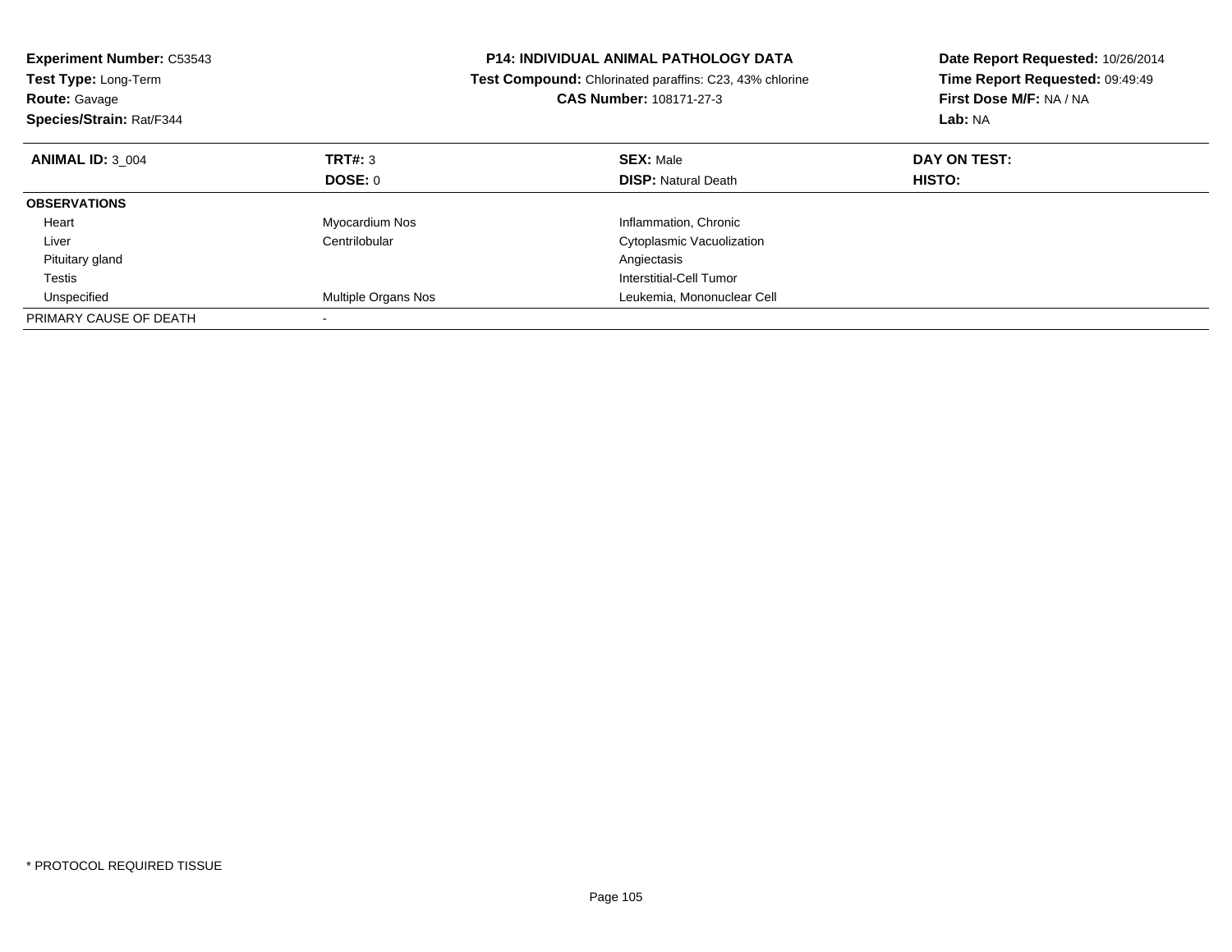**Experiment Number:** C53543
**Test Type:** Long-Term
**Route:** Gavage
**Species/Strain:** Rat/F344

**P14: INDIVIDUAL ANIMAL PATHOLOGY DATA**
**Test Compound:** Chlorinated paraffins: C23, 43% chlorine
**CAS Number:** 108171-27-3

**Date Report Requested:** 10/26/2014
**Time Report Requested:** 09:49:49
**First Dose M/F:** NA / NA
**Lab:** NA

| **ANIMAL ID:** 3_004 | **TRT#:** 3 | **SEX:** Male | **DAY ON TEST:** |
|---|---|---|---|
| | **DOSE:** 0 | **DISP:** Natural Death | **HISTO:** |
| **OBSERVATIONS** | | | |
| Heart | Myocardium Nos | Inflammation, Chronic | |
| Liver | Centrilobular | Cytoplasmic Vacuolization | |
| Pituitary gland | | Angiectasis | |
| Testis | | Interstitial-Cell Tumor | |
| Unspecified | Multiple Organs Nos | Leukemia, Mononuclear Cell | |
| PRIMARY CAUSE OF DEATH | - | | |

* PROTOCOL REQUIRED TISSUE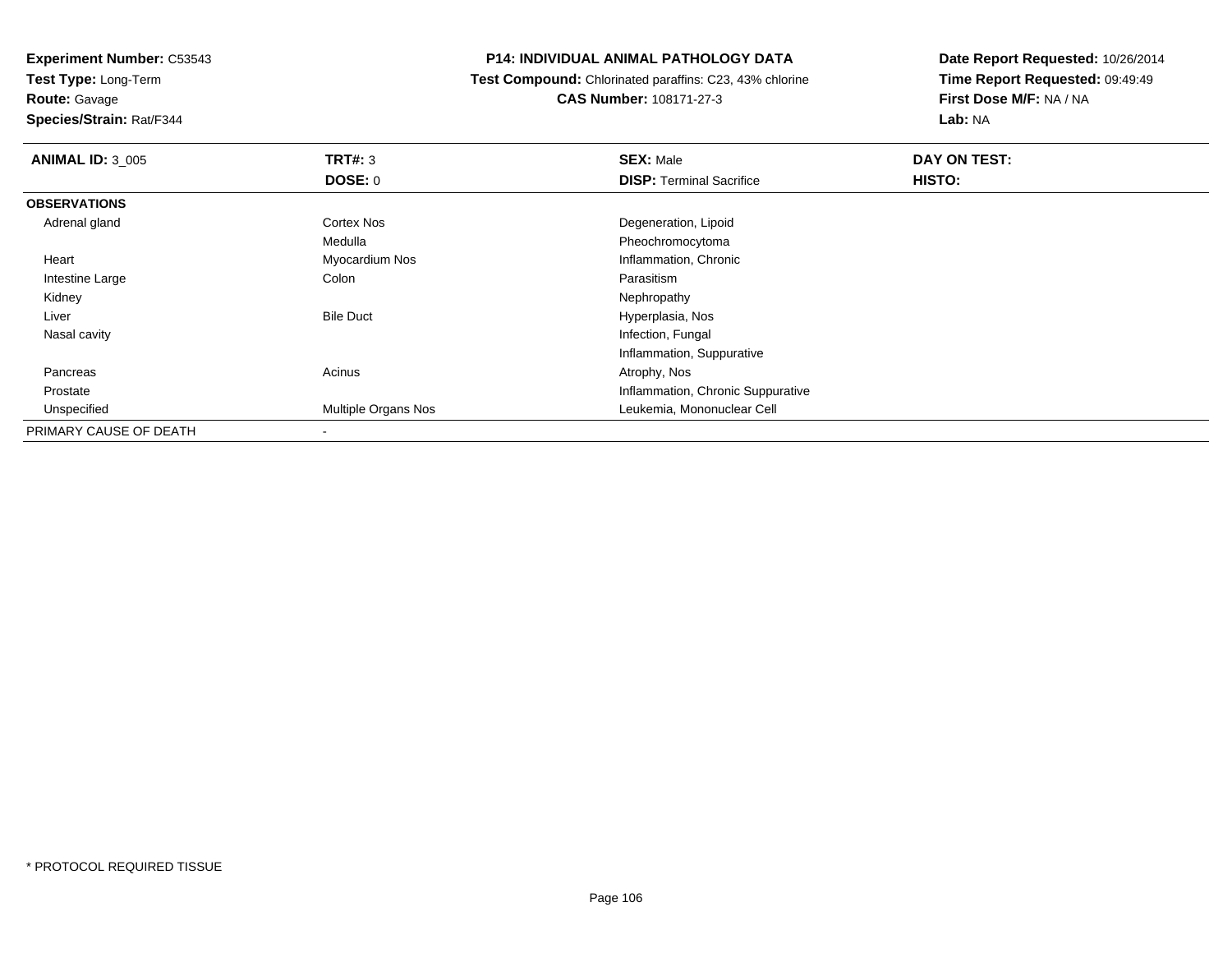**Experiment Number:** C53543
**Test Type:** Long-Term
**Route:** Gavage
**Species/Strain:** Rat/F344

**P14: INDIVIDUAL ANIMAL PATHOLOGY DATA**
**Test Compound:** Chlorinated paraffins: C23, 43% chlorine
**CAS Number:** 108171-27-3

**Date Report Requested:** 10/26/2014
**Time Report Requested:** 09:49:49
**First Dose M/F:** NA / NA
**Lab:** NA

| **ANIMAL ID:** 3_005 | **TRT#:** 3 | **SEX:** Male | **DAY ON TEST:** |
|---|---|---|---|
| | **DOSE:** 0 | **DISP:** Terminal Sacrifice | **HISTO:** |
| **OBSERVATIONS** | | | |
| Adrenal gland | Cortex Nos | Degeneration, Lipoid | |
| | Medulla | Pheochromocytoma | |
| Heart | Myocardium Nos | Inflammation, Chronic | |
| Intestine Large | Colon | Parasitism | |
| Kidney | | Nephropathy | |
| Liver | Bile Duct | Hyperplasia, Nos | |
| Nasal cavity | | Infection, Fungal | |
| | | Inflammation, Suppurative | |
| Pancreas | Acinus | Atrophy, Nos | |
| Prostate | | Inflammation, Chronic Suppurative | |
| Unspecified | Multiple Organs Nos | Leukemia, Mononuclear Cell | |
| PRIMARY CAUSE OF DEATH | - | | |

* PROTOCOL REQUIRED TISSUE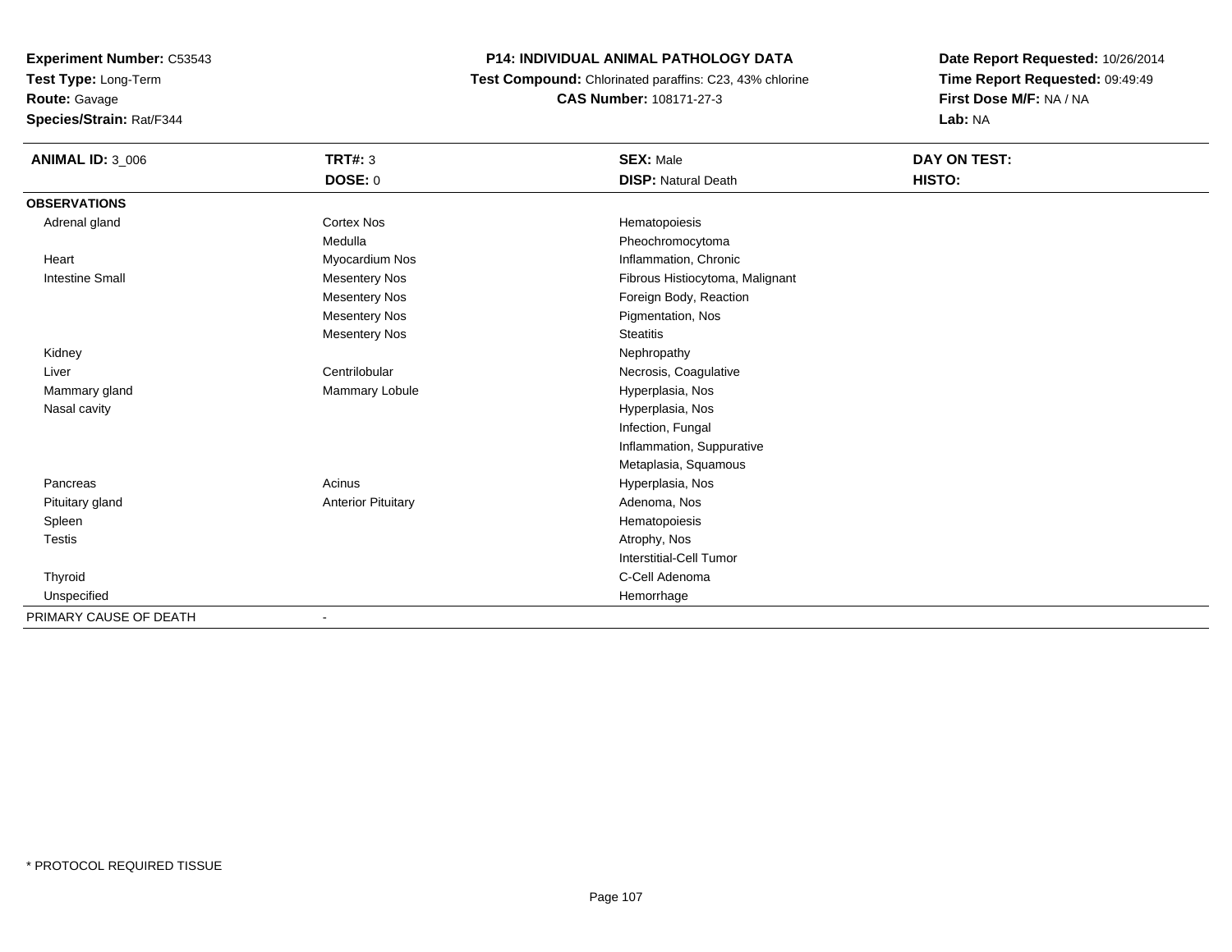**Experiment Number:** C53543
**Test Type:** Long-Term
**Route:** Gavage
**Species/Strain:** Rat/F344

**P14: INDIVIDUAL ANIMAL PATHOLOGY DATA**
**Test Compound:** Chlorinated paraffins: C23, 43% chlorine
**CAS Number:** 108171-27-3

**Date Report Requested:** 10/26/2014
**Time Report Requested:** 09:49:49
**First Dose M/F:** NA / NA
**Lab:** NA

| **ANIMAL ID:** 3_006 | **TRT#:** 3 | **SEX:** Male | **DAY ON TEST:** |
|---|---|---|---|
| | **DOSE:** 0 | **DISP:** Natural Death | **HISTO:** |
| **OBSERVATIONS** | | | |
| Adrenal gland | Cortex Nos | Hematopoiesis | |
| | Medulla | Pheochromocytoma | |
| Heart | Myocardium Nos | Inflammation, Chronic | |
| Intestine Small | Mesentery Nos | Fibrous Histiocytoma, Malignant | |
| | Mesentery Nos | Foreign Body, Reaction | |
| | Mesentery Nos | Pigmentation, Nos | |
| | Mesentery Nos | Steatitis | |
| Kidney | | Nephropathy | |
| Liver | Centrilobular | Necrosis, Coagulative | |
| Mammary gland | Mammary Lobule | Hyperplasia, Nos | |
| Nasal cavity | | Hyperplasia, Nos | |
| | | Infection, Fungal | |
| | | Inflammation, Suppurative | |
| | | Metaplasia, Squamous | |
| Pancreas | Acinus | Hyperplasia, Nos | |
| Pituitary gland | Anterior Pituitary | Adenoma, Nos | |
| Spleen | | Hematopoiesis | |
| Testis | | Atrophy, Nos | |
| | | Interstitial-Cell Tumor | |
| Thyroid | | C-Cell Adenoma | |
| Unspecified | | Hemorrhage | |
| PRIMARY CAUSE OF DEATH | - | | |

* PROTOCOL REQUIRED TISSUE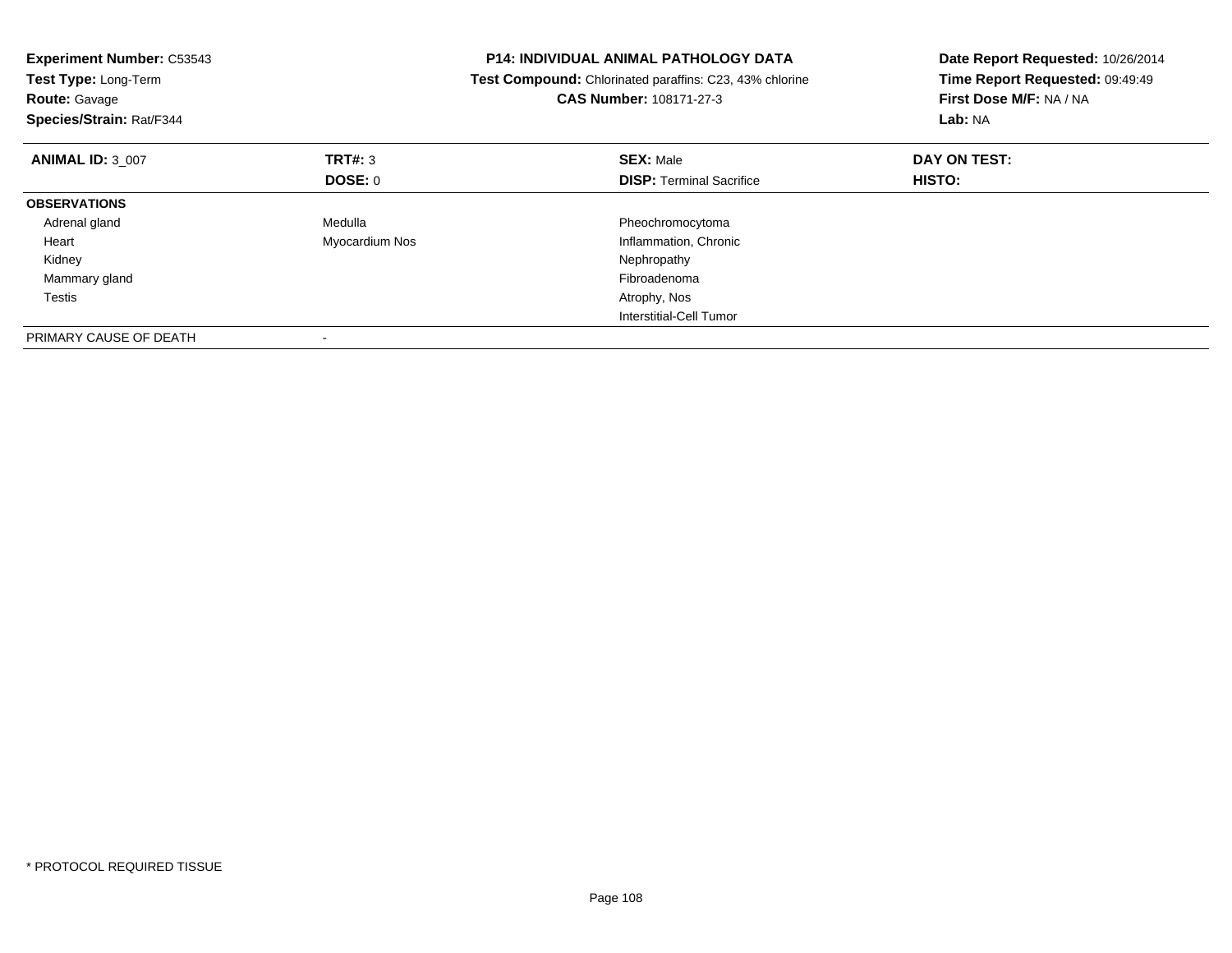**Experiment Number:** C53543
**Test Type:** Long-Term
**Route:** Gavage
**Species/Strain:** Rat/F344

**P14: INDIVIDUAL ANIMAL PATHOLOGY DATA**
**Test Compound:** Chlorinated paraffins: C23, 43% chlorine
**CAS Number:** 108171-27-3

**Date Report Requested:** 10/26/2014
**Time Report Requested:** 09:49:49
**First Dose M/F:** NA / NA
**Lab:** NA

| **ANIMAL ID:** 3_007 | **TRT#:** 3 | **SEX:** Male | **DAY ON TEST:** |
|---|---|---|---|
| | **DOSE:** 0 | **DISP:** Terminal Sacrifice | **HISTO:** |
| **OBSERVATIONS** | | | |
| Adrenal gland | Medulla | Pheochromocytoma | |
| Heart | Myocardium Nos | Inflammation, Chronic | |
| Kidney | | Nephropathy | |
| Mammary gland | | Fibroadenoma | |
| Testis | | Atrophy, Nos | |
| | | Interstitial-Cell Tumor | |
| PRIMARY CAUSE OF DEATH | - | | |

* PROTOCOL REQUIRED TISSUE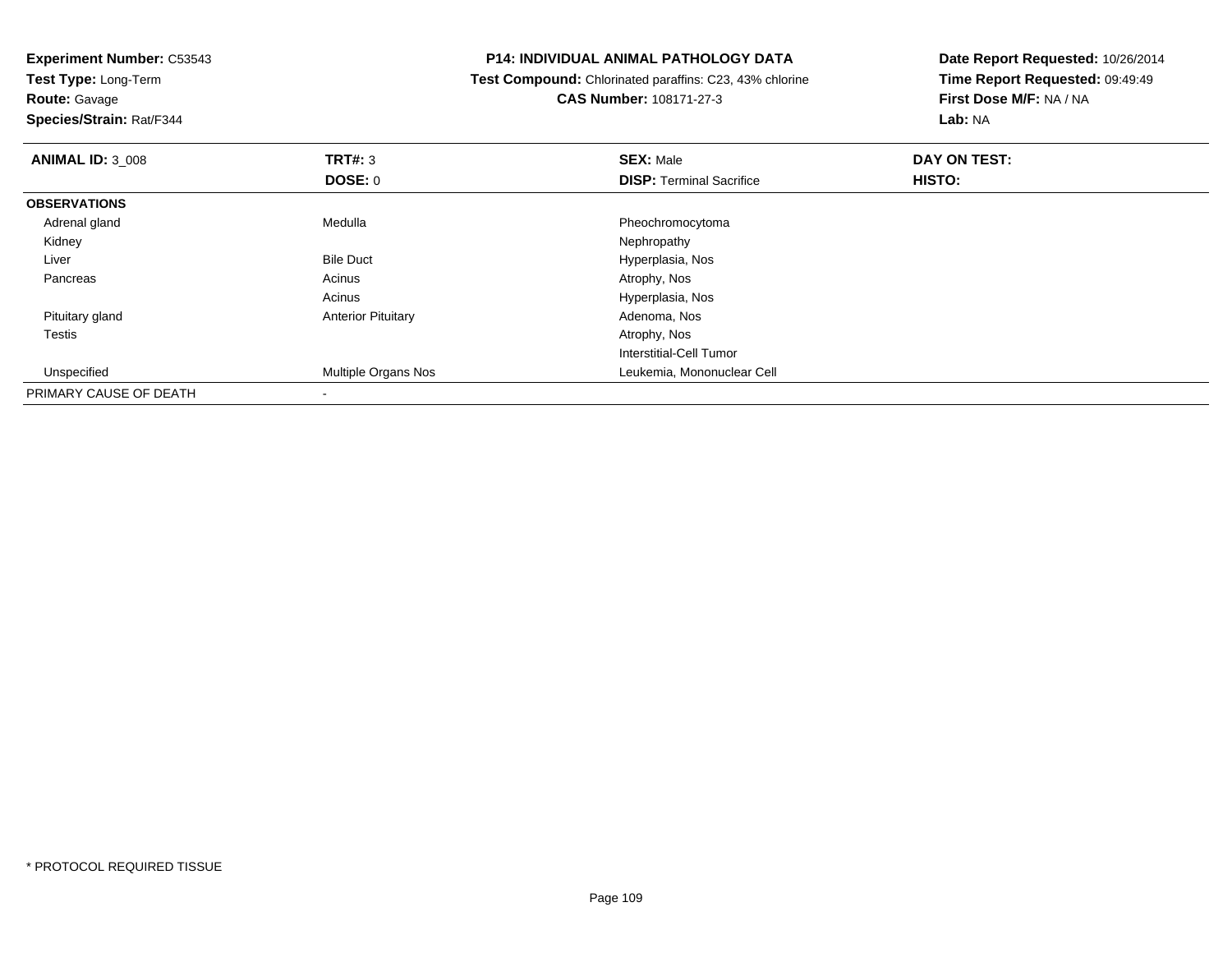**Experiment Number:** C53543
**Test Type:** Long-Term
**Route:** Gavage
**Species/Strain:** Rat/F344

**P14: INDIVIDUAL ANIMAL PATHOLOGY DATA**
**Test Compound:** Chlorinated paraffins: C23, 43% chlorine
**CAS Number:** 108171-27-3

**Date Report Requested:** 10/26/2014
**Time Report Requested:** 09:49:49
**First Dose M/F:** NA / NA
**Lab:** NA

| **ANIMAL ID:** 3_008 | **TRT#:** 3 | **SEX:** Male | **DAY ON TEST:** |
|---|---|---|---|
| | **DOSE:** 0 | **DISP:** Terminal Sacrifice | **HISTO:** |
| **OBSERVATIONS** | | | |
| Adrenal gland | Medulla | Pheochromocytoma | |
| Kidney | | Nephropathy | |
| Liver | Bile Duct | Hyperplasia, Nos | |
| Pancreas | Acinus | Atrophy, Nos | |
| | Acinus | Hyperplasia, Nos | |
| Pituitary gland | Anterior Pituitary | Adenoma, Nos | |
| Testis | | Atrophy, Nos | |
| | | Interstitial-Cell Tumor | |
| Unspecified | Multiple Organs Nos | Leukemia, Mononuclear Cell | |
| PRIMARY CAUSE OF DEATH | - | | |

* PROTOCOL REQUIRED TISSUE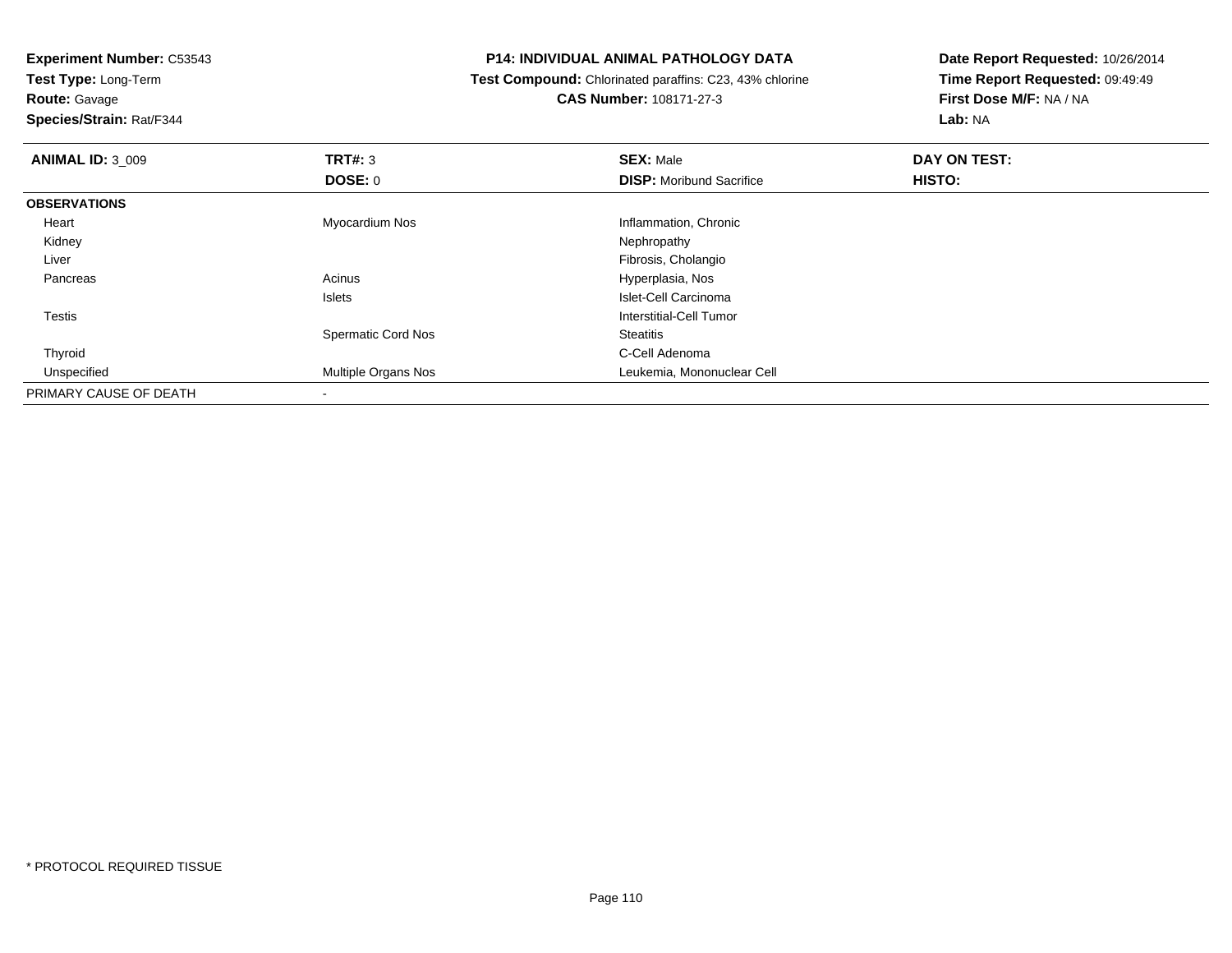**Experiment Number:** C53543
**Test Type:** Long-Term
**Route:** Gavage
**Species/Strain:** Rat/F344

**P14: INDIVIDUAL ANIMAL PATHOLOGY DATA**
**Test Compound:** Chlorinated paraffins: C23, 43% chlorine
**CAS Number:** 108171-27-3

**Date Report Requested:** 10/26/2014
**Time Report Requested:** 09:49:49
**First Dose M/F:** NA / NA
**Lab:** NA

| **ANIMAL ID:** 3_009 | **TRT#:** 3 | **SEX:** Male | **DAY ON TEST:** |
|---|---|---|---|
| | **DOSE:** 0 | **DISP:** Moribund Sacrifice | **HISTO:** |
| **OBSERVATIONS** | | | |
| Heart | Myocardium Nos | Inflammation, Chronic | |
| Kidney | | Nephropathy | |
| Liver | | Fibrosis, Cholangio | |
| Pancreas | Acinus | Hyperplasia, Nos | |
| | Islets | Islet-Cell Carcinoma | |
| Testis | | Interstitial-Cell Tumor | |
| | Spermatic Cord Nos | Steatitis | |
| Thyroid | | C-Cell Adenoma | |
| Unspecified | Multiple Organs Nos | Leukemia, Mononuclear Cell | |
| PRIMARY CAUSE OF DEATH | - | | |

* PROTOCOL REQUIRED TISSUE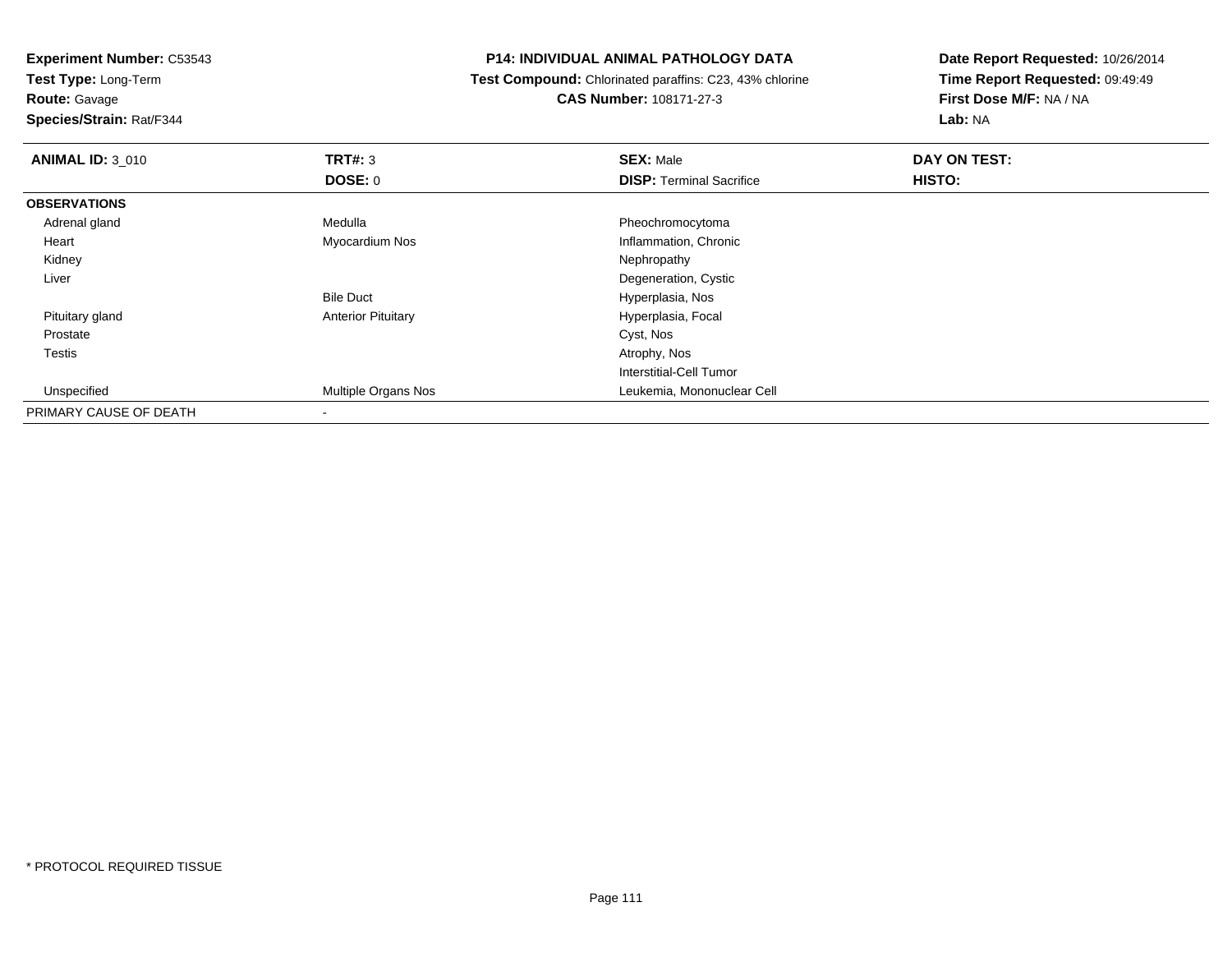**Experiment Number:** C53543
**Test Type:** Long-Term
**Route:** Gavage
**Species/Strain:** Rat/F344

**P14: INDIVIDUAL ANIMAL PATHOLOGY DATA**
**Test Compound:** Chlorinated paraffins: C23, 43% chlorine
**CAS Number:** 108171-27-3

**Date Report Requested:** 10/26/2014
**Time Report Requested:** 09:49:49
**First Dose M/F:** NA / NA
**Lab:** NA

| **ANIMAL ID:** 3_010 | **TRT#:** 3 | **SEX:** Male | **DAY ON TEST:** |
|---|---|---|---|
| | **DOSE:** 0 | **DISP:** Terminal Sacrifice | **HISTO:** |
| **OBSERVATIONS** | | | |
| Adrenal gland | Medulla | Pheochromocytoma | |
| Heart | Myocardium Nos | Inflammation, Chronic | |
| Kidney | | Nephropathy | |
| Liver | | Degeneration, Cystic | |
| | Bile Duct | Hyperplasia, Nos | |
| Pituitary gland | Anterior Pituitary | Hyperplasia, Focal | |
| Prostate | | Cyst, Nos | |
| Testis | | Atrophy, Nos | |
| | | Interstitial-Cell Tumor | |
| Unspecified | Multiple Organs Nos | Leukemia, Mononuclear Cell | |
| PRIMARY CAUSE OF DEATH | - | | |

* PROTOCOL REQUIRED TISSUE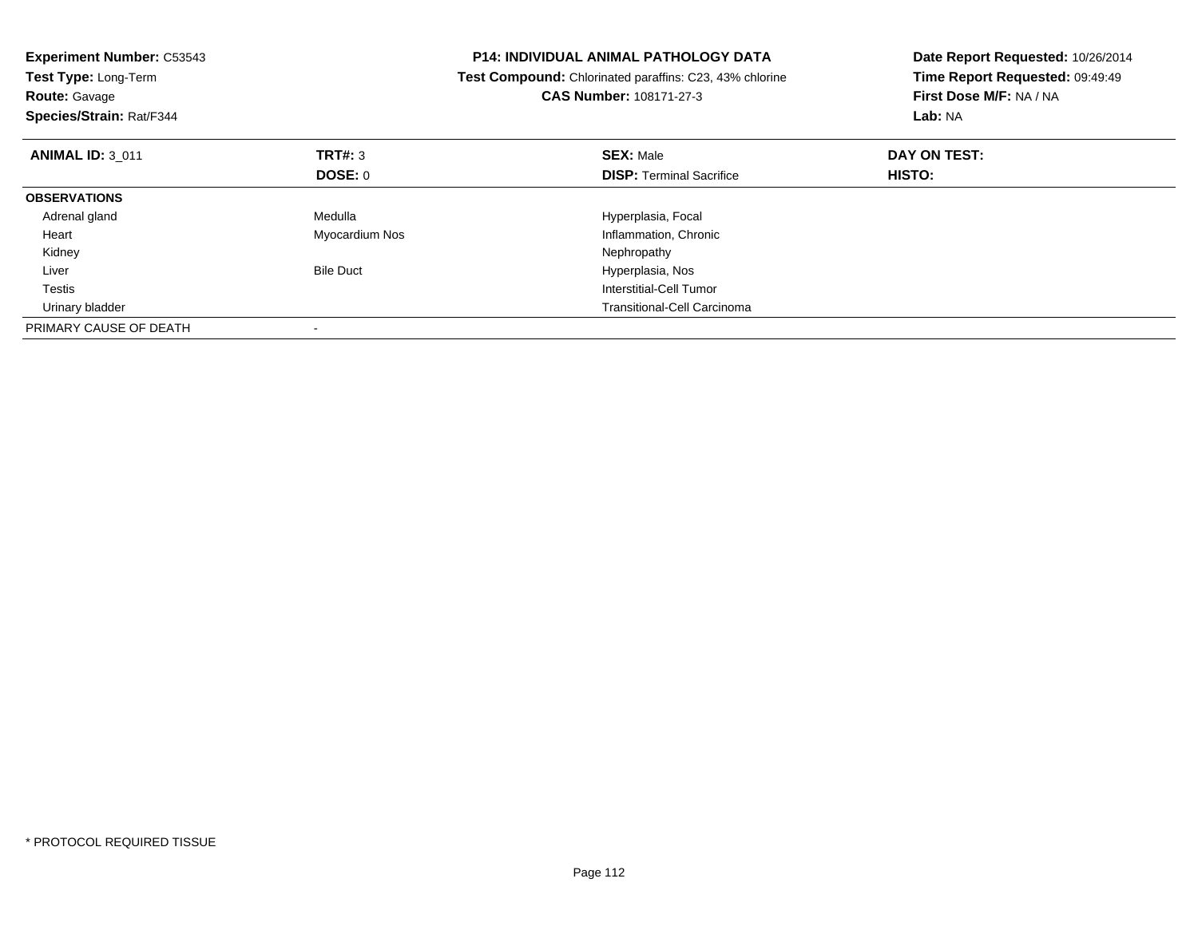**Experiment Number:** C53543
**Test Type:** Long-Term
**Route:** Gavage
**Species/Strain:** Rat/F344

**P14: INDIVIDUAL ANIMAL PATHOLOGY DATA**
**Test Compound:** Chlorinated paraffins: C23, 43% chlorine
**CAS Number:** 108171-27-3

**Date Report Requested:** 10/26/2014
**Time Report Requested:** 09:49:49
**First Dose M/F:** NA / NA
**Lab:** NA

| **ANIMAL ID:** 3_011 | **TRT#:** 3<br>**DOSE:** 0 | **SEX:** Male<br>**DISP:** Terminal Sacrifice | **DAY ON TEST:**<br>**HISTO:** |
|---|---|---|---|
| **OBSERVATIONS** | | | |
| Adrenal gland | Medulla | Hyperplasia, Focal | |
| Heart | Myocardium Nos | Inflammation, Chronic | |
| Kidney | | Nephropathy | |
| Liver | Bile Duct | Hyperplasia, Nos | |
| Testis | | Interstitial-Cell Tumor | |
| Urinary bladder | | Transitional-Cell Carcinoma | |
| PRIMARY CAUSE OF DEATH | - | | |

* PROTOCOL REQUIRED TISSUE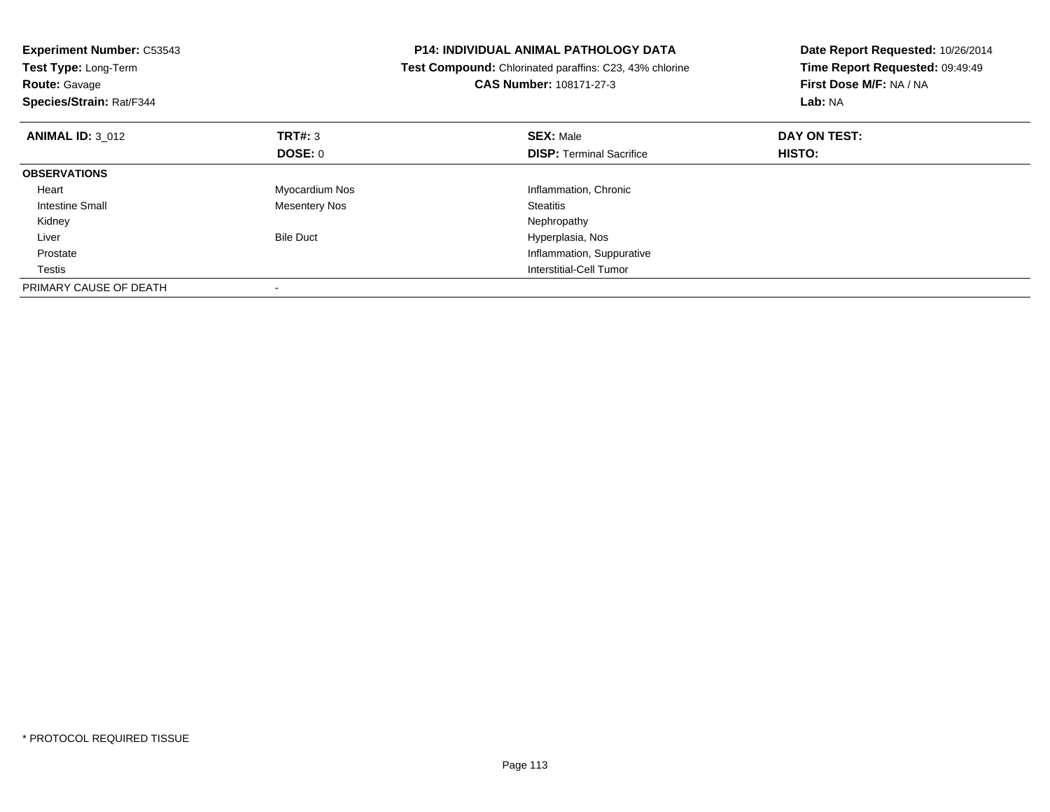**Experiment Number:** C53543
**Test Type:** Long-Term
**Route:** Gavage
**Species/Strain:** Rat/F344

**P14: INDIVIDUAL ANIMAL PATHOLOGY DATA**
**Test Compound:** Chlorinated paraffins: C23, 43% chlorine
**CAS Number:** 108171-27-3

**Date Report Requested:** 10/26/2014
**Time Report Requested:** 09:49:49
**First Dose M/F:** NA / NA
**Lab:** NA

| **ANIMAL ID:** 3_012 | **TRT#:** 3 | **SEX:** Male | **DAY ON TEST:** |
|---|---|---|---|
| | **DOSE:** 0 | **DISP:** Terminal Sacrifice | **HISTO:** |
| **OBSERVATIONS** | | | |
| Heart | Myocardium Nos | Inflammation, Chronic | |
| Intestine Small | Mesentery Nos | Steatitis | |
| Kidney | | Nephropathy | |
| Liver | Bile Duct | Hyperplasia, Nos | |
| Prostate | | Inflammation, Suppurative | |
| Testis | | Interstitial-Cell Tumor | |
| PRIMARY CAUSE OF DEATH | - | | |

* PROTOCOL REQUIRED TISSUE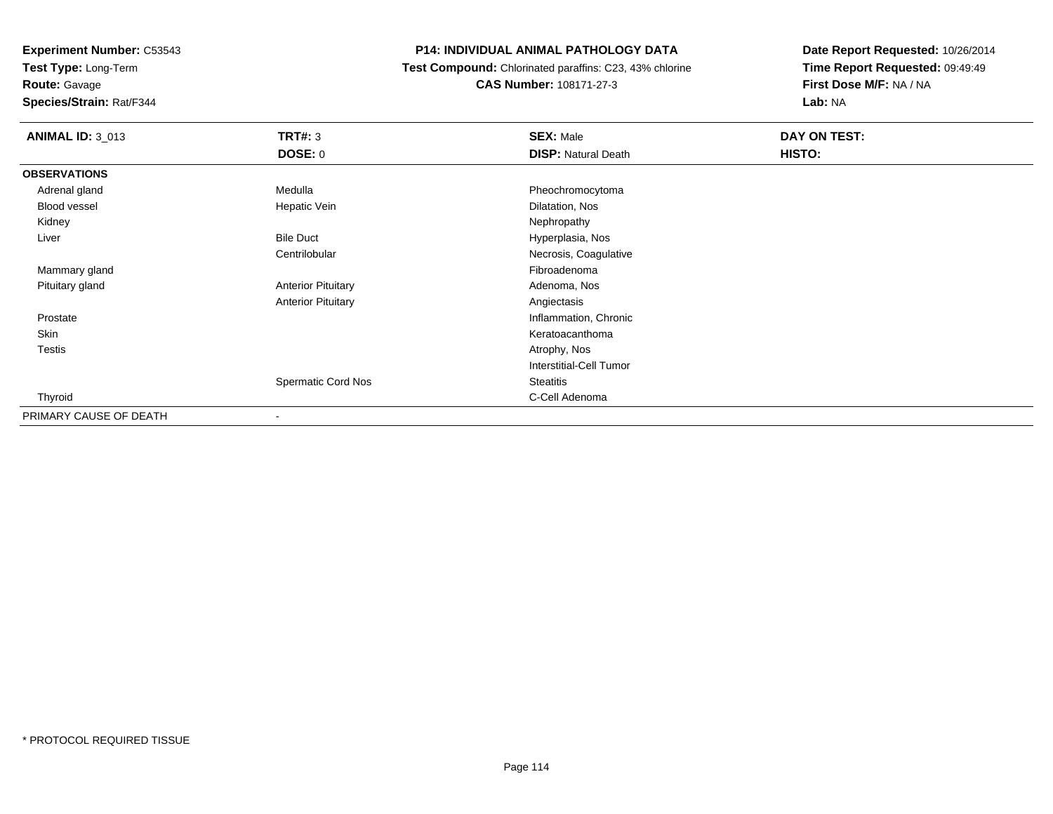**Experiment Number:** C53543
**Test Type:** Long-Term
**Route:** Gavage
**Species/Strain:** Rat/F344

**P14: INDIVIDUAL ANIMAL PATHOLOGY DATA**
**Test Compound:** Chlorinated paraffins: C23, 43% chlorine
**CAS Number:** 108171-27-3

**Date Report Requested:** 10/26/2014
**Time Report Requested:** 09:49:49
**First Dose M/F:** NA / NA
**Lab:** NA

| **ANIMAL ID:** 3_013 | **TRT#:** 3 | **SEX:** Male | **DAY ON TEST:** |
|---|---|---|---|
| | **DOSE:** 0 | **DISP:** Natural Death | **HISTO:** |
| **OBSERVATIONS** | | | |
| Adrenal gland | Medulla | Pheochromocytoma | |
| Blood vessel | Hepatic Vein | Dilatation, Nos | |
| Kidney | | Nephropathy | |
| Liver | Bile Duct | Hyperplasia, Nos | |
| | Centrilobular | Necrosis, Coagulative | |
| Mammary gland | | Fibroadenoma | |
| Pituitary gland | Anterior Pituitary | Adenoma, Nos | |
| | Anterior Pituitary | Angiectasis | |
| Prostate | | Inflammation, Chronic | |
| Skin | | Keratoacanthoma | |
| Testis | | Atrophy, Nos | |
| | | Interstitial-Cell Tumor | |
| | Spermatic Cord Nos | Steatitis | |
| Thyroid | | C-Cell Adenoma | |
| PRIMARY CAUSE OF DEATH | - | | |

* PROTOCOL REQUIRED TISSUE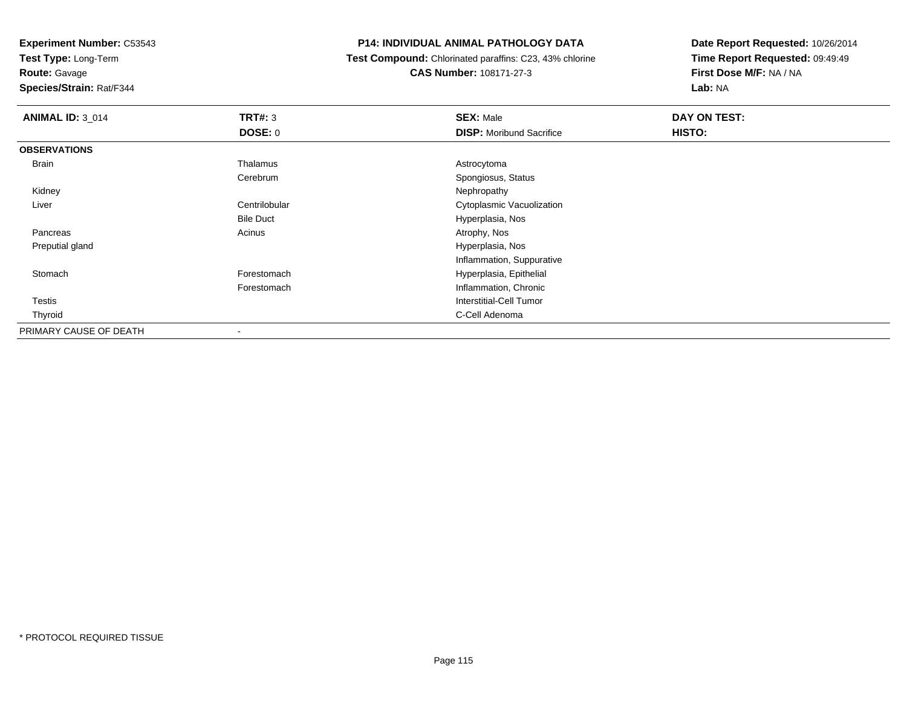**Experiment Number:** C53543
**Test Type:** Long-Term
**Route:** Gavage
**Species/Strain:** Rat/F344

**P14: INDIVIDUAL ANIMAL PATHOLOGY DATA**
**Test Compound:** Chlorinated paraffins: C23, 43% chlorine
**CAS Number:** 108171-27-3

**Date Report Requested:** 10/26/2014
**Time Report Requested:** 09:49:49
**First Dose M/F:** NA / NA
**Lab:** NA

| **ANIMAL ID:** 3_014 | **TRT#:** 3 | **SEX:** Male | **DAY ON TEST:** |
|---|---|---|---|
| | **DOSE:** 0 | **DISP:** Moribund Sacrifice | **HISTO:** |
| **OBSERVATIONS** | | | |
| Brain | Thalamus | Astrocytoma | |
| | Cerebrum | Spongiosus, Status | |
| Kidney | | Nephropathy | |
| Liver | Centrilobular | Cytoplasmic Vacuolization | |
| | Bile Duct | Hyperplasia, Nos | |
| Pancreas | Acinus | Atrophy, Nos | |
| Preputial gland | | Hyperplasia, Nos | |
| | | Inflammation, Suppurative | |
| Stomach | Forestomach | Hyperplasia, Epithelial | |
| | Forestomach | Inflammation, Chronic | |
| Testis | | Interstitial-Cell Tumor | |
| Thyroid | | C-Cell Adenoma | |
| PRIMARY CAUSE OF DEATH | - | | |

* PROTOCOL REQUIRED TISSUE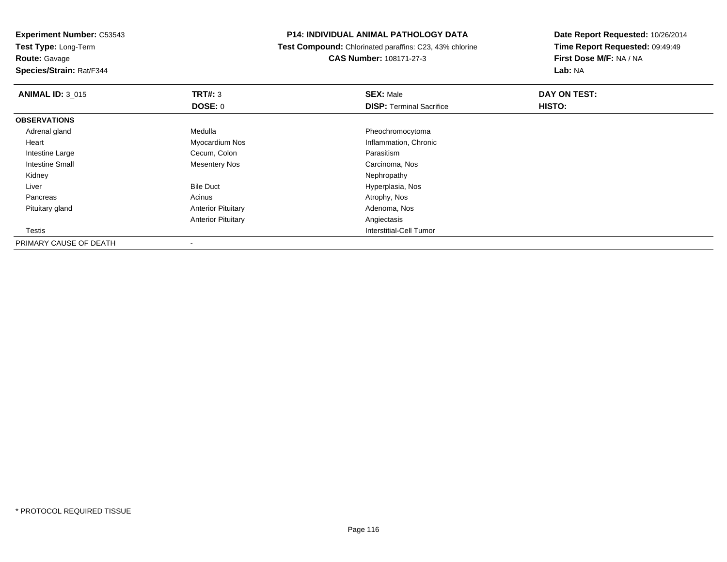**Experiment Number:** C53543
**Test Type:** Long-Term
**Route:** Gavage
**Species/Strain:** Rat/F344

**P14: INDIVIDUAL ANIMAL PATHOLOGY DATA**
**Test Compound:** Chlorinated paraffins: C23, 43% chlorine
**CAS Number:** 108171-27-3

**Date Report Requested:** 10/26/2014
**Time Report Requested:** 09:49:49
**First Dose M/F:** NA / NA
**Lab:** NA

| **ANIMAL ID:** 3_015 | **TRT#:** 3 | **SEX:** Male | **DAY ON TEST:** |
|---|---|---|---|
| | **DOSE:** 0 | **DISP:** Terminal Sacrifice | **HISTO:** |
| **OBSERVATIONS** | | | |
| Adrenal gland | Medulla | Pheochromocytoma | |
| Heart | Myocardium Nos | Inflammation, Chronic | |
| Intestine Large | Cecum, Colon | Parasitism | |
| Intestine Small | Mesentery Nos | Carcinoma, Nos | |
| Kidney | | Nephropathy | |
| Liver | Bile Duct | Hyperplasia, Nos | |
| Pancreas | Acinus | Atrophy, Nos | |
| Pituitary gland | Anterior Pituitary | Adenoma, Nos | |
| | Anterior Pituitary | Angiectasis | |
| Testis | | Interstitial-Cell Tumor | |
| PRIMARY CAUSE OF DEATH | - | | |

* PROTOCOL REQUIRED TISSUE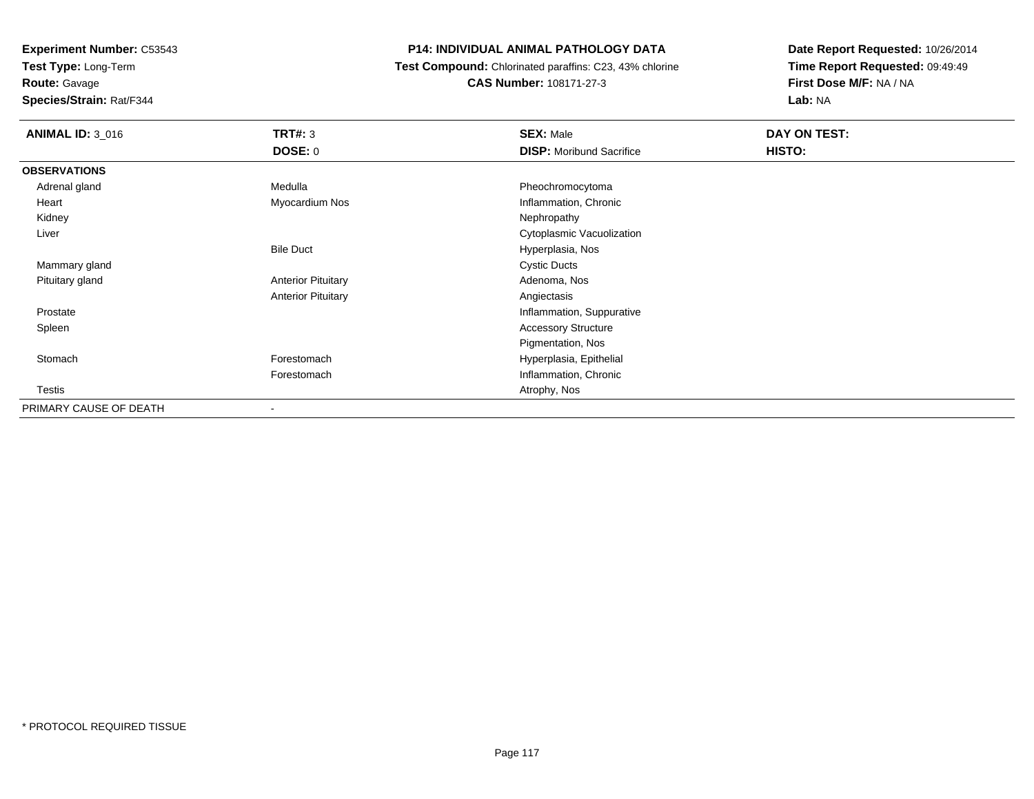**Experiment Number:** C53543
**Test Type:** Long-Term
**Route:** Gavage
**Species/Strain:** Rat/F344

**P14: INDIVIDUAL ANIMAL PATHOLOGY DATA**
**Test Compound:** Chlorinated paraffins: C23, 43% chlorine
**CAS Number:** 108171-27-3

**Date Report Requested:** 10/26/2014
**Time Report Requested:** 09:49:49
**First Dose M/F:** NA / NA
**Lab:** NA

| **ANIMAL ID:** 3_016 | **TRT#:** 3 | **SEX:** Male | **DAY ON TEST:** |
|---|---|---|---|
| | **DOSE:** 0 | **DISP:** Moribund Sacrifice | **HISTO:** |
| **OBSERVATIONS** | | | |
| Adrenal gland | Medulla | Pheochromocytoma | |
| Heart | Myocardium Nos | Inflammation, Chronic | |
| Kidney | | Nephropathy | |
| Liver | | Cytoplasmic Vacuolization | |
| | Bile Duct | Hyperplasia, Nos | |
| Mammary gland | | Cystic Ducts | |
| Pituitary gland | Anterior Pituitary | Adenoma, Nos | |
| | Anterior Pituitary | Angiectasis | |
| Prostate | | Inflammation, Suppurative | |
| Spleen | | Accessory Structure | |
| | | Pigmentation, Nos | |
| Stomach | Forestomach | Hyperplasia, Epithelial | |
| | Forestomach | Inflammation, Chronic | |
| Testis | | Atrophy, Nos | |
| PRIMARY CAUSE OF DEATH | - | | |

* PROTOCOL REQUIRED TISSUE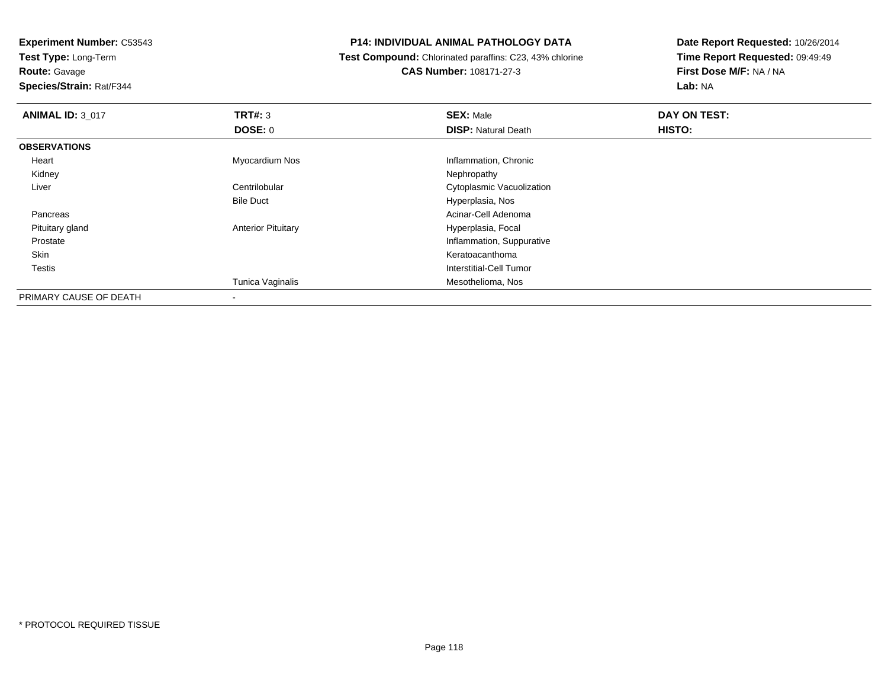**Experiment Number:** C53543
**Test Type:** Long-Term
**Route:** Gavage
**Species/Strain:** Rat/F344

**P14: INDIVIDUAL ANIMAL PATHOLOGY DATA**
**Test Compound:** Chlorinated paraffins: C23, 43% chlorine
**CAS Number:** 108171-27-3

**Date Report Requested:** 10/26/2014
**Time Report Requested:** 09:49:49
**First Dose M/F:** NA / NA
**Lab:** NA

| **ANIMAL ID:** 3_017 | **TRT#:** 3 | **SEX:** Male | **DAY ON TEST:** |
|---|---|---|---|
| | **DOSE:** 0 | **DISP:** Natural Death | **HISTO:** |
| **OBSERVATIONS** | | | |
| Heart | Myocardium Nos | Inflammation, Chronic | |
| Kidney | | Nephropathy | |
| Liver | Centrilobular | Cytoplasmic Vacuolization | |
| | Bile Duct | Hyperplasia, Nos | |
| Pancreas | | Acinar-Cell Adenoma | |
| Pituitary gland | Anterior Pituitary | Hyperplasia, Focal | |
| Prostate | | Inflammation, Suppurative | |
| Skin | | Keratoacanthoma | |
| Testis | | Interstitial-Cell Tumor | |
| | Tunica Vaginalis | Mesothelioma, Nos | |
| PRIMARY CAUSE OF DEATH | - | | |

* PROTOCOL REQUIRED TISSUE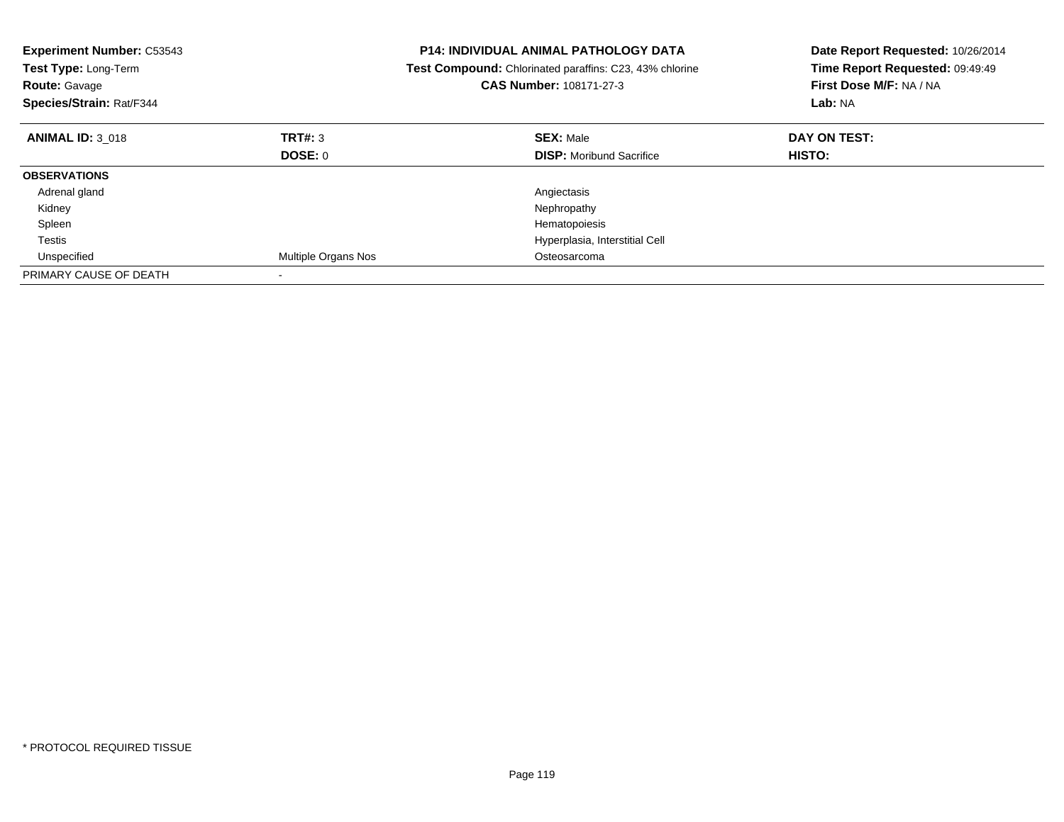**Experiment Number:** C53543
**Test Type:** Long-Term
**Route:** Gavage
**Species/Strain:** Rat/F344

**P14: INDIVIDUAL ANIMAL PATHOLOGY DATA**
**Test Compound:** Chlorinated paraffins: C23, 43% chlorine
**CAS Number:** 108171-27-3

**Date Report Requested:** 10/26/2014
**Time Report Requested:** 09:49:49
**First Dose M/F:** NA / NA
**Lab:** NA

| **ANIMAL ID:** 3_018 | **TRT#:** 3 | **SEX:** Male | **DAY ON TEST:** |
|---|---|---|---|
| | **DOSE:** 0 | **DISP:** Moribund Sacrifice | **HISTO:** |
| **OBSERVATIONS** | | | |
| Adrenal gland | | Angiectasis | |
| Kidney | | Nephropathy | |
| Spleen | | Hematopoiesis | |
| Testis | | Hyperplasia, Interstitial Cell | |
| Unspecified | Multiple Organs Nos | Osteosarcoma | |
| PRIMARY CAUSE OF DEATH | - | | |

\* PROTOCOL REQUIRED TISSUE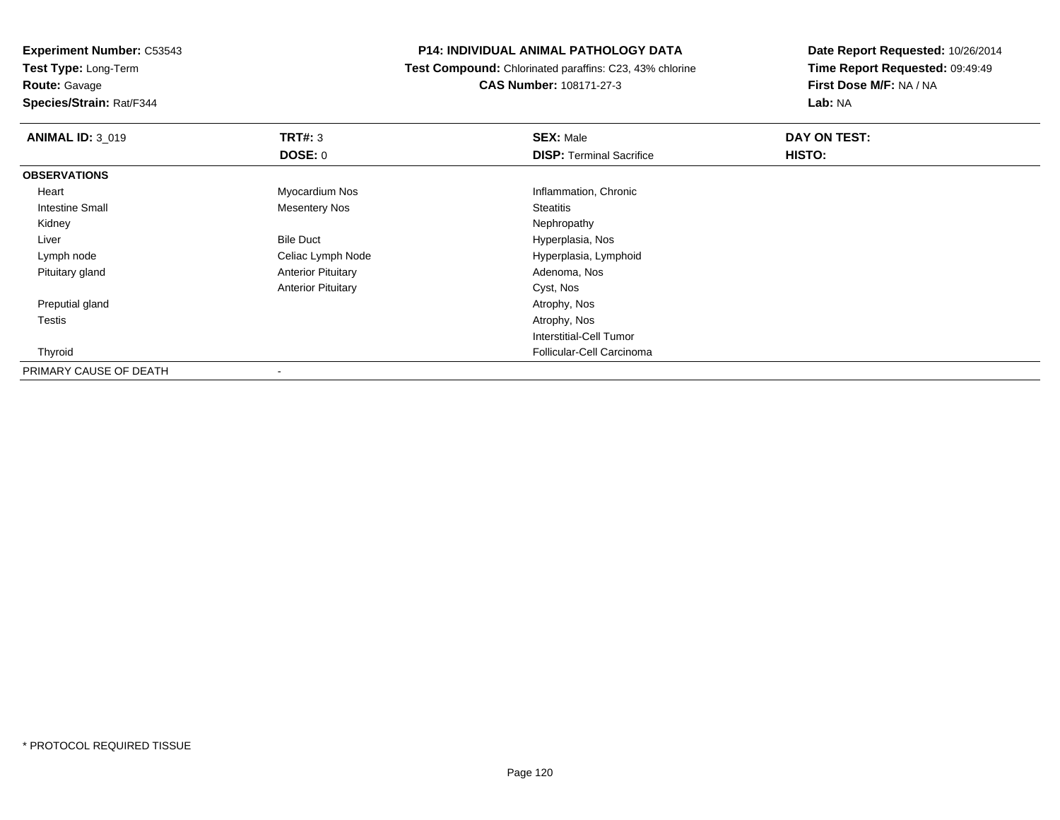**Experiment Number:** C53543
**Test Type:** Long-Term
**Route:** Gavage
**Species/Strain:** Rat/F344

**P14: INDIVIDUAL ANIMAL PATHOLOGY DATA**
**Test Compound:** Chlorinated paraffins: C23, 43% chlorine
**CAS Number:** 108171-27-3

**Date Report Requested:** 10/26/2014
**Time Report Requested:** 09:49:49
**First Dose M/F:** NA / NA
**Lab:** NA

| **ANIMAL ID:** 3_019 | **TRT#:** 3 | **SEX:** Male | **DAY ON TEST:** |
|---|---|---|---|
| | **DOSE:** 0 | **DISP:** Terminal Sacrifice | **HISTO:** |
| **OBSERVATIONS** | | | |
| Heart | Myocardium Nos | Inflammation, Chronic | |
| Intestine Small | Mesentery Nos | Steatitis | |
| Kidney | | Nephropathy | |
| Liver | Bile Duct | Hyperplasia, Nos | |
| Lymph node | Celiac Lymph Node | Hyperplasia, Lymphoid | |
| Pituitary gland | Anterior Pituitary | Adenoma, Nos | |
| | Anterior Pituitary | Cyst, Nos | |
| Preputial gland | | Atrophy, Nos | |
| Testis | | Atrophy, Nos | |
| | | Interstitial-Cell Tumor | |
| Thyroid | | Follicular-Cell Carcinoma | |
| PRIMARY CAUSE OF DEATH | - | | |

* PROTOCOL REQUIRED TISSUE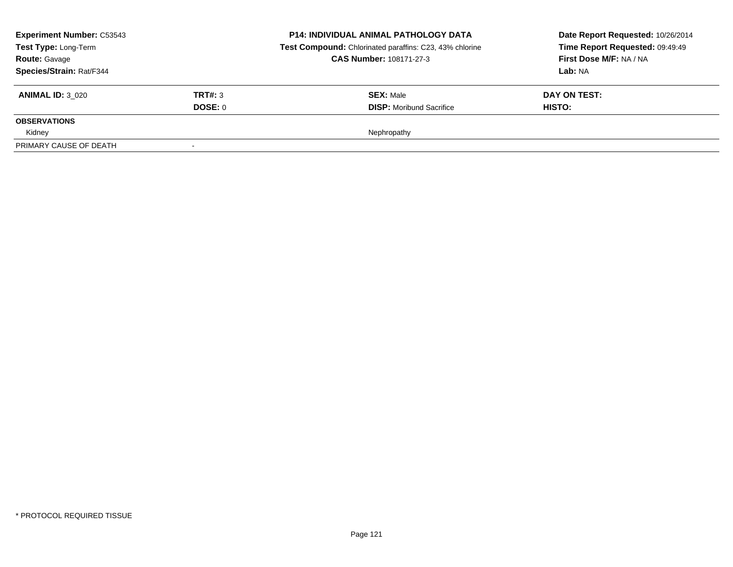**Experiment Number:** C53543
**Test Type:** Long-Term
**Route:** Gavage
**Species/Strain:** Rat/F344

**P14: INDIVIDUAL ANIMAL PATHOLOGY DATA**
**Test Compound:** Chlorinated paraffins: C23, 43% chlorine
**CAS Number:** 108171-27-3

**Date Report Requested:** 10/26/2014
**Time Report Requested:** 09:49:49
**First Dose M/F:** NA / NA
**Lab:** NA

| | | | |
|---|---|---|---|
| **ANIMAL ID:** 3_020 | **TRT#:** 3 | **SEX:** Male | **DAY ON TEST:** |
| | **DOSE:** 0 | **DISP:** Moribund Sacrifice | **HISTO:** |
| **OBSERVATIONS** | | | |
| Kidney | | Nephropathy | |
| PRIMARY CAUSE OF DEATH | - | | |

* PROTOCOL REQUIRED TISSUE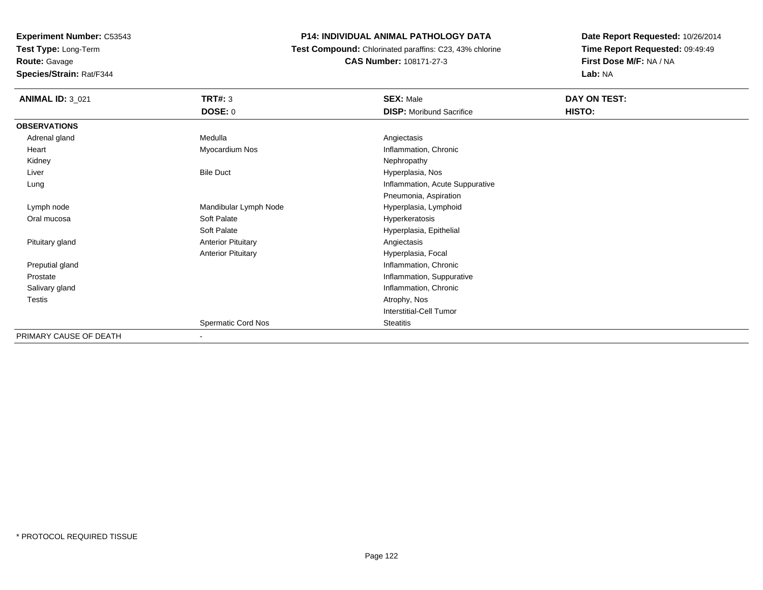**Experiment Number:** C53543
**Test Type:** Long-Term
**Route:** Gavage
**Species/Strain:** Rat/F344

# P14: INDIVIDUAL ANIMAL PATHOLOGY DATA

**Test Compound:** Chlorinated paraffins: C23, 43% chlorine
**CAS Number:** 108171-27-3

**Date Report Requested:** 10/26/2014
**Time Report Requested:** 09:49:49
**First Dose M/F:** NA / NA
**Lab:** NA

| **ANIMAL ID:** 3_021 | **TRT#:** 3 | **SEX:** Male | **DAY ON TEST:** |
|---|---|---|---|
| | **DOSE:** 0 | **DISP:** Moribund Sacrifice | **HISTO:** |
| **OBSERVATIONS** | | | |
| Adrenal gland | Medulla | Angiectasis | |
| Heart | Myocardium Nos | Inflammation, Chronic | |
| Kidney | | Nephropathy | |
| Liver | Bile Duct | Hyperplasia, Nos | |
| Lung | | Inflammation, Acute Suppurative | |
| | | Pneumonia, Aspiration | |
| Lymph node | Mandibular Lymph Node | Hyperplasia, Lymphoid | |
| Oral mucosa | Soft Palate | Hyperkeratosis | |
| | Soft Palate | Hyperplasia, Epithelial | |
| Pituitary gland | Anterior Pituitary | Angiectasis | |
| | Anterior Pituitary | Hyperplasia, Focal | |
| Preputial gland | | Inflammation, Chronic | |
| Prostate | | Inflammation, Suppurative | |
| Salivary gland | | Inflammation, Chronic | |
| Testis | | Atrophy, Nos | |
| | | Interstitial-Cell Tumor | |
| | Spermatic Cord Nos | Steatitis | |
| PRIMARY CAUSE OF DEATH | - | | |

* PROTOCOL REQUIRED TISSUE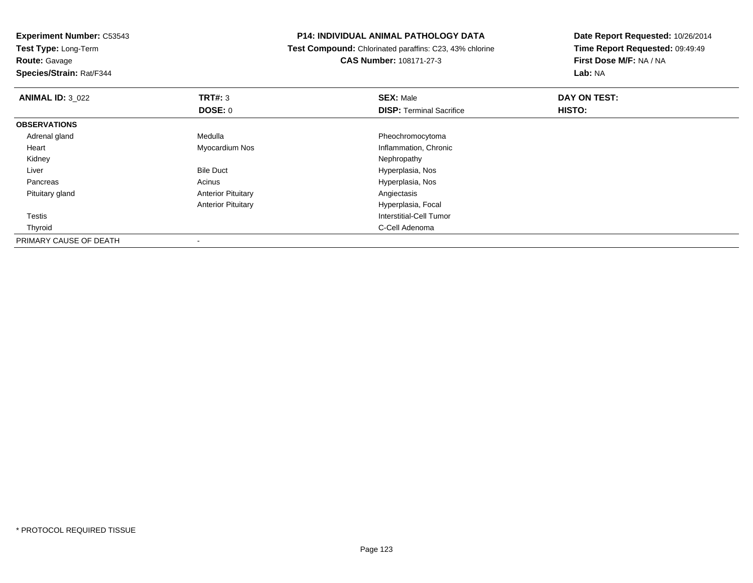**Experiment Number:** C53543
**Test Type:** Long-Term
**Route:** Gavage
**Species/Strain:** Rat/F344

**P14: INDIVIDUAL ANIMAL PATHOLOGY DATA**
**Test Compound:** Chlorinated paraffins: C23, 43% chlorine
**CAS Number:** 108171-27-3

**Date Report Requested:** 10/26/2014
**Time Report Requested:** 09:49:49
**First Dose M/F:** NA / NA
**Lab:** NA

| **ANIMAL ID:** 3_022 | **TRT#:** 3 | **SEX:** Male | **DAY ON TEST:** |
|---|---|---|---|
| | **DOSE:** 0 | **DISP:** Terminal Sacrifice | **HISTO:** |
| **OBSERVATIONS** | | | |
| Adrenal gland | Medulla | Pheochromocytoma | |
| Heart | Myocardium Nos | Inflammation, Chronic | |
| Kidney | | Nephropathy | |
| Liver | Bile Duct | Hyperplasia, Nos | |
| Pancreas | Acinus | Hyperplasia, Nos | |
| Pituitary gland | Anterior Pituitary | Angiectasis | |
| | Anterior Pituitary | Hyperplasia, Focal | |
| Testis | | Interstitial-Cell Tumor | |
| Thyroid | | C-Cell Adenoma | |
| PRIMARY CAUSE OF DEATH | - | | |

* PROTOCOL REQUIRED TISSUE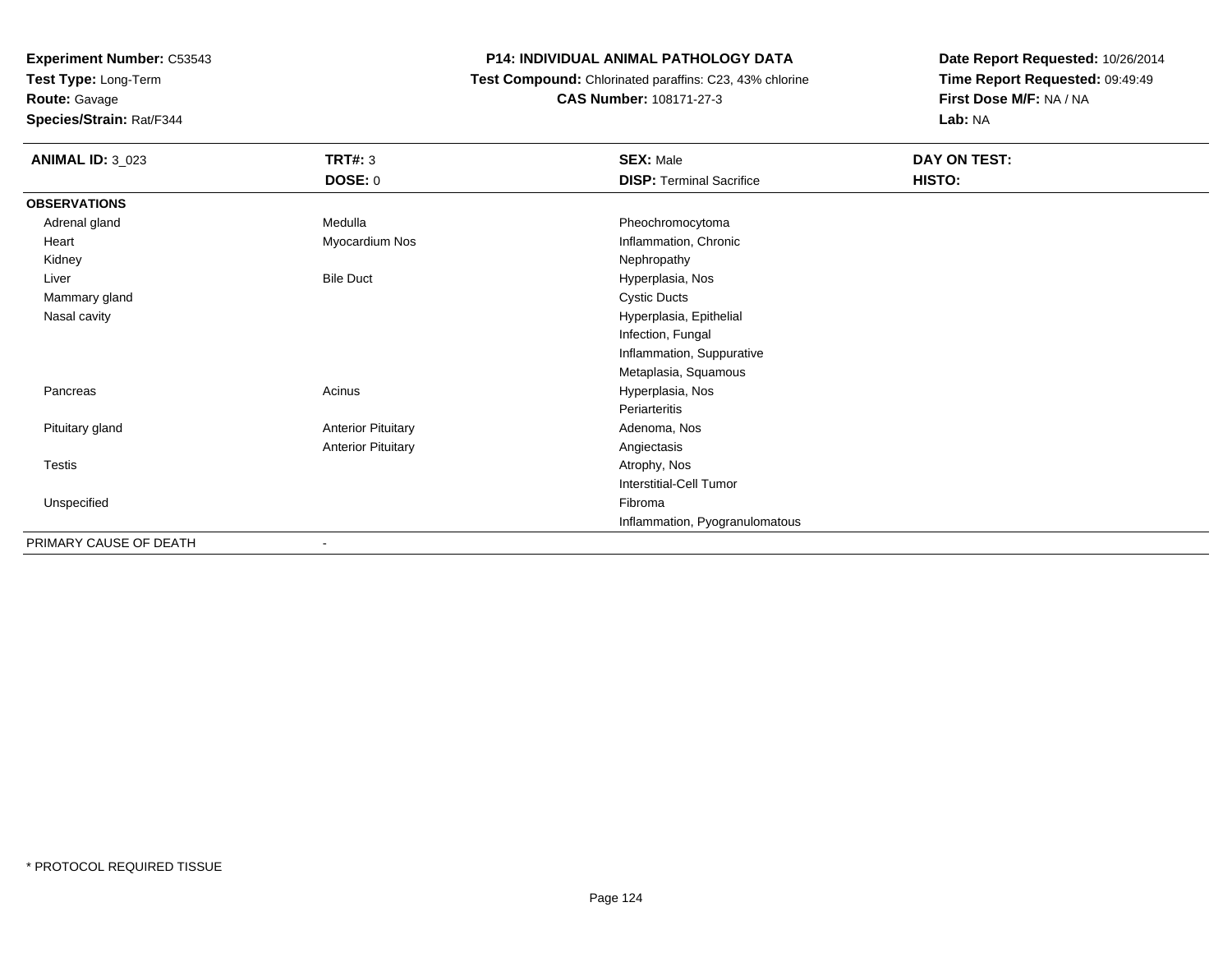**Experiment Number:** C53543
**Test Type:** Long-Term
**Route:** Gavage
**Species/Strain:** Rat/F344

**P14: INDIVIDUAL ANIMAL PATHOLOGY DATA**
**Test Compound:** Chlorinated paraffins: C23, 43% chlorine
**CAS Number:** 108171-27-3

**Date Report Requested:** 10/26/2014
**Time Report Requested:** 09:49:49
**First Dose M/F:** NA / NA
**Lab:** NA

| **ANIMAL ID:** 3_023 | **TRT#:** 3 | **SEX:** Male | **DAY ON TEST:** |
|---|---|---|---|
| | **DOSE:** 0 | **DISP:** Terminal Sacrifice | **HISTO:** |
| **OBSERVATIONS** | | | |
| Adrenal gland | Medulla | Pheochromocytoma | |
| Heart | Myocardium Nos | Inflammation, Chronic | |
| Kidney | | Nephropathy | |
| Liver | Bile Duct | Hyperplasia, Nos | |
| Mammary gland | | Cystic Ducts | |
| Nasal cavity | | Hyperplasia, Epithelial | |
| | | Infection, Fungal | |
| | | Inflammation, Suppurative | |
| | | Metaplasia, Squamous | |
| Pancreas | Acinus | Hyperplasia, Nos | |
| | | Periarteritis | |
| Pituitary gland | Anterior Pituitary | Adenoma, Nos | |
| | Anterior Pituitary | Angiectasis | |
| Testis | | Atrophy, Nos | |
| | | Interstitial-Cell Tumor | |
| Unspecified | | Fibroma | |
| | | Inflammation, Pyogranulomatous | |
| PRIMARY CAUSE OF DEATH | - | | |

* PROTOCOL REQUIRED TISSUE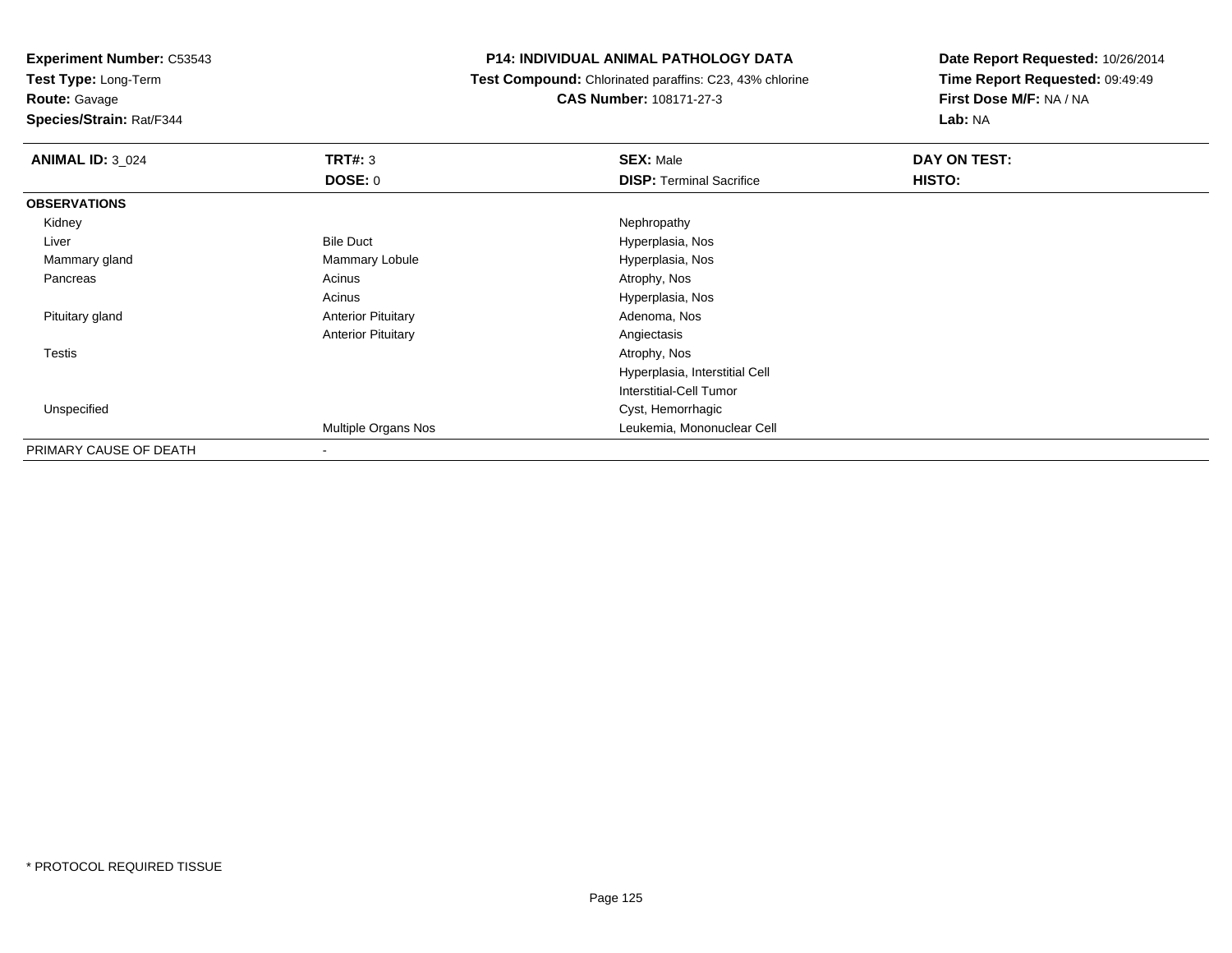**Experiment Number:** C53543
**Test Type:** Long-Term
**Route:** Gavage
**Species/Strain:** Rat/F344

# P14: INDIVIDUAL ANIMAL PATHOLOGY DATA

**Test Compound:** Chlorinated paraffins: C23, 43% chlorine
**CAS Number:** 108171-27-3

**Date Report Requested:** 10/26/2014
**Time Report Requested:** 09:49:49
**First Dose M/F:** NA / NA
**Lab:** NA

| **ANIMAL ID:** 3_024 | **TRT#:** 3 | **SEX:** Male | **DAY ON TEST:** |
|---|---|---|---|
| | **DOSE:** 0 | **DISP:** Terminal Sacrifice | **HISTO:** |
| **OBSERVATIONS** | | | |
| Kidney | | Nephropathy | |
| Liver | Bile Duct | Hyperplasia, Nos | |
| Mammary gland | Mammary Lobule | Hyperplasia, Nos | |
| Pancreas | Acinus | Atrophy, Nos | |
| | Acinus | Hyperplasia, Nos | |
| Pituitary gland | Anterior Pituitary | Adenoma, Nos | |
| | Anterior Pituitary | Angiectasis | |
| Testis | | Atrophy, Nos | |
| | | Hyperplasia, Interstitial Cell | |
| | | Interstitial-Cell Tumor | |
| Unspecified | | Cyst, Hemorrhagic | |
| | Multiple Organs Nos | Leukemia, Mononuclear Cell | |
| PRIMARY CAUSE OF DEATH | - | | |

* PROTOCOL REQUIRED TISSUE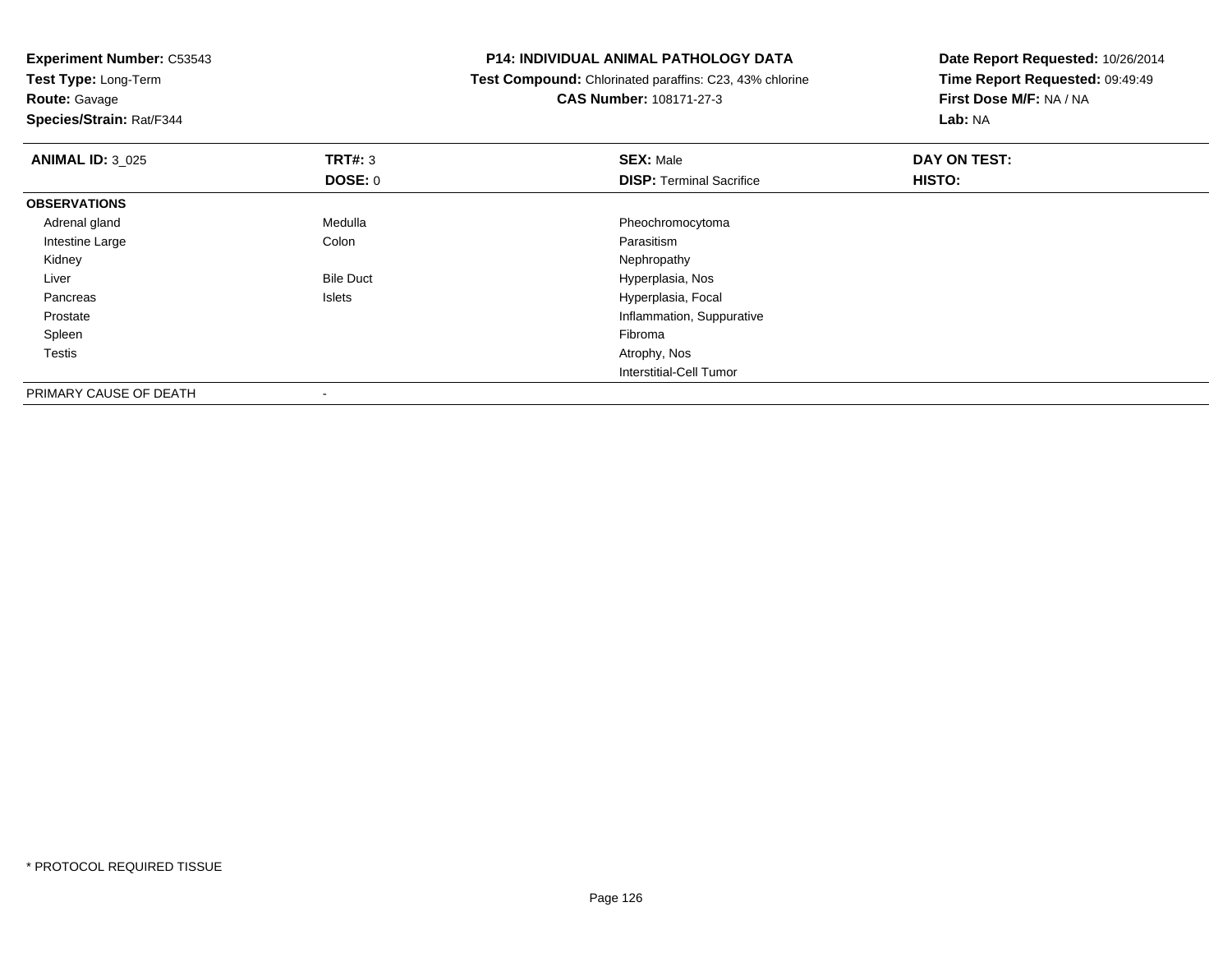**Experiment Number:** C53543
**Test Type:** Long-Term
**Route:** Gavage
**Species/Strain:** Rat/F344

**P14: INDIVIDUAL ANIMAL PATHOLOGY DATA**
**Test Compound:** Chlorinated paraffins: C23, 43% chlorine
**CAS Number:** 108171-27-3

**Date Report Requested:** 10/26/2014
**Time Report Requested:** 09:49:49
**First Dose M/F:** NA / NA
**Lab:** NA

| **ANIMAL ID:** 3_025 | **TRT#:** 3 | **SEX:** Male | **DAY ON TEST:** |
|---|---|---|---|
| | **DOSE:** 0 | **DISP:** Terminal Sacrifice | **HISTO:** |
| **OBSERVATIONS** | | | |
| Adrenal gland | Medulla | Pheochromocytoma | |
| Intestine Large | Colon | Parasitism | |
| Kidney | | Nephropathy | |
| Liver | Bile Duct | Hyperplasia, Nos | |
| Pancreas | Islets | Hyperplasia, Focal | |
| Prostate | | Inflammation, Suppurative | |
| Spleen | | Fibroma | |
| Testis | | Atrophy, Nos | |
| | | Interstitial-Cell Tumor | |
| PRIMARY CAUSE OF DEATH | - | | |

* PROTOCOL REQUIRED TISSUE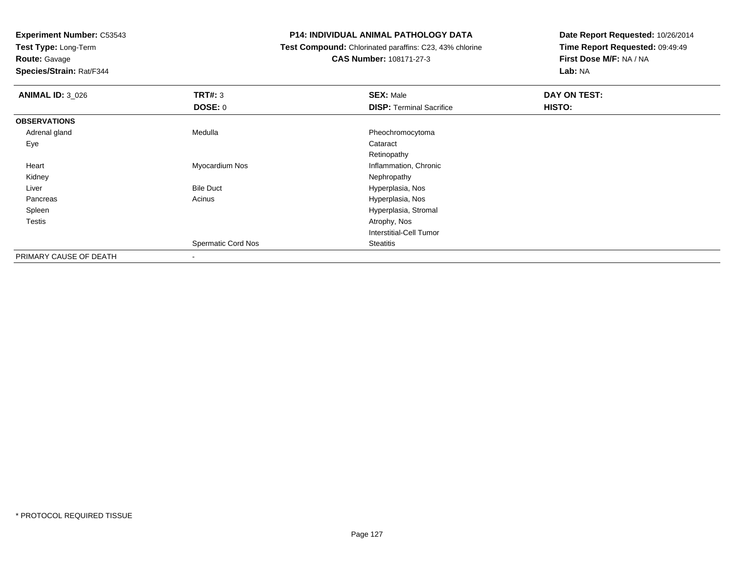**Experiment Number:** C53543
**Test Type:** Long-Term
**Route:** Gavage
**Species/Strain:** Rat/F344

**P14: INDIVIDUAL ANIMAL PATHOLOGY DATA**
**Test Compound:** Chlorinated paraffins: C23, 43% chlorine
**CAS Number:** 108171-27-3

**Date Report Requested:** 10/26/2014
**Time Report Requested:** 09:49:49
**First Dose M/F:** NA / NA
**Lab:** NA

| **ANIMAL ID:** 3_026 | **TRT#:** 3 | **SEX:** Male | **DAY ON TEST:** |
|---|---|---|---|
| | **DOSE:** 0 | **DISP:** Terminal Sacrifice | **HISTO:** |
| **OBSERVATIONS** | | | |
| Adrenal gland | Medulla | Pheochromocytoma | |
| Eye | | Cataract | |
| | | Retinopathy | |
| Heart | Myocardium Nos | Inflammation, Chronic | |
| Kidney | | Nephropathy | |
| Liver | Bile Duct | Hyperplasia, Nos | |
| Pancreas | Acinus | Hyperplasia, Nos | |
| Spleen | | Hyperplasia, Stromal | |
| Testis | | Atrophy, Nos | |
| | | Interstitial-Cell Tumor | |
| | Spermatic Cord Nos | Steatitis | |
| PRIMARY CAUSE OF DEATH | - | | |

* PROTOCOL REQUIRED TISSUE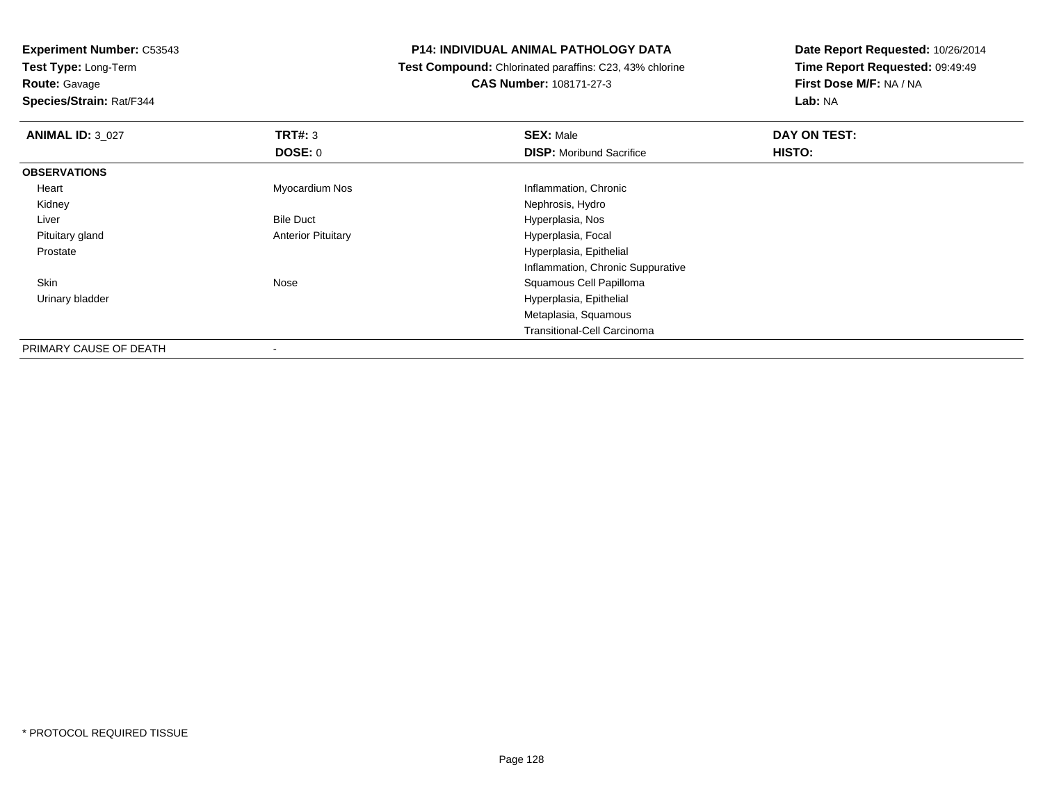**Experiment Number:** C53543
**Test Type:** Long-Term
**Route:** Gavage
**Species/Strain:** Rat/F344

# P14: INDIVIDUAL ANIMAL PATHOLOGY DATA

**Test Compound:** Chlorinated paraffins: C23, 43% chlorine
**CAS Number:** 108171-27-3

**Date Report Requested:** 10/26/2014
**Time Report Requested:** 09:49:49
**First Dose M/F:** NA / NA
**Lab:** NA

| **ANIMAL ID:** 3_027 | **TRT#:** 3 | **SEX:** Male | **DAY ON TEST:** |
|---|---|---|---|
| | **DOSE:** 0 | **DISP:** Moribund Sacrifice | **HISTO:** |
| **OBSERVATIONS** | | | |
| Heart | Myocardium Nos | Inflammation, Chronic | |
| Kidney | | Nephrosis, Hydro | |
| Liver | Bile Duct | Hyperplasia, Nos | |
| Pituitary gland | Anterior Pituitary | Hyperplasia, Focal | |
| Prostate | | Hyperplasia, Epithelial | |
| | | Inflammation, Chronic Suppurative | |
| Skin | Nose | Squamous Cell Papilloma | |
| Urinary bladder | | Hyperplasia, Epithelial | |
| | | Metaplasia, Squamous | |
| | | Transitional-Cell Carcinoma | |
| PRIMARY CAUSE OF DEATH | - | | |

* PROTOCOL REQUIRED TISSUE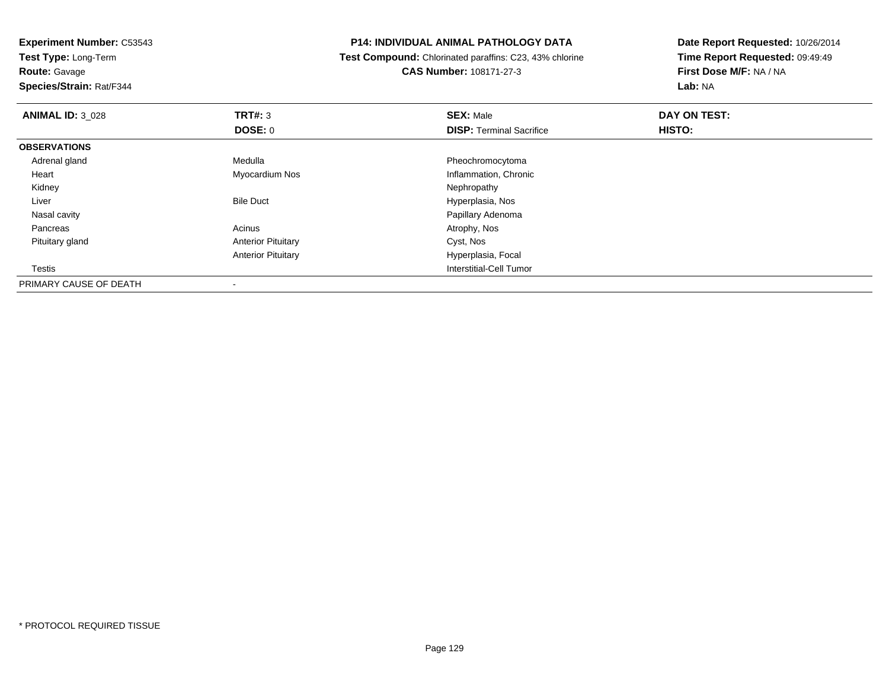**Experiment Number:** C53543
**Test Type:** Long-Term
**Route:** Gavage
**Species/Strain:** Rat/F344

**P14: INDIVIDUAL ANIMAL PATHOLOGY DATA**
**Test Compound:** Chlorinated paraffins: C23, 43% chlorine
**CAS Number:** 108171-27-3

**Date Report Requested:** 10/26/2014
**Time Report Requested:** 09:49:49
**First Dose M/F:** NA / NA
**Lab:** NA

| **ANIMAL ID:** 3_028 | **TRT#:** 3 | **SEX:** Male | **DAY ON TEST:** |
|---|---|---|---|
| | **DOSE:** 0 | **DISP:** Terminal Sacrifice | **HISTO:** |
| **OBSERVATIONS** | | | |
| Adrenal gland | Medulla | Pheochromocytoma | |
| Heart | Myocardium Nos | Inflammation, Chronic | |
| Kidney | | Nephropathy | |
| Liver | Bile Duct | Hyperplasia, Nos | |
| Nasal cavity | | Papillary Adenoma | |
| Pancreas | Acinus | Atrophy, Nos | |
| Pituitary gland | Anterior Pituitary | Cyst, Nos | |
| | Anterior Pituitary | Hyperplasia, Focal | |
| Testis | | Interstitial-Cell Tumor | |
| PRIMARY CAUSE OF DEATH | - | | |

* PROTOCOL REQUIRED TISSUE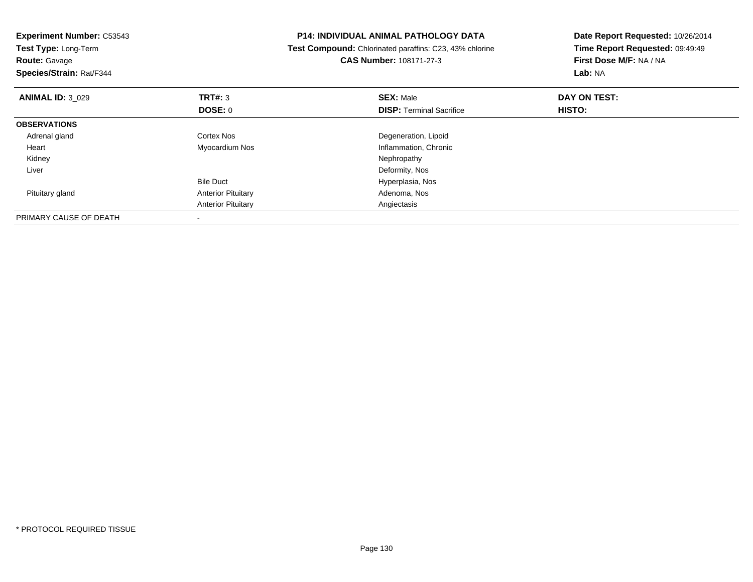**Experiment Number:** C53543
**Test Type:** Long-Term
**Route:** Gavage
**Species/Strain:** Rat/F344

**P14: INDIVIDUAL ANIMAL PATHOLOGY DATA**
**Test Compound:** Chlorinated paraffins: C23, 43% chlorine
**CAS Number:** 108171-27-3

**Date Report Requested:** 10/26/2014
**Time Report Requested:** 09:49:49
**First Dose M/F:** NA / NA
**Lab:** NA

| **ANIMAL ID:** 3_029 | **TRT#:** 3 | **SEX:** Male | **DAY ON TEST:** |
|---|---|---|---|
| | **DOSE:** 0 | **DISP:** Terminal Sacrifice | **HISTO:** |
| **OBSERVATIONS** | | | |
| Adrenal gland | Cortex Nos | Degeneration, Lipoid | |
| Heart | Myocardium Nos | Inflammation, Chronic | |
| Kidney | | Nephropathy | |
| Liver | | Deformity, Nos | |
| | Bile Duct | Hyperplasia, Nos | |
| Pituitary gland | Anterior Pituitary | Adenoma, Nos | |
| | Anterior Pituitary | Angiectasis | |
| PRIMARY CAUSE OF DEATH | - | | |

* PROTOCOL REQUIRED TISSUE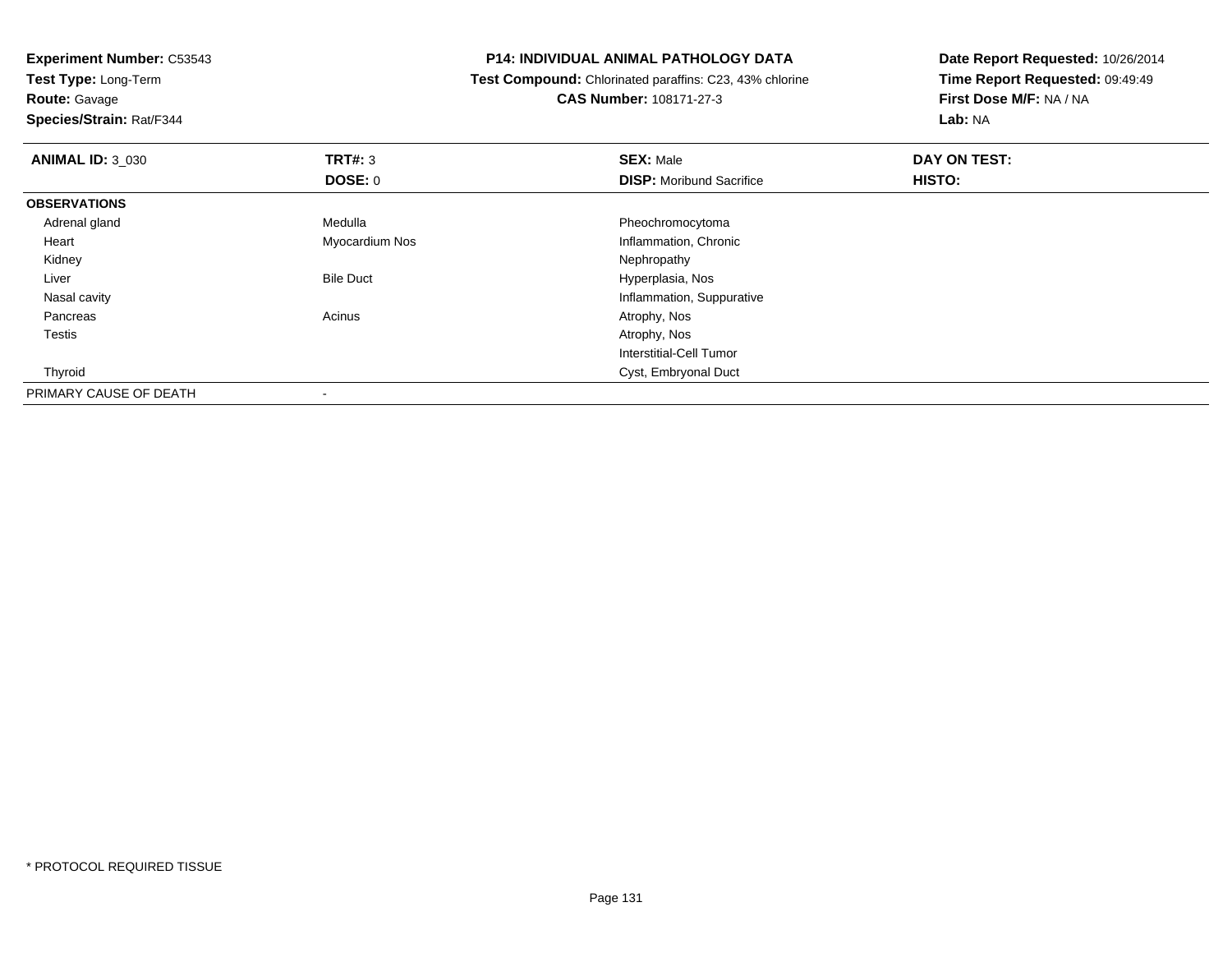**Experiment Number:** C53543
**Test Type:** Long-Term
**Route:** Gavage
**Species/Strain:** Rat/F344

**P14: INDIVIDUAL ANIMAL PATHOLOGY DATA**
**Test Compound:** Chlorinated paraffins: C23, 43% chlorine
**CAS Number:** 108171-27-3

**Date Report Requested:** 10/26/2014
**Time Report Requested:** 09:49:49
**First Dose M/F:** NA / NA
**Lab:** NA

| **ANIMAL ID:** 3_030 | **TRT#:** 3 | **SEX:** Male | **DAY ON TEST:** |
|---|---|---|---|
| | **DOSE:** 0 | **DISP:** Moribund Sacrifice | **HISTO:** |
| **OBSERVATIONS** | | | |
| Adrenal gland | Medulla | Pheochromocytoma | |
| Heart | Myocardium Nos | Inflammation, Chronic | |
| Kidney | | Nephropathy | |
| Liver | Bile Duct | Hyperplasia, Nos | |
| Nasal cavity | | Inflammation, Suppurative | |
| Pancreas | Acinus | Atrophy, Nos | |
| Testis | | Atrophy, Nos | |
| | | Interstitial-Cell Tumor | |
| Thyroid | | Cyst, Embryonal Duct | |
| PRIMARY CAUSE OF DEATH | - | | |

* PROTOCOL REQUIRED TISSUE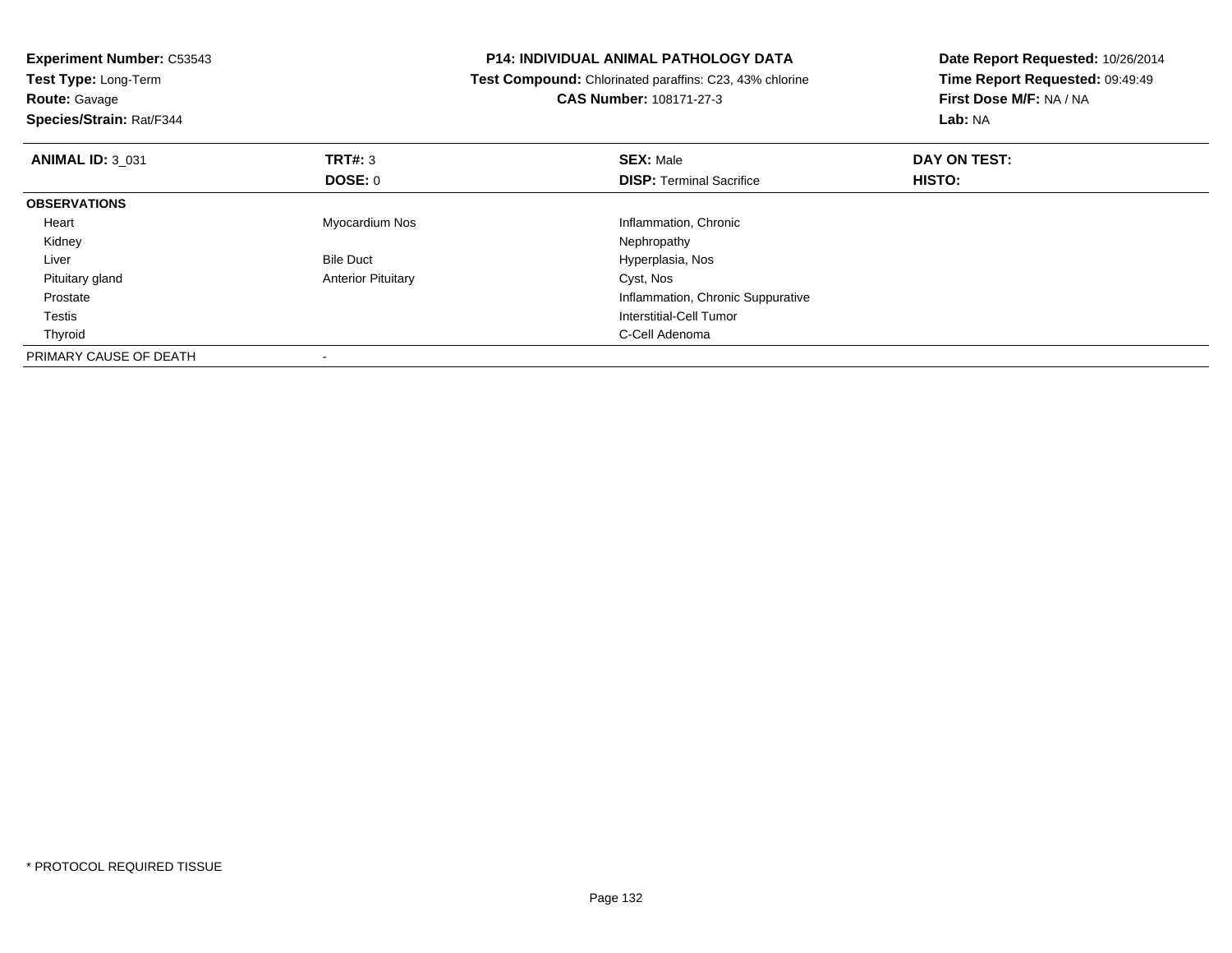**Experiment Number:** C53543
**Test Type:** Long-Term
**Route:** Gavage
**Species/Strain:** Rat/F344

**P14: INDIVIDUAL ANIMAL PATHOLOGY DATA**
**Test Compound:** Chlorinated paraffins: C23, 43% chlorine
**CAS Number:** 108171-27-3

**Date Report Requested:** 10/26/2014
**Time Report Requested:** 09:49:49
**First Dose M/F:** NA / NA
**Lab:** NA

| | | | |
|---|---|---|---|
| **ANIMAL ID:** 3_031 | **TRT#:** 3 | **SEX:** Male | **DAY ON TEST:** |
| | **DOSE:** 0 | **DISP:** Terminal Sacrifice | **HISTO:** |
| **OBSERVATIONS** | | | |
| Heart | Myocardium Nos | Inflammation, Chronic | |
| Kidney | | Nephropathy | |
| Liver | Bile Duct | Hyperplasia, Nos | |
| Pituitary gland | Anterior Pituitary | Cyst, Nos | |
| Prostate | | Inflammation, Chronic Suppurative | |
| Testis | | Interstitial-Cell Tumor | |
| Thyroid | | C-Cell Adenoma | |
| PRIMARY CAUSE OF DEATH | - | | |

* PROTOCOL REQUIRED TISSUE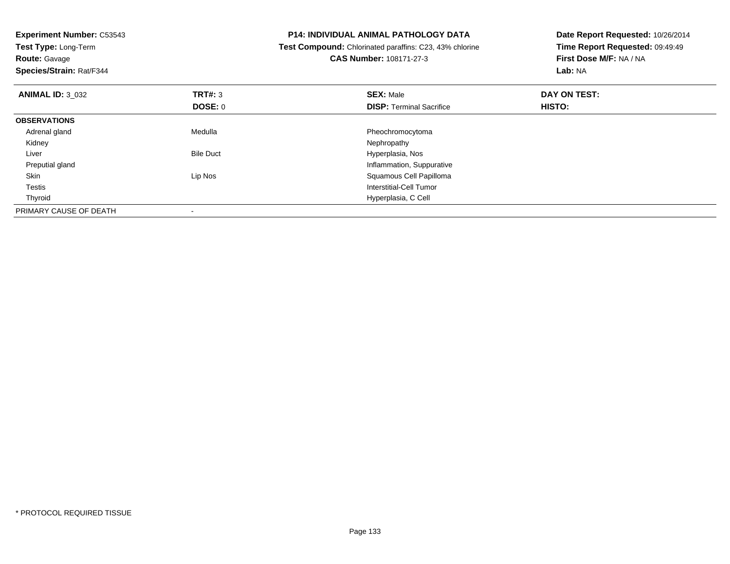**Experiment Number:** C53543
**Test Type:** Long-Term
**Route:** Gavage
**Species/Strain:** Rat/F344

**P14: INDIVIDUAL ANIMAL PATHOLOGY DATA**
**Test Compound:** Chlorinated paraffins: C23, 43% chlorine
**CAS Number:** 108171-27-3

**Date Report Requested:** 10/26/2014
**Time Report Requested:** 09:49:49
**First Dose M/F:** NA / NA
**Lab:** NA

| **ANIMAL ID:** 3_032 | **TRT#:** 3 | **SEX:** Male | **DAY ON TEST:** |
|---|---|---|---|
| | **DOSE:** 0 | **DISP:** Terminal Sacrifice | **HISTO:** |
| **OBSERVATIONS** | | | |
| Adrenal gland | Medulla | Pheochromocytoma | |
| Kidney | | Nephropathy | |
| Liver | Bile Duct | Hyperplasia, Nos | |
| Preputial gland | | Inflammation, Suppurative | |
| Skin | Lip Nos | Squamous Cell Papilloma | |
| Testis | | Interstitial-Cell Tumor | |
| Thyroid | | Hyperplasia, C Cell | |
| PRIMARY CAUSE OF DEATH | - | | |

* PROTOCOL REQUIRED TISSUE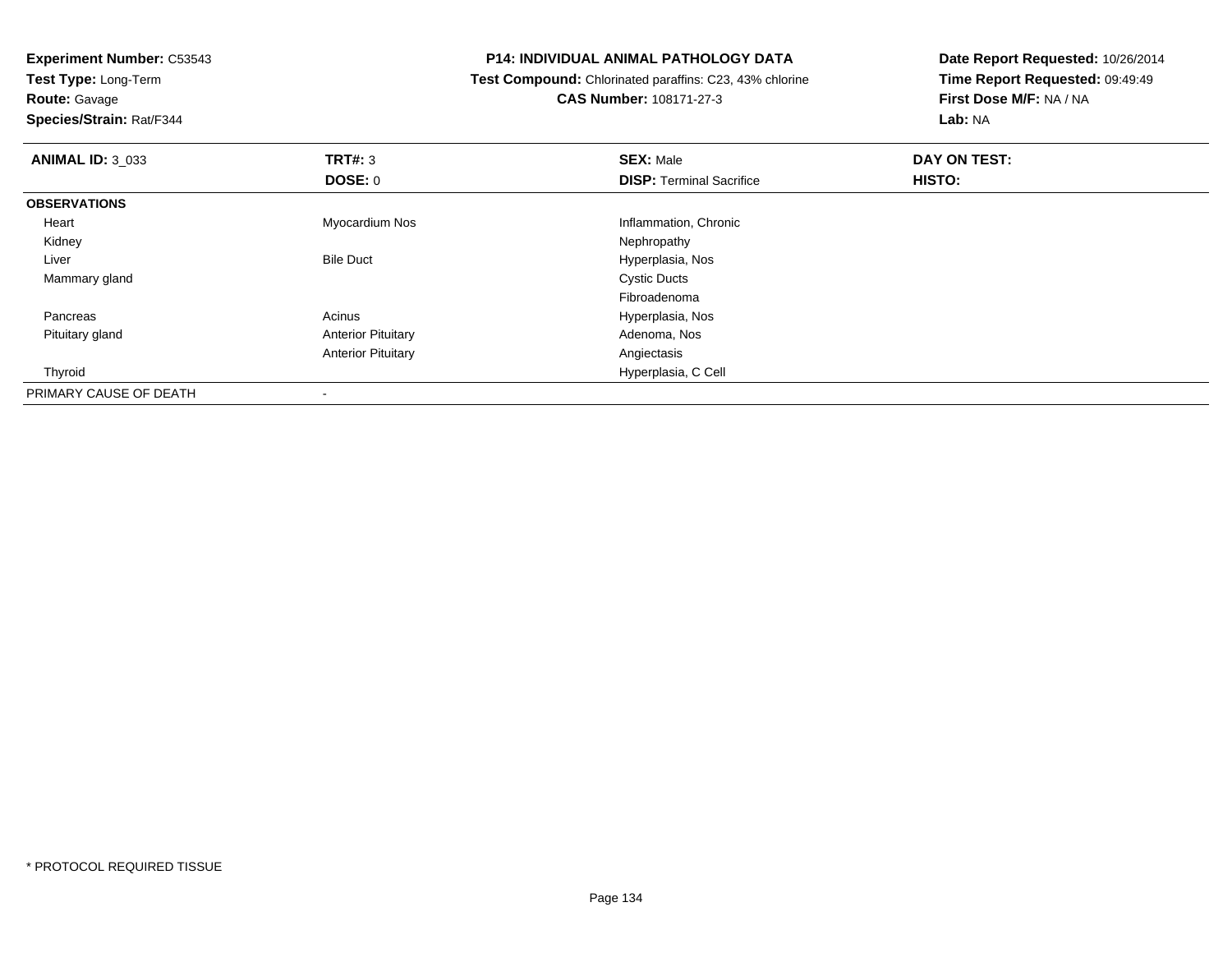**Experiment Number:** C53543
**Test Type:** Long-Term
**Route:** Gavage
**Species/Strain:** Rat/F344

**P14: INDIVIDUAL ANIMAL PATHOLOGY DATA**
**Test Compound:** Chlorinated paraffins: C23, 43% chlorine
**CAS Number:** 108171-27-3

**Date Report Requested:** 10/26/2014
**Time Report Requested:** 09:49:49
**First Dose M/F:** NA / NA
**Lab:** NA

| **ANIMAL ID:** 3_033 | **TRT#:** 3 | **SEX:** Male | **DAY ON TEST:** |
|---|---|---|---|
| | **DOSE:** 0 | **DISP:** Terminal Sacrifice | **HISTO:** |
| **OBSERVATIONS** | | | |
| Heart | Myocardium Nos | Inflammation, Chronic | |
| Kidney | | Nephropathy | |
| Liver | Bile Duct | Hyperplasia, Nos | |
| Mammary gland | | Cystic Ducts | |
| | | Fibroadenoma | |
| Pancreas | Acinus | Hyperplasia, Nos | |
| Pituitary gland | Anterior Pituitary | Adenoma, Nos | |
| | Anterior Pituitary | Angiectasis | |
| Thyroid | | Hyperplasia, C Cell | |
| PRIMARY CAUSE OF DEATH | - | | |

* PROTOCOL REQUIRED TISSUE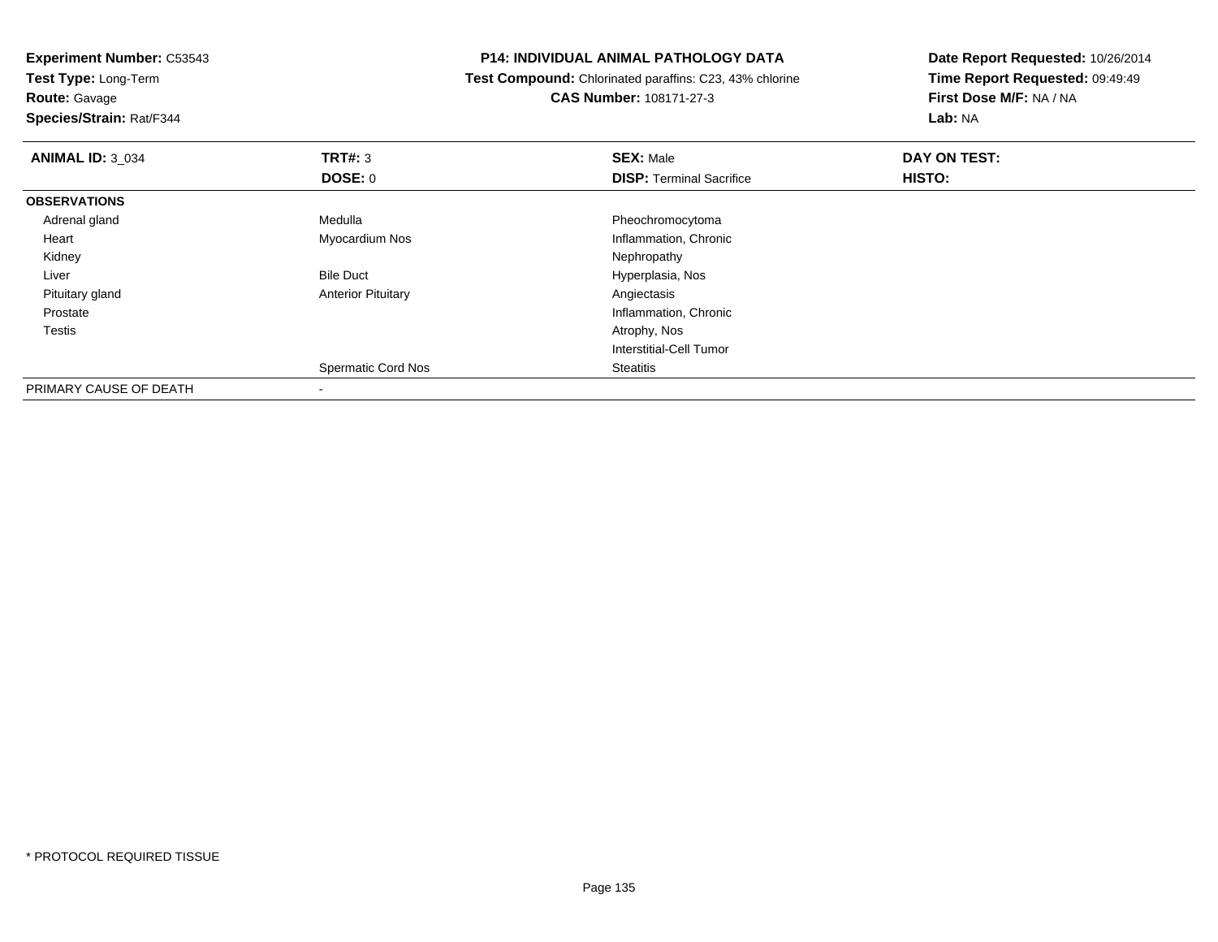**Experiment Number:** C53543
**Test Type:** Long-Term
**Route:** Gavage
**Species/Strain:** Rat/F344

**P14: INDIVIDUAL ANIMAL PATHOLOGY DATA**
**Test Compound:** Chlorinated paraffins: C23, 43% chlorine
**CAS Number:** 108171-27-3

**Date Report Requested:** 10/26/2014
**Time Report Requested:** 09:49:49
**First Dose M/F:** NA / NA
**Lab:** NA

| **ANIMAL ID:** 3_034 | **TRT#:** 3 | **SEX:** Male | **DAY ON TEST:** |
|---|---|---|---|
| | **DOSE:** 0 | **DISP:** Terminal Sacrifice | **HISTO:** |
| **OBSERVATIONS** | | | |
| Adrenal gland | Medulla | Pheochromocytoma | |
| Heart | Myocardium Nos | Inflammation, Chronic | |
| Kidney | | Nephropathy | |
| Liver | Bile Duct | Hyperplasia, Nos | |
| Pituitary gland | Anterior Pituitary | Angiectasis | |
| Prostate | | Inflammation, Chronic | |
| Testis | | Atrophy, Nos | |
| | | Interstitial-Cell Tumor | |
| | Spermatic Cord Nos | Steatitis | |
| PRIMARY CAUSE OF DEATH | - | | |

* PROTOCOL REQUIRED TISSUE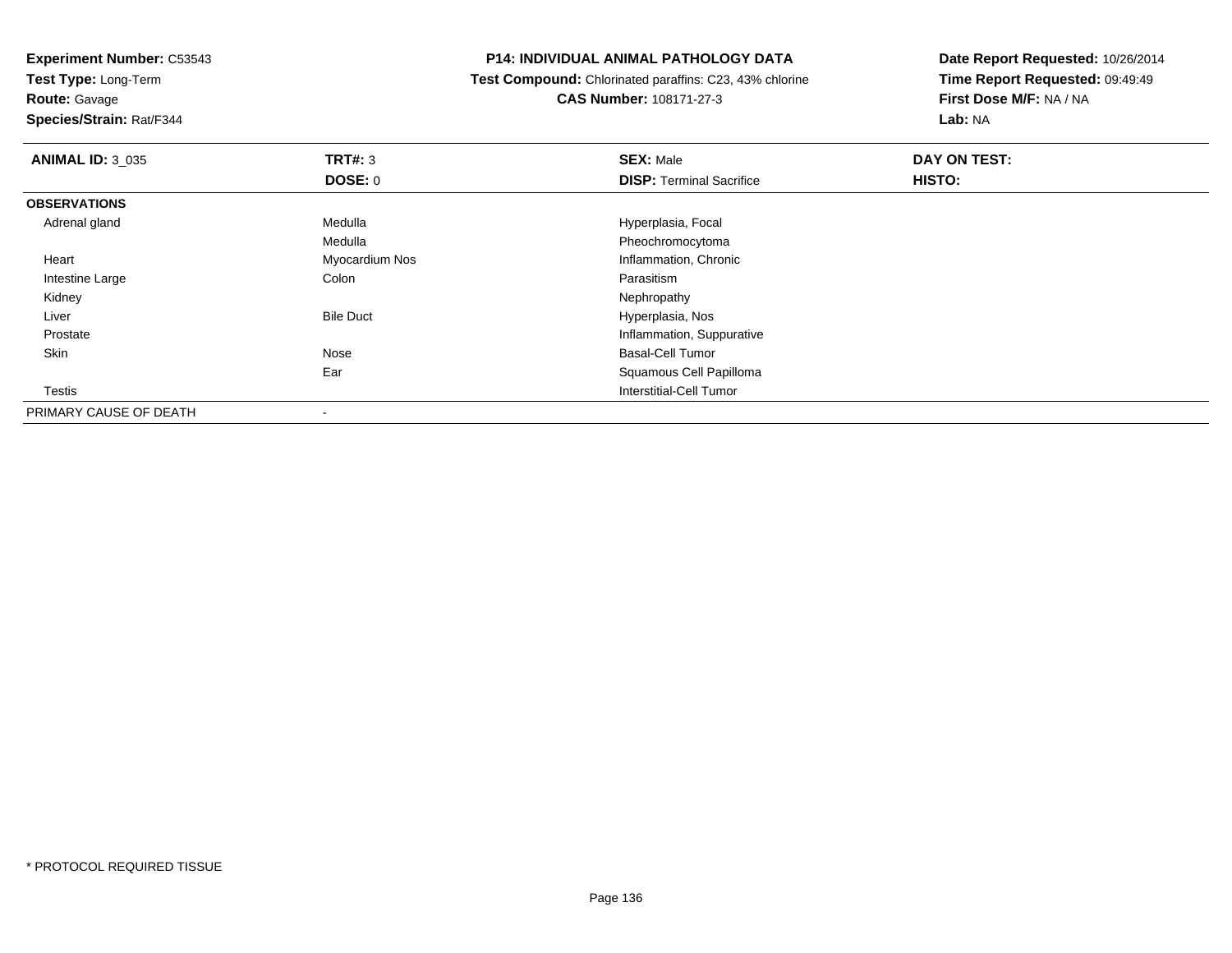**Experiment Number:** C53543
**Test Type:** Long-Term
**Route:** Gavage
**Species/Strain:** Rat/F344

**P14: INDIVIDUAL ANIMAL PATHOLOGY DATA**
**Test Compound:** Chlorinated paraffins: C23, 43% chlorine
**CAS Number:** 108171-27-3

**Date Report Requested:** 10/26/2014
**Time Report Requested:** 09:49:49
**First Dose M/F:** NA / NA
**Lab:** NA

| **ANIMAL ID:** 3_035 | **TRT#:** 3 | **SEX:** Male | **DAY ON TEST:** |
|---|---|---|---|
| | **DOSE:** 0 | **DISP:** Terminal Sacrifice | **HISTO:** |
| **OBSERVATIONS** | | | |
| Adrenal gland | Medulla | Hyperplasia, Focal | |
| | Medulla | Pheochromocytoma | |
| Heart | Myocardium Nos | Inflammation, Chronic | |
| Intestine Large | Colon | Parasitism | |
| Kidney | | Nephropathy | |
| Liver | Bile Duct | Hyperplasia, Nos | |
| Prostate | | Inflammation, Suppurative | |
| Skin | Nose | Basal-Cell Tumor | |
| | Ear | Squamous Cell Papilloma | |
| Testis | | Interstitial-Cell Tumor | |
| PRIMARY CAUSE OF DEATH | - | | |

\* PROTOCOL REQUIRED TISSUE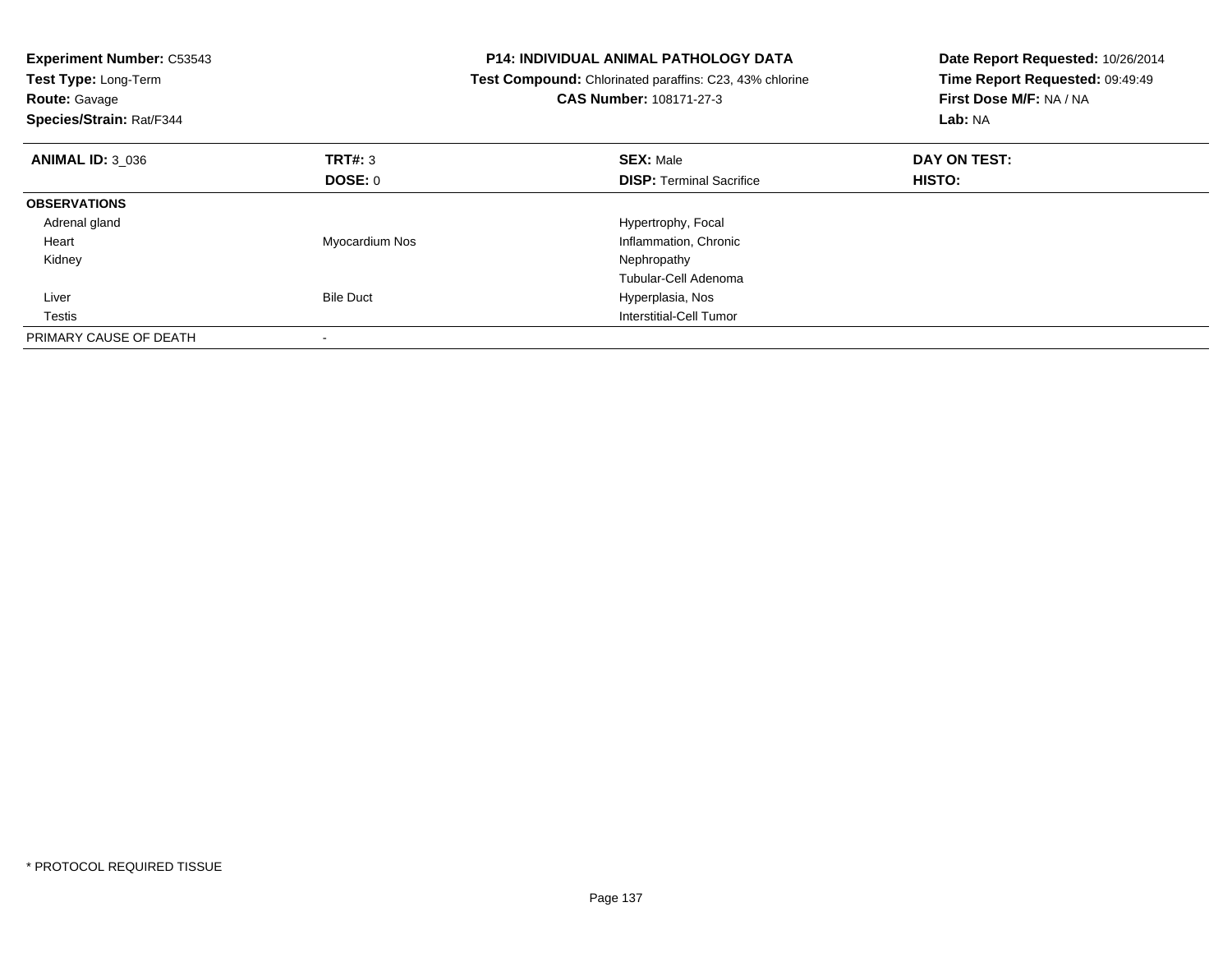**Experiment Number:** C53543
**Test Type:** Long-Term
**Route:** Gavage
**Species/Strain:** Rat/F344

**P14: INDIVIDUAL ANIMAL PATHOLOGY DATA**
**Test Compound:** Chlorinated paraffins: C23, 43% chlorine
**CAS Number:** 108171-27-3

**Date Report Requested:** 10/26/2014
**Time Report Requested:** 09:49:49
**First Dose M/F:** NA / NA
**Lab:** NA

| **ANIMAL ID:** 3_036 | **TRT#:** 3 | **SEX:** Male | **DAY ON TEST:** |
|---|---|---|---|
| | **DOSE:** 0 | **DISP:** Terminal Sacrifice | **HISTO:** |
| **OBSERVATIONS** | | | |
| Adrenal gland | | Hypertrophy, Focal | |
| Heart | Myocardium Nos | Inflammation, Chronic | |
| Kidney | | Nephropathy | |
| | | Tubular-Cell Adenoma | |
| Liver | Bile Duct | Hyperplasia, Nos | |
| Testis | | Interstitial-Cell Tumor | |
| PRIMARY CAUSE OF DEATH | - | | |

* PROTOCOL REQUIRED TISSUE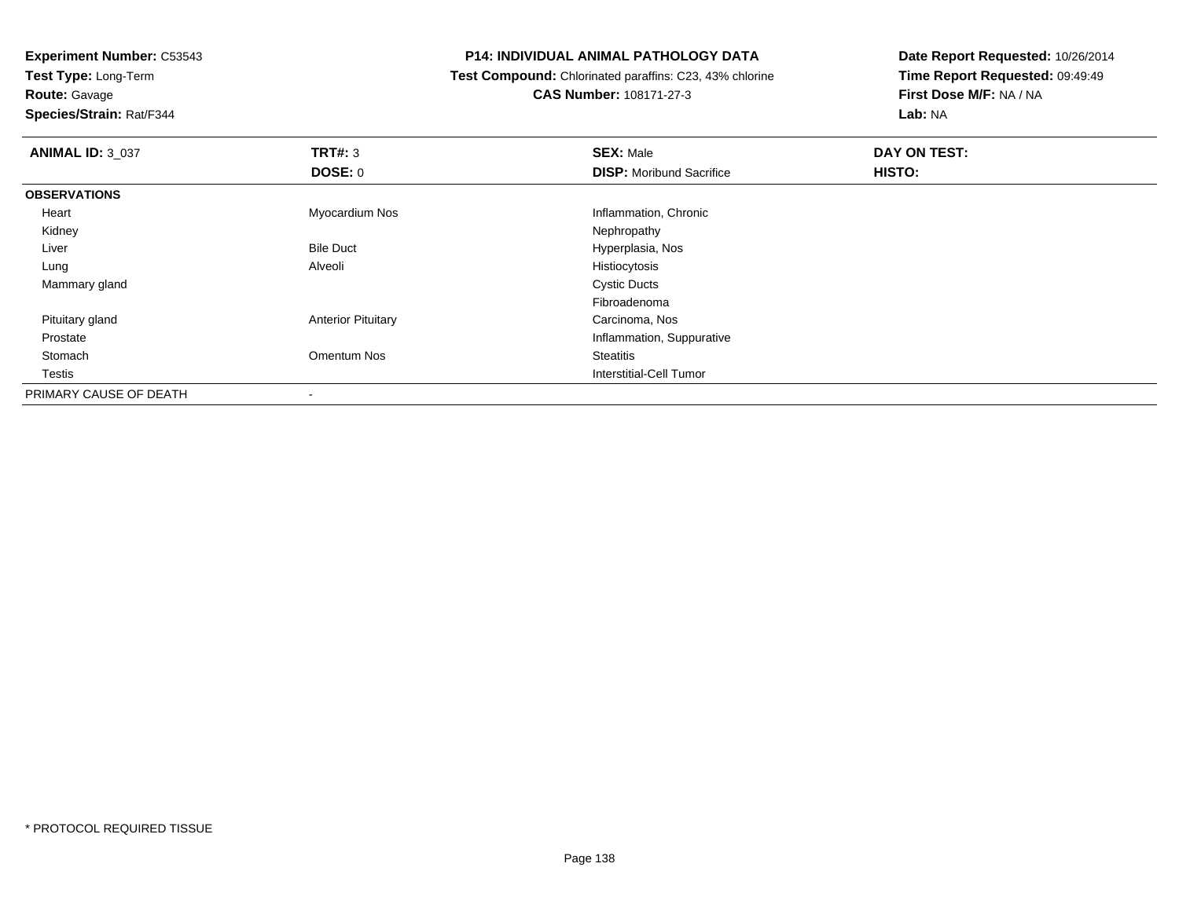**Experiment Number:** C53543
**Test Type:** Long-Term
**Route:** Gavage
**Species/Strain:** Rat/F344

# P14: INDIVIDUAL ANIMAL PATHOLOGY DATA

**Test Compound:** Chlorinated paraffins: C23, 43% chlorine
**CAS Number:** 108171-27-3

**Date Report Requested:** 10/26/2014
**Time Report Requested:** 09:49:49
**First Dose M/F:** NA / NA
**Lab:** NA

| **ANIMAL ID:** 3_037 | **TRT#:** 3 | **SEX:** Male | **DAY ON TEST:** |
|---|---|---|---|
| | **DOSE:** 0 | **DISP:** Moribund Sacrifice | **HISTO:** |
| **OBSERVATIONS** | | | |
| Heart | Myocardium Nos | Inflammation, Chronic | |
| Kidney | | Nephropathy | |
| Liver | Bile Duct | Hyperplasia, Nos | |
| Lung | Alveoli | Histiocytosis | |
| Mammary gland | | Cystic Ducts | |
| | | Fibroadenoma | |
| Pituitary gland | Anterior Pituitary | Carcinoma, Nos | |
| Prostate | | Inflammation, Suppurative | |
| Stomach | Omentum Nos | Steatitis | |
| Testis | | Interstitial-Cell Tumor | |
| PRIMARY CAUSE OF DEATH | - | | |

* PROTOCOL REQUIRED TISSUE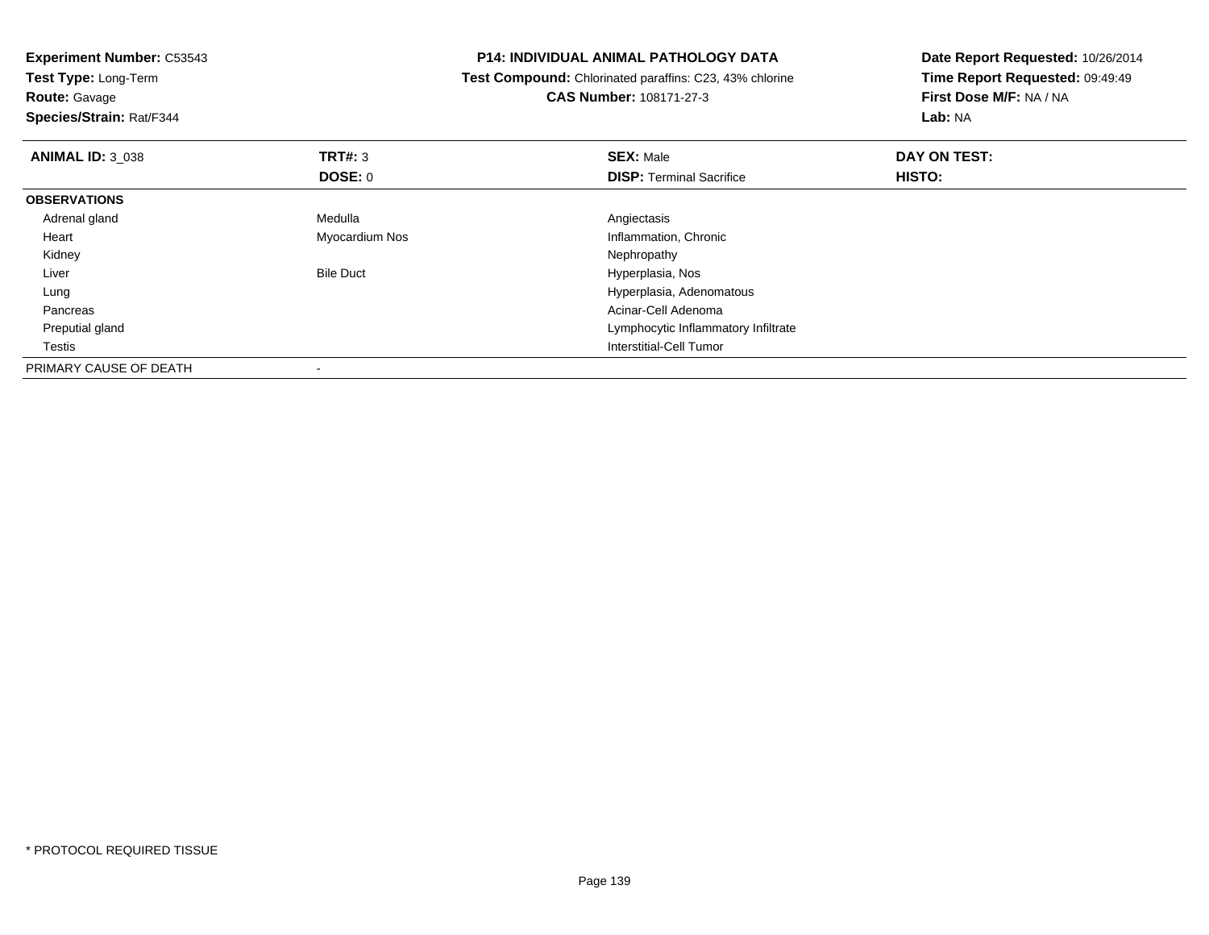**Experiment Number:** C53543
**Test Type:** Long-Term
**Route:** Gavage
**Species/Strain:** Rat/F344

**P14: INDIVIDUAL ANIMAL PATHOLOGY DATA**
**Test Compound:** Chlorinated paraffins: C23, 43% chlorine
**CAS Number:** 108171-27-3

**Date Report Requested:** 10/26/2014
**Time Report Requested:** 09:49:49
**First Dose M/F:** NA / NA
**Lab:** NA

| **ANIMAL ID:** 3_038 | **TRT#:** 3 | **SEX:** Male | **DAY ON TEST:** |
|---|---|---|---|
| | **DOSE:** 0 | **DISP:** Terminal Sacrifice | **HISTO:** |
| **OBSERVATIONS** | | | |
| Adrenal gland | Medulla | Angiectasis | |
| Heart | Myocardium Nos | Inflammation, Chronic | |
| Kidney | | Nephropathy | |
| Liver | Bile Duct | Hyperplasia, Nos | |
| Lung | | Hyperplasia, Adenomatous | |
| Pancreas | | Acinar-Cell Adenoma | |
| Preputial gland | | Lymphocytic Inflammatory Infiltrate | |
| Testis | | Interstitial-Cell Tumor | |
| PRIMARY CAUSE OF DEATH | - | | |

* PROTOCOL REQUIRED TISSUE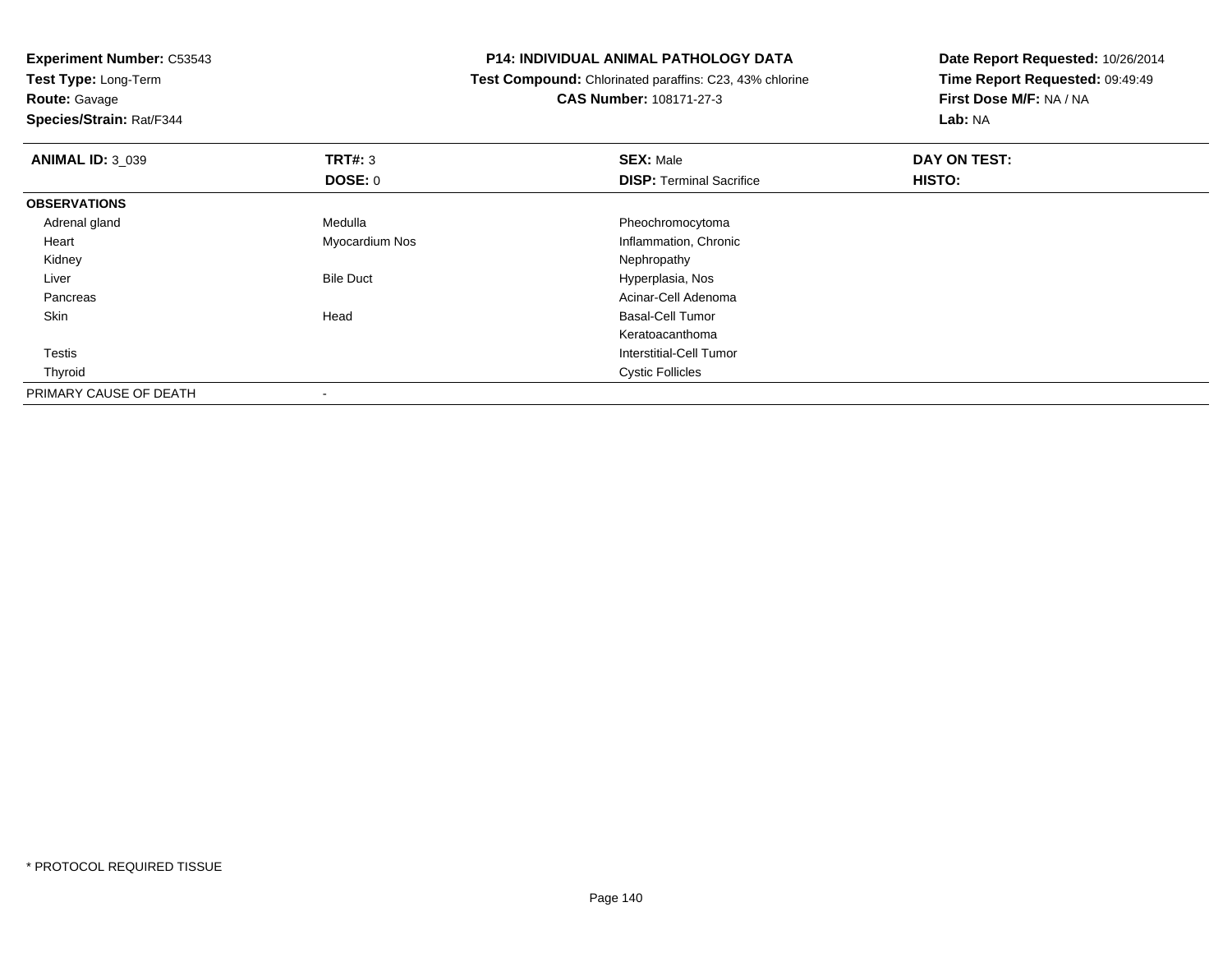**Experiment Number:** C53543
**Test Type:** Long-Term
**Route:** Gavage
**Species/Strain:** Rat/F344

**P14: INDIVIDUAL ANIMAL PATHOLOGY DATA**
**Test Compound:** Chlorinated paraffins: C23, 43% chlorine
**CAS Number:** 108171-27-3

**Date Report Requested:** 10/26/2014
**Time Report Requested:** 09:49:49
**First Dose M/F:** NA / NA
**Lab:** NA

| **ANIMAL ID:** 3_039 | **TRT#:** 3 | **SEX:** Male | **DAY ON TEST:** |
|---|---|---|---|
| | **DOSE:** 0 | **DISP:** Terminal Sacrifice | **HISTO:** |
| **OBSERVATIONS** | | | |
| Adrenal gland | Medulla | Pheochromocytoma | |
| Heart | Myocardium Nos | Inflammation, Chronic | |
| Kidney | | Nephropathy | |
| Liver | Bile Duct | Hyperplasia, Nos | |
| Pancreas | | Acinar-Cell Adenoma | |
| Skin | Head | Basal-Cell Tumor | |
| | | Keratoacanthoma | |
| Testis | | Interstitial-Cell Tumor | |
| Thyroid | | Cystic Follicles | |
| PRIMARY CAUSE OF DEATH | - | | |

* PROTOCOL REQUIRED TISSUE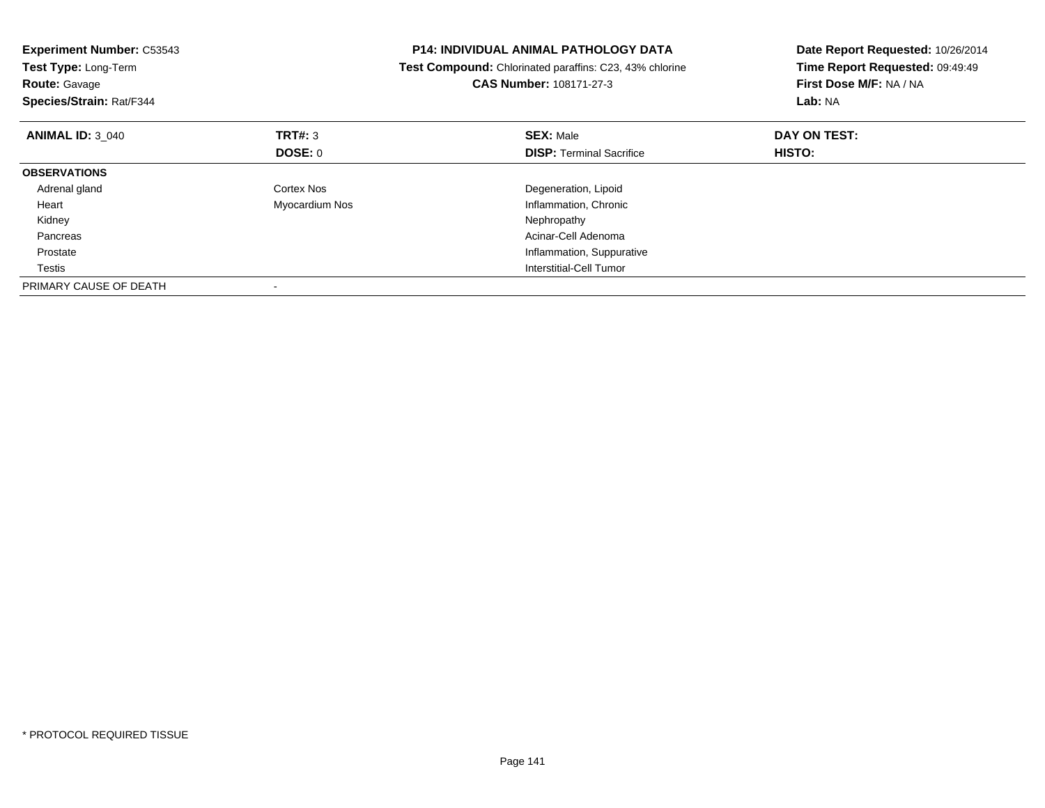**Experiment Number:** C53543
**Test Type:** Long-Term
**Route:** Gavage
**Species/Strain:** Rat/F344

**P14: INDIVIDUAL ANIMAL PATHOLOGY DATA**
**Test Compound:** Chlorinated paraffins: C23, 43% chlorine
**CAS Number:** 108171-27-3

**Date Report Requested:** 10/26/2014
**Time Report Requested:** 09:49:49
**First Dose M/F:** NA / NA
**Lab:** NA

| **ANIMAL ID:** 3_040 | **TRT#:** 3 | **SEX:** Male | **DAY ON TEST:** |
|---|---|---|---|
| | **DOSE:** 0 | **DISP:** Terminal Sacrifice | **HISTO:** |
| **OBSERVATIONS** | | | |
| Adrenal gland | Cortex Nos | Degeneration, Lipoid | |
| Heart | Myocardium Nos | Inflammation, Chronic | |
| Kidney | | Nephropathy | |
| Pancreas | | Acinar-Cell Adenoma | |
| Prostate | | Inflammation, Suppurative | |
| Testis | | Interstitial-Cell Tumor | |
| PRIMARY CAUSE OF DEATH | - | | |

* PROTOCOL REQUIRED TISSUE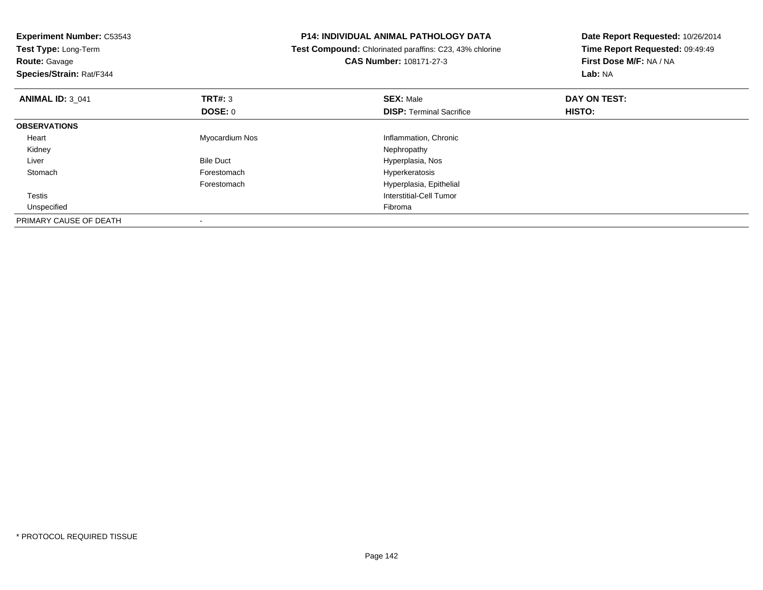**Experiment Number:** C53543
**Test Type:** Long-Term
**Route:** Gavage
**Species/Strain:** Rat/F344

**P14: INDIVIDUAL ANIMAL PATHOLOGY DATA**
**Test Compound:** Chlorinated paraffins: C23, 43% chlorine
**CAS Number:** 108171-27-3

**Date Report Requested:** 10/26/2014
**Time Report Requested:** 09:49:49
**First Dose M/F:** NA / NA
**Lab:** NA

| **ANIMAL ID:** 3_041 | **TRT#:** 3 | **SEX:** Male | **DAY ON TEST:** |
|---|---|---|---|
| | **DOSE:** 0 | **DISP:** Terminal Sacrifice | **HISTO:** |
| **OBSERVATIONS** | | | |
| Heart | Myocardium Nos | Inflammation, Chronic | |
| Kidney | | Nephropathy | |
| Liver | Bile Duct | Hyperplasia, Nos | |
| Stomach | Forestomach | Hyperkeratosis | |
| | Forestomach | Hyperplasia, Epithelial | |
| Testis | | Interstitial-Cell Tumor | |
| Unspecified | | Fibroma | |
| PRIMARY CAUSE OF DEATH | - | | |

* PROTOCOL REQUIRED TISSUE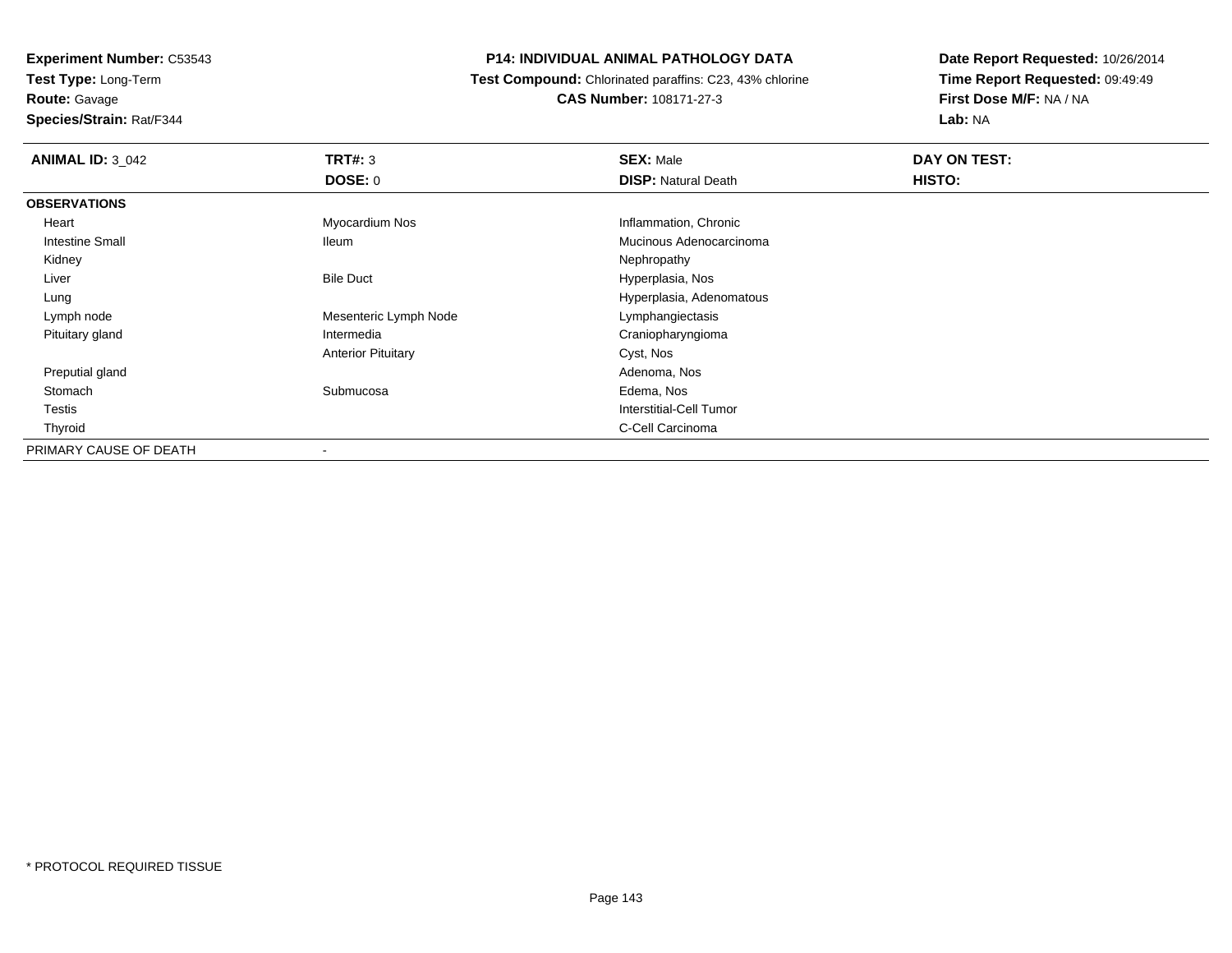**Experiment Number:** C53543
**Test Type:** Long-Term
**Route:** Gavage
**Species/Strain:** Rat/F344

**P14: INDIVIDUAL ANIMAL PATHOLOGY DATA**
**Test Compound:** Chlorinated paraffins: C23, 43% chlorine
**CAS Number:** 108171-27-3

**Date Report Requested:** 10/26/2014
**Time Report Requested:** 09:49:49
**First Dose M/F:** NA / NA
**Lab:** NA

| **ANIMAL ID:** 3_042 | **TRT#:** 3 | **SEX:** Male | **DAY ON TEST:** |
|---|---|---|---|
| | **DOSE:** 0 | **DISP:** Natural Death | **HISTO:** |
| **OBSERVATIONS** | | | |
| Heart | Myocardium Nos | Inflammation, Chronic | |
| Intestine Small | Ileum | Mucinous Adenocarcinoma | |
| Kidney | | Nephropathy | |
| Liver | Bile Duct | Hyperplasia, Nos | |
| Lung | | Hyperplasia, Adenomatous | |
| Lymph node | Mesenteric Lymph Node | Lymphangiectasis | |
| Pituitary gland | Intermedia | Craniopharyngioma | |
| | Anterior Pituitary | Cyst, Nos | |
| Preputial gland | | Adenoma, Nos | |
| Stomach | Submucosa | Edema, Nos | |
| Testis | | Interstitial-Cell Tumor | |
| Thyroid | | C-Cell Carcinoma | |
| PRIMARY CAUSE OF DEATH | - | | |

\* PROTOCOL REQUIRED TISSUE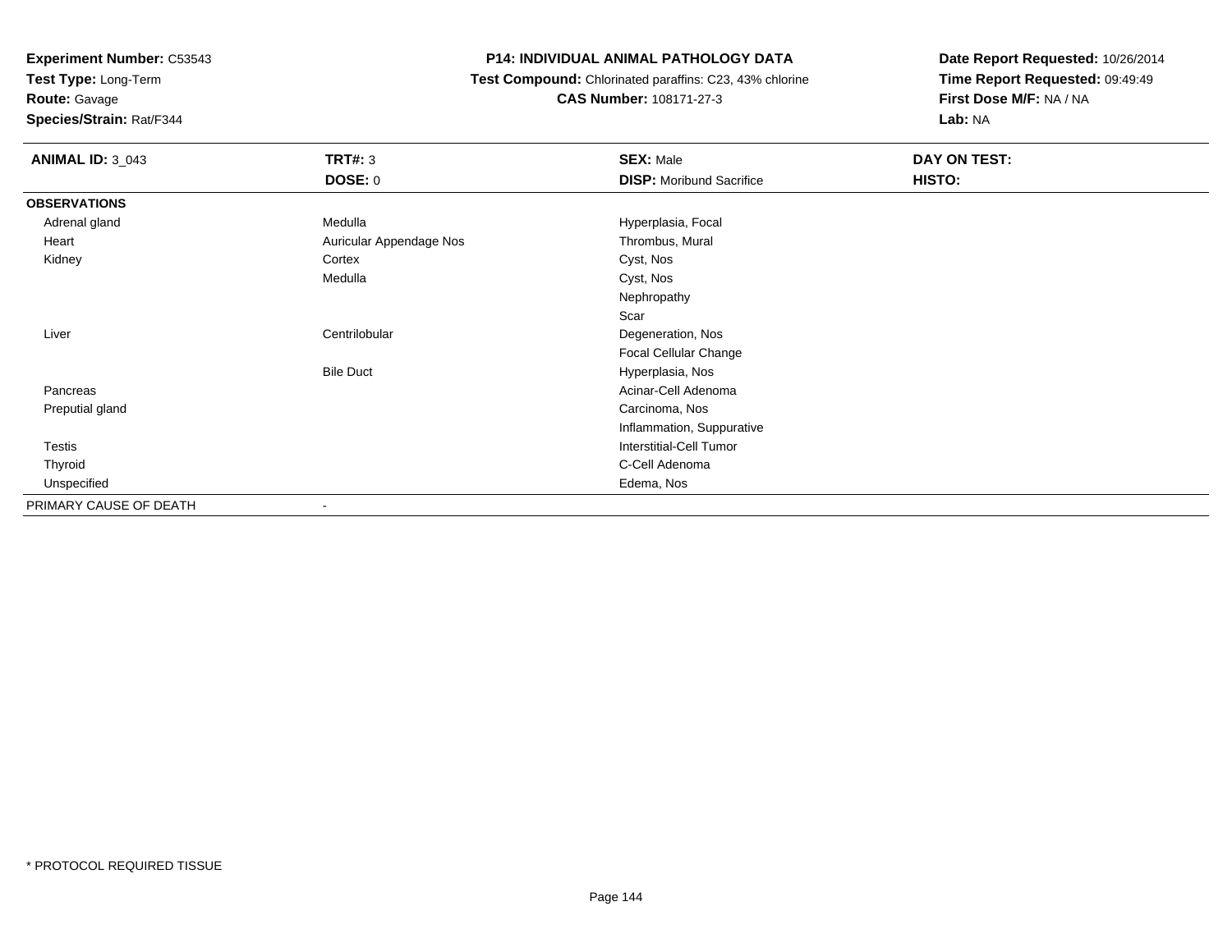**Experiment Number:** C53543
**Test Type:** Long-Term
**Route:** Gavage
**Species/Strain:** Rat/F344

**P14: INDIVIDUAL ANIMAL PATHOLOGY DATA**
**Test Compound:** Chlorinated paraffins: C23, 43% chlorine
**CAS Number:** 108171-27-3

**Date Report Requested:** 10/26/2014
**Time Report Requested:** 09:49:49
**First Dose M/F:** NA / NA
**Lab:** NA

| **ANIMAL ID:** 3_043 | **TRT#:** 3 | **SEX:** Male | **DAY ON TEST:** |
|---|---|---|---|
| | **DOSE:** 0 | **DISP:** Moribund Sacrifice | **HISTO:** |
| **OBSERVATIONS** | | | |
| Adrenal gland | Medulla | Hyperplasia, Focal | |
| Heart | Auricular Appendage Nos | Thrombus, Mural | |
| Kidney | Cortex | Cyst, Nos | |
| | Medulla | Cyst, Nos | |
| | | Nephropathy | |
| | | Scar | |
| Liver | Centrilobular | Degeneration, Nos | |
| | | Focal Cellular Change | |
| | Bile Duct | Hyperplasia, Nos | |
| Pancreas | | Acinar-Cell Adenoma | |
| Preputial gland | | Carcinoma, Nos | |
| | | Inflammation, Suppurative | |
| Testis | | Interstitial-Cell Tumor | |
| Thyroid | | C-Cell Adenoma | |
| Unspecified | | Edema, Nos | |
| PRIMARY CAUSE OF DEATH | - | | |

* PROTOCOL REQUIRED TISSUE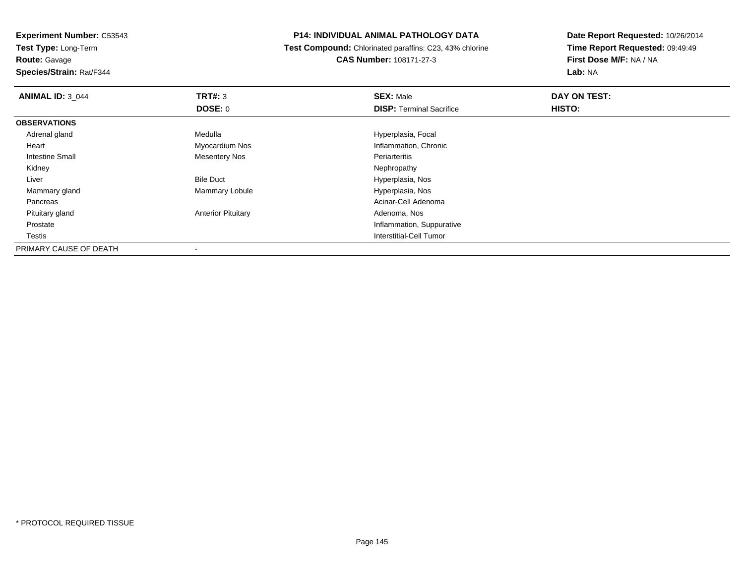**Experiment Number:** C53543
**Test Type:** Long-Term
**Route:** Gavage
**Species/Strain:** Rat/F344

**P14: INDIVIDUAL ANIMAL PATHOLOGY DATA**
**Test Compound:** Chlorinated paraffins: C23, 43% chlorine
**CAS Number:** 108171-27-3

**Date Report Requested:** 10/26/2014
**Time Report Requested:** 09:49:49
**First Dose M/F:** NA / NA
**Lab:** NA

| **ANIMAL ID:** 3_044 | **TRT#:** 3 | **SEX:** Male | **DAY ON TEST:** |
|---|---|---|---|
| | **DOSE:** 0 | **DISP:** Terminal Sacrifice | **HISTO:** |
| **OBSERVATIONS** | | | |
| Adrenal gland | Medulla | Hyperplasia, Focal | |
| Heart | Myocardium Nos | Inflammation, Chronic | |
| Intestine Small | Mesentery Nos | Periarteritis | |
| Kidney | | Nephropathy | |
| Liver | Bile Duct | Hyperplasia, Nos | |
| Mammary gland | Mammary Lobule | Hyperplasia, Nos | |
| Pancreas | | Acinar-Cell Adenoma | |
| Pituitary gland | Anterior Pituitary | Adenoma, Nos | |
| Prostate | | Inflammation, Suppurative | |
| Testis | | Interstitial-Cell Tumor | |
| PRIMARY CAUSE OF DEATH | - | | |

* PROTOCOL REQUIRED TISSUE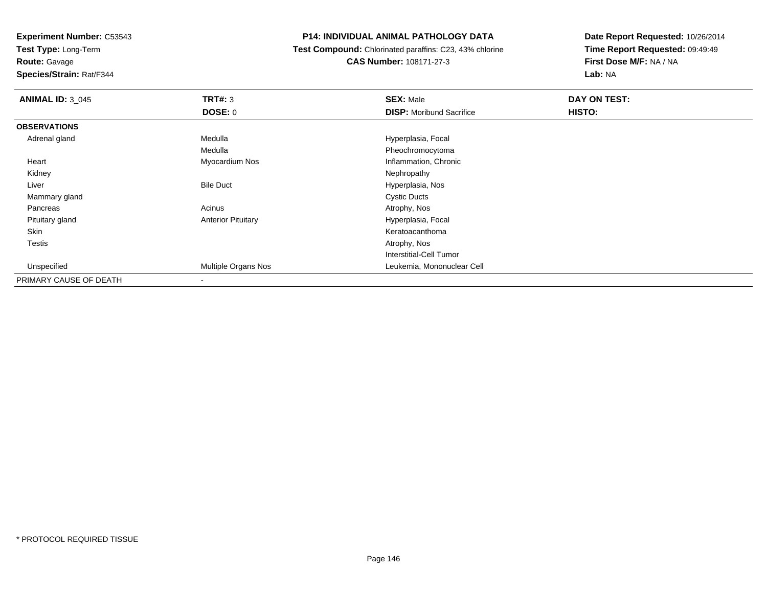**Experiment Number:** C53543
**Test Type:** Long-Term
**Route:** Gavage
**Species/Strain:** Rat/F344

**P14: INDIVIDUAL ANIMAL PATHOLOGY DATA**
**Test Compound:** Chlorinated paraffins: C23, 43% chlorine
**CAS Number:** 108171-27-3

**Date Report Requested:** 10/26/2014
**Time Report Requested:** 09:49:49
**First Dose M/F:** NA / NA
**Lab:** NA

| **ANIMAL ID:** 3_045 | **TRT#:** 3 | **SEX:** Male | **DAY ON TEST:** |
|---|---|---|---|
| | **DOSE:** 0 | **DISP:** Moribund Sacrifice | **HISTO:** |
| **OBSERVATIONS** | | | |
| Adrenal gland | Medulla | Hyperplasia, Focal | |
| | Medulla | Pheochromocytoma | |
| Heart | Myocardium Nos | Inflammation, Chronic | |
| Kidney | | Nephropathy | |
| Liver | Bile Duct | Hyperplasia, Nos | |
| Mammary gland | | Cystic Ducts | |
| Pancreas | Acinus | Atrophy, Nos | |
| Pituitary gland | Anterior Pituitary | Hyperplasia, Focal | |
| Skin | | Keratoacanthoma | |
| Testis | | Atrophy, Nos | |
| | | Interstitial-Cell Tumor | |
| Unspecified | Multiple Organs Nos | Leukemia, Mononuclear Cell | |
| PRIMARY CAUSE OF DEATH | - | | |

\* PROTOCOL REQUIRED TISSUE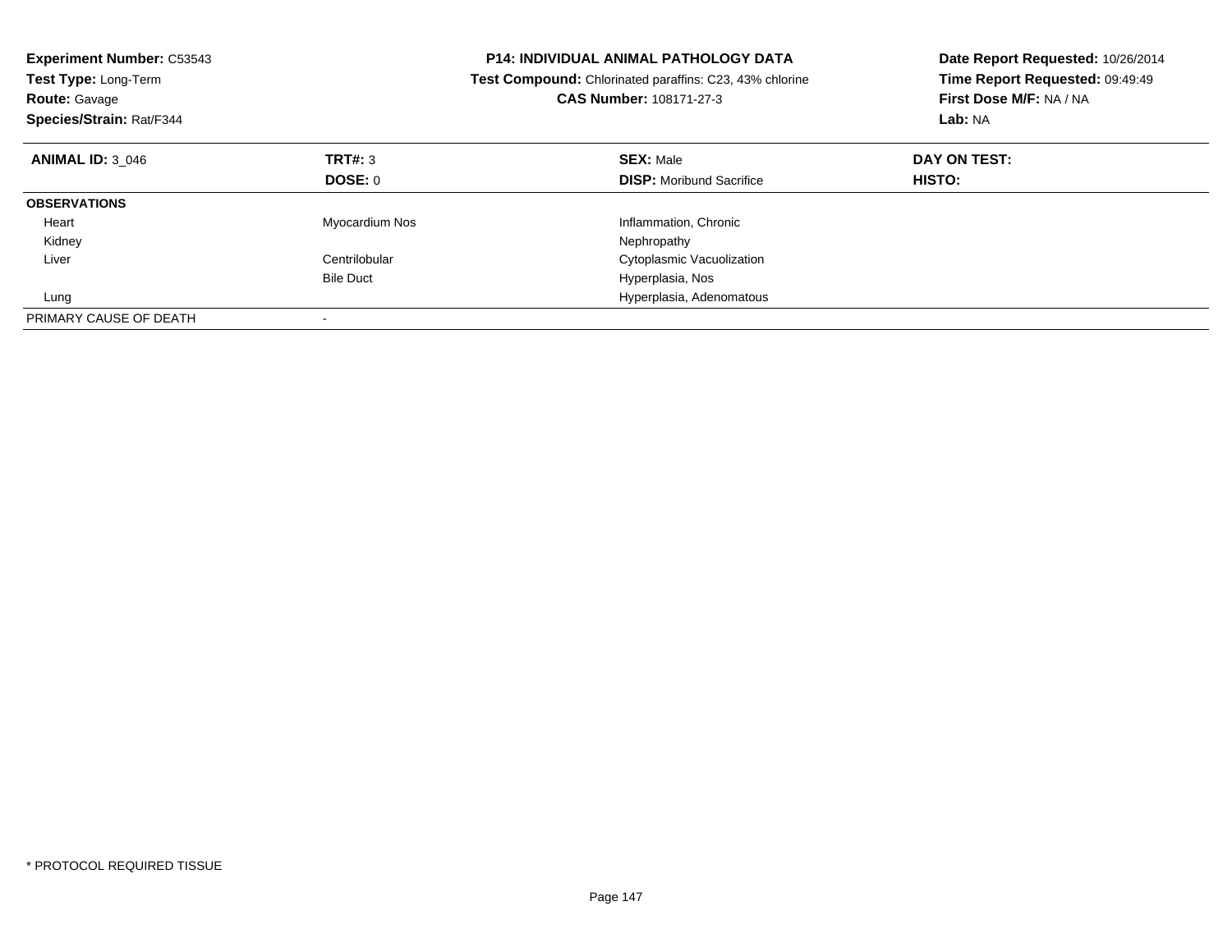**Experiment Number:** C53543
**Test Type:** Long-Term
**Route:** Gavage
**Species/Strain:** Rat/F344

**P14: INDIVIDUAL ANIMAL PATHOLOGY DATA**
**Test Compound:** Chlorinated paraffins: C23, 43% chlorine
**CAS Number:** 108171-27-3

**Date Report Requested:** 10/26/2014
**Time Report Requested:** 09:49:49
**First Dose M/F:** NA / NA
**Lab:** NA

| **ANIMAL ID:** 3_046 | **TRT#:** 3 | **SEX:** Male | **DAY ON TEST:** |
|---|---|---|---|
| | **DOSE:** 0 | **DISP:** Moribund Sacrifice | **HISTO:** |
| **OBSERVATIONS** | | | |
| Heart | Myocardium Nos | Inflammation, Chronic | |
| Kidney | | Nephropathy | |
| Liver | Centrilobular | Cytoplasmic Vacuolization | |
| | Bile Duct | Hyperplasia, Nos | |
| Lung | | Hyperplasia, Adenomatous | |
| PRIMARY CAUSE OF DEATH | - | | |

* PROTOCOL REQUIRED TISSUE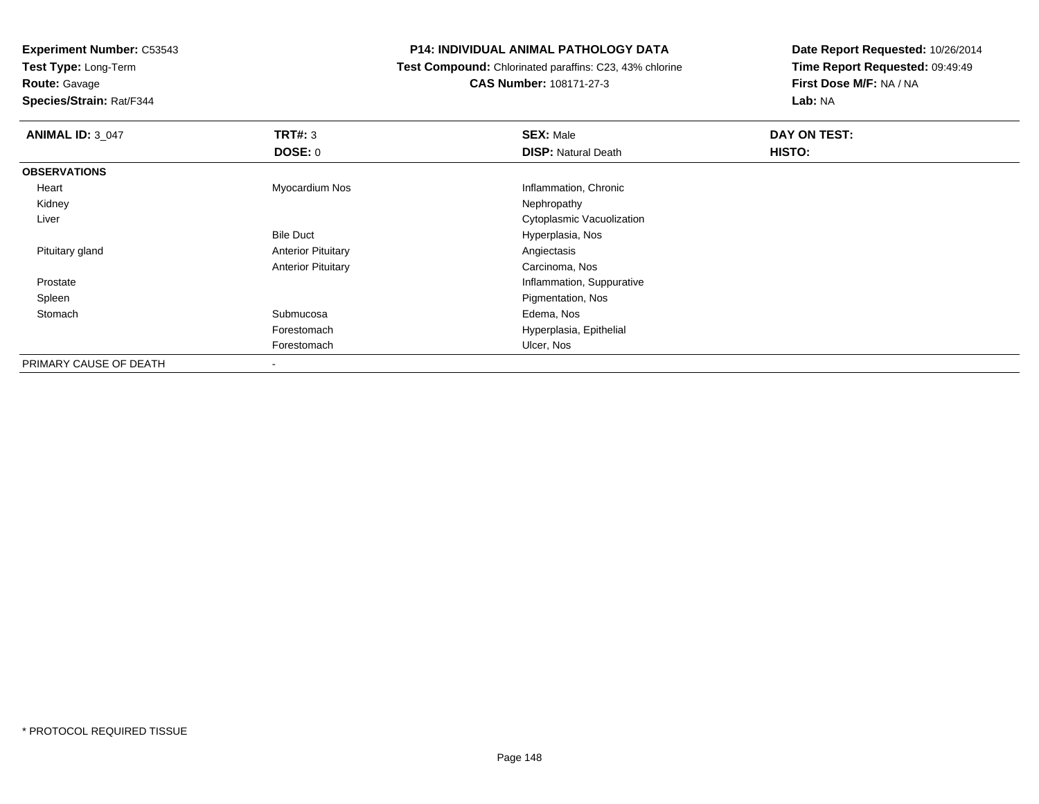**Experiment Number:** C53543
**Test Type:** Long-Term
**Route:** Gavage
**Species/Strain:** Rat/F344

**P14: INDIVIDUAL ANIMAL PATHOLOGY DATA**
**Test Compound:** Chlorinated paraffins: C23, 43% chlorine
**CAS Number:** 108171-27-3

**Date Report Requested:** 10/26/2014
**Time Report Requested:** 09:49:49
**First Dose M/F:** NA / NA
**Lab:** NA

| **ANIMAL ID:** 3_047 | **TRT#:** 3 | **SEX:** Male | **DAY ON TEST:** |
|---|---|---|---|
| | **DOSE:** 0 | **DISP:** Natural Death | **HISTO:** |
| **OBSERVATIONS** | | | |
| Heart | Myocardium Nos | Inflammation, Chronic | |
| Kidney | | Nephropathy | |
| Liver | | Cytoplasmic Vacuolization | |
| | Bile Duct | Hyperplasia, Nos | |
| Pituitary gland | Anterior Pituitary | Angiectasis | |
| | Anterior Pituitary | Carcinoma, Nos | |
| Prostate | | Inflammation, Suppurative | |
| Spleen | | Pigmentation, Nos | |
| Stomach | Submucosa | Edema, Nos | |
| | Forestomach | Hyperplasia, Epithelial | |
| | Forestomach | Ulcer, Nos | |
| PRIMARY CAUSE OF DEATH | - | | |

* PROTOCOL REQUIRED TISSUE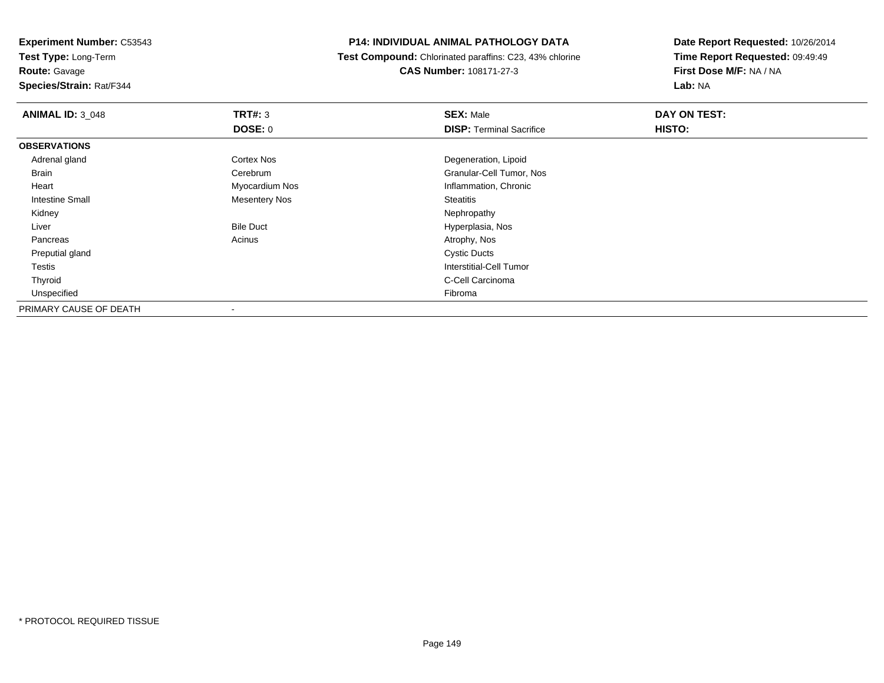**Experiment Number:** C53543
**Test Type:** Long-Term
**Route:** Gavage
**Species/Strain:** Rat/F344

**P14: INDIVIDUAL ANIMAL PATHOLOGY DATA**
**Test Compound:** Chlorinated paraffins: C23, 43% chlorine
**CAS Number:** 108171-27-3

**Date Report Requested:** 10/26/2014
**Time Report Requested:** 09:49:49
**First Dose M/F:** NA / NA
**Lab:** NA

| ANIMAL ID: 3_048 | TRT#: 3 | SEX: Male | DAY ON TEST: |
|---|---|---|---|
| | DOSE: 0 | DISP: Terminal Sacrifice | HISTO: |
| **OBSERVATIONS** | | | |
| Adrenal gland | Cortex Nos | Degeneration, Lipoid | |
| Brain | Cerebrum | Granular-Cell Tumor, Nos | |
| Heart | Myocardium Nos | Inflammation, Chronic | |
| Intestine Small | Mesentery Nos | Steatitis | |
| Kidney | | Nephropathy | |
| Liver | Bile Duct | Hyperplasia, Nos | |
| Pancreas | Acinus | Atrophy, Nos | |
| Preputial gland | | Cystic Ducts | |
| Testis | | Interstitial-Cell Tumor | |
| Thyroid | | C-Cell Carcinoma | |
| Unspecified | | Fibroma | |
| PRIMARY CAUSE OF DEATH | - | | |

* PROTOCOL REQUIRED TISSUE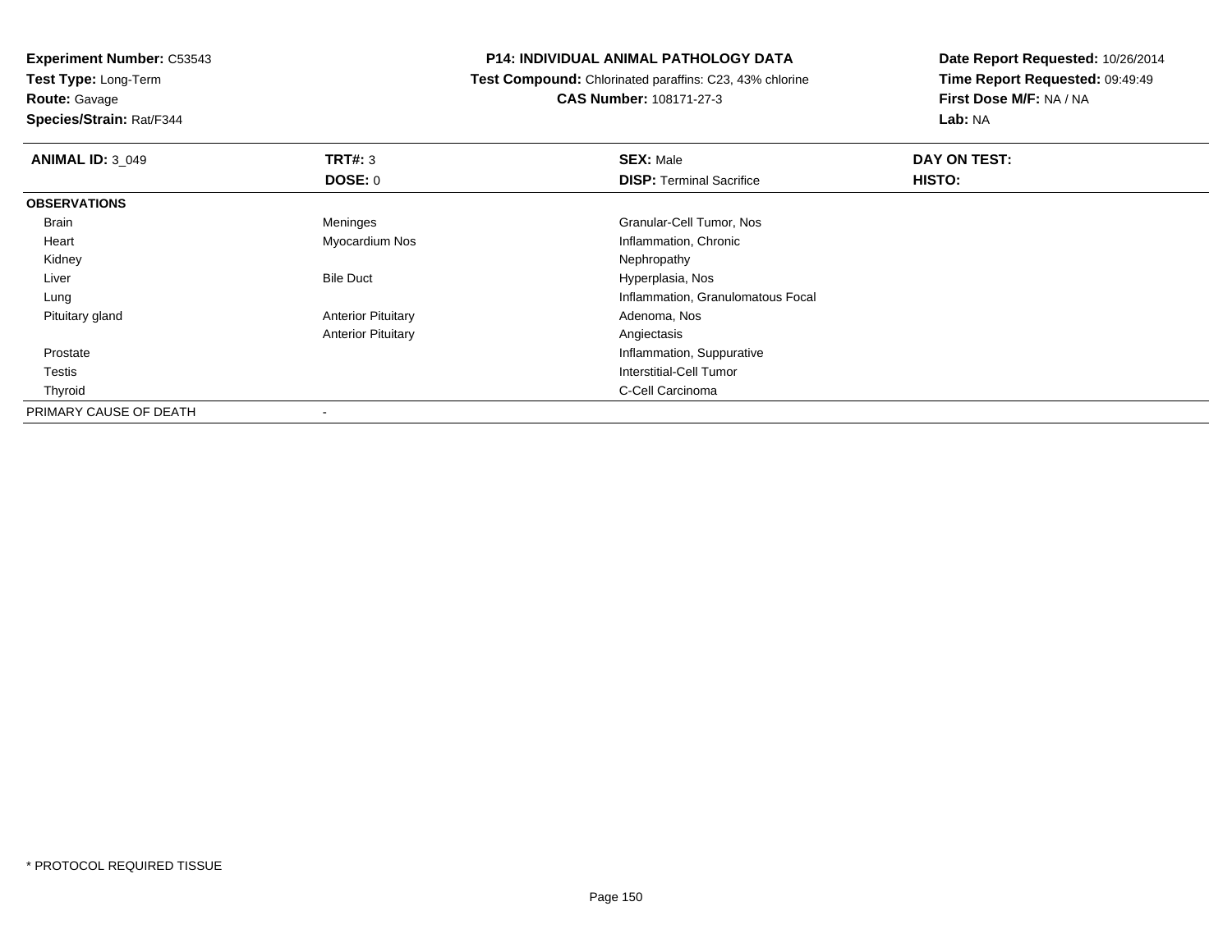**Experiment Number:** C53543
**Test Type:** Long-Term
**Route:** Gavage
**Species/Strain:** Rat/F344

# P14: INDIVIDUAL ANIMAL PATHOLOGY DATA

**Test Compound:** Chlorinated paraffins: C23, 43% chlorine
**CAS Number:** 108171-27-3

**Date Report Requested:** 10/26/2014
**Time Report Requested:** 09:49:49
**First Dose M/F:** NA / NA
**Lab:** NA

| **ANIMAL ID:** 3_049 | **TRT#:** 3 | **SEX:** Male | **DAY ON TEST:** |
|---|---|---|---|
| | **DOSE:** 0 | **DISP:** Terminal Sacrifice | **HISTO:** |
| **OBSERVATIONS** | | | |
| Brain | Meninges | Granular-Cell Tumor, Nos | |
| Heart | Myocardium Nos | Inflammation, Chronic | |
| Kidney | | Nephropathy | |
| Liver | Bile Duct | Hyperplasia, Nos | |
| Lung | | Inflammation, Granulomatous Focal | |
| Pituitary gland | Anterior Pituitary | Adenoma, Nos | |
| | Anterior Pituitary | Angiectasis | |
| Prostate | | Inflammation, Suppurative | |
| Testis | | Interstitial-Cell Tumor | |
| Thyroid | | C-Cell Carcinoma | |
| PRIMARY CAUSE OF DEATH | - | | |

* PROTOCOL REQUIRED TISSUE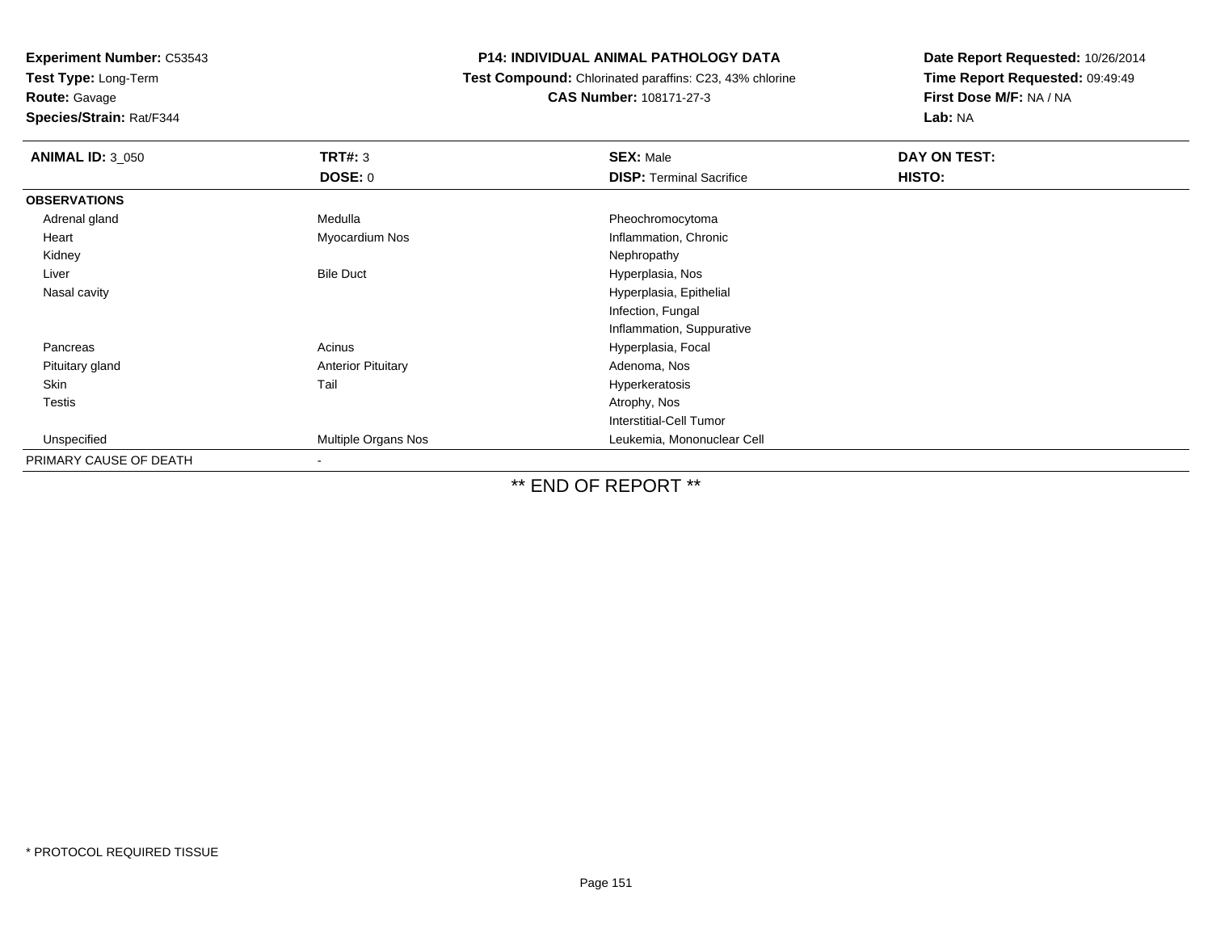**Experiment Number:** C53543
**Test Type:** Long-Term
**Route:** Gavage
**Species/Strain:** Rat/F344

**P14: INDIVIDUAL ANIMAL PATHOLOGY DATA**
**Test Compound:** Chlorinated paraffins: C23, 43% chlorine
**CAS Number:** 108171-27-3

**Date Report Requested:** 10/26/2014
**Time Report Requested:** 09:49:49
**First Dose M/F:** NA / NA
**Lab:** NA

| **ANIMAL ID:** 3_050 | **TRT#:** 3 | **SEX:** Male | **DAY ON TEST:** |
|---|---|---|---|
| | **DOSE:** 0 | **DISP:** Terminal Sacrifice | **HISTO:** |
| **OBSERVATIONS** | | | |
| Adrenal gland | Medulla | Pheochromocytoma | |
| Heart | Myocardium Nos | Inflammation, Chronic | |
| Kidney | | Nephropathy | |
| Liver | Bile Duct | Hyperplasia, Nos | |
| Nasal cavity | | Hyperplasia, Epithelial | |
| | | Infection, Fungal | |
| | | Inflammation, Suppurative | |
| Pancreas | Acinus | Hyperplasia, Focal | |
| Pituitary gland | Anterior Pituitary | Adenoma, Nos | |
| Skin | Tail | Hyperkeratosis | |
| Testis | | Atrophy, Nos | |
| | | Interstitial-Cell Tumor | |
| Unspecified | Multiple Organs Nos | Leukemia, Mononuclear Cell | |
| PRIMARY CAUSE OF DEATH | - | | |

** END OF REPORT **

* PROTOCOL REQUIRED TISSUE